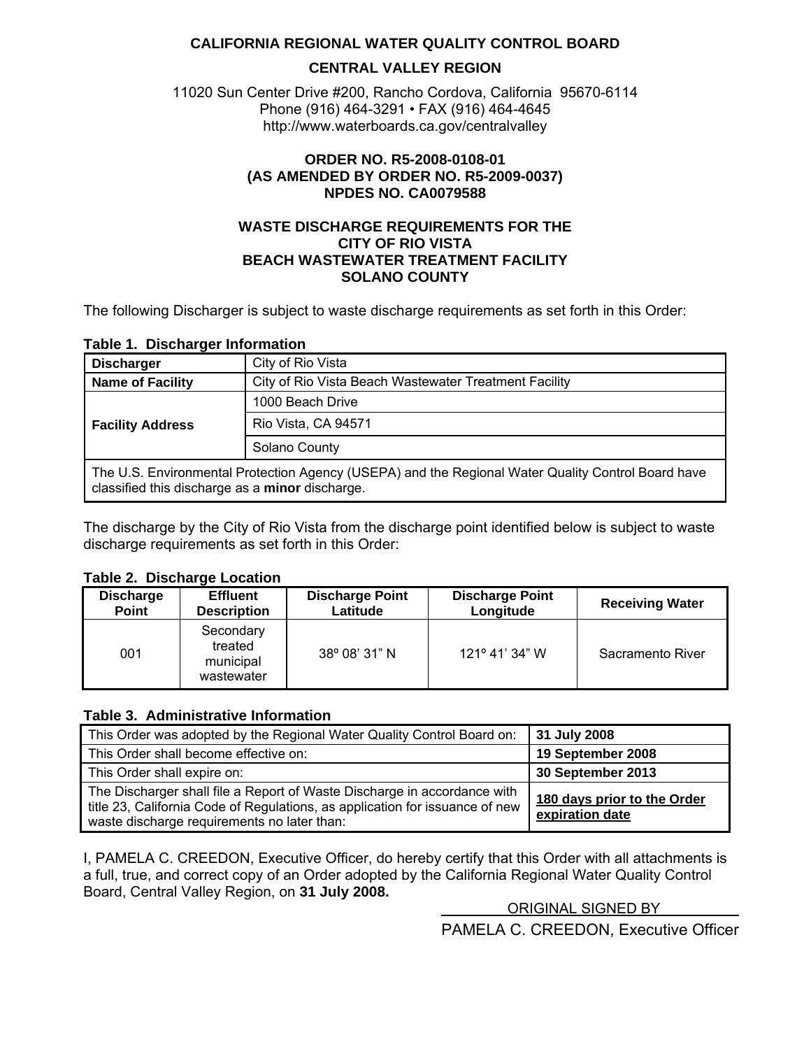**CALIFORNIA REGIONAL WATER QUALITY CONTROL BOARD**

**CENTRAL VALLEY REGION**

11020 Sun Center Drive #200, Rancho Cordova, California 95670-6114
Phone (916) 464-3291 • FAX (916) 464-4645
http://www.waterboards.ca.gov/centralvalley

**ORDER NO. R5-2008-0108-01**
**(AS AMENDED BY ORDER NO. R5-2009-0037)**
**NPDES NO. CA0079588**

**WASTE DISCHARGE REQUIREMENTS FOR THE**
**CITY OF RIO VISTA**
**BEACH WASTEWATER TREATMENT FACILITY**
**SOLANO COUNTY**

The following Discharger is subject to waste discharge requirements as set forth in this Order:

**Table 1. Discharger Information**

| **Discharger** | City of Rio Vista |
|---|---|
| **Name of Facility** | City of Rio Vista Beach Wastewater Treatment Facility |
| **Facility Address** | 1000 Beach Drive |
| | Rio Vista, CA 94571 |
| | Solano County |
| The U.S. Environmental Protection Agency (USEPA) and the Regional Water Quality Control Board have classified this discharge as a **minor** discharge. | |

The discharge by the City of Rio Vista from the discharge point identified below is subject to waste discharge requirements as set forth in this Order:

**Table 2. Discharge Location**

| Discharge Point | Effluent Description | Discharge Point Latitude | Discharge Point Longitude | Receiving Water |
|---|---|---|---|---|
| 001 | Secondary treated municipal wastewater | 38º 08' 31" N | 121º 41' 34" W | Sacramento River |

**Table 3. Administrative Information**

| This Order was adopted by the Regional Water Quality Control Board on: | **31 July 2008** |
|---|---|
| This Order shall become effective on: | **19 September 2008** |
| This Order shall expire on: | **30 September 2013** |
| The Discharger shall file a Report of Waste Discharge in accordance with title 23, California Code of Regulations, as application for issuance of new waste discharge requirements no later than: | **180 days prior to the Order expiration date** |

I, PAMELA C. CREEDON, Executive Officer, do hereby certify that this Order with all attachments is a full, true, and correct copy of an Order adopted by the California Regional Water Quality Control Board, Central Valley Region, on **31 July 2008.**

ORIGINAL SIGNED BY
PAMELA C. CREEDON, Executive Officer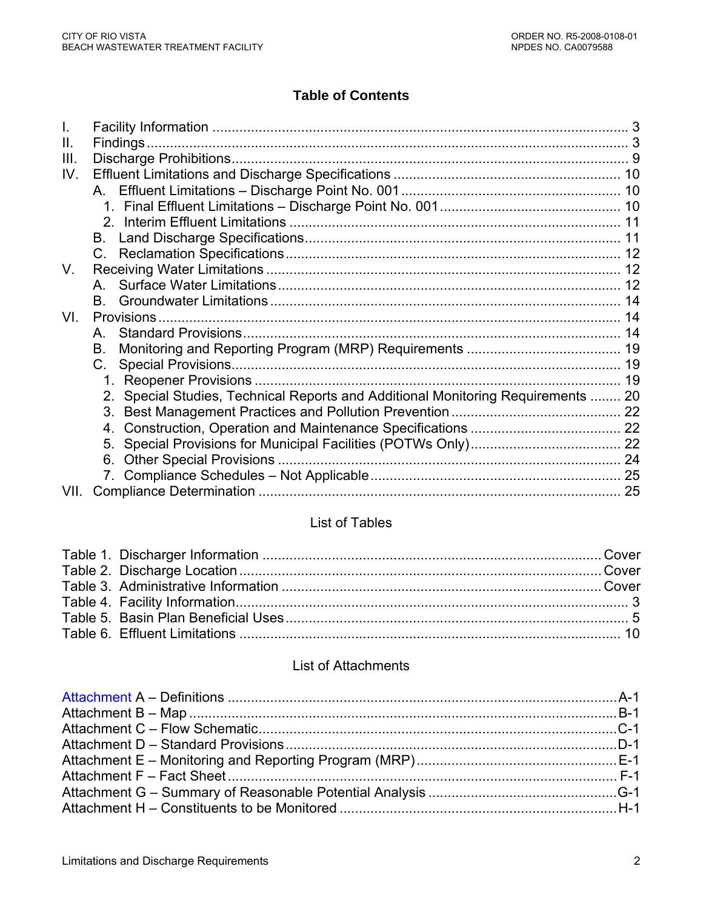## Table of Contents

I. Facility Information ............................................................................................................ 3
II. Findings ............................................................................................................................. 3
III. Discharge Prohibitions ....................................................................................................... 9
IV. Effluent Limitations and Discharge Specifications ........................................................... 10
  A. Effluent Limitations – Discharge Point No. 001 ........................................................... 10
    1. Final Effluent Limitations – Discharge Point No. 001 ............................................... 10
    2. Interim Effluent Limitations ..................................................................................... 11
  B. Land Discharge Specifications .................................................................................... 11
  C. Reclamation Specifications ......................................................................................... 12
V. Receiving Water Limitations ............................................................................................ 12
  A. Surface Water Limitations ........................................................................................... 12
  B. Groundwater Limitations ............................................................................................. 14
VI. Provisions ........................................................................................................................ 14
  A. Standard Provisions .................................................................................................... 14
  B. Monitoring and Reporting Program (MRP) Requirements ........................................ 19
  C. Special Provisions ....................................................................................................... 19
    1. Reopener Provisions ................................................................................................ 19
    2. Special Studies, Technical Reports and Additional Monitoring Requirements ........ 20
    3. Best Management Practices and Pollution Prevention ............................................ 22
    4. Construction, Operation and Maintenance Specifications ....................................... 22
    5. Special Provisions for Municipal Facilities (POTWs Only) ....................................... 22
    6. Other Special Provisions ......................................................................................... 24
    7. Compliance Schedules – Not Applicable ................................................................. 25
VII. Compliance Determination .............................................................................................. 25

### List of Tables

Table 1. Discharger Information ........................................................................................ Cover
Table 2. Discharge Location .............................................................................................. Cover
Table 3. Administrative Information ................................................................................... Cover
Table 4. Facility Information ..................................................................................................... 3
Table 5. Basin Plan Beneficial Uses ........................................................................................ 5
Table 6. Effluent Limitations .................................................................................................. 10

### List of Attachments

Attachment A – Definitions ...................................................................................................... A-1
Attachment B – Map ................................................................................................................ B-1
Attachment C – Flow Schematic .............................................................................................. C-1
Attachment D – Standard Provisions ........................................................................................ D-1
Attachment E – Monitoring and Reporting Program (MRP) ...................................................... E-1
Attachment F – Fact Sheet ....................................................................................................... F-1
Attachment G – Summary of Reasonable Potential Analysis ................................................... G-1
Attachment H – Constituents to be Monitored .......................................................................... H-1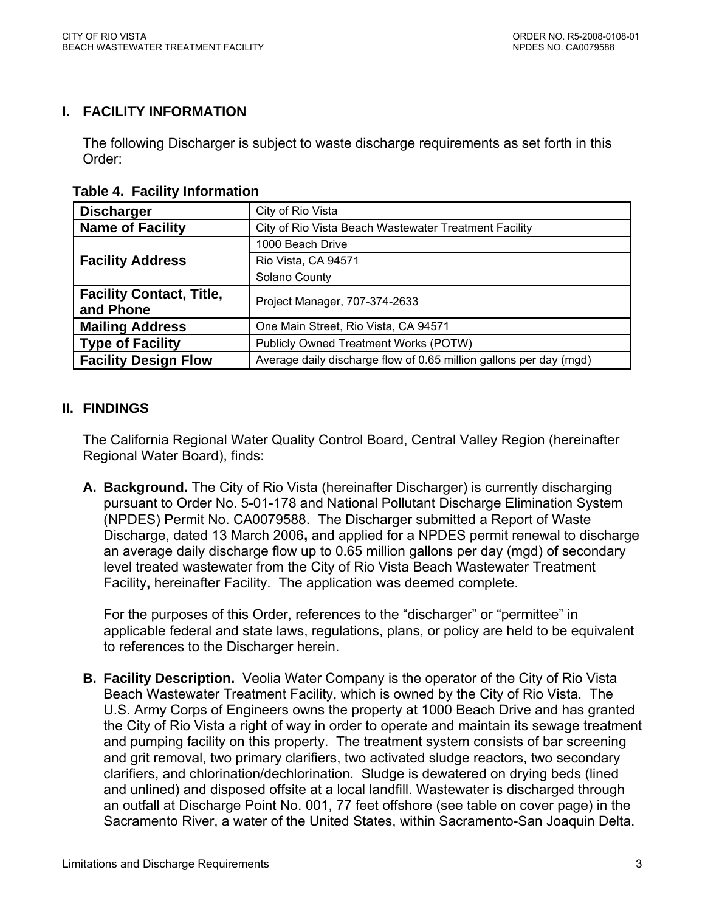## I. FACILITY INFORMATION

The following Discharger is subject to waste discharge requirements as set forth in this Order:

**Table 4. Facility Information**

| | |
|---|---|
| **Discharger** | City of Rio Vista |
| **Name of Facility** | City of Rio Vista Beach Wastewater Treatment Facility |
| **Facility Address** | 1000 Beach Drive |
| | Rio Vista, CA 94571 |
| | Solano County |
| **Facility Contact, Title, and Phone** | Project Manager, 707-374-2633 |
| **Mailing Address** | One Main Street, Rio Vista, CA 94571 |
| **Type of Facility** | Publicly Owned Treatment Works (POTW) |
| **Facility Design Flow** | Average daily discharge flow of 0.65 million gallons per day (mgd) |

## II. FINDINGS

The California Regional Water Quality Control Board, Central Valley Region (hereinafter Regional Water Board), finds:

**A. Background.** The City of Rio Vista (hereinafter Discharger) is currently discharging pursuant to Order No. 5-01-178 and National Pollutant Discharge Elimination System (NPDES) Permit No. CA0079588. The Discharger submitted a Report of Waste Discharge, dated 13 March 2006**,** and applied for a NPDES permit renewal to discharge an average daily discharge flow up to 0.65 million gallons per day (mgd) of secondary level treated wastewater from the City of Rio Vista Beach Wastewater Treatment Facility**,** hereinafter Facility. The application was deemed complete.

For the purposes of this Order, references to the "discharger" or "permittee" in applicable federal and state laws, regulations, plans, or policy are held to be equivalent to references to the Discharger herein.

**B. Facility Description.** Veolia Water Company is the operator of the City of Rio Vista Beach Wastewater Treatment Facility, which is owned by the City of Rio Vista. The U.S. Army Corps of Engineers owns the property at 1000 Beach Drive and has granted the City of Rio Vista a right of way in order to operate and maintain its sewage treatment and pumping facility on this property. The treatment system consists of bar screening and grit removal, two primary clarifiers, two activated sludge reactors, two secondary clarifiers, and chlorination/dechlorination. Sludge is dewatered on drying beds (lined and unlined) and disposed offsite at a local landfill. Wastewater is discharged through an outfall at Discharge Point No. 001, 77 feet offshore (see table on cover page) in the Sacramento River, a water of the United States, within Sacramento-San Joaquin Delta.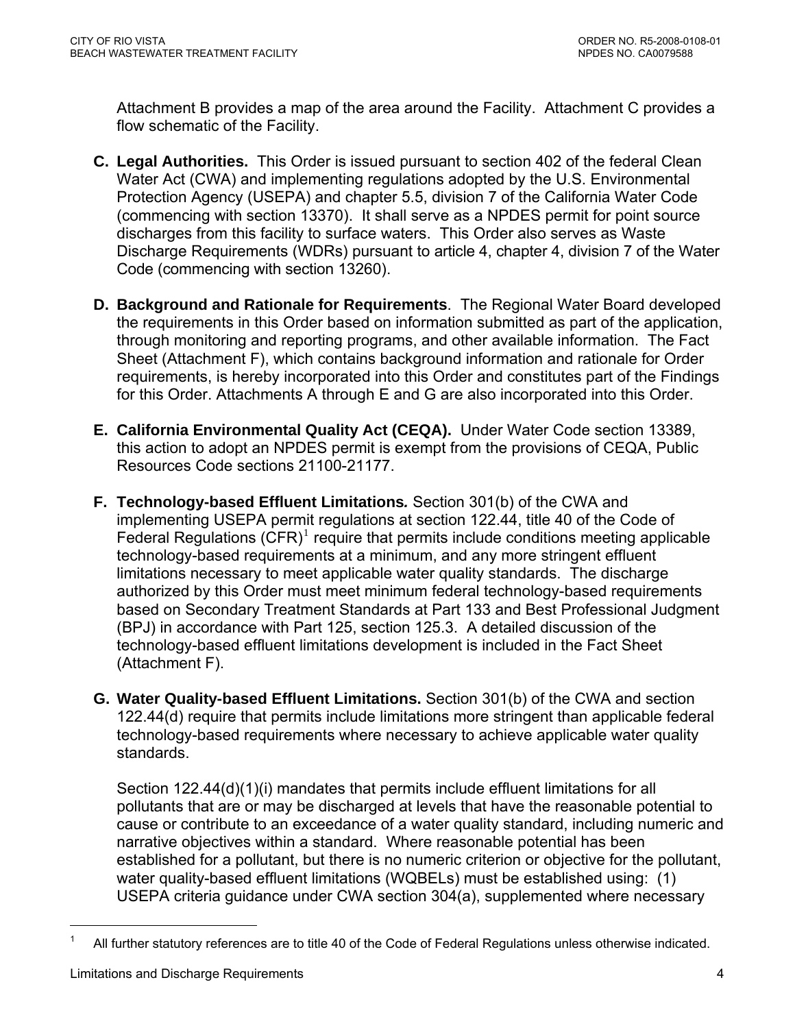Attachment B provides a map of the area around the Facility. Attachment C provides a flow schematic of the Facility.

**C. Legal Authorities.** This Order is issued pursuant to section 402 of the federal Clean Water Act (CWA) and implementing regulations adopted by the U.S. Environmental Protection Agency (USEPA) and chapter 5.5, division 7 of the California Water Code (commencing with section 13370). It shall serve as a NPDES permit for point source discharges from this facility to surface waters. This Order also serves as Waste Discharge Requirements (WDRs) pursuant to article 4, chapter 4, division 7 of the Water Code (commencing with section 13260).

**D. Background and Rationale for Requirements**. The Regional Water Board developed the requirements in this Order based on information submitted as part of the application, through monitoring and reporting programs, and other available information. The Fact Sheet (Attachment F), which contains background information and rationale for Order requirements, is hereby incorporated into this Order and constitutes part of the Findings for this Order. Attachments A through E and G are also incorporated into this Order.

**E. California Environmental Quality Act (CEQA).** Under Water Code section 13389, this action to adopt an NPDES permit is exempt from the provisions of CEQA, Public Resources Code sections 21100-21177.

**F. Technology-based Effluent Limitations*.*** Section 301(b) of the CWA and implementing USEPA permit regulations at section 122.44, title 40 of the Code of Federal Regulations (CFR)[1] require that permits include conditions meeting applicable technology-based requirements at a minimum, and any more stringent effluent limitations necessary to meet applicable water quality standards. The discharge authorized by this Order must meet minimum federal technology-based requirements based on Secondary Treatment Standards at Part 133 and Best Professional Judgment (BPJ) in accordance with Part 125, section 125.3. A detailed discussion of the technology-based effluent limitations development is included in the Fact Sheet (Attachment F).

**G. Water Quality-based Effluent Limitations.** Section 301(b) of the CWA and section 122.44(d) require that permits include limitations more stringent than applicable federal technology-based requirements where necessary to achieve applicable water quality standards.

Section 122.44(d)(1)(i) mandates that permits include effluent limitations for all pollutants that are or may be discharged at levels that have the reasonable potential to cause or contribute to an exceedance of a water quality standard, including numeric and narrative objectives within a standard. Where reasonable potential has been established for a pollutant, but there is no numeric criterion or objective for the pollutant, water quality-based effluent limitations (WQBELs) must be established using: (1) USEPA criteria guidance under CWA section 304(a), supplemented where necessary

---

[1] All further statutory references are to title 40 of the Code of Federal Regulations unless otherwise indicated.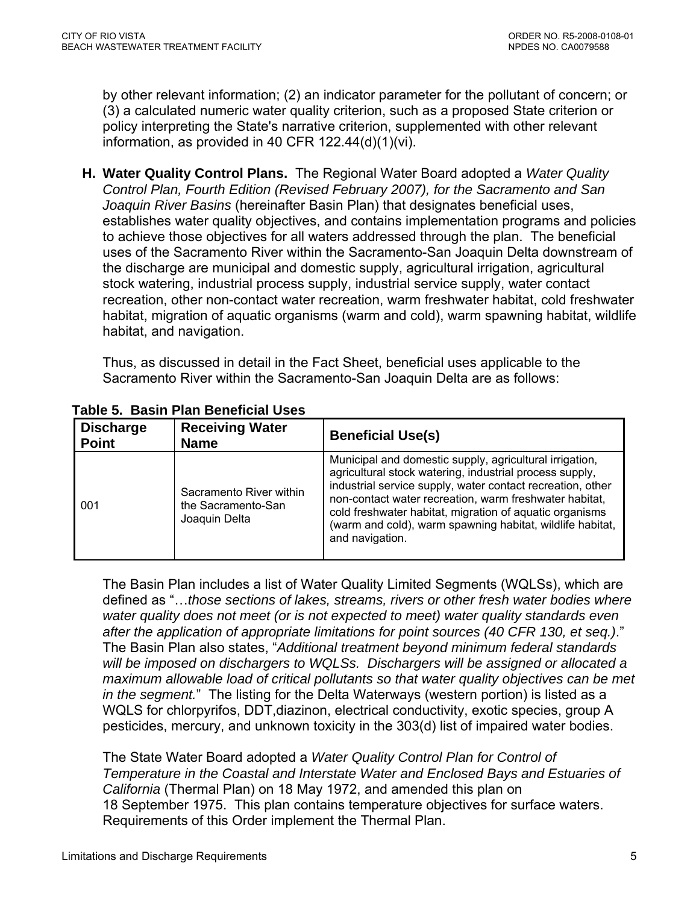by other relevant information; (2) an indicator parameter for the pollutant of concern; or (3) a calculated numeric water quality criterion, such as a proposed State criterion or policy interpreting the State's narrative criterion, supplemented with other relevant information, as provided in 40 CFR 122.44(d)(1)(vi).

**H. Water Quality Control Plans.** The Regional Water Board adopted a *Water Quality Control Plan, Fourth Edition (Revised February 2007), for the Sacramento and San Joaquin River Basins* (hereinafter Basin Plan) that designates beneficial uses, establishes water quality objectives, and contains implementation programs and policies to achieve those objectives for all waters addressed through the plan. The beneficial uses of the Sacramento River within the Sacramento-San Joaquin Delta downstream of the discharge are municipal and domestic supply, agricultural irrigation, agricultural stock watering, industrial process supply, industrial service supply, water contact recreation, other non-contact water recreation, warm freshwater habitat, cold freshwater habitat, migration of aquatic organisms (warm and cold), warm spawning habitat, wildlife habitat, and navigation.

Thus, as discussed in detail in the Fact Sheet, beneficial uses applicable to the Sacramento River within the Sacramento-San Joaquin Delta are as follows:

**Table 5. Basin Plan Beneficial Uses**

| Discharge Point | Receiving Water Name | Beneficial Use(s) |
|---|---|---|
| 001 | Sacramento River within the Sacramento-San Joaquin Delta | Municipal and domestic supply, agricultural irrigation, agricultural stock watering, industrial process supply, industrial service supply, water contact recreation, other non-contact water recreation, warm freshwater habitat, cold freshwater habitat, migration of aquatic organisms (warm and cold), warm spawning habitat, wildlife habitat, and navigation. |

The Basin Plan includes a list of Water Quality Limited Segments (WQLSs), which are defined as "…*those sections of lakes, streams, rivers or other fresh water bodies where water quality does not meet (or is not expected to meet) water quality standards even after the application of appropriate limitations for point sources (40 CFR 130, et seq.)*." The Basin Plan also states, "*Additional treatment beyond minimum federal standards will be imposed on dischargers to WQLSs. Dischargers will be assigned or allocated a maximum allowable load of critical pollutants so that water quality objectives can be met in the segment.*" The listing for the Delta Waterways (western portion) is listed as a WQLS for chlorpyrifos, DDT,diazinon, electrical conductivity, exotic species, group A pesticides, mercury, and unknown toxicity in the 303(d) list of impaired water bodies.

The State Water Board adopted a *Water Quality Control Plan for Control of Temperature in the Coastal and Interstate Water and Enclosed Bays and Estuaries of California* (Thermal Plan) on 18 May 1972, and amended this plan on 18 September 1975. This plan contains temperature objectives for surface waters. Requirements of this Order implement the Thermal Plan.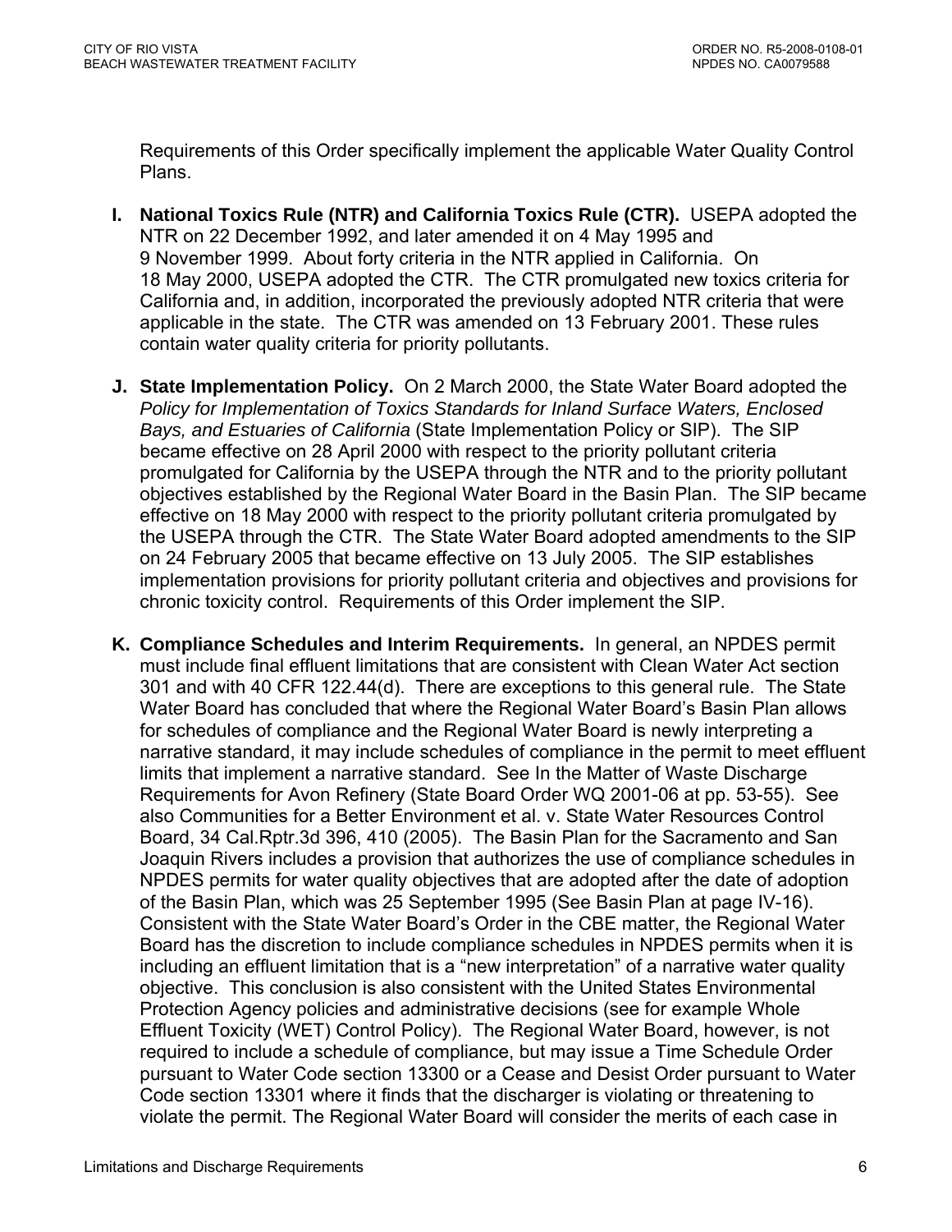Requirements of this Order specifically implement the applicable Water Quality Control Plans.

**I. National Toxics Rule (NTR) and California Toxics Rule (CTR).** USEPA adopted the NTR on 22 December 1992, and later amended it on 4 May 1995 and 9 November 1999. About forty criteria in the NTR applied in California. On 18 May 2000, USEPA adopted the CTR. The CTR promulgated new toxics criteria for California and, in addition, incorporated the previously adopted NTR criteria that were applicable in the state. The CTR was amended on 13 February 2001. These rules contain water quality criteria for priority pollutants.

**J. State Implementation Policy.** On 2 March 2000, the State Water Board adopted the *Policy for Implementation of Toxics Standards for Inland Surface Waters, Enclosed Bays, and Estuaries of California* (State Implementation Policy or SIP). The SIP became effective on 28 April 2000 with respect to the priority pollutant criteria promulgated for California by the USEPA through the NTR and to the priority pollutant objectives established by the Regional Water Board in the Basin Plan. The SIP became effective on 18 May 2000 with respect to the priority pollutant criteria promulgated by the USEPA through the CTR. The State Water Board adopted amendments to the SIP on 24 February 2005 that became effective on 13 July 2005. The SIP establishes implementation provisions for priority pollutant criteria and objectives and provisions for chronic toxicity control. Requirements of this Order implement the SIP.

**K. Compliance Schedules and Interim Requirements.** In general, an NPDES permit must include final effluent limitations that are consistent with Clean Water Act section 301 and with 40 CFR 122.44(d). There are exceptions to this general rule. The State Water Board has concluded that where the Regional Water Board's Basin Plan allows for schedules of compliance and the Regional Water Board is newly interpreting a narrative standard, it may include schedules of compliance in the permit to meet effluent limits that implement a narrative standard. See In the Matter of Waste Discharge Requirements for Avon Refinery (State Board Order WQ 2001-06 at pp. 53-55). See also Communities for a Better Environment et al. v. State Water Resources Control Board, 34 Cal.Rptr.3d 396, 410 (2005). The Basin Plan for the Sacramento and San Joaquin Rivers includes a provision that authorizes the use of compliance schedules in NPDES permits for water quality objectives that are adopted after the date of adoption of the Basin Plan, which was 25 September 1995 (See Basin Plan at page IV-16). Consistent with the State Water Board's Order in the CBE matter, the Regional Water Board has the discretion to include compliance schedules in NPDES permits when it is including an effluent limitation that is a "new interpretation" of a narrative water quality objective. This conclusion is also consistent with the United States Environmental Protection Agency policies and administrative decisions (see for example Whole Effluent Toxicity (WET) Control Policy). The Regional Water Board, however, is not required to include a schedule of compliance, but may issue a Time Schedule Order pursuant to Water Code section 13300 or a Cease and Desist Order pursuant to Water Code section 13301 where it finds that the discharger is violating or threatening to violate the permit. The Regional Water Board will consider the merits of each case in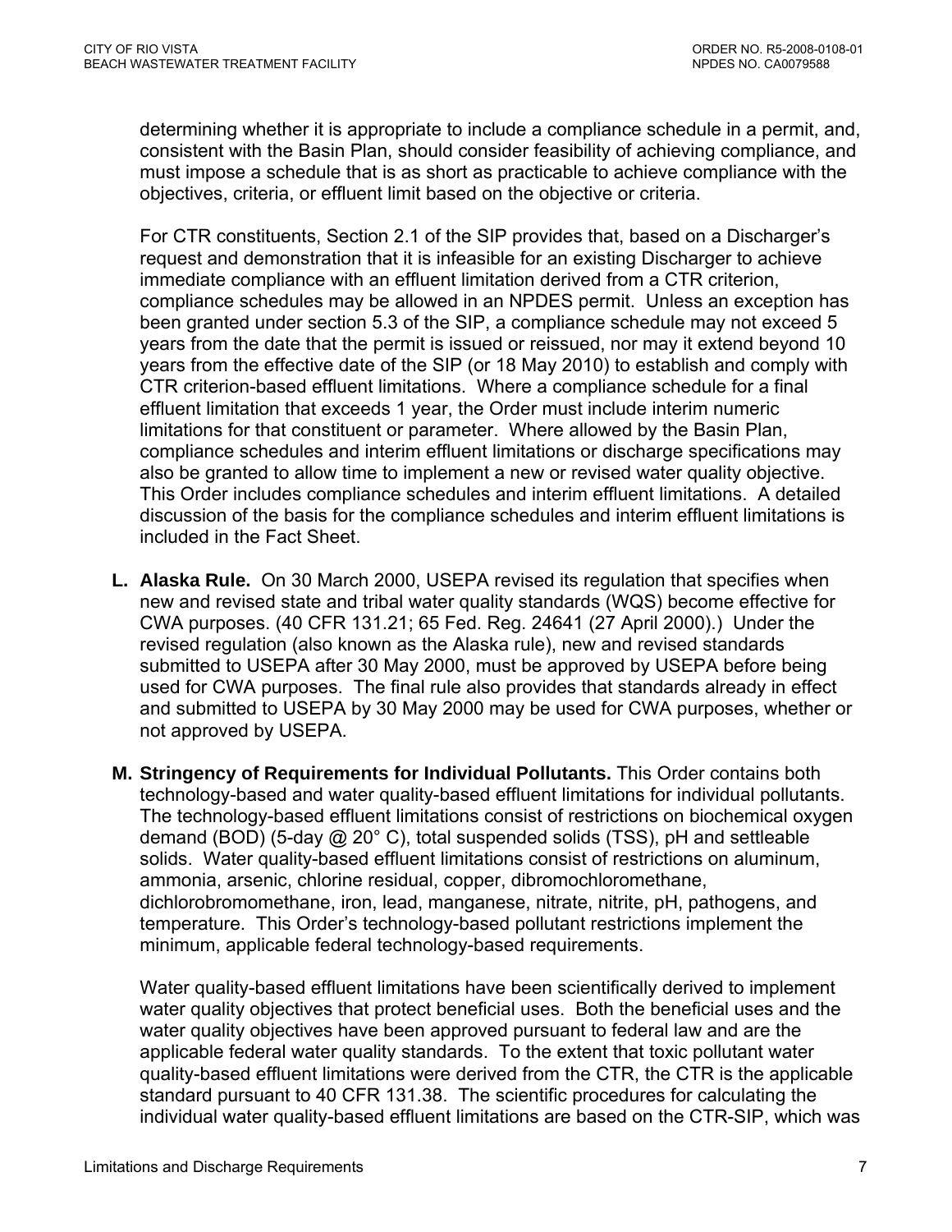determining whether it is appropriate to include a compliance schedule in a permit, and, consistent with the Basin Plan, should consider feasibility of achieving compliance, and must impose a schedule that is as short as practicable to achieve compliance with the objectives, criteria, or effluent limit based on the objective or criteria.

For CTR constituents, Section 2.1 of the SIP provides that, based on a Discharger's request and demonstration that it is infeasible for an existing Discharger to achieve immediate compliance with an effluent limitation derived from a CTR criterion, compliance schedules may be allowed in an NPDES permit. Unless an exception has been granted under section 5.3 of the SIP, a compliance schedule may not exceed 5 years from the date that the permit is issued or reissued, nor may it extend beyond 10 years from the effective date of the SIP (or 18 May 2010) to establish and comply with CTR criterion-based effluent limitations. Where a compliance schedule for a final effluent limitation that exceeds 1 year, the Order must include interim numeric limitations for that constituent or parameter. Where allowed by the Basin Plan, compliance schedules and interim effluent limitations or discharge specifications may also be granted to allow time to implement a new or revised water quality objective. This Order includes compliance schedules and interim effluent limitations. A detailed discussion of the basis for the compliance schedules and interim effluent limitations is included in the Fact Sheet.

**L. Alaska Rule.** On 30 March 2000, USEPA revised its regulation that specifies when new and revised state and tribal water quality standards (WQS) become effective for CWA purposes. (40 CFR 131.21; 65 Fed. Reg. 24641 (27 April 2000).) Under the revised regulation (also known as the Alaska rule), new and revised standards submitted to USEPA after 30 May 2000, must be approved by USEPA before being used for CWA purposes. The final rule also provides that standards already in effect and submitted to USEPA by 30 May 2000 may be used for CWA purposes, whether or not approved by USEPA.

**M. Stringency of Requirements for Individual Pollutants.** This Order contains both technology-based and water quality-based effluent limitations for individual pollutants. The technology-based effluent limitations consist of restrictions on biochemical oxygen demand (BOD) (5-day @ 20° C), total suspended solids (TSS), pH and settleable solids. Water quality-based effluent limitations consist of restrictions on aluminum, ammonia, arsenic, chlorine residual, copper, dibromochloromethane, dichlorobromomethane, iron, lead, manganese, nitrate, nitrite, pH, pathogens, and temperature. This Order's technology-based pollutant restrictions implement the minimum, applicable federal technology-based requirements.

Water quality-based effluent limitations have been scientifically derived to implement water quality objectives that protect beneficial uses. Both the beneficial uses and the water quality objectives have been approved pursuant to federal law and are the applicable federal water quality standards. To the extent that toxic pollutant water quality-based effluent limitations were derived from the CTR, the CTR is the applicable standard pursuant to 40 CFR 131.38. The scientific procedures for calculating the individual water quality-based effluent limitations are based on the CTR-SIP, which was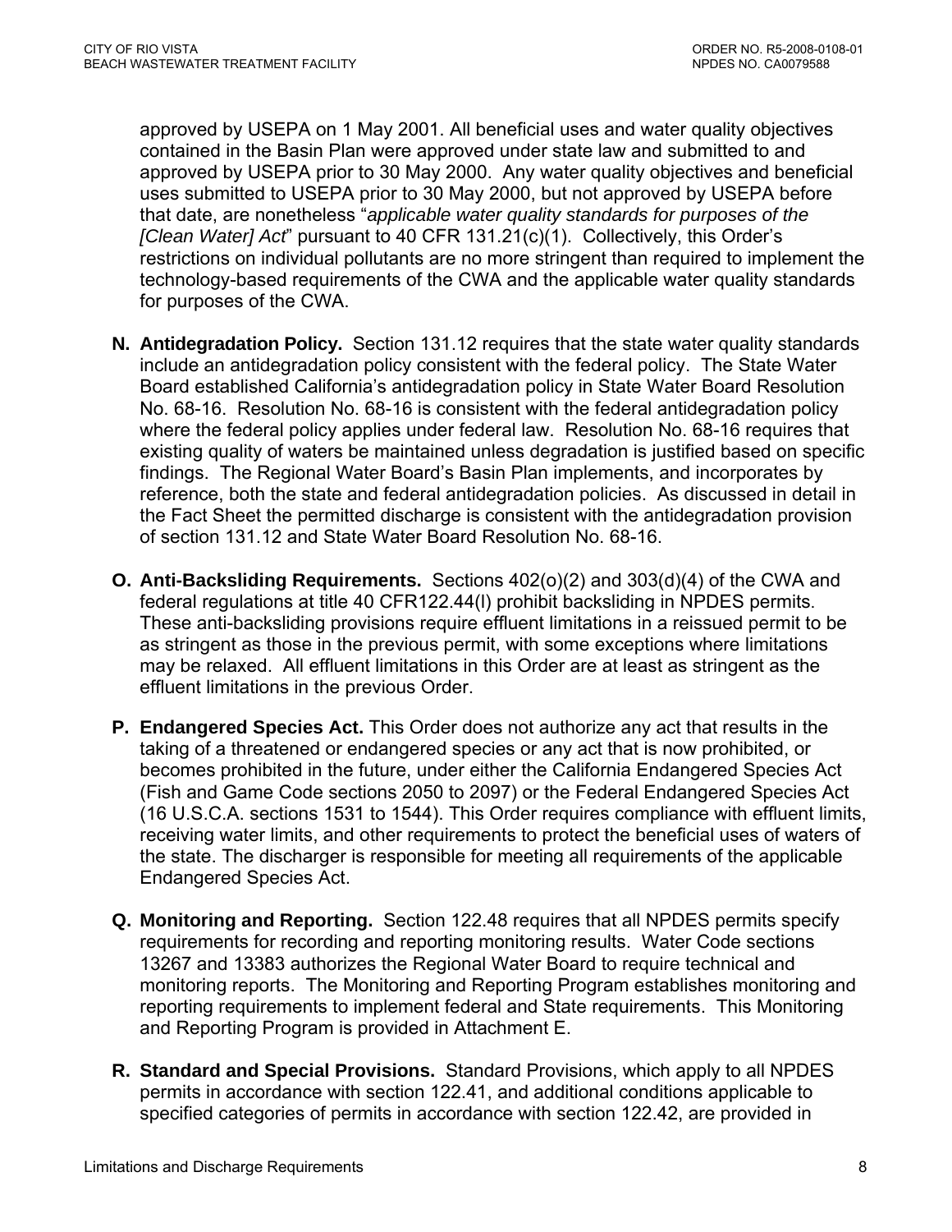approved by USEPA on 1 May 2001. All beneficial uses and water quality objectives contained in the Basin Plan were approved under state law and submitted to and approved by USEPA prior to 30 May 2000. Any water quality objectives and beneficial uses submitted to USEPA prior to 30 May 2000, but not approved by USEPA before that date, are nonetheless "*applicable water quality standards for purposes of the [Clean Water] Act*" pursuant to 40 CFR 131.21(c)(1). Collectively, this Order's restrictions on individual pollutants are no more stringent than required to implement the technology-based requirements of the CWA and the applicable water quality standards for purposes of the CWA.

**N. Antidegradation Policy.** Section 131.12 requires that the state water quality standards include an antidegradation policy consistent with the federal policy. The State Water Board established California's antidegradation policy in State Water Board Resolution No. 68-16. Resolution No. 68-16 is consistent with the federal antidegradation policy where the federal policy applies under federal law. Resolution No. 68-16 requires that existing quality of waters be maintained unless degradation is justified based on specific findings. The Regional Water Board's Basin Plan implements, and incorporates by reference, both the state and federal antidegradation policies. As discussed in detail in the Fact Sheet the permitted discharge is consistent with the antidegradation provision of section 131.12 and State Water Board Resolution No. 68-16.

**O. Anti-Backsliding Requirements.** Sections 402(o)(2) and 303(d)(4) of the CWA and federal regulations at title 40 CFR122.44(l) prohibit backsliding in NPDES permits. These anti-backsliding provisions require effluent limitations in a reissued permit to be as stringent as those in the previous permit, with some exceptions where limitations may be relaxed. All effluent limitations in this Order are at least as stringent as the effluent limitations in the previous Order.

**P. Endangered Species Act.** This Order does not authorize any act that results in the taking of a threatened or endangered species or any act that is now prohibited, or becomes prohibited in the future, under either the California Endangered Species Act (Fish and Game Code sections 2050 to 2097) or the Federal Endangered Species Act (16 U.S.C.A. sections 1531 to 1544). This Order requires compliance with effluent limits, receiving water limits, and other requirements to protect the beneficial uses of waters of the state. The discharger is responsible for meeting all requirements of the applicable Endangered Species Act.

**Q. Monitoring and Reporting.** Section 122.48 requires that all NPDES permits specify requirements for recording and reporting monitoring results. Water Code sections 13267 and 13383 authorizes the Regional Water Board to require technical and monitoring reports. The Monitoring and Reporting Program establishes monitoring and reporting requirements to implement federal and State requirements. This Monitoring and Reporting Program is provided in Attachment E.

**R. Standard and Special Provisions.** Standard Provisions, which apply to all NPDES permits in accordance with section 122.41, and additional conditions applicable to specified categories of permits in accordance with section 122.42, are provided in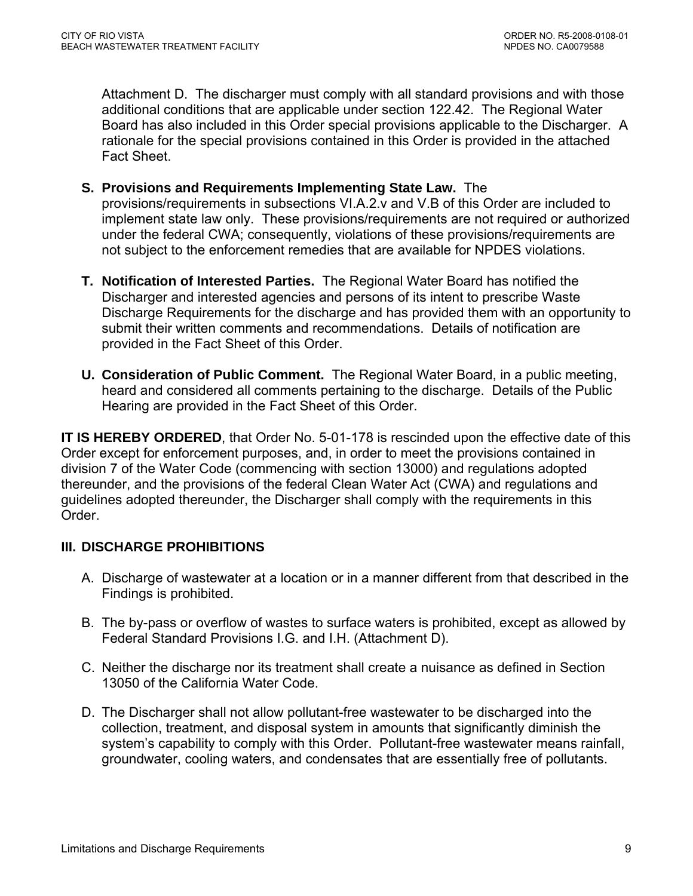Attachment D. The discharger must comply with all standard provisions and with those additional conditions that are applicable under section 122.42. The Regional Water Board has also included in this Order special provisions applicable to the Discharger. A rationale for the special provisions contained in this Order is provided in the attached Fact Sheet.

**S. Provisions and Requirements Implementing State Law.** The provisions/requirements in subsections VI.A.2.v and V.B of this Order are included to implement state law only. These provisions/requirements are not required or authorized under the federal CWA; consequently, violations of these provisions/requirements are not subject to the enforcement remedies that are available for NPDES violations.

**T. Notification of Interested Parties.** The Regional Water Board has notified the Discharger and interested agencies and persons of its intent to prescribe Waste Discharge Requirements for the discharge and has provided them with an opportunity to submit their written comments and recommendations. Details of notification are provided in the Fact Sheet of this Order.

**U. Consideration of Public Comment.** The Regional Water Board, in a public meeting, heard and considered all comments pertaining to the discharge. Details of the Public Hearing are provided in the Fact Sheet of this Order.

**IT IS HEREBY ORDERED**, that Order No. 5-01-178 is rescinded upon the effective date of this Order except for enforcement purposes, and, in order to meet the provisions contained in division 7 of the Water Code (commencing with section 13000) and regulations adopted thereunder, and the provisions of the federal Clean Water Act (CWA) and regulations and guidelines adopted thereunder, the Discharger shall comply with the requirements in this Order.

## III. DISCHARGE PROHIBITIONS

A. Discharge of wastewater at a location or in a manner different from that described in the Findings is prohibited.

B. The by-pass or overflow of wastes to surface waters is prohibited, except as allowed by Federal Standard Provisions I.G. and I.H. (Attachment D).

C. Neither the discharge nor its treatment shall create a nuisance as defined in Section 13050 of the California Water Code.

D. The Discharger shall not allow pollutant-free wastewater to be discharged into the collection, treatment, and disposal system in amounts that significantly diminish the system's capability to comply with this Order. Pollutant-free wastewater means rainfall, groundwater, cooling waters, and condensates that are essentially free of pollutants.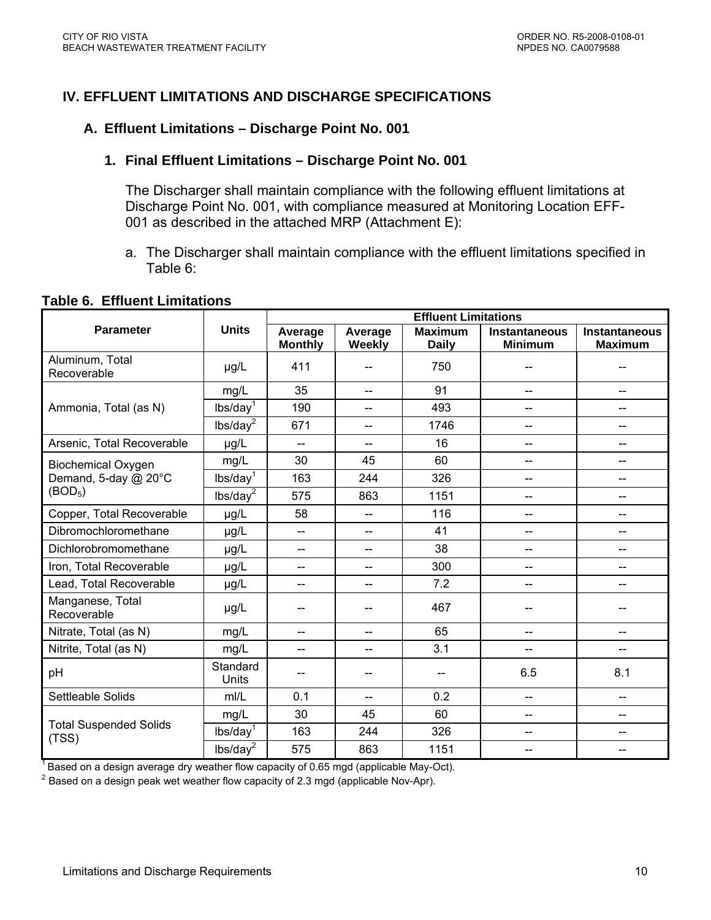## IV. EFFLUENT LIMITATIONS AND DISCHARGE SPECIFICATIONS

### A. Effluent Limitations – Discharge Point No. 001

#### 1. Final Effluent Limitations – Discharge Point No. 001

The Discharger shall maintain compliance with the following effluent limitations at Discharge Point No. 001, with compliance measured at Monitoring Location EFF-001 as described in the attached MRP (Attachment E):

a. The Discharger shall maintain compliance with the effluent limitations specified in Table 6:

**Table 6. Effluent Limitations**

| Parameter | Units | Effluent Limitations | | | | |
|---|---|---|---|---|---|---|
| | | **Average Monthly** | **Average Weekly** | **Maximum Daily** | **Instantaneous Minimum** | **Instantaneous Maximum** |
| Aluminum, Total Recoverable | µg/L | 411 | -- | 750 | -- | -- |
| Ammonia, Total (as N) | mg/L | 35 | -- | 91 | -- | -- |
| | lbs/day[1] | 190 | -- | 493 | -- | -- |
| | lbs/day[2] | 671 | -- | 1746 | -- | -- |
| Arsenic, Total Recoverable | µg/L | -- | -- | 16 | -- | -- |
| Biochemical Oxygen Demand, 5-day @ 20°C ($BOD_5$) | mg/L | 30 | 45 | 60 | -- | -- |
| | lbs/day[1] | 163 | 244 | 326 | -- | -- |
| | lbs/day[2] | 575 | 863 | 1151 | -- | -- |
| Copper, Total Recoverable | µg/L | 58 | -- | 116 | -- | -- |
| Dibromochloromethane | µg/L | -- | -- | 41 | -- | -- |
| Dichlorobromomethane | µg/L | -- | -- | 38 | -- | -- |
| Iron, Total Recoverable | µg/L | -- | -- | 300 | -- | -- |
| Lead, Total Recoverable | µg/L | -- | -- | 7.2 | -- | -- |
| Manganese, Total Recoverable | µg/L | -- | -- | 467 | -- | -- |
| Nitrate, Total (as N) | mg/L | -- | -- | 65 | -- | -- |
| Nitrite, Total (as N) | mg/L | -- | -- | 3.1 | -- | -- |
| pH | Standard Units | -- | -- | -- | 6.5 | 8.1 |
| Settleable Solids | ml/L | 0.1 | -- | 0.2 | -- | -- |
| Total Suspended Solids (TSS) | mg/L | 30 | 45 | 60 | -- | -- |
| | lbs/day[1] | 163 | 244 | 326 | -- | -- |
| | lbs/day[2] | 575 | 863 | 1151 | -- | -- |

[1] Based on a design average dry weather flow capacity of 0.65 mgd (applicable May-Oct).

[2] Based on a design peak wet weather flow capacity of 2.3 mgd (applicable Nov-Apr).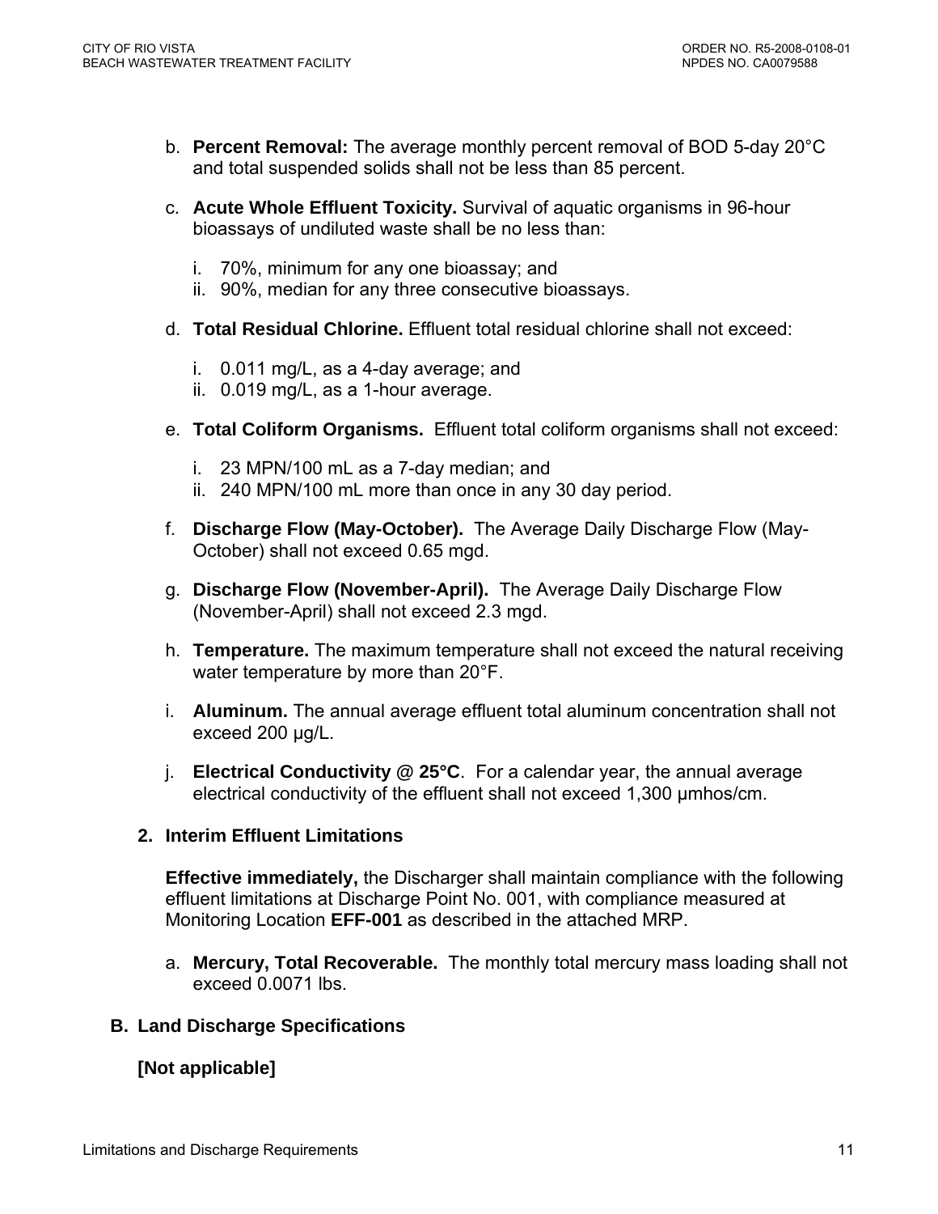b. **Percent Removal:** The average monthly percent removal of BOD 5-day 20°C and total suspended solids shall not be less than 85 percent.

c. **Acute Whole Effluent Toxicity.** Survival of aquatic organisms in 96-hour bioassays of undiluted waste shall be no less than:

   i. 70%, minimum for any one bioassay; and
   ii. 90%, median for any three consecutive bioassays.

d. **Total Residual Chlorine.** Effluent total residual chlorine shall not exceed:

   i. 0.011 mg/L, as a 4-day average; and
   ii. 0.019 mg/L, as a 1-hour average.

e. **Total Coliform Organisms.** Effluent total coliform organisms shall not exceed:

   i. 23 MPN/100 mL as a 7-day median; and
   ii. 240 MPN/100 mL more than once in any 30 day period.

f. **Discharge Flow (May-October).** The Average Daily Discharge Flow (May-October) shall not exceed 0.65 mgd.

g. **Discharge Flow (November-April).** The Average Daily Discharge Flow (November-April) shall not exceed 2.3 mgd.

h. **Temperature.** The maximum temperature shall not exceed the natural receiving water temperature by more than 20°F.

i. **Aluminum.** The annual average effluent total aluminum concentration shall not exceed 200 µg/L.

j. **Electrical Conductivity @ 25°C**. For a calendar year, the annual average electrical conductivity of the effluent shall not exceed 1,300 µmhos/cm.

### 2. Interim Effluent Limitations

**Effective immediately,** the Discharger shall maintain compliance with the following effluent limitations at Discharge Point No. 001, with compliance measured at Monitoring Location **EFF-001** as described in the attached MRP.

a. **Mercury, Total Recoverable.** The monthly total mercury mass loading shall not exceed 0.0071 lbs.

## B. Land Discharge Specifications

**[Not applicable]**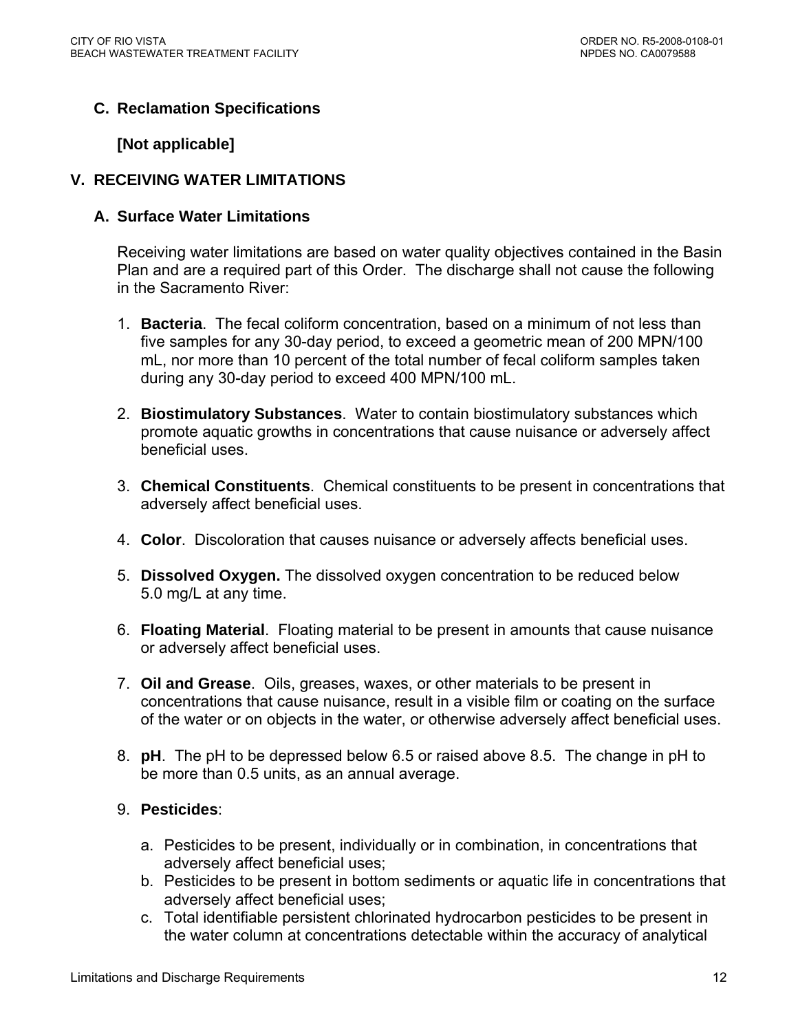### C. Reclamation Specifications

**[Not applicable]**

## V. RECEIVING WATER LIMITATIONS

### A. Surface Water Limitations

Receiving water limitations are based on water quality objectives contained in the Basin Plan and are a required part of this Order. The discharge shall not cause the following in the Sacramento River:

1. **Bacteria**. The fecal coliform concentration, based on a minimum of not less than five samples for any 30-day period, to exceed a geometric mean of 200 MPN/100 mL, nor more than 10 percent of the total number of fecal coliform samples taken during any 30-day period to exceed 400 MPN/100 mL.

2. **Biostimulatory Substances**. Water to contain biostimulatory substances which promote aquatic growths in concentrations that cause nuisance or adversely affect beneficial uses.

3. **Chemical Constituents**. Chemical constituents to be present in concentrations that adversely affect beneficial uses.

4. **Color**. Discoloration that causes nuisance or adversely affects beneficial uses.

5. **Dissolved Oxygen.** The dissolved oxygen concentration to be reduced below 5.0 mg/L at any time.

6. **Floating Material**. Floating material to be present in amounts that cause nuisance or adversely affect beneficial uses.

7. **Oil and Grease**. Oils, greases, waxes, or other materials to be present in concentrations that cause nuisance, result in a visible film or coating on the surface of the water or on objects in the water, or otherwise adversely affect beneficial uses.

8. **pH**. The pH to be depressed below 6.5 or raised above 8.5. The change in pH to be more than 0.5 units, as an annual average.

9. **Pesticides**:

   a. Pesticides to be present, individually or in combination, in concentrations that adversely affect beneficial uses;
   b. Pesticides to be present in bottom sediments or aquatic life in concentrations that adversely affect beneficial uses;
   c. Total identifiable persistent chlorinated hydrocarbon pesticides to be present in the water column at concentrations detectable within the accuracy of analytical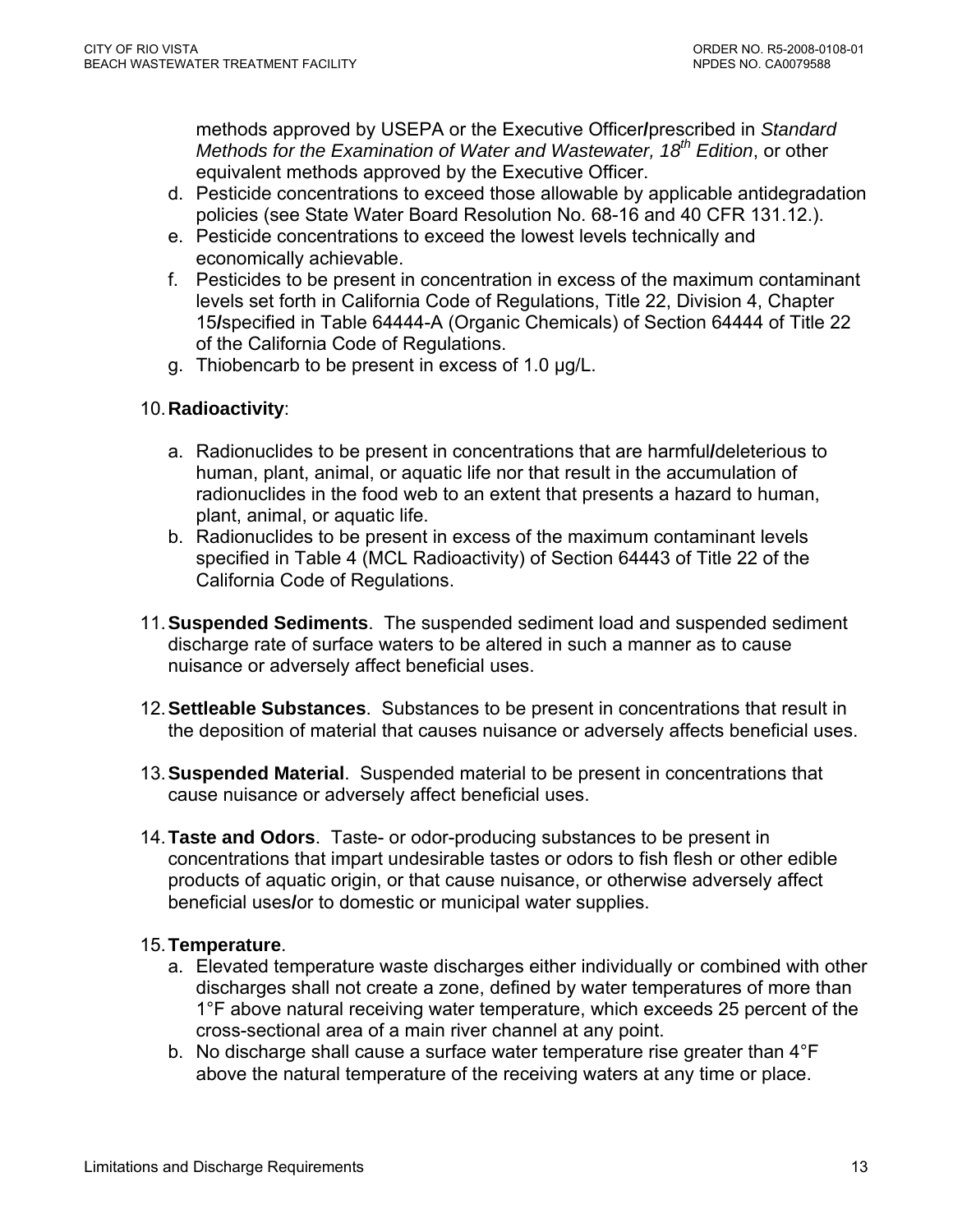methods approved by USEPA or the Executive Officer/prescribed in *Standard Methods for the Examination of Water and Wastewater, 18th Edition*, or other equivalent methods approved by the Executive Officer.

d. Pesticide concentrations to exceed those allowable by applicable antidegradation policies (see State Water Board Resolution No. 68-16 and 40 CFR 131.12.).
e. Pesticide concentrations to exceed the lowest levels technically and economically achievable.
f. Pesticides to be present in concentration in excess of the maximum contaminant levels set forth in California Code of Regulations, Title 22, Division 4, Chapter 15/specified in Table 64444-A (Organic Chemicals) of Section 64444 of Title 22 of the California Code of Regulations.
g. Thiobencarb to be present in excess of 1.0 µg/L.

10. **Radioactivity**:

    a. Radionuclides to be present in concentrations that are harmful/deleterious to human, plant, animal, or aquatic life nor that result in the accumulation of radionuclides in the food web to an extent that presents a hazard to human, plant, animal, or aquatic life.
    b. Radionuclides to be present in excess of the maximum contaminant levels specified in Table 4 (MCL Radioactivity) of Section 64443 of Title 22 of the California Code of Regulations.

11. **Suspended Sediments**. The suspended sediment load and suspended sediment discharge rate of surface waters to be altered in such a manner as to cause nuisance or adversely affect beneficial uses.

12. **Settleable Substances**. Substances to be present in concentrations that result in the deposition of material that causes nuisance or adversely affects beneficial uses.

13. **Suspended Material**. Suspended material to be present in concentrations that cause nuisance or adversely affect beneficial uses.

14. **Taste and Odors**. Taste- or odor-producing substances to be present in concentrations that impart undesirable tastes or odors to fish flesh or other edible products of aquatic origin, or that cause nuisance, or otherwise adversely affect beneficial uses/or to domestic or municipal water supplies.

15. **Temperature**.
    a. Elevated temperature waste discharges either individually or combined with other discharges shall not create a zone, defined by water temperatures of more than 1°F above natural receiving water temperature, which exceeds 25 percent of the cross-sectional area of a main river channel at any point.
    b. No discharge shall cause a surface water temperature rise greater than 4°F above the natural temperature of the receiving waters at any time or place.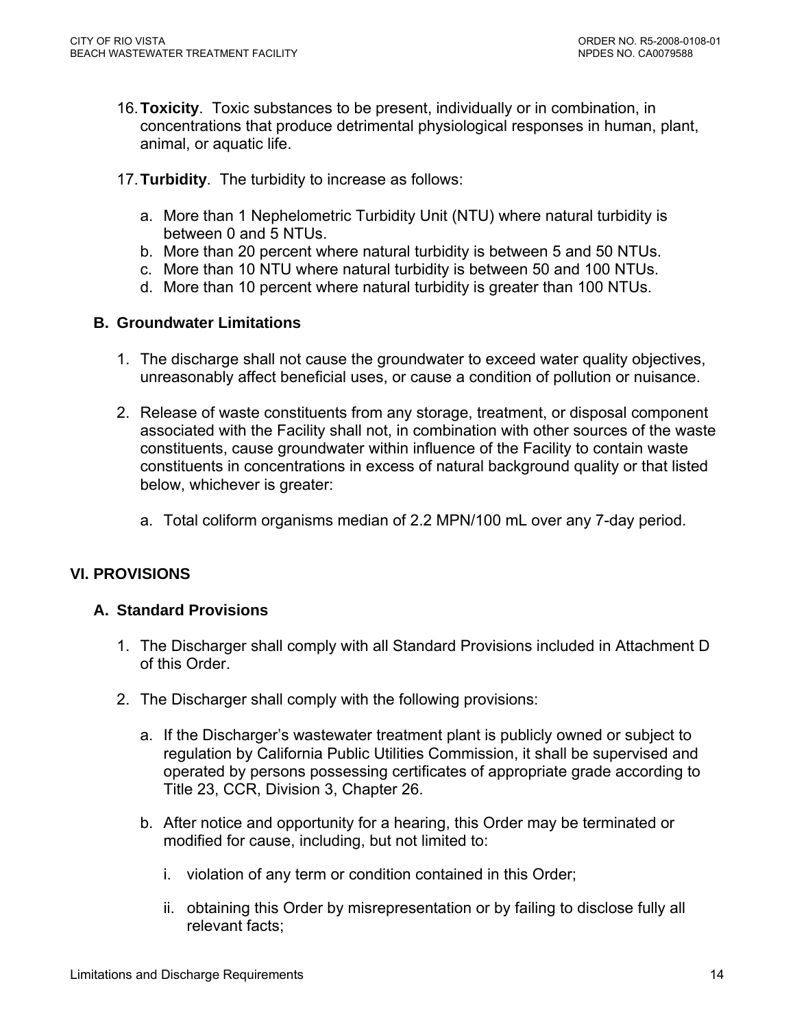16. **Toxicity**. Toxic substances to be present, individually or in combination, in concentrations that produce detrimental physiological responses in human, plant, animal, or aquatic life.

17. **Turbidity**. The turbidity to increase as follows:

    a. More than 1 Nephelometric Turbidity Unit (NTU) where natural turbidity is between 0 and 5 NTUs.
    b. More than 20 percent where natural turbidity is between 5 and 50 NTUs.
    c. More than 10 NTU where natural turbidity is between 50 and 100 NTUs.
    d. More than 10 percent where natural turbidity is greater than 100 NTUs.

### B. Groundwater Limitations

1. The discharge shall not cause the groundwater to exceed water quality objectives, unreasonably affect beneficial uses, or cause a condition of pollution or nuisance.

2. Release of waste constituents from any storage, treatment, or disposal component associated with the Facility shall not, in combination with other sources of the waste constituents, cause groundwater within influence of the Facility to contain waste constituents in concentrations in excess of natural background quality or that listed below, whichever is greater:

    a. Total coliform organisms median of 2.2 MPN/100 mL over any 7-day period.

## VI. PROVISIONS

### A. Standard Provisions

1. The Discharger shall comply with all Standard Provisions included in Attachment D of this Order.

2. The Discharger shall comply with the following provisions:

    a. If the Discharger's wastewater treatment plant is publicly owned or subject to regulation by California Public Utilities Commission, it shall be supervised and operated by persons possessing certificates of appropriate grade according to Title 23, CCR, Division 3, Chapter 26.

    b. After notice and opportunity for a hearing, this Order may be terminated or modified for cause, including, but not limited to:

        i. violation of any term or condition contained in this Order;

        ii. obtaining this Order by misrepresentation or by failing to disclose fully all relevant facts;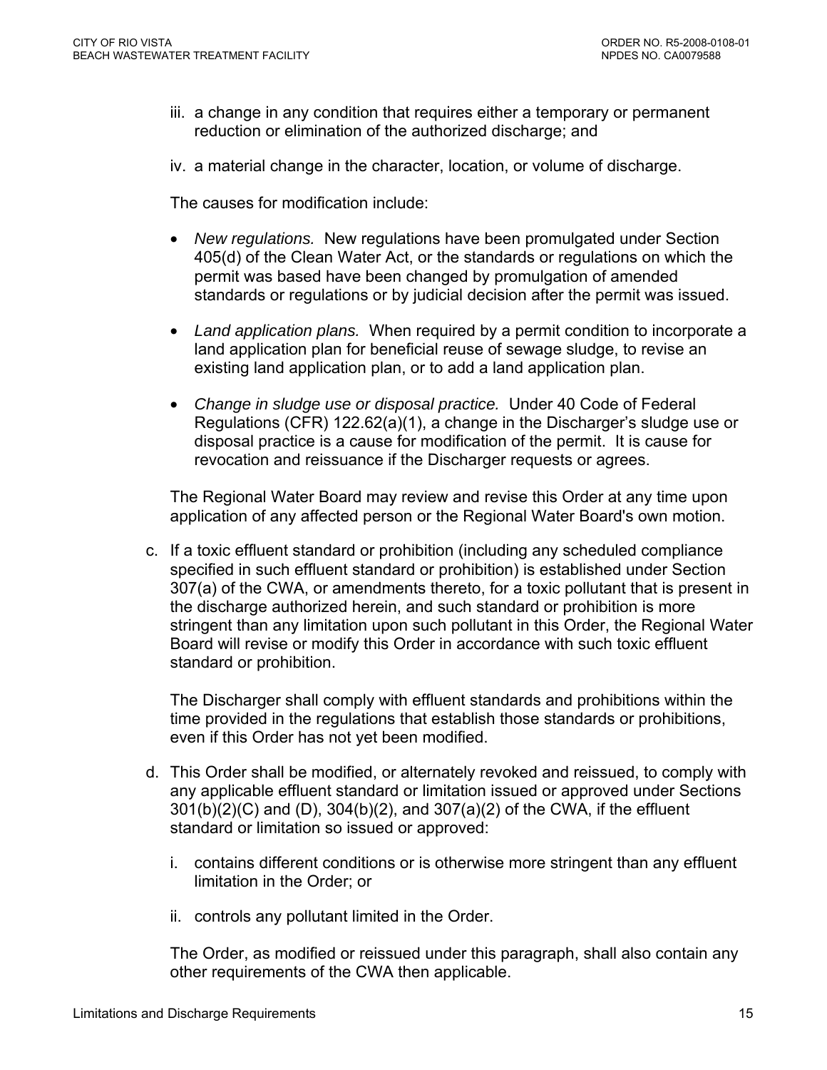iii. a change in any condition that requires either a temporary or permanent reduction or elimination of the authorized discharge; and

iv. a material change in the character, location, or volume of discharge.

The causes for modification include:

- *New regulations.* New regulations have been promulgated under Section 405(d) of the Clean Water Act, or the standards or regulations on which the permit was based have been changed by promulgation of amended standards or regulations or by judicial decision after the permit was issued.
- *Land application plans.* When required by a permit condition to incorporate a land application plan for beneficial reuse of sewage sludge, to revise an existing land application plan, or to add a land application plan.
- *Change in sludge use or disposal practice.* Under 40 Code of Federal Regulations (CFR) 122.62(a)(1), a change in the Discharger's sludge use or disposal practice is a cause for modification of the permit. It is cause for revocation and reissuance if the Discharger requests or agrees.

The Regional Water Board may review and revise this Order at any time upon application of any affected person or the Regional Water Board's own motion.

c. If a toxic effluent standard or prohibition (including any scheduled compliance specified in such effluent standard or prohibition) is established under Section 307(a) of the CWA, or amendments thereto, for a toxic pollutant that is present in the discharge authorized herein, and such standard or prohibition is more stringent than any limitation upon such pollutant in this Order, the Regional Water Board will revise or modify this Order in accordance with such toxic effluent standard or prohibition.

   The Discharger shall comply with effluent standards and prohibitions within the time provided in the regulations that establish those standards or prohibitions, even if this Order has not yet been modified.

d. This Order shall be modified, or alternately revoked and reissued, to comply with any applicable effluent standard or limitation issued or approved under Sections 301(b)(2)(C) and (D), 304(b)(2), and 307(a)(2) of the CWA, if the effluent standard or limitation so issued or approved:

   i. contains different conditions or is otherwise more stringent than any effluent limitation in the Order; or

   ii. controls any pollutant limited in the Order.

   The Order, as modified or reissued under this paragraph, shall also contain any other requirements of the CWA then applicable.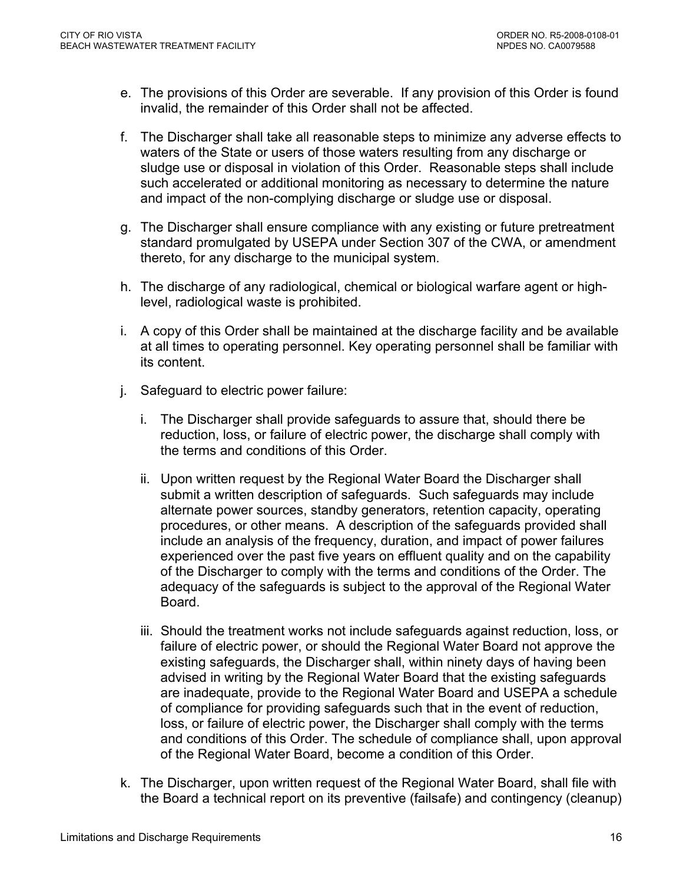e. The provisions of this Order are severable. If any provision of this Order is found invalid, the remainder of this Order shall not be affected.

f. The Discharger shall take all reasonable steps to minimize any adverse effects to waters of the State or users of those waters resulting from any discharge or sludge use or disposal in violation of this Order. Reasonable steps shall include such accelerated or additional monitoring as necessary to determine the nature and impact of the non-complying discharge or sludge use or disposal.

g. The Discharger shall ensure compliance with any existing or future pretreatment standard promulgated by USEPA under Section 307 of the CWA, or amendment thereto, for any discharge to the municipal system.

h. The discharge of any radiological, chemical or biological warfare agent or high-level, radiological waste is prohibited.

i. A copy of this Order shall be maintained at the discharge facility and be available at all times to operating personnel. Key operating personnel shall be familiar with its content.

j. Safeguard to electric power failure:

   i. The Discharger shall provide safeguards to assure that, should there be reduction, loss, or failure of electric power, the discharge shall comply with the terms and conditions of this Order.

   ii. Upon written request by the Regional Water Board the Discharger shall submit a written description of safeguards. Such safeguards may include alternate power sources, standby generators, retention capacity, operating procedures, or other means. A description of the safeguards provided shall include an analysis of the frequency, duration, and impact of power failures experienced over the past five years on effluent quality and on the capability of the Discharger to comply with the terms and conditions of the Order. The adequacy of the safeguards is subject to the approval of the Regional Water Board.

   iii. Should the treatment works not include safeguards against reduction, loss, or failure of electric power, or should the Regional Water Board not approve the existing safeguards, the Discharger shall, within ninety days of having been advised in writing by the Regional Water Board that the existing safeguards are inadequate, provide to the Regional Water Board and USEPA a schedule of compliance for providing safeguards such that in the event of reduction, loss, or failure of electric power, the Discharger shall comply with the terms and conditions of this Order. The schedule of compliance shall, upon approval of the Regional Water Board, become a condition of this Order.

k. The Discharger, upon written request of the Regional Water Board, shall file with the Board a technical report on its preventive (failsafe) and contingency (cleanup)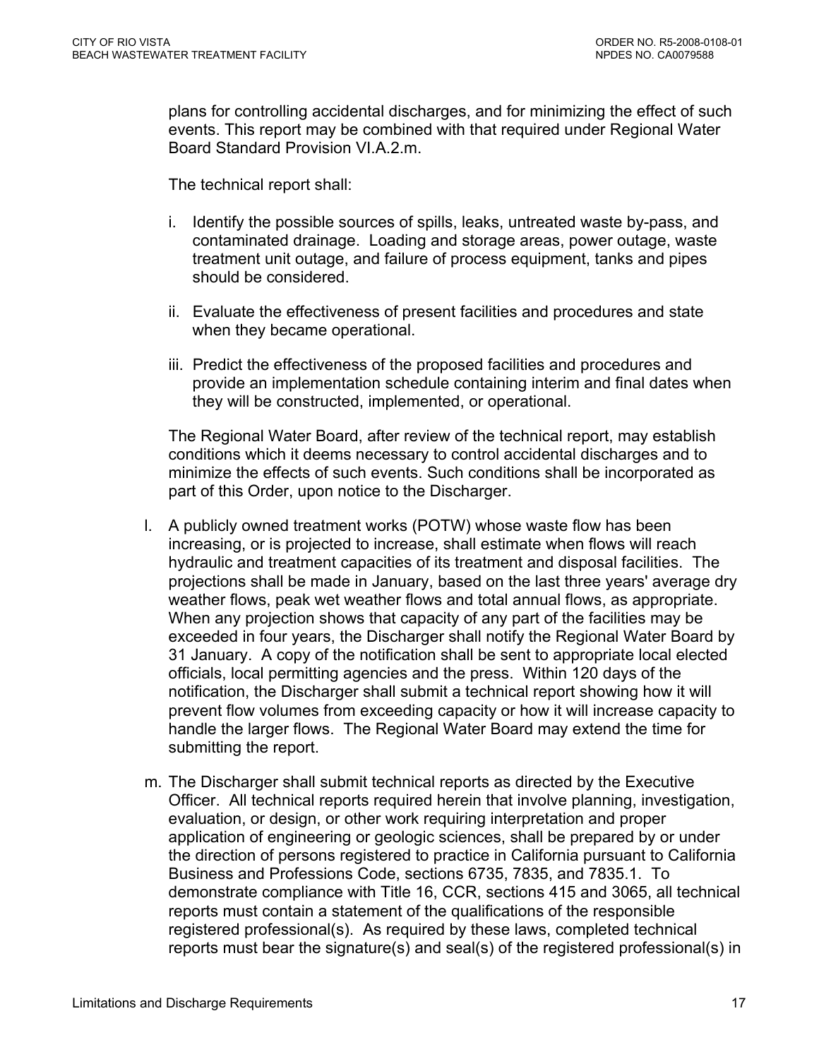plans for controlling accidental discharges, and for minimizing the effect of such events. This report may be combined with that required under Regional Water Board Standard Provision VI.A.2.m.

The technical report shall:

i. Identify the possible sources of spills, leaks, untreated waste by-pass, and contaminated drainage. Loading and storage areas, power outage, waste treatment unit outage, and failure of process equipment, tanks and pipes should be considered.

ii. Evaluate the effectiveness of present facilities and procedures and state when they became operational.

iii. Predict the effectiveness of the proposed facilities and procedures and provide an implementation schedule containing interim and final dates when they will be constructed, implemented, or operational.

The Regional Water Board, after review of the technical report, may establish conditions which it deems necessary to control accidental discharges and to minimize the effects of such events. Such conditions shall be incorporated as part of this Order, upon notice to the Discharger.

l. A publicly owned treatment works (POTW) whose waste flow has been increasing, or is projected to increase, shall estimate when flows will reach hydraulic and treatment capacities of its treatment and disposal facilities. The projections shall be made in January, based on the last three years' average dry weather flows, peak wet weather flows and total annual flows, as appropriate. When any projection shows that capacity of any part of the facilities may be exceeded in four years, the Discharger shall notify the Regional Water Board by 31 January. A copy of the notification shall be sent to appropriate local elected officials, local permitting agencies and the press. Within 120 days of the notification, the Discharger shall submit a technical report showing how it will prevent flow volumes from exceeding capacity or how it will increase capacity to handle the larger flows. The Regional Water Board may extend the time for submitting the report.

m. The Discharger shall submit technical reports as directed by the Executive Officer. All technical reports required herein that involve planning, investigation, evaluation, or design, or other work requiring interpretation and proper application of engineering or geologic sciences, shall be prepared by or under the direction of persons registered to practice in California pursuant to California Business and Professions Code, sections 6735, 7835, and 7835.1. To demonstrate compliance with Title 16, CCR, sections 415 and 3065, all technical reports must contain a statement of the qualifications of the responsible registered professional(s). As required by these laws, completed technical reports must bear the signature(s) and seal(s) of the registered professional(s) in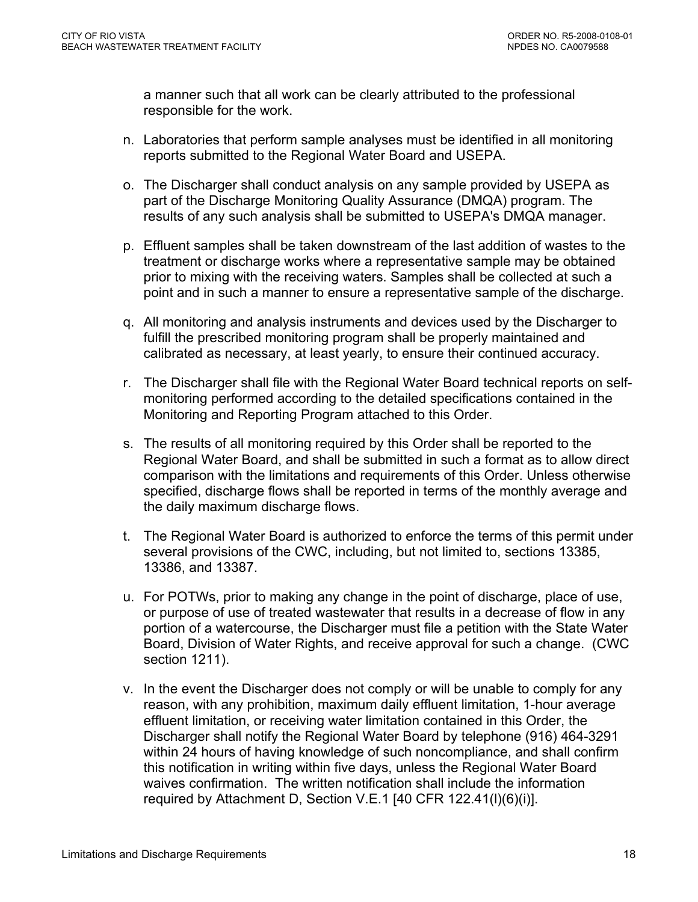a manner such that all work can be clearly attributed to the professional responsible for the work.

n. Laboratories that perform sample analyses must be identified in all monitoring reports submitted to the Regional Water Board and USEPA.

o. The Discharger shall conduct analysis on any sample provided by USEPA as part of the Discharge Monitoring Quality Assurance (DMQA) program. The results of any such analysis shall be submitted to USEPA's DMQA manager.

p. Effluent samples shall be taken downstream of the last addition of wastes to the treatment or discharge works where a representative sample may be obtained prior to mixing with the receiving waters. Samples shall be collected at such a point and in such a manner to ensure a representative sample of the discharge.

q. All monitoring and analysis instruments and devices used by the Discharger to fulfill the prescribed monitoring program shall be properly maintained and calibrated as necessary, at least yearly, to ensure their continued accuracy.

r. The Discharger shall file with the Regional Water Board technical reports on self-monitoring performed according to the detailed specifications contained in the Monitoring and Reporting Program attached to this Order.

s. The results of all monitoring required by this Order shall be reported to the Regional Water Board, and shall be submitted in such a format as to allow direct comparison with the limitations and requirements of this Order. Unless otherwise specified, discharge flows shall be reported in terms of the monthly average and the daily maximum discharge flows.

t. The Regional Water Board is authorized to enforce the terms of this permit under several provisions of the CWC, including, but not limited to, sections 13385, 13386, and 13387.

u. For POTWs, prior to making any change in the point of discharge, place of use, or purpose of use of treated wastewater that results in a decrease of flow in any portion of a watercourse, the Discharger must file a petition with the State Water Board, Division of Water Rights, and receive approval for such a change. (CWC section 1211).

v. In the event the Discharger does not comply or will be unable to comply for any reason, with any prohibition, maximum daily effluent limitation, 1-hour average effluent limitation, or receiving water limitation contained in this Order, the Discharger shall notify the Regional Water Board by telephone (916) 464-3291 within 24 hours of having knowledge of such noncompliance, and shall confirm this notification in writing within five days, unless the Regional Water Board waives confirmation. The written notification shall include the information required by Attachment D, Section V.E.1 [40 CFR 122.41(l)(6)(i)].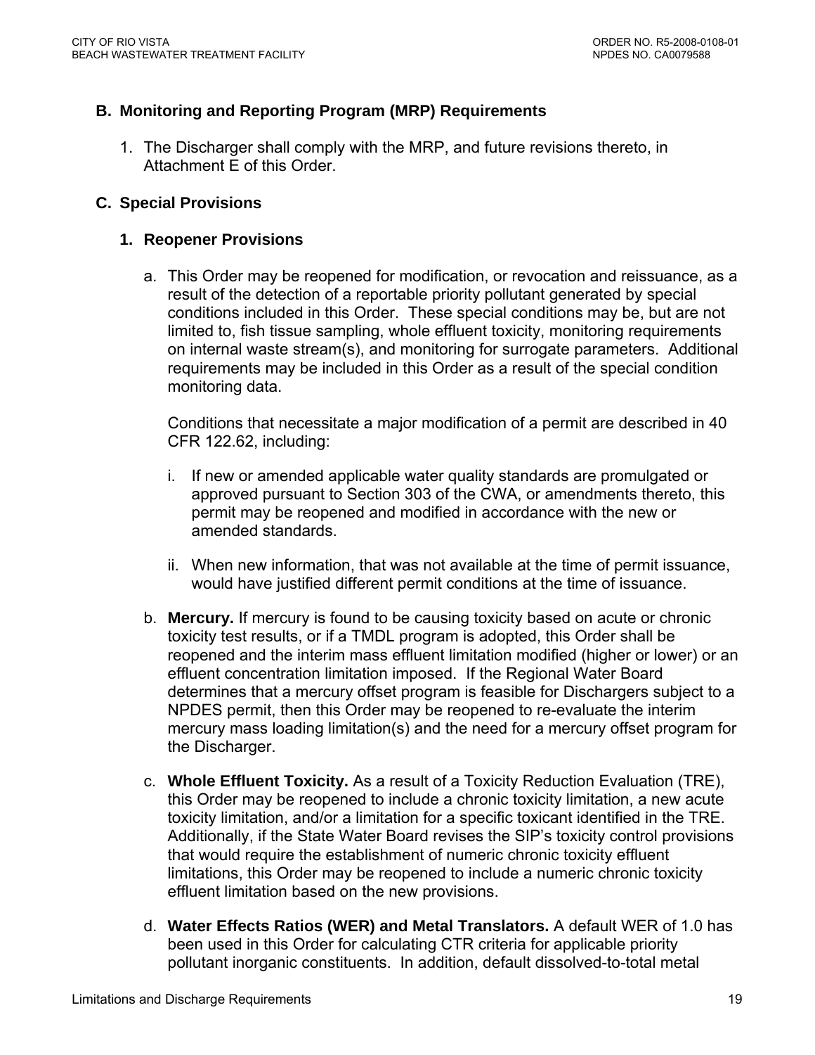## B. Monitoring and Reporting Program (MRP) Requirements

1. The Discharger shall comply with the MRP, and future revisions thereto, in Attachment E of this Order.

## C. Special Provisions

### 1. Reopener Provisions

a. This Order may be reopened for modification, or revocation and reissuance, as a result of the detection of a reportable priority pollutant generated by special conditions included in this Order. These special conditions may be, but are not limited to, fish tissue sampling, whole effluent toxicity, monitoring requirements on internal waste stream(s), and monitoring for surrogate parameters. Additional requirements may be included in this Order as a result of the special condition monitoring data.

   Conditions that necessitate a major modification of a permit are described in 40 CFR 122.62, including:

   i. If new or amended applicable water quality standards are promulgated or approved pursuant to Section 303 of the CWA, or amendments thereto, this permit may be reopened and modified in accordance with the new or amended standards.

   ii. When new information, that was not available at the time of permit issuance, would have justified different permit conditions at the time of issuance.

b. **Mercury.** If mercury is found to be causing toxicity based on acute or chronic toxicity test results, or if a TMDL program is adopted, this Order shall be reopened and the interim mass effluent limitation modified (higher or lower) or an effluent concentration limitation imposed. If the Regional Water Board determines that a mercury offset program is feasible for Dischargers subject to a NPDES permit, then this Order may be reopened to re-evaluate the interim mercury mass loading limitation(s) and the need for a mercury offset program for the Discharger.

c. **Whole Effluent Toxicity.** As a result of a Toxicity Reduction Evaluation (TRE), this Order may be reopened to include a chronic toxicity limitation, a new acute toxicity limitation, and/or a limitation for a specific toxicant identified in the TRE. Additionally, if the State Water Board revises the SIP's toxicity control provisions that would require the establishment of numeric chronic toxicity effluent limitations, this Order may be reopened to include a numeric chronic toxicity effluent limitation based on the new provisions.

d. **Water Effects Ratios (WER) and Metal Translators.** A default WER of 1.0 has been used in this Order for calculating CTR criteria for applicable priority pollutant inorganic constituents. In addition, default dissolved-to-total metal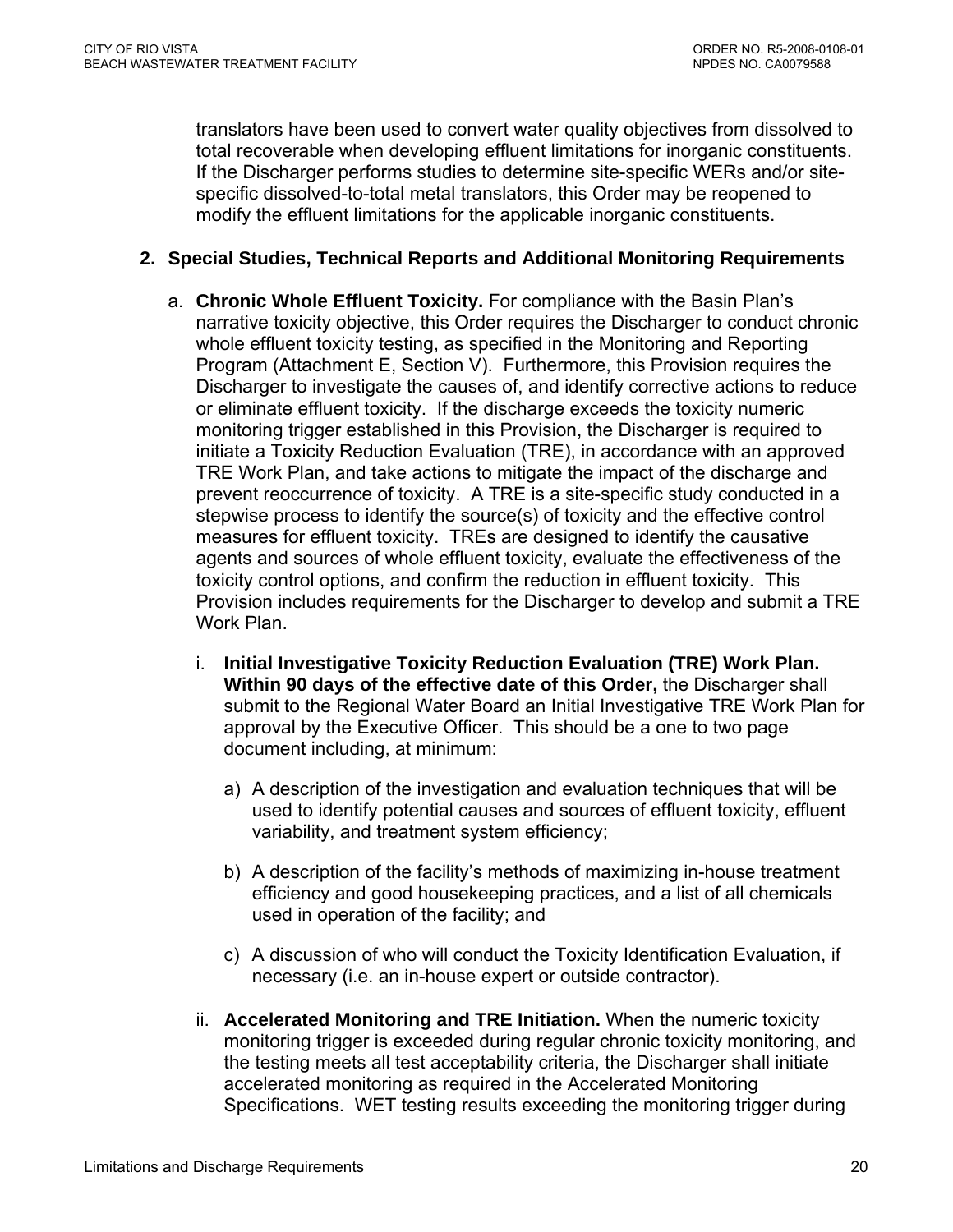translators have been used to convert water quality objectives from dissolved to total recoverable when developing effluent limitations for inorganic constituents. If the Discharger performs studies to determine site-specific WERs and/or site-specific dissolved-to-total metal translators, this Order may be reopened to modify the effluent limitations for the applicable inorganic constituents.

**2. Special Studies, Technical Reports and Additional Monitoring Requirements**

a. **Chronic Whole Effluent Toxicity.** For compliance with the Basin Plan's narrative toxicity objective, this Order requires the Discharger to conduct chronic whole effluent toxicity testing, as specified in the Monitoring and Reporting Program (Attachment E, Section V). Furthermore, this Provision requires the Discharger to investigate the causes of, and identify corrective actions to reduce or eliminate effluent toxicity. If the discharge exceeds the toxicity numeric monitoring trigger established in this Provision, the Discharger is required to initiate a Toxicity Reduction Evaluation (TRE), in accordance with an approved TRE Work Plan, and take actions to mitigate the impact of the discharge and prevent reoccurrence of toxicity. A TRE is a site-specific study conducted in a stepwise process to identify the source(s) of toxicity and the effective control measures for effluent toxicity. TREs are designed to identify the causative agents and sources of whole effluent toxicity, evaluate the effectiveness of the toxicity control options, and confirm the reduction in effluent toxicity. This Provision includes requirements for the Discharger to develop and submit a TRE Work Plan.

   i. **Initial Investigative Toxicity Reduction Evaluation (TRE) Work Plan. Within 90 days of the effective date of this Order,** the Discharger shall submit to the Regional Water Board an Initial Investigative TRE Work Plan for approval by the Executive Officer. This should be a one to two page document including, at minimum:

      a) A description of the investigation and evaluation techniques that will be used to identify potential causes and sources of effluent toxicity, effluent variability, and treatment system efficiency;

      b) A description of the facility's methods of maximizing in-house treatment efficiency and good housekeeping practices, and a list of all chemicals used in operation of the facility; and

      c) A discussion of who will conduct the Toxicity Identification Evaluation, if necessary (i.e. an in-house expert or outside contractor).

   ii. **Accelerated Monitoring and TRE Initiation.** When the numeric toxicity monitoring trigger is exceeded during regular chronic toxicity monitoring, and the testing meets all test acceptability criteria, the Discharger shall initiate accelerated monitoring as required in the Accelerated Monitoring Specifications. WET testing results exceeding the monitoring trigger during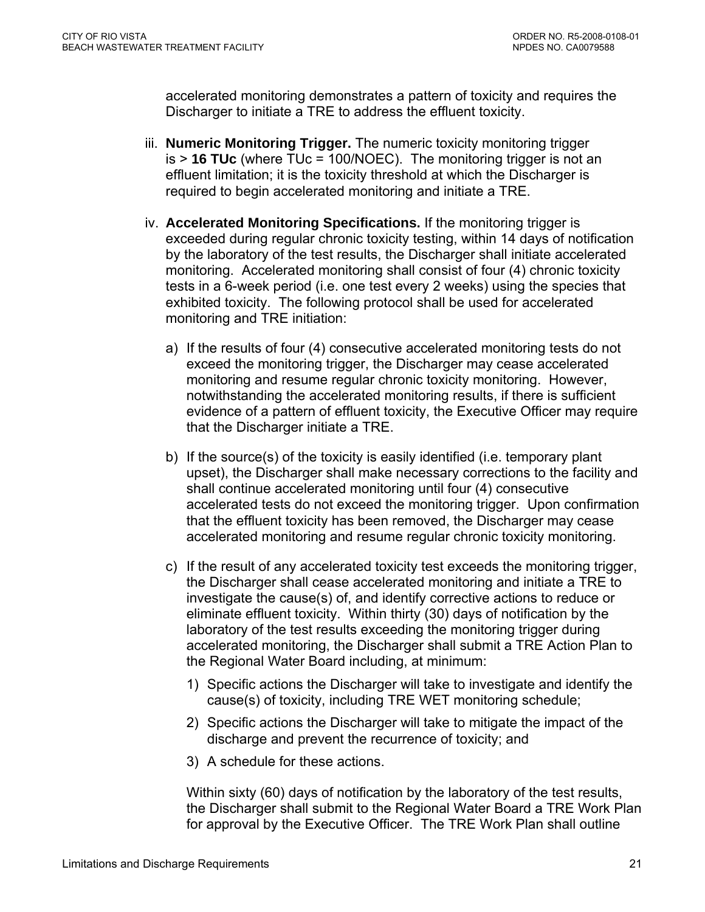accelerated monitoring demonstrates a pattern of toxicity and requires the Discharger to initiate a TRE to address the effluent toxicity.

iii. **Numeric Monitoring Trigger.** The numeric toxicity monitoring trigger is > **16 TUc** (where TUc = 100/NOEC). The monitoring trigger is not an effluent limitation; it is the toxicity threshold at which the Discharger is required to begin accelerated monitoring and initiate a TRE.

iv. **Accelerated Monitoring Specifications.** If the monitoring trigger is exceeded during regular chronic toxicity testing, within 14 days of notification by the laboratory of the test results, the Discharger shall initiate accelerated monitoring. Accelerated monitoring shall consist of four (4) chronic toxicity tests in a 6-week period (i.e. one test every 2 weeks) using the species that exhibited toxicity. The following protocol shall be used for accelerated monitoring and TRE initiation:

   a) If the results of four (4) consecutive accelerated monitoring tests do not exceed the monitoring trigger, the Discharger may cease accelerated monitoring and resume regular chronic toxicity monitoring. However, notwithstanding the accelerated monitoring results, if there is sufficient evidence of a pattern of effluent toxicity, the Executive Officer may require that the Discharger initiate a TRE.

   b) If the source(s) of the toxicity is easily identified (i.e. temporary plant upset), the Discharger shall make necessary corrections to the facility and shall continue accelerated monitoring until four (4) consecutive accelerated tests do not exceed the monitoring trigger. Upon confirmation that the effluent toxicity has been removed, the Discharger may cease accelerated monitoring and resume regular chronic toxicity monitoring.

   c) If the result of any accelerated toxicity test exceeds the monitoring trigger, the Discharger shall cease accelerated monitoring and initiate a TRE to investigate the cause(s) of, and identify corrective actions to reduce or eliminate effluent toxicity. Within thirty (30) days of notification by the laboratory of the test results exceeding the monitoring trigger during accelerated monitoring, the Discharger shall submit a TRE Action Plan to the Regional Water Board including, at minimum:

      1) Specific actions the Discharger will take to investigate and identify the cause(s) of toxicity, including TRE WET monitoring schedule;

      2) Specific actions the Discharger will take to mitigate the impact of the discharge and prevent the recurrence of toxicity; and

      3) A schedule for these actions.

      Within sixty (60) days of notification by the laboratory of the test results, the Discharger shall submit to the Regional Water Board a TRE Work Plan for approval by the Executive Officer. The TRE Work Plan shall outline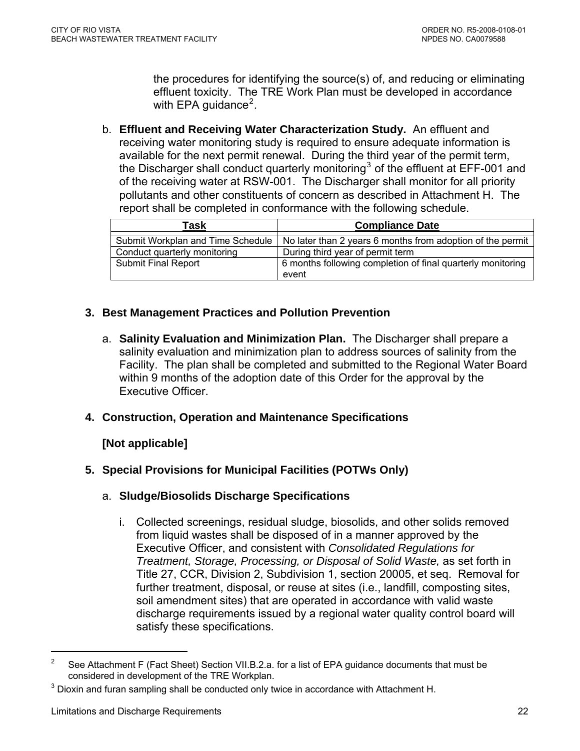the procedures for identifying the source(s) of, and reducing or eliminating effluent toxicity. The TRE Work Plan must be developed in accordance with EPA guidance[2].

b. **Effluent and Receiving Water Characterization Study.** An effluent and receiving water monitoring study is required to ensure adequate information is available for the next permit renewal. During the third year of the permit term, the Discharger shall conduct quarterly monitoring[3] of the effluent at EFF-001 and of the receiving water at RSW-001. The Discharger shall monitor for all priority pollutants and other constituents of concern as described in Attachment H. The report shall be completed in conformance with the following schedule.

| Task | Compliance Date |
|---|---|
| Submit Workplan and Time Schedule | No later than 2 years 6 months from adoption of the permit |
| Conduct quarterly monitoring | During third year of permit term |
| Submit Final Report | 6 months following completion of final quarterly monitoring event |

### 3. Best Management Practices and Pollution Prevention

a. **Salinity Evaluation and Minimization Plan.** The Discharger shall prepare a salinity evaluation and minimization plan to address sources of salinity from the Facility. The plan shall be completed and submitted to the Regional Water Board within 9 months of the adoption date of this Order for the approval by the Executive Officer.

### 4. Construction, Operation and Maintenance Specifications

**[Not applicable]**

### 5. Special Provisions for Municipal Facilities (POTWs Only)

a. **Sludge/Biosolids Discharge Specifications**

i. Collected screenings, residual sludge, biosolids, and other solids removed from liquid wastes shall be disposed of in a manner approved by the Executive Officer, and consistent with *Consolidated Regulations for Treatment, Storage, Processing, or Disposal of Solid Waste,* as set forth in Title 27, CCR, Division 2, Subdivision 1, section 20005, et seq. Removal for further treatment, disposal, or reuse at sites (i.e., landfill, composting sites, soil amendment sites) that are operated in accordance with valid waste discharge requirements issued by a regional water quality control board will satisfy these specifications.

---

[2] See Attachment F (Fact Sheet) Section VII.B.2.a. for a list of EPA guidance documents that must be considered in development of the TRE Workplan.

[3] Dioxin and furan sampling shall be conducted only twice in accordance with Attachment H.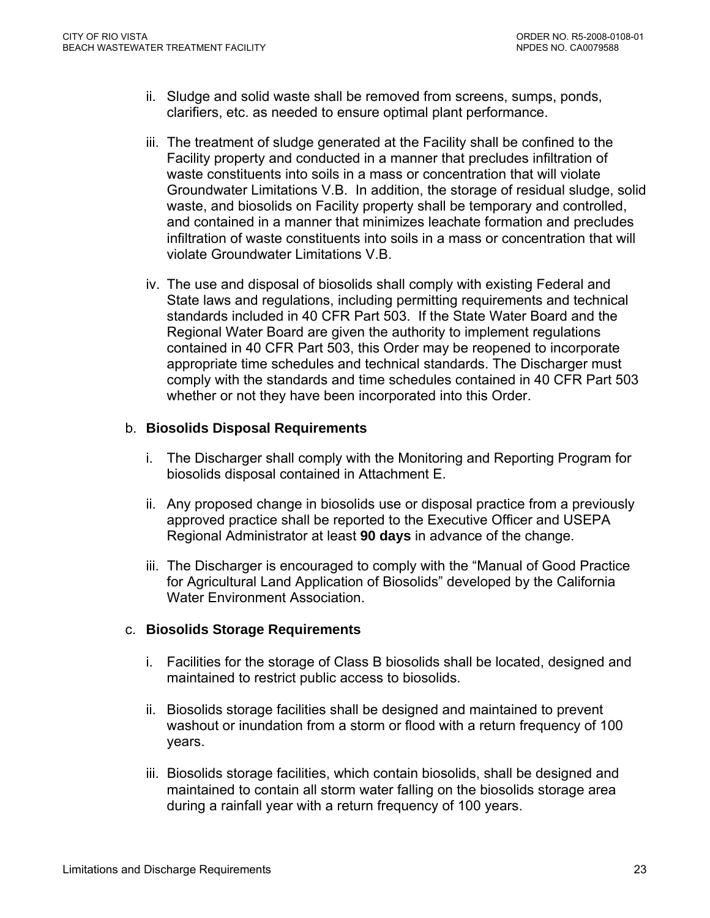ii. Sludge and solid waste shall be removed from screens, sumps, ponds, clarifiers, etc. as needed to ensure optimal plant performance.

iii. The treatment of sludge generated at the Facility shall be confined to the Facility property and conducted in a manner that precludes infiltration of waste constituents into soils in a mass or concentration that will violate Groundwater Limitations V.B. In addition, the storage of residual sludge, solid waste, and biosolids on Facility property shall be temporary and controlled, and contained in a manner that minimizes leachate formation and precludes infiltration of waste constituents into soils in a mass or concentration that will violate Groundwater Limitations V.B.

iv. The use and disposal of biosolids shall comply with existing Federal and State laws and regulations, including permitting requirements and technical standards included in 40 CFR Part 503. If the State Water Board and the Regional Water Board are given the authority to implement regulations contained in 40 CFR Part 503, this Order may be reopened to incorporate appropriate time schedules and technical standards. The Discharger must comply with the standards and time schedules contained in 40 CFR Part 503 whether or not they have been incorporated into this Order.

b. **Biosolids Disposal Requirements**

i. The Discharger shall comply with the Monitoring and Reporting Program for biosolids disposal contained in Attachment E.

ii. Any proposed change in biosolids use or disposal practice from a previously approved practice shall be reported to the Executive Officer and USEPA Regional Administrator at least **90 days** in advance of the change.

iii. The Discharger is encouraged to comply with the "Manual of Good Practice for Agricultural Land Application of Biosolids" developed by the California Water Environment Association.

c. **Biosolids Storage Requirements**

i. Facilities for the storage of Class B biosolids shall be located, designed and maintained to restrict public access to biosolids.

ii. Biosolids storage facilities shall be designed and maintained to prevent washout or inundation from a storm or flood with a return frequency of 100 years.

iii. Biosolids storage facilities, which contain biosolids, shall be designed and maintained to contain all storm water falling on the biosolids storage area during a rainfall year with a return frequency of 100 years.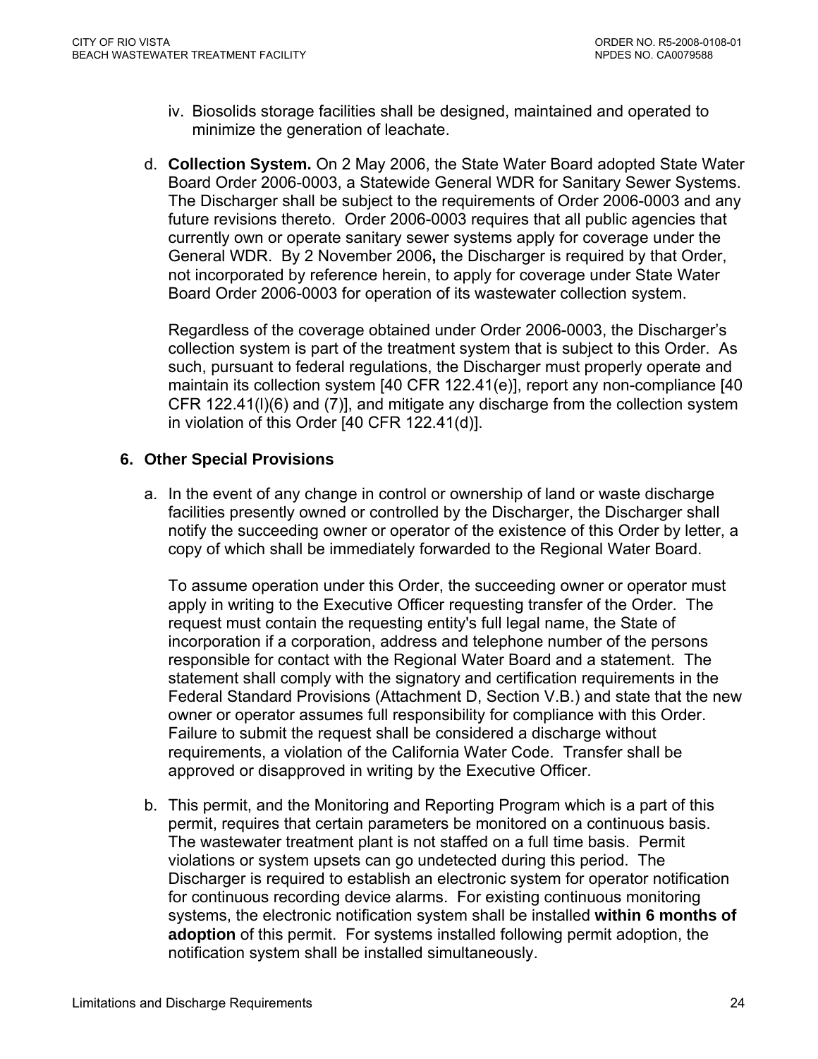iv. Biosolids storage facilities shall be designed, maintained and operated to minimize the generation of leachate.

d. **Collection System.** On 2 May 2006, the State Water Board adopted State Water Board Order 2006-0003, a Statewide General WDR for Sanitary Sewer Systems. The Discharger shall be subject to the requirements of Order 2006-0003 and any future revisions thereto. Order 2006-0003 requires that all public agencies that currently own or operate sanitary sewer systems apply for coverage under the General WDR. By 2 November 2006**,** the Discharger is required by that Order, not incorporated by reference herein, to apply for coverage under State Water Board Order 2006-0003 for operation of its wastewater collection system.

   Regardless of the coverage obtained under Order 2006-0003, the Discharger's collection system is part of the treatment system that is subject to this Order. As such, pursuant to federal regulations, the Discharger must properly operate and maintain its collection system [40 CFR 122.41(e)], report any non-compliance [40 CFR 122.41(l)(6) and (7)], and mitigate any discharge from the collection system in violation of this Order [40 CFR 122.41(d)].

### 6. Other Special Provisions

a. In the event of any change in control or ownership of land or waste discharge facilities presently owned or controlled by the Discharger, the Discharger shall notify the succeeding owner or operator of the existence of this Order by letter, a copy of which shall be immediately forwarded to the Regional Water Board.

   To assume operation under this Order, the succeeding owner or operator must apply in writing to the Executive Officer requesting transfer of the Order. The request must contain the requesting entity's full legal name, the State of incorporation if a corporation, address and telephone number of the persons responsible for contact with the Regional Water Board and a statement. The statement shall comply with the signatory and certification requirements in the Federal Standard Provisions (Attachment D, Section V.B.) and state that the new owner or operator assumes full responsibility for compliance with this Order. Failure to submit the request shall be considered a discharge without requirements, a violation of the California Water Code. Transfer shall be approved or disapproved in writing by the Executive Officer.

b. This permit, and the Monitoring and Reporting Program which is a part of this permit, requires that certain parameters be monitored on a continuous basis. The wastewater treatment plant is not staffed on a full time basis. Permit violations or system upsets can go undetected during this period. The Discharger is required to establish an electronic system for operator notification for continuous recording device alarms. For existing continuous monitoring systems, the electronic notification system shall be installed **within 6 months of adoption** of this permit. For systems installed following permit adoption, the notification system shall be installed simultaneously.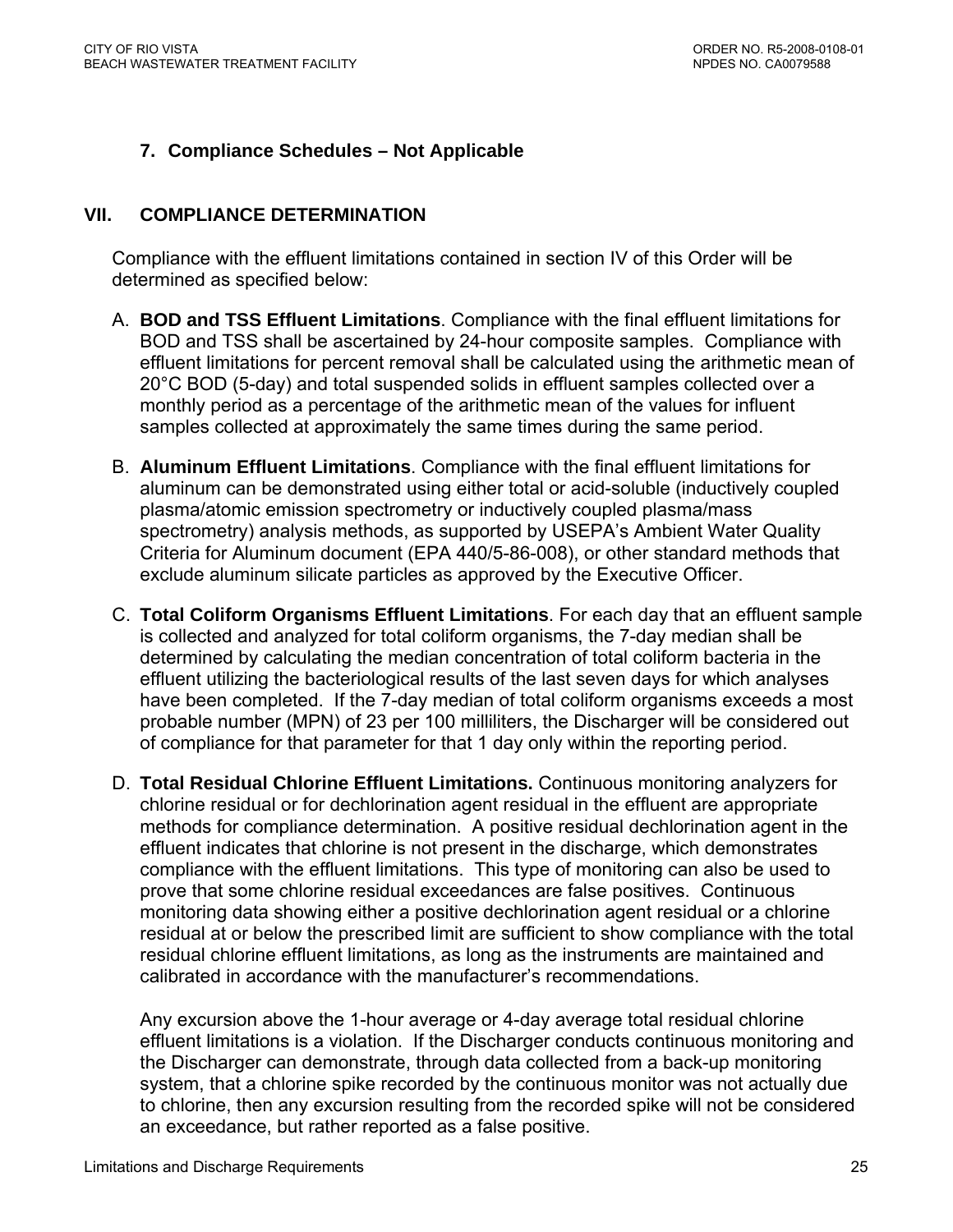### 7. Compliance Schedules – Not Applicable

## VII. COMPLIANCE DETERMINATION

Compliance with the effluent limitations contained in section IV of this Order will be determined as specified below:

A. **BOD and TSS Effluent Limitations**. Compliance with the final effluent limitations for BOD and TSS shall be ascertained by 24-hour composite samples. Compliance with effluent limitations for percent removal shall be calculated using the arithmetic mean of 20°C BOD (5-day) and total suspended solids in effluent samples collected over a monthly period as a percentage of the arithmetic mean of the values for influent samples collected at approximately the same times during the same period.

B. **Aluminum Effluent Limitations**. Compliance with the final effluent limitations for aluminum can be demonstrated using either total or acid-soluble (inductively coupled plasma/atomic emission spectrometry or inductively coupled plasma/mass spectrometry) analysis methods, as supported by USEPA's Ambient Water Quality Criteria for Aluminum document (EPA 440/5-86-008), or other standard methods that exclude aluminum silicate particles as approved by the Executive Officer.

C. **Total Coliform Organisms Effluent Limitations**. For each day that an effluent sample is collected and analyzed for total coliform organisms, the 7-day median shall be determined by calculating the median concentration of total coliform bacteria in the effluent utilizing the bacteriological results of the last seven days for which analyses have been completed. If the 7-day median of total coliform organisms exceeds a most probable number (MPN) of 23 per 100 milliliters, the Discharger will be considered out of compliance for that parameter for that 1 day only within the reporting period.

D. **Total Residual Chlorine Effluent Limitations.** Continuous monitoring analyzers for chlorine residual or for dechlorination agent residual in the effluent are appropriate methods for compliance determination. A positive residual dechlorination agent in the effluent indicates that chlorine is not present in the discharge, which demonstrates compliance with the effluent limitations. This type of monitoring can also be used to prove that some chlorine residual exceedances are false positives. Continuous monitoring data showing either a positive dechlorination agent residual or a chlorine residual at or below the prescribed limit are sufficient to show compliance with the total residual chlorine effluent limitations, as long as the instruments are maintained and calibrated in accordance with the manufacturer's recommendations.

   Any excursion above the 1-hour average or 4-day average total residual chlorine effluent limitations is a violation. If the Discharger conducts continuous monitoring and the Discharger can demonstrate, through data collected from a back-up monitoring system, that a chlorine spike recorded by the continuous monitor was not actually due to chlorine, then any excursion resulting from the recorded spike will not be considered an exceedance, but rather reported as a false positive.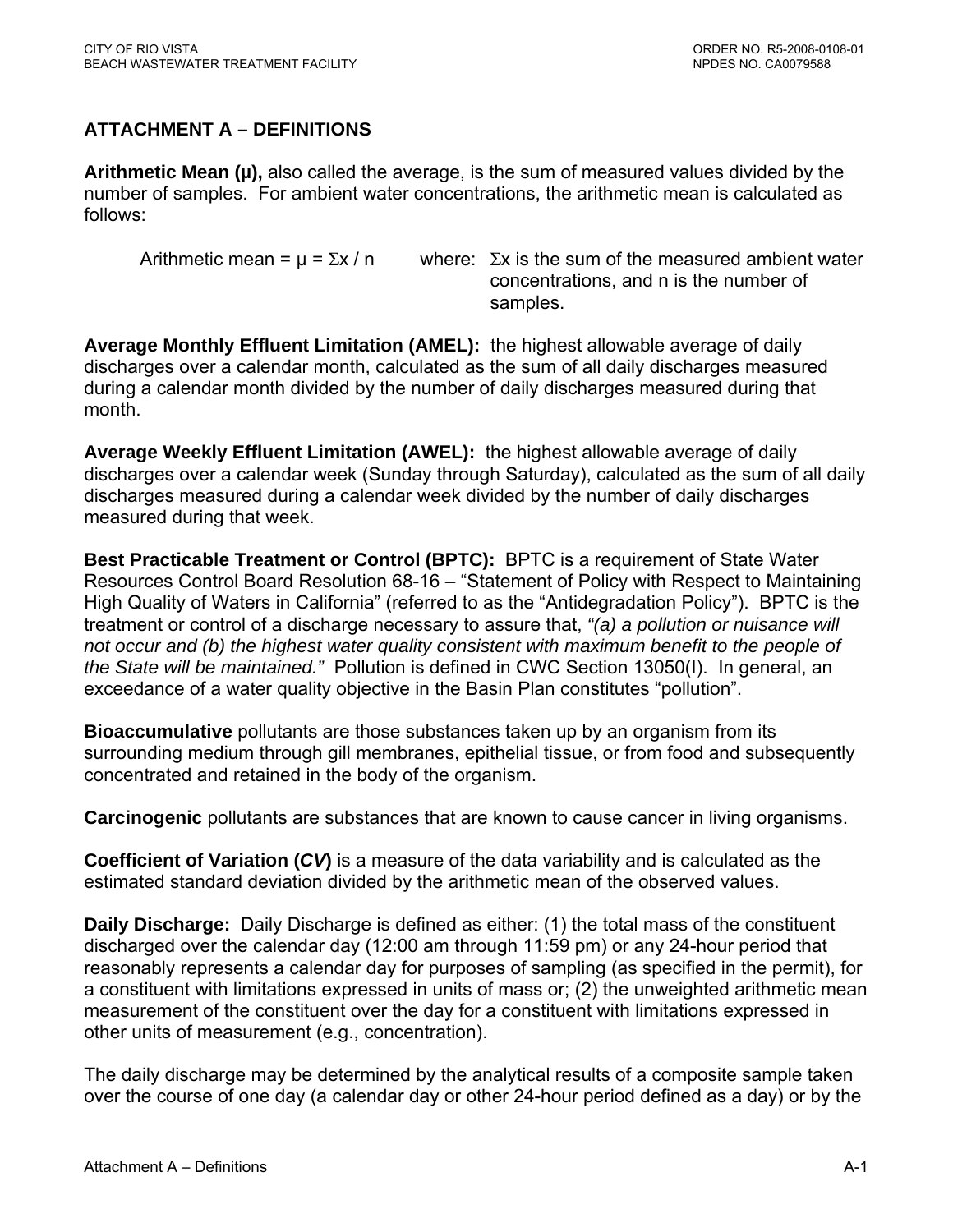## ATTACHMENT A – DEFINITIONS

**Arithmetic Mean (µ),** also called the average, is the sum of measured values divided by the number of samples. For ambient water concentrations, the arithmetic mean is calculated as follows:

Arithmetic mean = $\mu = \Sigma x / n$ where: $\Sigma x$ is the sum of the measured ambient water concentrations, and n is the number of samples.

**Average Monthly Effluent Limitation (AMEL):** the highest allowable average of daily discharges over a calendar month, calculated as the sum of all daily discharges measured during a calendar month divided by the number of daily discharges measured during that month.

**Average Weekly Effluent Limitation (AWEL):** the highest allowable average of daily discharges over a calendar week (Sunday through Saturday), calculated as the sum of all daily discharges measured during a calendar week divided by the number of daily discharges measured during that week.

**Best Practicable Treatment or Control (BPTC):** BPTC is a requirement of State Water Resources Control Board Resolution 68-16 – "Statement of Policy with Respect to Maintaining High Quality of Waters in California" (referred to as the "Antidegradation Policy"). BPTC is the treatment or control of a discharge necessary to assure that, *"(a) a pollution or nuisance will not occur and (b) the highest water quality consistent with maximum benefit to the people of the State will be maintained."* Pollution is defined in CWC Section 13050(I). In general, an exceedance of a water quality objective in the Basin Plan constitutes "pollution".

**Bioaccumulative** pollutants are those substances taken up by an organism from its surrounding medium through gill membranes, epithelial tissue, or from food and subsequently concentrated and retained in the body of the organism.

**Carcinogenic** pollutants are substances that are known to cause cancer in living organisms.

**Coefficient of Variation (*CV*)** is a measure of the data variability and is calculated as the estimated standard deviation divided by the arithmetic mean of the observed values.

**Daily Discharge:** Daily Discharge is defined as either: (1) the total mass of the constituent discharged over the calendar day (12:00 am through 11:59 pm) or any 24-hour period that reasonably represents a calendar day for purposes of sampling (as specified in the permit), for a constituent with limitations expressed in units of mass or; (2) the unweighted arithmetic mean measurement of the constituent over the day for a constituent with limitations expressed in other units of measurement (e.g., concentration).

The daily discharge may be determined by the analytical results of a composite sample taken over the course of one day (a calendar day or other 24-hour period defined as a day) or by the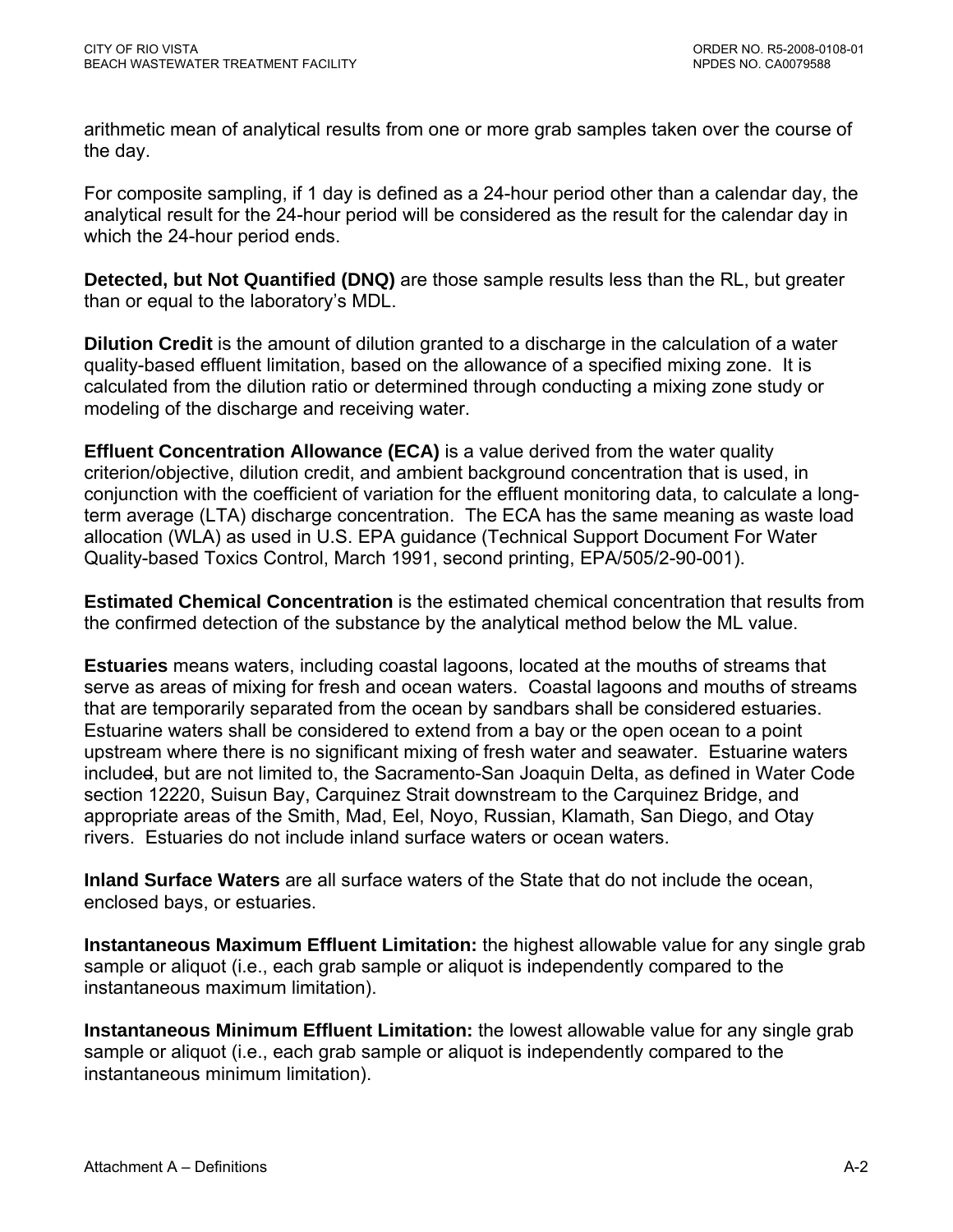arithmetic mean of analytical results from one or more grab samples taken over the course of the day.

For composite sampling, if 1 day is defined as a 24-hour period other than a calendar day, the analytical result for the 24-hour period will be considered as the result for the calendar day in which the 24-hour period ends.

**Detected, but Not Quantified (DNQ)** are those sample results less than the RL, but greater than or equal to the laboratory's MDL.

**Dilution Credit** is the amount of dilution granted to a discharge in the calculation of a water quality-based effluent limitation, based on the allowance of a specified mixing zone. It is calculated from the dilution ratio or determined through conducting a mixing zone study or modeling of the discharge and receiving water.

**Effluent Concentration Allowance (ECA)** is a value derived from the water quality criterion/objective, dilution credit, and ambient background concentration that is used, in conjunction with the coefficient of variation for the effluent monitoring data, to calculate a long-term average (LTA) discharge concentration. The ECA has the same meaning as waste load allocation (WLA) as used in U.S. EPA guidance (Technical Support Document For Water Quality-based Toxics Control, March 1991, second printing, EPA/505/2-90-001).

**Estimated Chemical Concentration** is the estimated chemical concentration that results from the confirmed detection of the substance by the analytical method below the ML value.

**Estuaries** means waters, including coastal lagoons, located at the mouths of streams that serve as areas of mixing for fresh and ocean waters. Coastal lagoons and mouths of streams that are temporarily separated from the ocean by sandbars shall be considered estuaries. Estuarine waters shall be considered to extend from a bay or the open ocean to a point upstream where there is no significant mixing of fresh water and seawater. Estuarine waters include~~d~~, but are not limited to, the Sacramento-San Joaquin Delta, as defined in Water Code section 12220, Suisun Bay, Carquinez Strait downstream to the Carquinez Bridge, and appropriate areas of the Smith, Mad, Eel, Noyo, Russian, Klamath, San Diego, and Otay rivers. Estuaries do not include inland surface waters or ocean waters.

**Inland Surface Waters** are all surface waters of the State that do not include the ocean, enclosed bays, or estuaries.

**Instantaneous Maximum Effluent Limitation:** the highest allowable value for any single grab sample or aliquot (i.e., each grab sample or aliquot is independently compared to the instantaneous maximum limitation).

**Instantaneous Minimum Effluent Limitation:** the lowest allowable value for any single grab sample or aliquot (i.e., each grab sample or aliquot is independently compared to the instantaneous minimum limitation).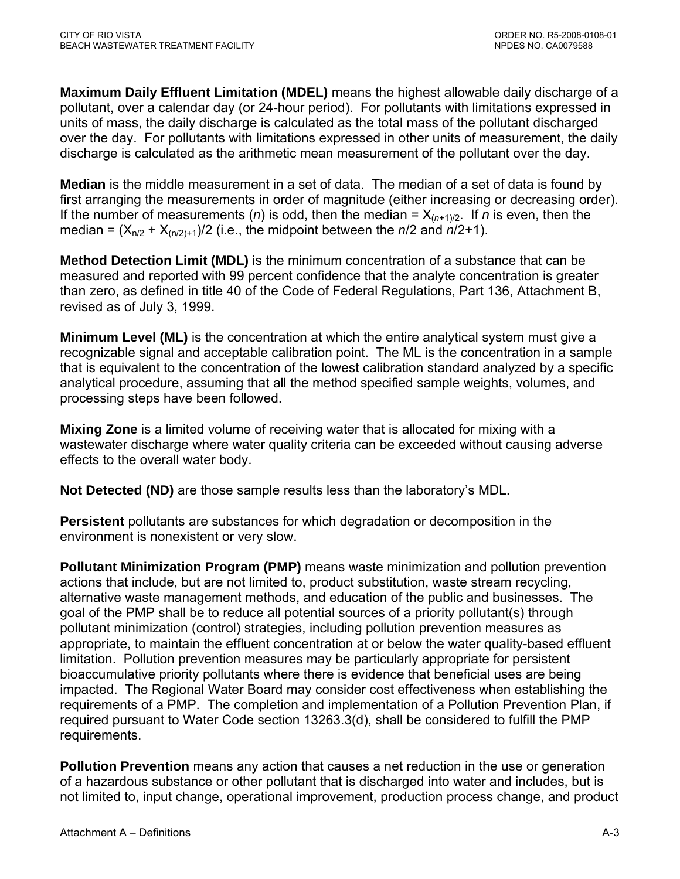**Maximum Daily Effluent Limitation (MDEL)** means the highest allowable daily discharge of a pollutant, over a calendar day (or 24-hour period). For pollutants with limitations expressed in units of mass, the daily discharge is calculated as the total mass of the pollutant discharged over the day. For pollutants with limitations expressed in other units of measurement, the daily discharge is calculated as the arithmetic mean measurement of the pollutant over the day.

**Median** is the middle measurement in a set of data. The median of a set of data is found by first arranging the measurements in order of magnitude (either increasing or decreasing order). If the number of measurements (*n*) is odd, then the median = $X_{(n+1)/2}$. If *n* is even, then the median = $(X_{n/2} + X_{(n/2)+1})/2$ (i.e., the midpoint between the *n*/2 and *n*/2+1).

**Method Detection Limit (MDL)** is the minimum concentration of a substance that can be measured and reported with 99 percent confidence that the analyte concentration is greater than zero, as defined in title 40 of the Code of Federal Regulations, Part 136, Attachment B, revised as of July 3, 1999.

**Minimum Level (ML)** is the concentration at which the entire analytical system must give a recognizable signal and acceptable calibration point. The ML is the concentration in a sample that is equivalent to the concentration of the lowest calibration standard analyzed by a specific analytical procedure, assuming that all the method specified sample weights, volumes, and processing steps have been followed.

**Mixing Zone** is a limited volume of receiving water that is allocated for mixing with a wastewater discharge where water quality criteria can be exceeded without causing adverse effects to the overall water body.

**Not Detected (ND)** are those sample results less than the laboratory's MDL.

**Persistent** pollutants are substances for which degradation or decomposition in the environment is nonexistent or very slow.

**Pollutant Minimization Program (PMP)** means waste minimization and pollution prevention actions that include, but are not limited to, product substitution, waste stream recycling, alternative waste management methods, and education of the public and businesses. The goal of the PMP shall be to reduce all potential sources of a priority pollutant(s) through pollutant minimization (control) strategies, including pollution prevention measures as appropriate, to maintain the effluent concentration at or below the water quality-based effluent limitation. Pollution prevention measures may be particularly appropriate for persistent bioaccumulative priority pollutants where there is evidence that beneficial uses are being impacted. The Regional Water Board may consider cost effectiveness when establishing the requirements of a PMP. The completion and implementation of a Pollution Prevention Plan, if required pursuant to Water Code section 13263.3(d), shall be considered to fulfill the PMP requirements.

**Pollution Prevention** means any action that causes a net reduction in the use or generation of a hazardous substance or other pollutant that is discharged into water and includes, but is not limited to, input change, operational improvement, production process change, and product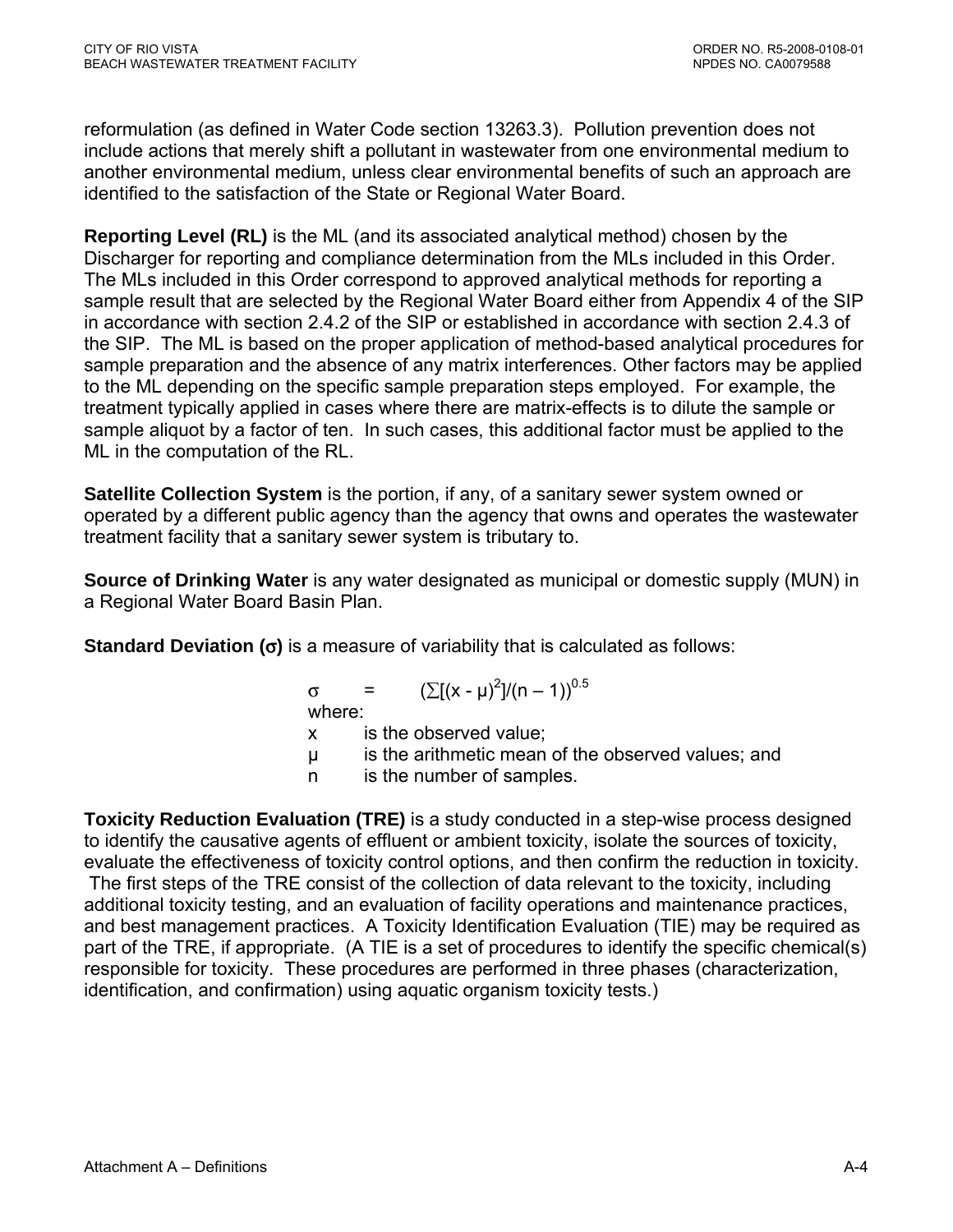reformulation (as defined in Water Code section 13263.3). Pollution prevention does not include actions that merely shift a pollutant in wastewater from one environmental medium to another environmental medium, unless clear environmental benefits of such an approach are identified to the satisfaction of the State or Regional Water Board.

**Reporting Level (RL)** is the ML (and its associated analytical method) chosen by the Discharger for reporting and compliance determination from the MLs included in this Order. The MLs included in this Order correspond to approved analytical methods for reporting a sample result that are selected by the Regional Water Board either from Appendix 4 of the SIP in accordance with section 2.4.2 of the SIP or established in accordance with section 2.4.3 of the SIP. The ML is based on the proper application of method-based analytical procedures for sample preparation and the absence of any matrix interferences. Other factors may be applied to the ML depending on the specific sample preparation steps employed. For example, the treatment typically applied in cases where there are matrix-effects is to dilute the sample or sample aliquot by a factor of ten. In such cases, this additional factor must be applied to the ML in the computation of the RL.

**Satellite Collection System** is the portion, if any, of a sanitary sewer system owned or operated by a different public agency than the agency that owns and operates the wastewater treatment facility that a sanitary sewer system is tributary to.

**Source of Drinking Water** is any water designated as municipal or domestic supply (MUN) in a Regional Water Board Basin Plan.

**Standard Deviation (σ)** is a measure of variability that is calculated as follows:

$$\sigma = \left(\sum[(x - \mu)^2]/(n - 1)\right)^{0.5}$$

where:

- $x$ is the observed value;
- $\mu$ is the arithmetic mean of the observed values; and
- $n$ is the number of samples.

**Toxicity Reduction Evaluation (TRE)** is a study conducted in a step-wise process designed to identify the causative agents of effluent or ambient toxicity, isolate the sources of toxicity, evaluate the effectiveness of toxicity control options, and then confirm the reduction in toxicity. The first steps of the TRE consist of the collection of data relevant to the toxicity, including additional toxicity testing, and an evaluation of facility operations and maintenance practices, and best management practices. A Toxicity Identification Evaluation (TIE) may be required as part of the TRE, if appropriate. (A TIE is a set of procedures to identify the specific chemical(s) responsible for toxicity. These procedures are performed in three phases (characterization, identification, and confirmation) using aquatic organism toxicity tests.)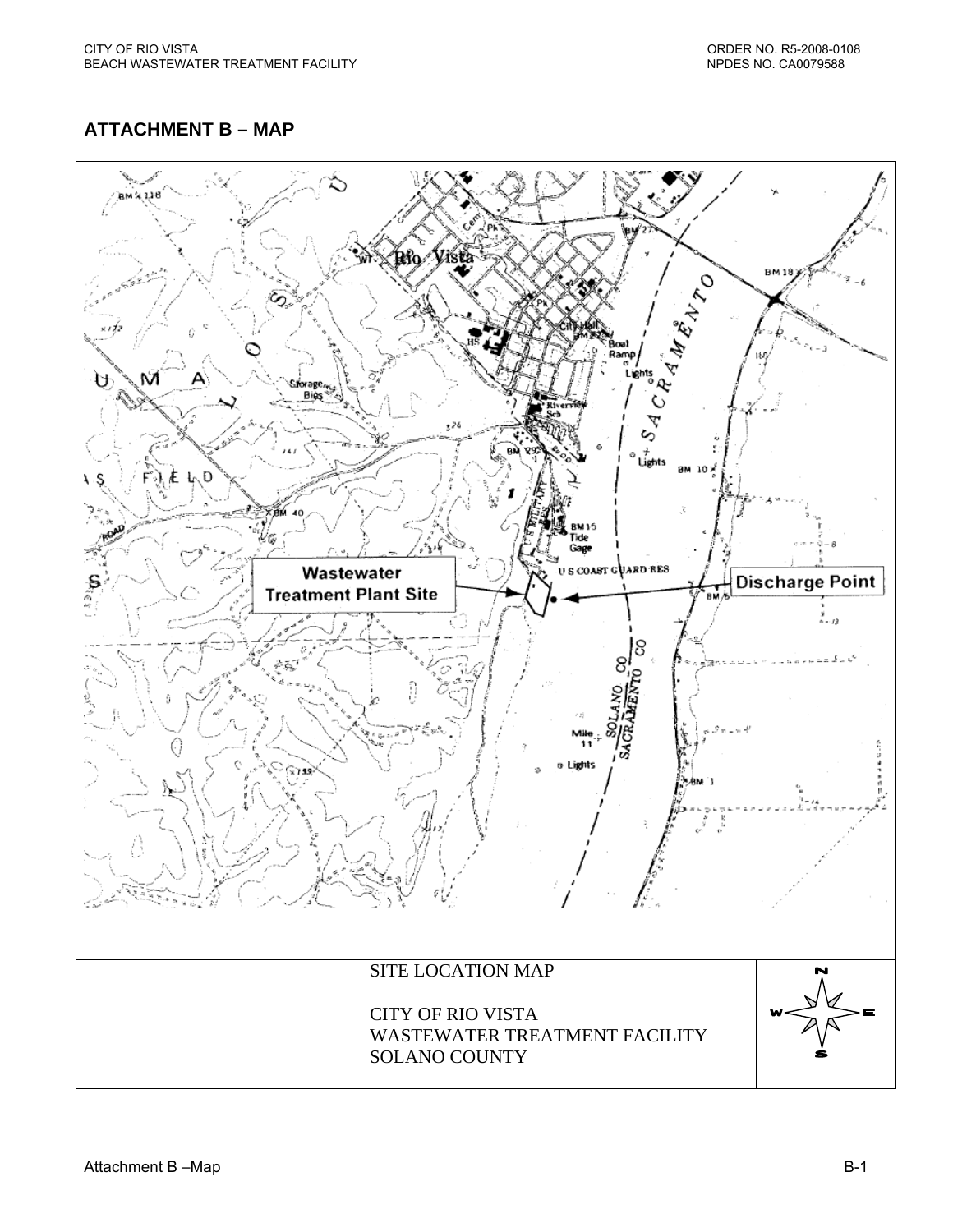## ATTACHMENT B – MAP

Wastewater Treatment Plant Site

Discharge Point

| | SITE LOCATION MAP<br><br>CITY OF RIO VISTA<br>WASTEWATER TREATMENT FACILITY<br>SOLANO COUNTY | N W E S |
|---|---|---|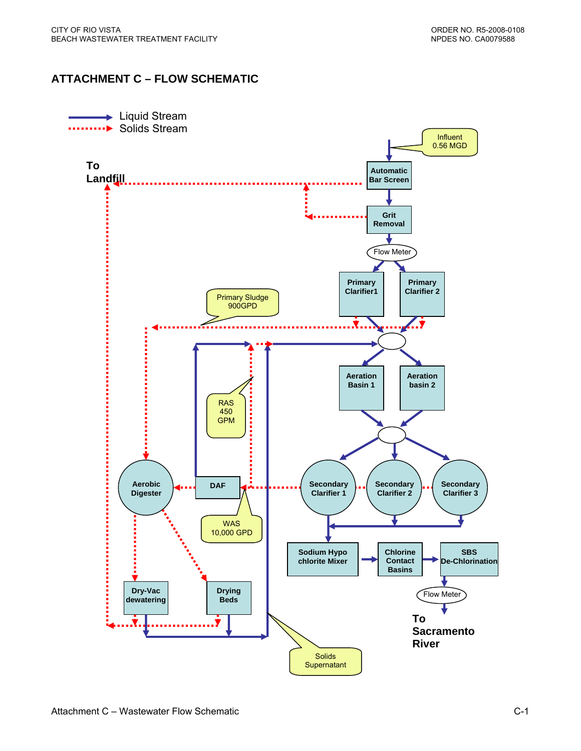# ATTACHMENT C – FLOW SCHEMATIC

Liquid Stream
Solids Stream

Influent 0.56 MGD

Automatic Bar Screen

Grit Removal

Flow Meter

Primary Clarifier1

Primary Clarifier 2

To Landfill

Primary Sludge 900GPD

Aeration Basin 1

Aeration basin 2

RAS 450 GPM

Aerobic Digester

DAF

Secondary Clarifier 1

Secondary Clarifier 2

Secondary Clarifier 3

WAS 10,000 GPD

Sodium Hypo chlorite Mixer

Chlorine Contact Basins

SBS De-Chlorination

Flow Meter

Dry-Vac dewatering

Drying Beds

To Sacramento River

Solids Supernatant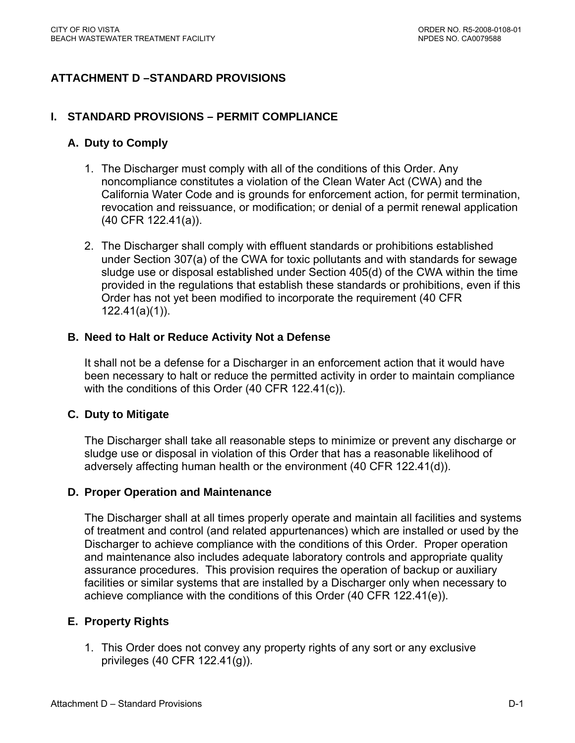# ATTACHMENT D –STANDARD PROVISIONS

## I. STANDARD PROVISIONS – PERMIT COMPLIANCE

### A. Duty to Comply

1. The Discharger must comply with all of the conditions of this Order. Any noncompliance constitutes a violation of the Clean Water Act (CWA) and the California Water Code and is grounds for enforcement action, for permit termination, revocation and reissuance, or modification; or denial of a permit renewal application (40 CFR 122.41(a)).

2. The Discharger shall comply with effluent standards or prohibitions established under Section 307(a) of the CWA for toxic pollutants and with standards for sewage sludge use or disposal established under Section 405(d) of the CWA within the time provided in the regulations that establish these standards or prohibitions, even if this Order has not yet been modified to incorporate the requirement (40 CFR 122.41(a)(1)).

### B. Need to Halt or Reduce Activity Not a Defense

It shall not be a defense for a Discharger in an enforcement action that it would have been necessary to halt or reduce the permitted activity in order to maintain compliance with the conditions of this Order (40 CFR 122.41(c)).

### C. Duty to Mitigate

The Discharger shall take all reasonable steps to minimize or prevent any discharge or sludge use or disposal in violation of this Order that has a reasonable likelihood of adversely affecting human health or the environment (40 CFR 122.41(d)).

### D. Proper Operation and Maintenance

The Discharger shall at all times properly operate and maintain all facilities and systems of treatment and control (and related appurtenances) which are installed or used by the Discharger to achieve compliance with the conditions of this Order. Proper operation and maintenance also includes adequate laboratory controls and appropriate quality assurance procedures. This provision requires the operation of backup or auxiliary facilities or similar systems that are installed by a Discharger only when necessary to achieve compliance with the conditions of this Order (40 CFR 122.41(e)).

### E. Property Rights

1. This Order does not convey any property rights of any sort or any exclusive privileges (40 CFR 122.41(g)).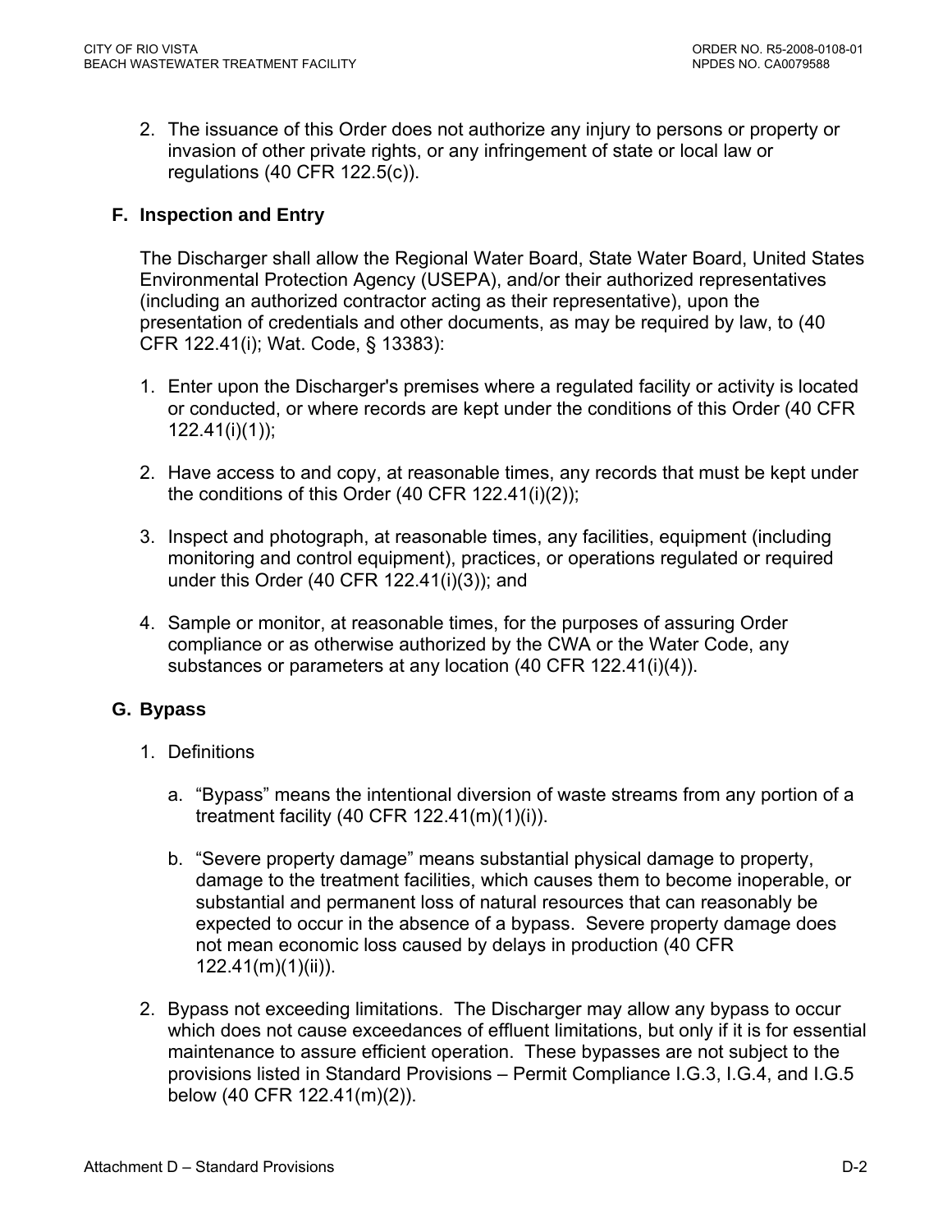2. The issuance of this Order does not authorize any injury to persons or property or invasion of other private rights, or any infringement of state or local law or regulations (40 CFR 122.5(c)).

### F. Inspection and Entry

The Discharger shall allow the Regional Water Board, State Water Board, United States Environmental Protection Agency (USEPA), and/or their authorized representatives (including an authorized contractor acting as their representative), upon the presentation of credentials and other documents, as may be required by law, to (40 CFR 122.41(i); Wat. Code, § 13383):

1. Enter upon the Discharger's premises where a regulated facility or activity is located or conducted, or where records are kept under the conditions of this Order (40 CFR 122.41(i)(1));

2. Have access to and copy, at reasonable times, any records that must be kept under the conditions of this Order (40 CFR 122.41(i)(2));

3. Inspect and photograph, at reasonable times, any facilities, equipment (including monitoring and control equipment), practices, or operations regulated or required under this Order (40 CFR 122.41(i)(3)); and

4. Sample or monitor, at reasonable times, for the purposes of assuring Order compliance or as otherwise authorized by the CWA or the Water Code, any substances or parameters at any location (40 CFR 122.41(i)(4)).

### G. Bypass

1. Definitions

   a. "Bypass" means the intentional diversion of waste streams from any portion of a treatment facility (40 CFR 122.41(m)(1)(i)).

   b. "Severe property damage" means substantial physical damage to property, damage to the treatment facilities, which causes them to become inoperable, or substantial and permanent loss of natural resources that can reasonably be expected to occur in the absence of a bypass. Severe property damage does not mean economic loss caused by delays in production (40 CFR 122.41(m)(1)(ii)).

2. Bypass not exceeding limitations. The Discharger may allow any bypass to occur which does not cause exceedances of effluent limitations, but only if it is for essential maintenance to assure efficient operation. These bypasses are not subject to the provisions listed in Standard Provisions – Permit Compliance I.G.3, I.G.4, and I.G.5 below (40 CFR 122.41(m)(2)).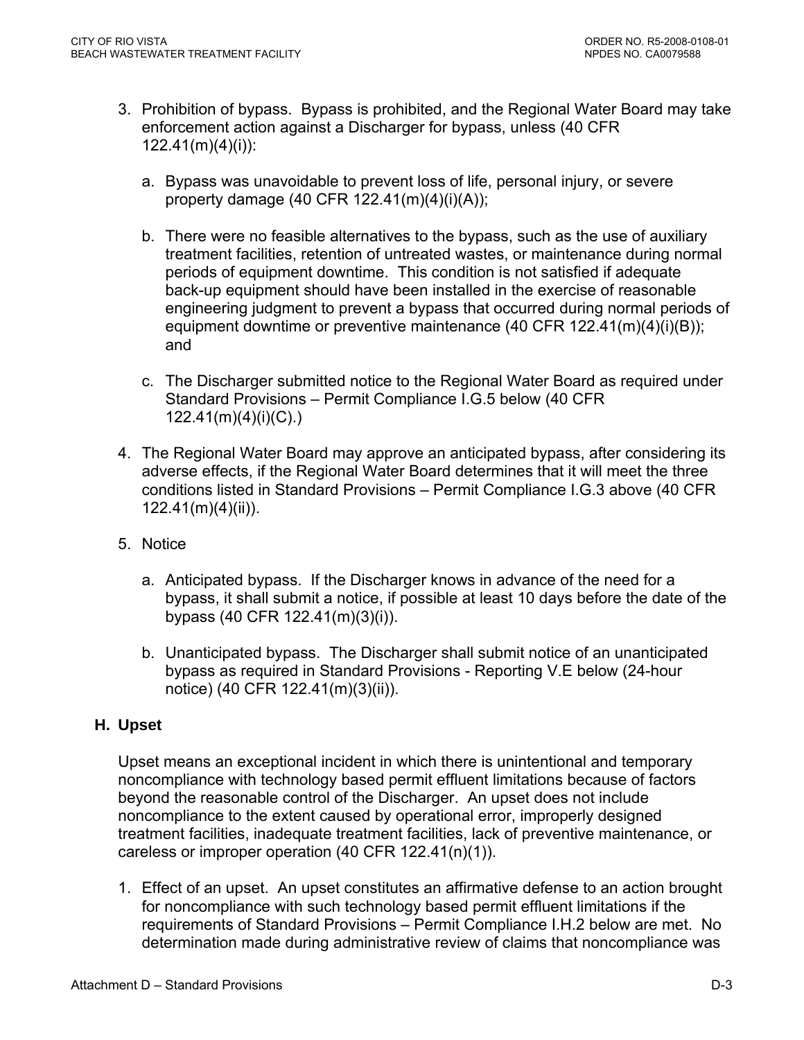3. Prohibition of bypass. Bypass is prohibited, and the Regional Water Board may take enforcement action against a Discharger for bypass, unless (40 CFR 122.41(m)(4)(i)):

   a. Bypass was unavoidable to prevent loss of life, personal injury, or severe property damage (40 CFR 122.41(m)(4)(i)(A));

   b. There were no feasible alternatives to the bypass, such as the use of auxiliary treatment facilities, retention of untreated wastes, or maintenance during normal periods of equipment downtime. This condition is not satisfied if adequate back-up equipment should have been installed in the exercise of reasonable engineering judgment to prevent a bypass that occurred during normal periods of equipment downtime or preventive maintenance (40 CFR 122.41(m)(4)(i)(B)); and

   c. The Discharger submitted notice to the Regional Water Board as required under Standard Provisions – Permit Compliance I.G.5 below (40 CFR 122.41(m)(4)(i)(C).)

4. The Regional Water Board may approve an anticipated bypass, after considering its adverse effects, if the Regional Water Board determines that it will meet the three conditions listed in Standard Provisions – Permit Compliance I.G.3 above (40 CFR 122.41(m)(4)(ii)).

5. Notice

   a. Anticipated bypass. If the Discharger knows in advance of the need for a bypass, it shall submit a notice, if possible at least 10 days before the date of the bypass (40 CFR 122.41(m)(3)(i)).

   b. Unanticipated bypass. The Discharger shall submit notice of an unanticipated bypass as required in Standard Provisions - Reporting V.E below (24-hour notice) (40 CFR 122.41(m)(3)(ii)).

### H. Upset

Upset means an exceptional incident in which there is unintentional and temporary noncompliance with technology based permit effluent limitations because of factors beyond the reasonable control of the Discharger. An upset does not include noncompliance to the extent caused by operational error, improperly designed treatment facilities, inadequate treatment facilities, lack of preventive maintenance, or careless or improper operation (40 CFR 122.41(n)(1)).

1. Effect of an upset. An upset constitutes an affirmative defense to an action brought for noncompliance with such technology based permit effluent limitations if the requirements of Standard Provisions – Permit Compliance I.H.2 below are met. No determination made during administrative review of claims that noncompliance was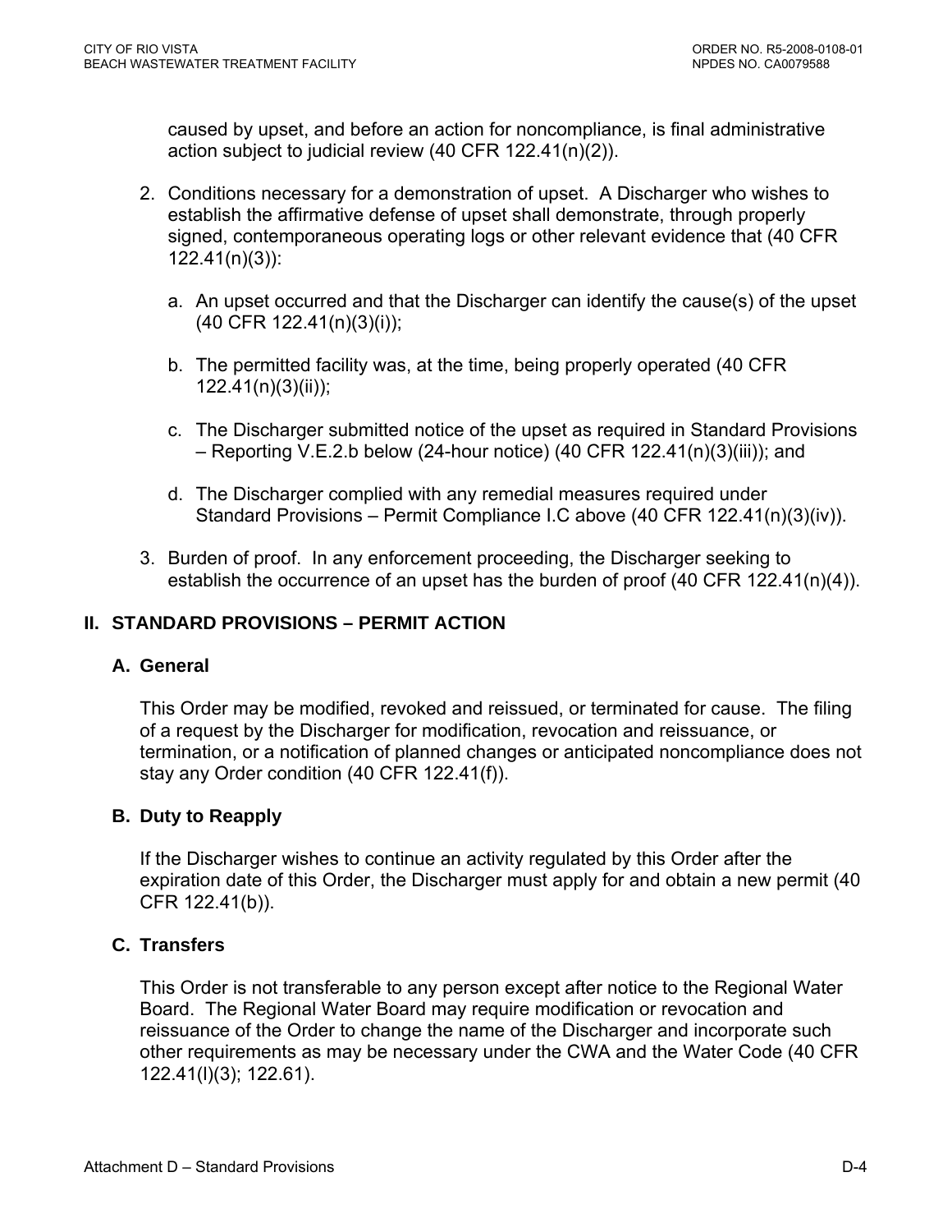caused by upset, and before an action for noncompliance, is final administrative action subject to judicial review (40 CFR 122.41(n)(2)).

2. Conditions necessary for a demonstration of upset. A Discharger who wishes to establish the affirmative defense of upset shall demonstrate, through properly signed, contemporaneous operating logs or other relevant evidence that (40 CFR 122.41(n)(3)):

   a. An upset occurred and that the Discharger can identify the cause(s) of the upset (40 CFR 122.41(n)(3)(i));

   b. The permitted facility was, at the time, being properly operated (40 CFR 122.41(n)(3)(ii));

   c. The Discharger submitted notice of the upset as required in Standard Provisions – Reporting V.E.2.b below (24-hour notice) (40 CFR 122.41(n)(3)(iii)); and

   d. The Discharger complied with any remedial measures required under Standard Provisions – Permit Compliance I.C above (40 CFR 122.41(n)(3)(iv)).

3. Burden of proof. In any enforcement proceeding, the Discharger seeking to establish the occurrence of an upset has the burden of proof (40 CFR 122.41(n)(4)).

## II. STANDARD PROVISIONS – PERMIT ACTION

### A. General

This Order may be modified, revoked and reissued, or terminated for cause. The filing of a request by the Discharger for modification, revocation and reissuance, or termination, or a notification of planned changes or anticipated noncompliance does not stay any Order condition (40 CFR 122.41(f)).

### B. Duty to Reapply

If the Discharger wishes to continue an activity regulated by this Order after the expiration date of this Order, the Discharger must apply for and obtain a new permit (40 CFR 122.41(b)).

### C. Transfers

This Order is not transferable to any person except after notice to the Regional Water Board. The Regional Water Board may require modification or revocation and reissuance of the Order to change the name of the Discharger and incorporate such other requirements as may be necessary under the CWA and the Water Code (40 CFR 122.41(l)(3); 122.61).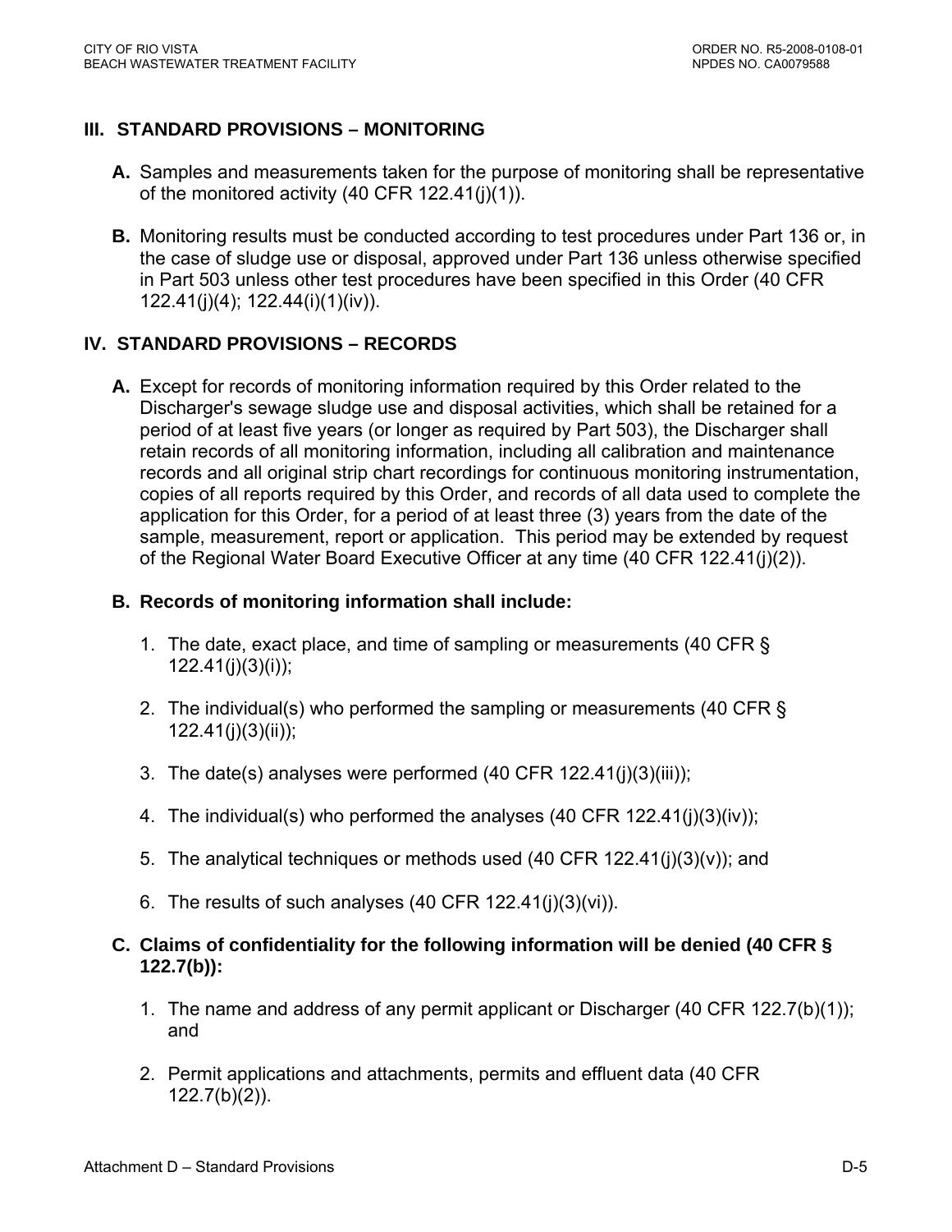## III. STANDARD PROVISIONS – MONITORING

**A.** Samples and measurements taken for the purpose of monitoring shall be representative of the monitored activity (40 CFR 122.41(j)(1)).

**B.** Monitoring results must be conducted according to test procedures under Part 136 or, in the case of sludge use or disposal, approved under Part 136 unless otherwise specified in Part 503 unless other test procedures have been specified in this Order (40 CFR 122.41(j)(4); 122.44(i)(1)(iv)).

## IV. STANDARD PROVISIONS – RECORDS

**A.** Except for records of monitoring information required by this Order related to the Discharger's sewage sludge use and disposal activities, which shall be retained for a period of at least five years (or longer as required by Part 503), the Discharger shall retain records of all monitoring information, including all calibration and maintenance records and all original strip chart recordings for continuous monitoring instrumentation, copies of all reports required by this Order, and records of all data used to complete the application for this Order, for a period of at least three (3) years from the date of the sample, measurement, report or application. This period may be extended by request of the Regional Water Board Executive Officer at any time (40 CFR 122.41(j)(2)).

**B. Records of monitoring information shall include:**

1. The date, exact place, and time of sampling or measurements (40 CFR § 122.41(j)(3)(i));
2. The individual(s) who performed the sampling or measurements (40 CFR § 122.41(j)(3)(ii));
3. The date(s) analyses were performed (40 CFR 122.41(j)(3)(iii));
4. The individual(s) who performed the analyses (40 CFR 122.41(j)(3)(iv));
5. The analytical techniques or methods used (40 CFR 122.41(j)(3)(v)); and
6. The results of such analyses (40 CFR 122.41(j)(3)(vi)).

**C. Claims of confidentiality for the following information will be denied (40 CFR § 122.7(b)):**

1. The name and address of any permit applicant or Discharger (40 CFR 122.7(b)(1)); and
2. Permit applications and attachments, permits and effluent data (40 CFR 122.7(b)(2)).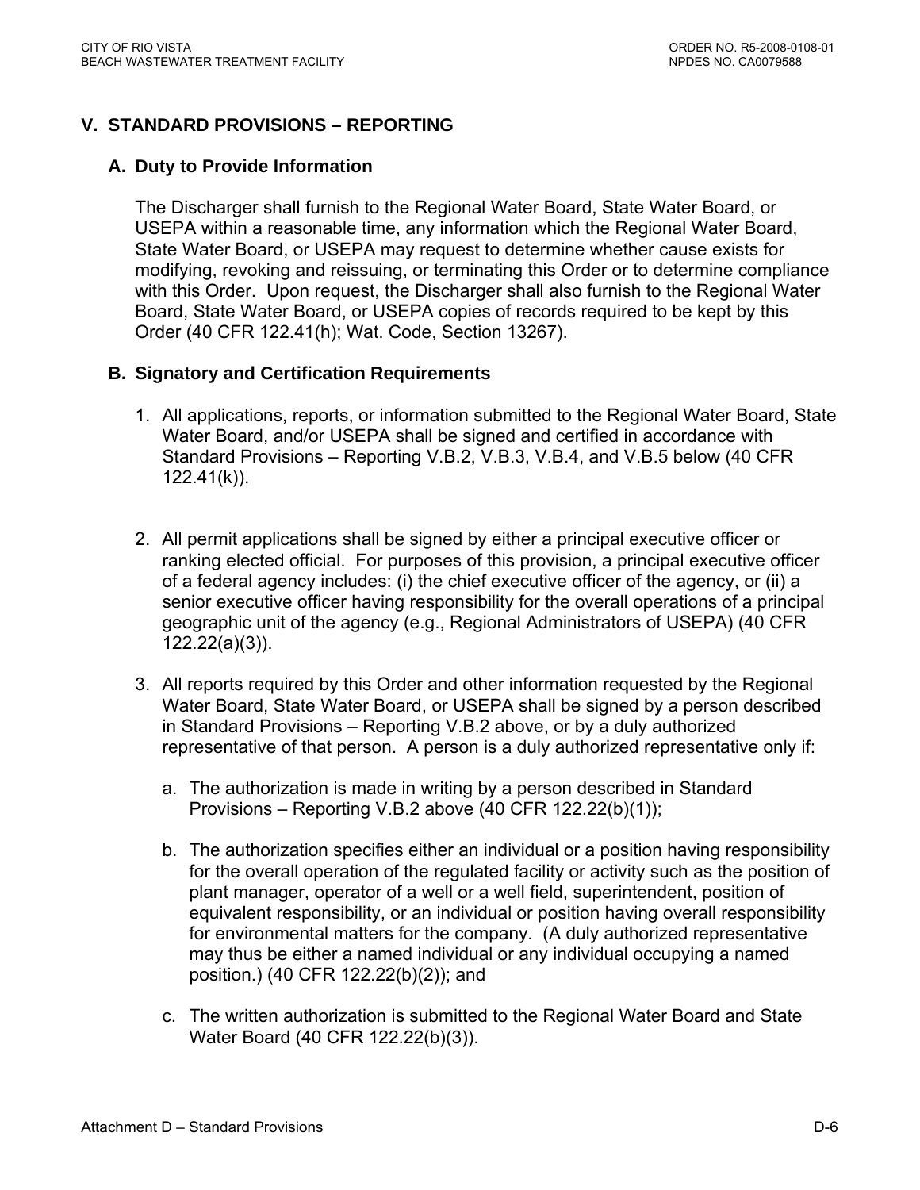## V. STANDARD PROVISIONS – REPORTING

### A. Duty to Provide Information

The Discharger shall furnish to the Regional Water Board, State Water Board, or USEPA within a reasonable time, any information which the Regional Water Board, State Water Board, or USEPA may request to determine whether cause exists for modifying, revoking and reissuing, or terminating this Order or to determine compliance with this Order. Upon request, the Discharger shall also furnish to the Regional Water Board, State Water Board, or USEPA copies of records required to be kept by this Order (40 CFR 122.41(h); Wat. Code, Section 13267).

### B. Signatory and Certification Requirements

1. All applications, reports, or information submitted to the Regional Water Board, State Water Board, and/or USEPA shall be signed and certified in accordance with Standard Provisions – Reporting V.B.2, V.B.3, V.B.4, and V.B.5 below (40 CFR 122.41(k)).

2. All permit applications shall be signed by either a principal executive officer or ranking elected official. For purposes of this provision, a principal executive officer of a federal agency includes: (i) the chief executive officer of the agency, or (ii) a senior executive officer having responsibility for the overall operations of a principal geographic unit of the agency (e.g., Regional Administrators of USEPA) (40 CFR 122.22(a)(3)).

3. All reports required by this Order and other information requested by the Regional Water Board, State Water Board, or USEPA shall be signed by a person described in Standard Provisions – Reporting V.B.2 above, or by a duly authorized representative of that person. A person is a duly authorized representative only if:

   a. The authorization is made in writing by a person described in Standard Provisions – Reporting V.B.2 above (40 CFR 122.22(b)(1));

   b. The authorization specifies either an individual or a position having responsibility for the overall operation of the regulated facility or activity such as the position of plant manager, operator of a well or a well field, superintendent, position of equivalent responsibility, or an individual or position having overall responsibility for environmental matters for the company. (A duly authorized representative may thus be either a named individual or any individual occupying a named position.) (40 CFR 122.22(b)(2)); and

   c. The written authorization is submitted to the Regional Water Board and State Water Board (40 CFR 122.22(b)(3)).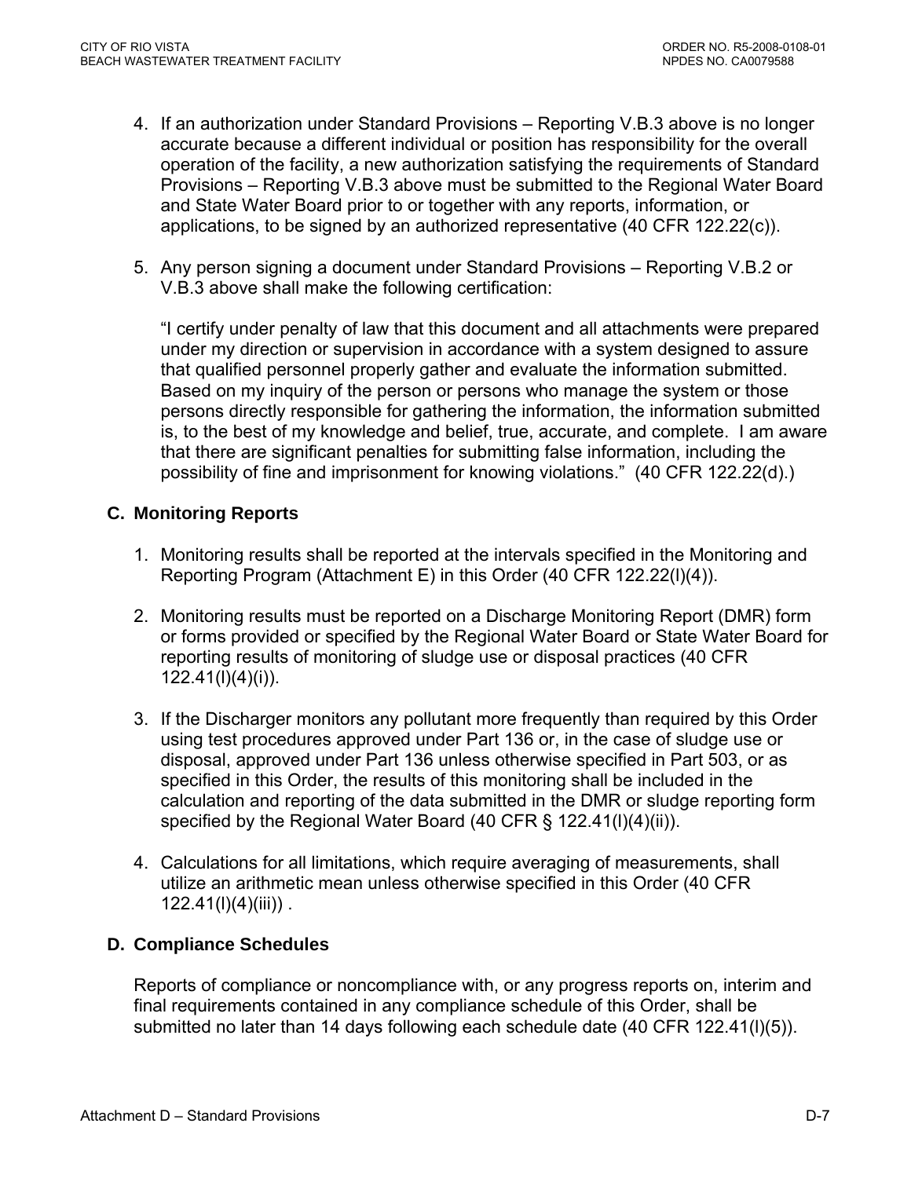4. If an authorization under Standard Provisions – Reporting V.B.3 above is no longer accurate because a different individual or position has responsibility for the overall operation of the facility, a new authorization satisfying the requirements of Standard Provisions – Reporting V.B.3 above must be submitted to the Regional Water Board and State Water Board prior to or together with any reports, information, or applications, to be signed by an authorized representative (40 CFR 122.22(c)).

5. Any person signing a document under Standard Provisions – Reporting V.B.2 or V.B.3 above shall make the following certification:

   "I certify under penalty of law that this document and all attachments were prepared under my direction or supervision in accordance with a system designed to assure that qualified personnel properly gather and evaluate the information submitted. Based on my inquiry of the person or persons who manage the system or those persons directly responsible for gathering the information, the information submitted is, to the best of my knowledge and belief, true, accurate, and complete. I am aware that there are significant penalties for submitting false information, including the possibility of fine and imprisonment for knowing violations." (40 CFR 122.22(d).)

## C. Monitoring Reports

1. Monitoring results shall be reported at the intervals specified in the Monitoring and Reporting Program (Attachment E) in this Order (40 CFR 122.22(l)(4)).

2. Monitoring results must be reported on a Discharge Monitoring Report (DMR) form or forms provided or specified by the Regional Water Board or State Water Board for reporting results of monitoring of sludge use or disposal practices (40 CFR 122.41(l)(4)(i)).

3. If the Discharger monitors any pollutant more frequently than required by this Order using test procedures approved under Part 136 or, in the case of sludge use or disposal, approved under Part 136 unless otherwise specified in Part 503, or as specified in this Order, the results of this monitoring shall be included in the calculation and reporting of the data submitted in the DMR or sludge reporting form specified by the Regional Water Board (40 CFR § 122.41(l)(4)(ii)).

4. Calculations for all limitations, which require averaging of measurements, shall utilize an arithmetic mean unless otherwise specified in this Order (40 CFR 122.41(l)(4)(iii)) .

## D. Compliance Schedules

Reports of compliance or noncompliance with, or any progress reports on, interim and final requirements contained in any compliance schedule of this Order, shall be submitted no later than 14 days following each schedule date (40 CFR 122.41(l)(5)).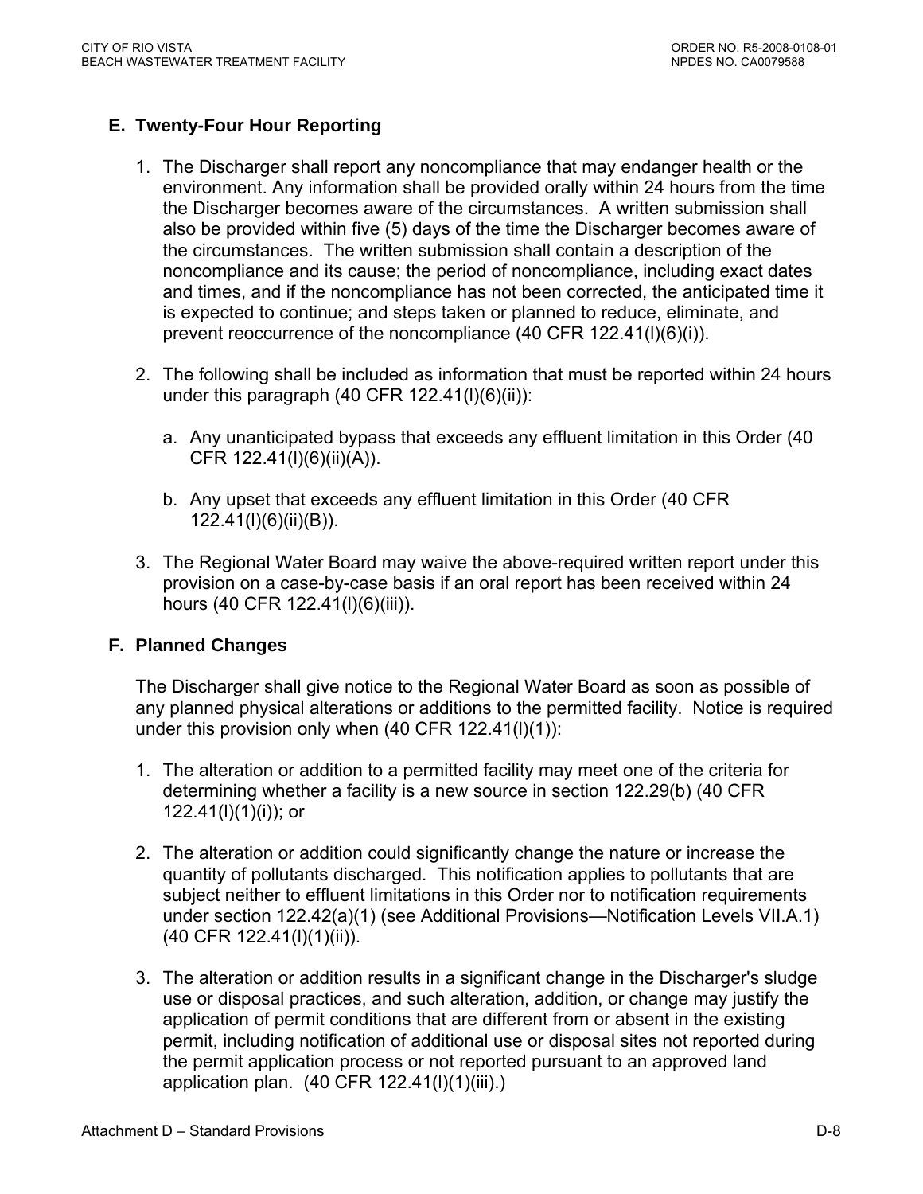## E. Twenty-Four Hour Reporting

1. The Discharger shall report any noncompliance that may endanger health or the environment. Any information shall be provided orally within 24 hours from the time the Discharger becomes aware of the circumstances. A written submission shall also be provided within five (5) days of the time the Discharger becomes aware of the circumstances. The written submission shall contain a description of the noncompliance and its cause; the period of noncompliance, including exact dates and times, and if the noncompliance has not been corrected, the anticipated time it is expected to continue; and steps taken or planned to reduce, eliminate, and prevent reoccurrence of the noncompliance (40 CFR 122.41(l)(6)(i)).

2. The following shall be included as information that must be reported within 24 hours under this paragraph (40 CFR 122.41(l)(6)(ii)):

   a. Any unanticipated bypass that exceeds any effluent limitation in this Order (40 CFR 122.41(l)(6)(ii)(A)).

   b. Any upset that exceeds any effluent limitation in this Order (40 CFR 122.41(l)(6)(ii)(B)).

3. The Regional Water Board may waive the above-required written report under this provision on a case-by-case basis if an oral report has been received within 24 hours (40 CFR 122.41(l)(6)(iii)).

## F. Planned Changes

The Discharger shall give notice to the Regional Water Board as soon as possible of any planned physical alterations or additions to the permitted facility. Notice is required under this provision only when (40 CFR 122.41(l)(1)):

1. The alteration or addition to a permitted facility may meet one of the criteria for determining whether a facility is a new source in section 122.29(b) (40 CFR 122.41(l)(1)(i)); or

2. The alteration or addition could significantly change the nature or increase the quantity of pollutants discharged. This notification applies to pollutants that are subject neither to effluent limitations in this Order nor to notification requirements under section 122.42(a)(1) (see Additional Provisions—Notification Levels VII.A.1) (40 CFR 122.41(l)(1)(ii)).

3. The alteration or addition results in a significant change in the Discharger's sludge use or disposal practices, and such alteration, addition, or change may justify the application of permit conditions that are different from or absent in the existing permit, including notification of additional use or disposal sites not reported during the permit application process or not reported pursuant to an approved land application plan. (40 CFR 122.41(l)(1)(iii).)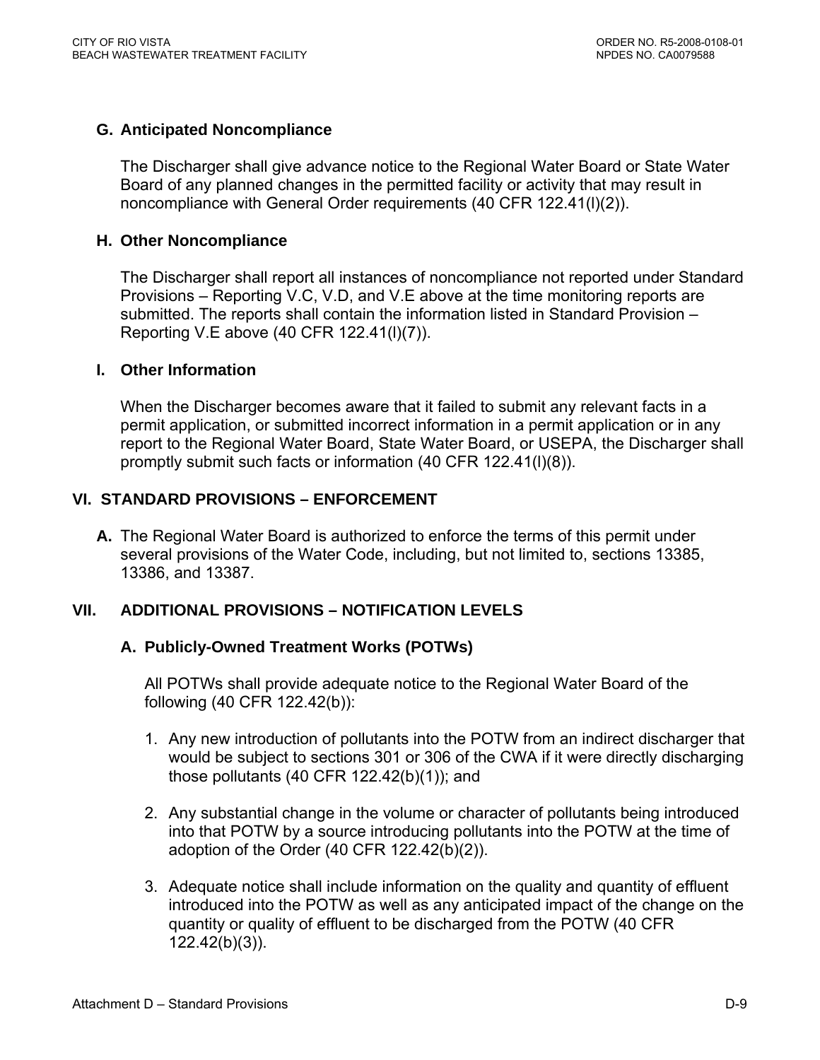### G. Anticipated Noncompliance

The Discharger shall give advance notice to the Regional Water Board or State Water Board of any planned changes in the permitted facility or activity that may result in noncompliance with General Order requirements (40 CFR 122.41(l)(2)).

### H. Other Noncompliance

The Discharger shall report all instances of noncompliance not reported under Standard Provisions – Reporting V.C, V.D, and V.E above at the time monitoring reports are submitted. The reports shall contain the information listed in Standard Provision – Reporting V.E above (40 CFR 122.41(l)(7)).

### I. Other Information

When the Discharger becomes aware that it failed to submit any relevant facts in a permit application, or submitted incorrect information in a permit application or in any report to the Regional Water Board, State Water Board, or USEPA, the Discharger shall promptly submit such facts or information (40 CFR 122.41(l)(8)).

## VI. STANDARD PROVISIONS – ENFORCEMENT

**A.** The Regional Water Board is authorized to enforce the terms of this permit under several provisions of the Water Code, including, but not limited to, sections 13385, 13386, and 13387.

## VII. ADDITIONAL PROVISIONS – NOTIFICATION LEVELS

### A. Publicly-Owned Treatment Works (POTWs)

All POTWs shall provide adequate notice to the Regional Water Board of the following (40 CFR 122.42(b)):

1. Any new introduction of pollutants into the POTW from an indirect discharger that would be subject to sections 301 or 306 of the CWA if it were directly discharging those pollutants (40 CFR 122.42(b)(1)); and

2. Any substantial change in the volume or character of pollutants being introduced into that POTW by a source introducing pollutants into the POTW at the time of adoption of the Order (40 CFR 122.42(b)(2)).

3. Adequate notice shall include information on the quality and quantity of effluent introduced into the POTW as well as any anticipated impact of the change on the quantity or quality of effluent to be discharged from the POTW (40 CFR 122.42(b)(3)).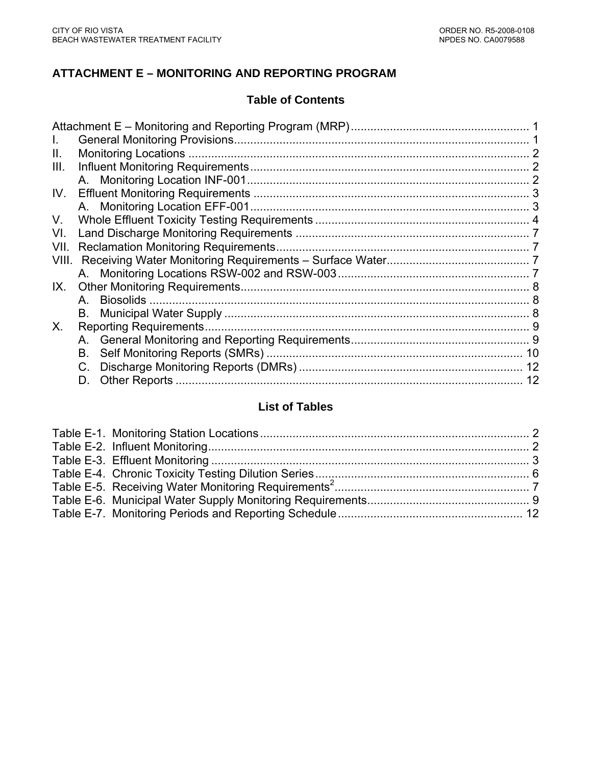## ATTACHMENT E – MONITORING AND REPORTING PROGRAM

### Table of Contents

Attachment E – Monitoring and Reporting Program (MRP) ........................................................ 1
I. General Monitoring Provisions ........................................................................................ 1
II. Monitoring Locations ....................................................................................................... 2
III. Influent Monitoring Requirements .................................................................................. 2
  A. Monitoring Location INF-001 ...................................................................................... 2
IV. Effluent Monitoring Requirements .................................................................................. 3
  A. Monitoring Location EFF-001 ...................................................................................... 3
V. Whole Effluent Toxicity Testing Requirements ................................................................ 4
VI. Land Discharge Monitoring Requirements ..................................................................... 7
VII. Reclamation Monitoring Requirements ........................................................................... 7
VIII. Receiving Water Monitoring Requirements – Surface Water ......................................... 7
  A. Monitoring Locations RSW-002 and RSW-003 ........................................................... 7
IX. Other Monitoring Requirements ..................................................................................... 8
  A. Biosolids ..................................................................................................................... 8
  B. Municipal Water Supply .............................................................................................. 8
X. Reporting Requirements .................................................................................................. 9
  A. General Monitoring and Reporting Requirements ...................................................... 9
  B. Self Monitoring Reports (SMRs) ............................................................................... 10
  C. Discharge Monitoring Reports (DMRs) ..................................................................... 12
  D. Other Reports ........................................................................................................... 12

### List of Tables

Table E-1. Monitoring Station Locations ................................................................................... 2
Table E-2. Influent Monitoring ................................................................................................... 2
Table E-3. Effluent Monitoring .................................................................................................. 3
Table E-4. Chronic Toxicity Testing Dilution Series .................................................................. 6
Table E-5. Receiving Water Monitoring Requirements[2] ........................................................... 7
Table E-6. Municipal Water Supply Monitoring Requirements .................................................. 9
Table E-7. Monitoring Periods and Reporting Schedule .......................................................... 12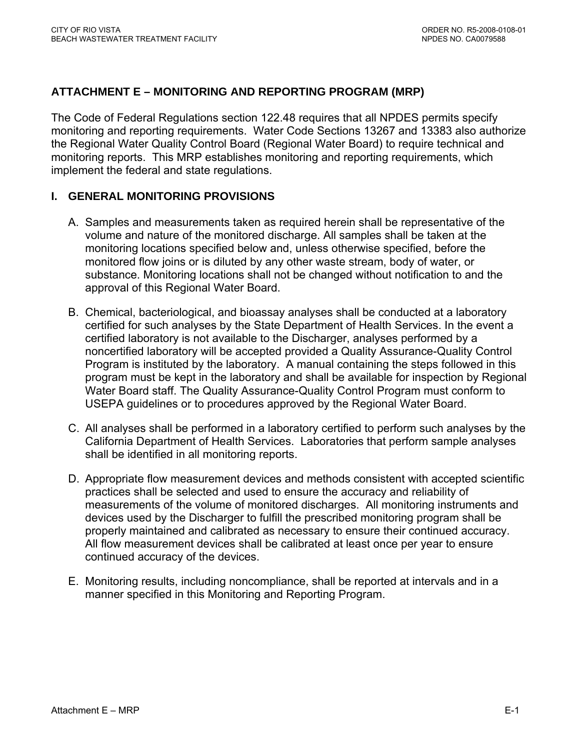## ATTACHMENT E – MONITORING AND REPORTING PROGRAM (MRP)

The Code of Federal Regulations section 122.48 requires that all NPDES permits specify monitoring and reporting requirements. Water Code Sections 13267 and 13383 also authorize the Regional Water Quality Control Board (Regional Water Board) to require technical and monitoring reports. This MRP establishes monitoring and reporting requirements, which implement the federal and state regulations.

### I. GENERAL MONITORING PROVISIONS

A. Samples and measurements taken as required herein shall be representative of the volume and nature of the monitored discharge. All samples shall be taken at the monitoring locations specified below and, unless otherwise specified, before the monitored flow joins or is diluted by any other waste stream, body of water, or substance. Monitoring locations shall not be changed without notification to and the approval of this Regional Water Board.

B. Chemical, bacteriological, and bioassay analyses shall be conducted at a laboratory certified for such analyses by the State Department of Health Services. In the event a certified laboratory is not available to the Discharger, analyses performed by a noncertified laboratory will be accepted provided a Quality Assurance-Quality Control Program is instituted by the laboratory. A manual containing the steps followed in this program must be kept in the laboratory and shall be available for inspection by Regional Water Board staff. The Quality Assurance-Quality Control Program must conform to USEPA guidelines or to procedures approved by the Regional Water Board.

C. All analyses shall be performed in a laboratory certified to perform such analyses by the California Department of Health Services. Laboratories that perform sample analyses shall be identified in all monitoring reports.

D. Appropriate flow measurement devices and methods consistent with accepted scientific practices shall be selected and used to ensure the accuracy and reliability of measurements of the volume of monitored discharges. All monitoring instruments and devices used by the Discharger to fulfill the prescribed monitoring program shall be properly maintained and calibrated as necessary to ensure their continued accuracy. All flow measurement devices shall be calibrated at least once per year to ensure continued accuracy of the devices.

E. Monitoring results, including noncompliance, shall be reported at intervals and in a manner specified in this Monitoring and Reporting Program.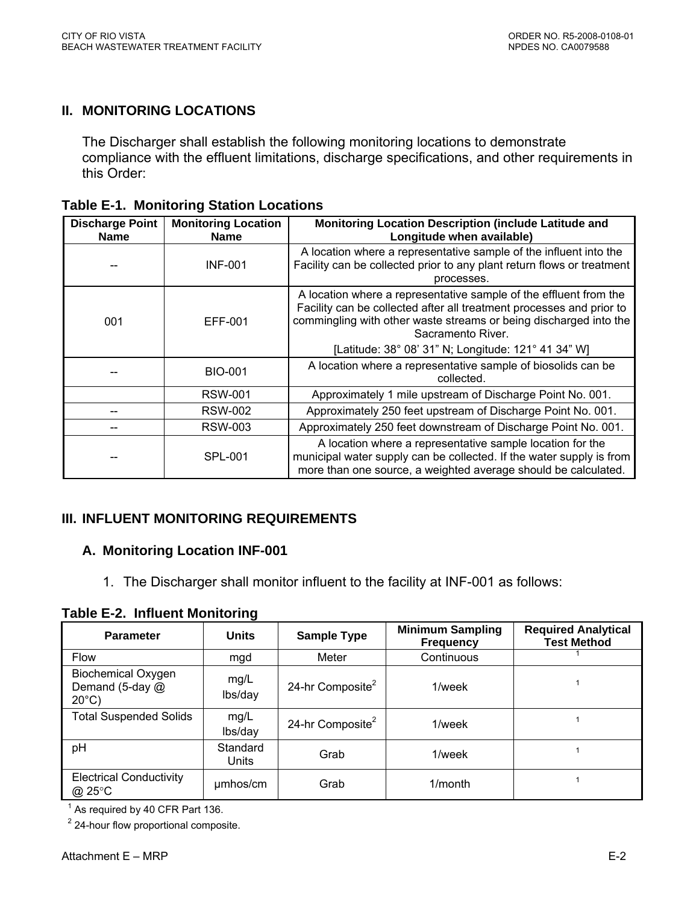## II. MONITORING LOCATIONS

The Discharger shall establish the following monitoring locations to demonstrate compliance with the effluent limitations, discharge specifications, and other requirements in this Order:

**Table E-1. Monitoring Station Locations**

| Discharge Point Name | Monitoring Location Name | Monitoring Location Description (include Latitude and Longitude when available) |
|---|---|---|
| -- | INF-001 | A location where a representative sample of the influent into the Facility can be collected prior to any plant return flows or treatment processes. |
| 001 | EFF-001 | A location where a representative sample of the effluent from the Facility can be collected after all treatment processes and prior to commingling with other waste streams or being discharged into the Sacramento River. [Latitude: 38° 08' 31" N; Longitude: 121° 41 34" W] |
| -- | BIO-001 | A location where a representative sample of biosolids can be collected. |
| | RSW-001 | Approximately 1 mile upstream of Discharge Point No. 001. |
| -- | RSW-002 | Approximately 250 feet upstream of Discharge Point No. 001. |
| -- | RSW-003 | Approximately 250 feet downstream of Discharge Point No. 001. |
| -- | SPL-001 | A location where a representative sample location for the municipal water supply can be collected. If the water supply is from more than one source, a weighted average should be calculated. |

## III. INFLUENT MONITORING REQUIREMENTS

### A. Monitoring Location INF-001

1. The Discharger shall monitor influent to the facility at INF-001 as follows:

**Table E-2. Influent Monitoring**

| Parameter | Units | Sample Type | Minimum Sampling Frequency | Required Analytical Test Method |
|---|---|---|---|---|
| Flow | mgd | Meter | Continuous | [1] |
| Biochemical Oxygen Demand (5-day @ 20°C) | mg/L lbs/day | 24-hr Composite[2] | 1/week | [1] |
| Total Suspended Solids | mg/L lbs/day | 24-hr Composite[2] | 1/week | [1] |
| pH | Standard Units | Grab | 1/week | [1] |
| Electrical Conductivity @ 25°C | µmhos/cm | Grab | 1/month | [1] |

[1] As required by 40 CFR Part 136.

[2] 24-hour flow proportional composite.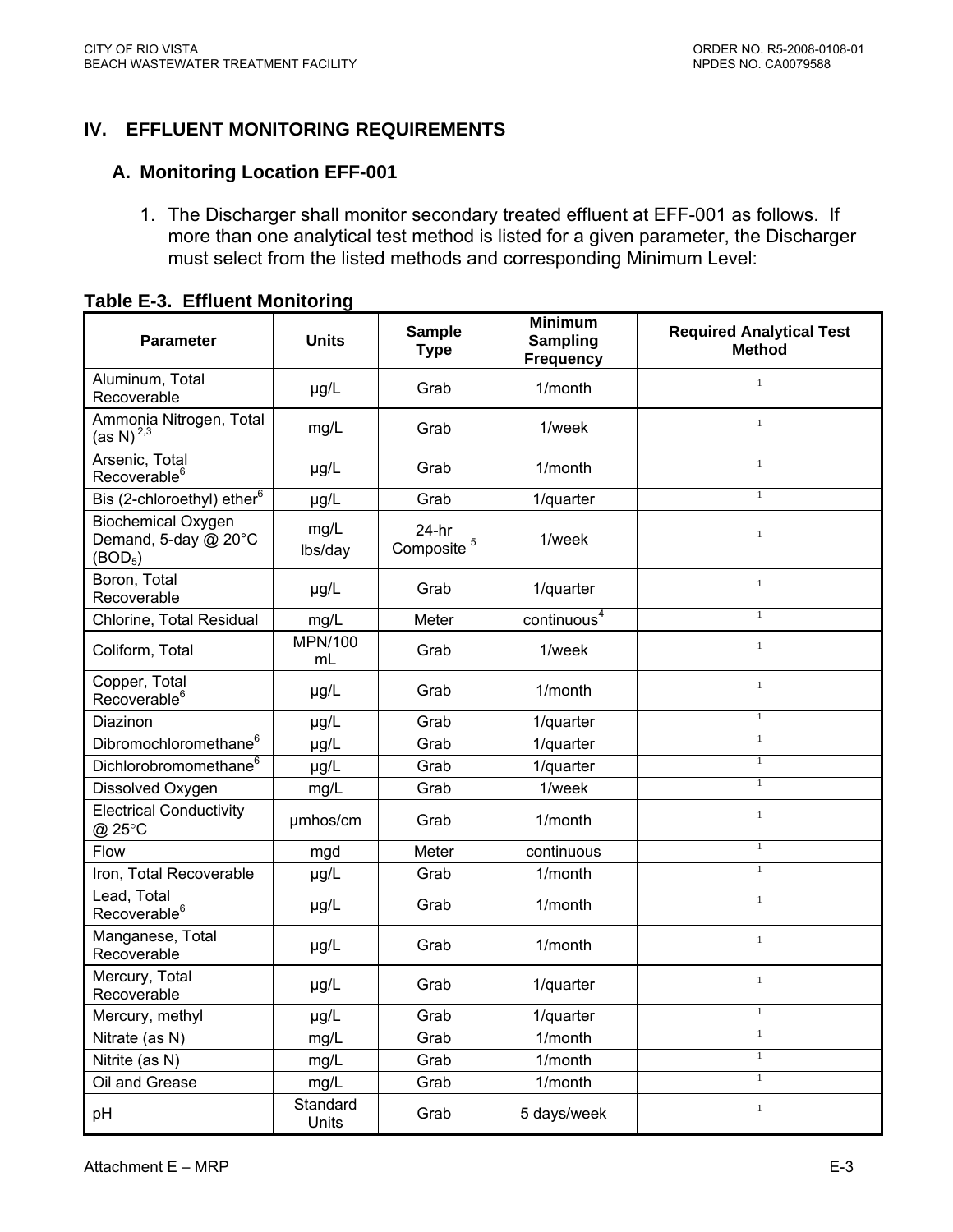## IV. EFFLUENT MONITORING REQUIREMENTS

### A. Monitoring Location EFF-001

1. The Discharger shall monitor secondary treated effluent at EFF-001 as follows. If more than one analytical test method is listed for a given parameter, the Discharger must select from the listed methods and corresponding Minimum Level:

**Table E-3. Effluent Monitoring**

| Parameter | Units | Sample Type | Minimum Sampling Frequency | Required Analytical Test Method |
|---|---|---|---|---|
| Aluminum, Total Recoverable | µg/L | Grab | 1/month | [1] |
| Ammonia Nitrogen, Total (as N) [2,3] | mg/L | Grab | 1/week | [1] |
| Arsenic, Total Recoverable[6] | µg/L | Grab | 1/month | [1] |
| Bis (2-chloroethyl) ether[6] | µg/L | Grab | 1/quarter | [1] |
| Biochemical Oxygen Demand, 5-day @ 20°C ($BOD_5$) | mg/L<br>lbs/day | 24-hr Composite [5] | 1/week | [1] |
| Boron, Total Recoverable | µg/L | Grab | 1/quarter | [1] |
| Chlorine, Total Residual | mg/L | Meter | continuous[4] | [1] |
| Coliform, Total | MPN/100 mL | Grab | 1/week | [1] |
| Copper, Total Recoverable[6] | µg/L | Grab | 1/month | [1] |
| Diazinon | µg/L | Grab | 1/quarter | [1] |
| Dibromochloromethane[6] | µg/L | Grab | 1/quarter | [1] |
| Dichlorobromomethane[6] | µg/L | Grab | 1/quarter | [1] |
| Dissolved Oxygen | mg/L | Grab | 1/week | [1] |
| Electrical Conductivity @ 25°C | µmhos/cm | Grab | 1/month | [1] |
| Flow | mgd | Meter | continuous | [1] |
| Iron, Total Recoverable | µg/L | Grab | 1/month | [1] |
| Lead, Total Recoverable[6] | µg/L | Grab | 1/month | [1] |
| Manganese, Total Recoverable | µg/L | Grab | 1/month | [1] |
| Mercury, Total Recoverable | µg/L | Grab | 1/quarter | [1] |
| Mercury, methyl | µg/L | Grab | 1/quarter | [1] |
| Nitrate (as N) | mg/L | Grab | 1/month | [1] |
| Nitrite (as N) | mg/L | Grab | 1/month | [1] |
| Oil and Grease | mg/L | Grab | 1/month | [1] |
| pH | Standard Units | Grab | 5 days/week | [1] |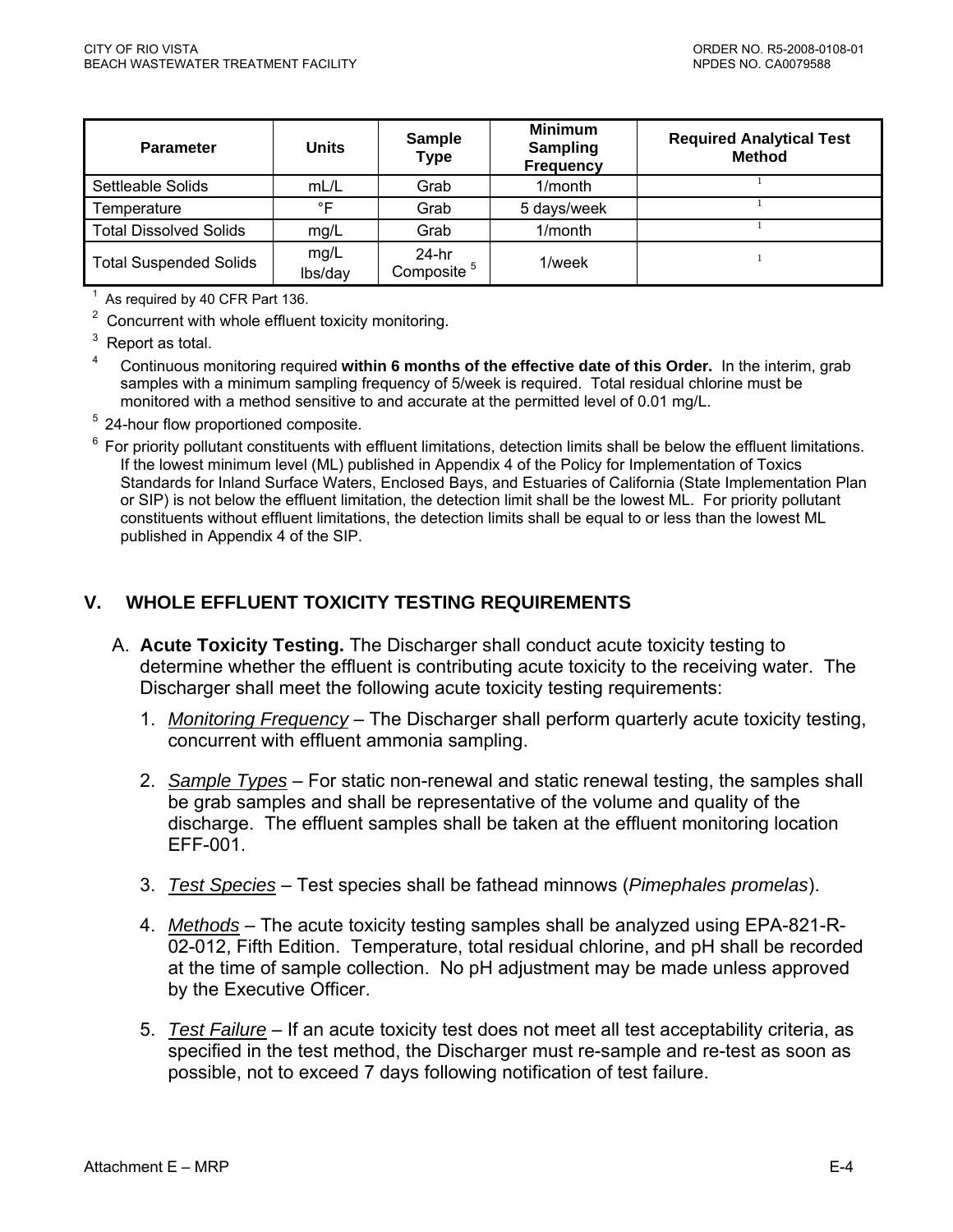| Parameter | Units | Sample Type | Minimum Sampling Frequency | Required Analytical Test Method |
|---|---|---|---|---|
| Settleable Solids | mL/L | Grab | 1/month | [1] |
| Temperature | °F | Grab | 5 days/week | [1] |
| Total Dissolved Solids | mg/L | Grab | 1/month | [1] |
| Total Suspended Solids | mg/L lbs/day | 24-hr Composite [5] | 1/week | [1] |

[1] As required by 40 CFR Part 136.

[2] Concurrent with whole effluent toxicity monitoring.

[3] Report as total.

[4] Continuous monitoring required **within 6 months of the effective date of this Order.** In the interim, grab samples with a minimum sampling frequency of 5/week is required. Total residual chlorine must be monitored with a method sensitive to and accurate at the permitted level of 0.01 mg/L.

[5] 24-hour flow proportioned composite.

[6] For priority pollutant constituents with effluent limitations, detection limits shall be below the effluent limitations. If the lowest minimum level (ML) published in Appendix 4 of the Policy for Implementation of Toxics Standards for Inland Surface Waters, Enclosed Bays, and Estuaries of California (State Implementation Plan or SIP) is not below the effluent limitation, the detection limit shall be the lowest ML. For priority pollutant constituents without effluent limitations, the detection limits shall be equal to or less than the lowest ML published in Appendix 4 of the SIP.

## V. WHOLE EFFLUENT TOXICITY TESTING REQUIREMENTS

A. **Acute Toxicity Testing.** The Discharger shall conduct acute toxicity testing to determine whether the effluent is contributing acute toxicity to the receiving water. The Discharger shall meet the following acute toxicity testing requirements:

1. _Monitoring Frequency_ – The Discharger shall perform quarterly acute toxicity testing, concurrent with effluent ammonia sampling.

2. _Sample Types_ – For static non-renewal and static renewal testing, the samples shall be grab samples and shall be representative of the volume and quality of the discharge. The effluent samples shall be taken at the effluent monitoring location EFF-001.

3. _Test Species_ – Test species shall be fathead minnows (*Pimephales promelas*).

4. _Methods_ – The acute toxicity testing samples shall be analyzed using EPA-821-R-02-012, Fifth Edition. Temperature, total residual chlorine, and pH shall be recorded at the time of sample collection. No pH adjustment may be made unless approved by the Executive Officer.

5. _Test Failure_ – If an acute toxicity test does not meet all test acceptability criteria, as specified in the test method, the Discharger must re-sample and re-test as soon as possible, not to exceed 7 days following notification of test failure.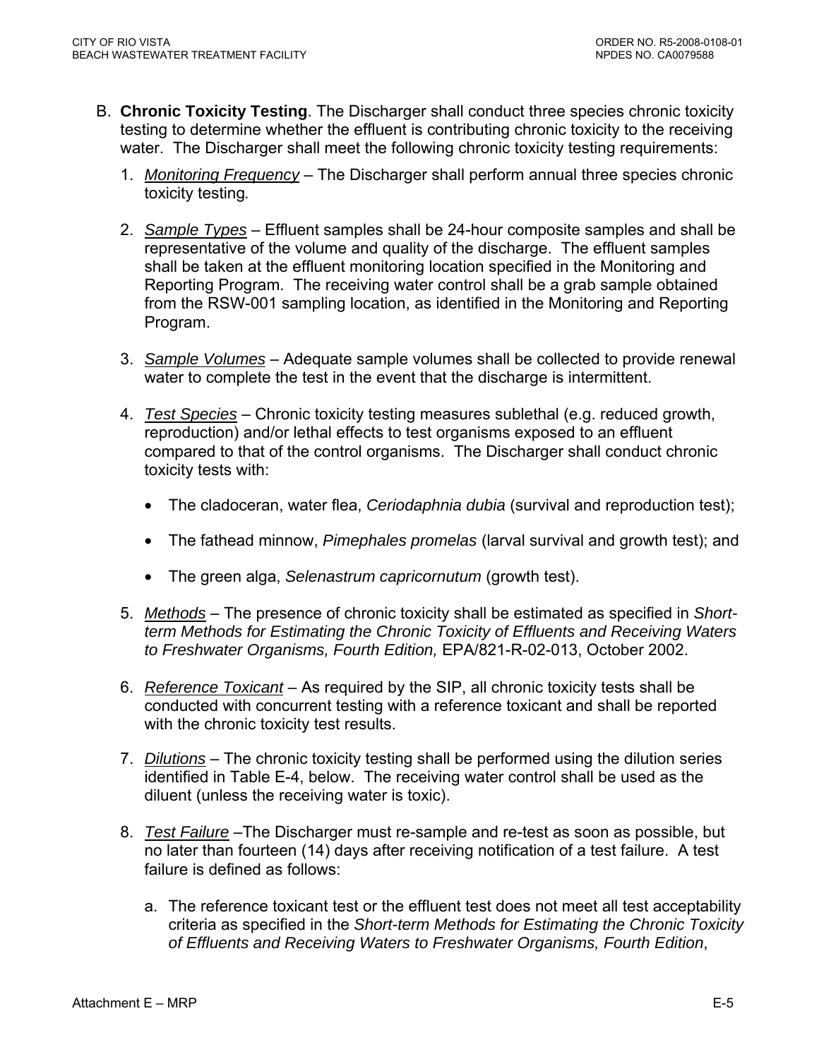B. **Chronic Toxicity Testing**. The Discharger shall conduct three species chronic toxicity testing to determine whether the effluent is contributing chronic toxicity to the receiving water. The Discharger shall meet the following chronic toxicity testing requirements:

1. *Monitoring Frequency* – The Discharger shall perform annual three species chronic toxicity testing*.*

2. *Sample Types* – Effluent samples shall be 24-hour composite samples and shall be representative of the volume and quality of the discharge. The effluent samples shall be taken at the effluent monitoring location specified in the Monitoring and Reporting Program. The receiving water control shall be a grab sample obtained from the RSW-001 sampling location, as identified in the Monitoring and Reporting Program.

3. *Sample Volumes* – Adequate sample volumes shall be collected to provide renewal water to complete the test in the event that the discharge is intermittent.

4. *Test Species* – Chronic toxicity testing measures sublethal (e.g. reduced growth, reproduction) and/or lethal effects to test organisms exposed to an effluent compared to that of the control organisms. The Discharger shall conduct chronic toxicity tests with:

   - The cladoceran, water flea, *Ceriodaphnia dubia* (survival and reproduction test);

   - The fathead minnow, *Pimephales promelas* (larval survival and growth test); and

   - The green alga, *Selenastrum capricornutum* (growth test).

5. *Methods* – The presence of chronic toxicity shall be estimated as specified in *Short-term Methods for Estimating the Chronic Toxicity of Effluents and Receiving Waters to Freshwater Organisms, Fourth Edition,* EPA/821-R-02-013, October 2002.

6. *Reference Toxicant* – As required by the SIP, all chronic toxicity tests shall be conducted with concurrent testing with a reference toxicant and shall be reported with the chronic toxicity test results.

7. *Dilutions* – The chronic toxicity testing shall be performed using the dilution series identified in Table E-4, below. The receiving water control shall be used as the diluent (unless the receiving water is toxic).

8. *Test Failure* –The Discharger must re-sample and re-test as soon as possible, but no later than fourteen (14) days after receiving notification of a test failure. A test failure is defined as follows:

   a. The reference toxicant test or the effluent test does not meet all test acceptability criteria as specified in the *Short-term Methods for Estimating the Chronic Toxicity of Effluents and Receiving Waters to Freshwater Organisms, Fourth Edition*,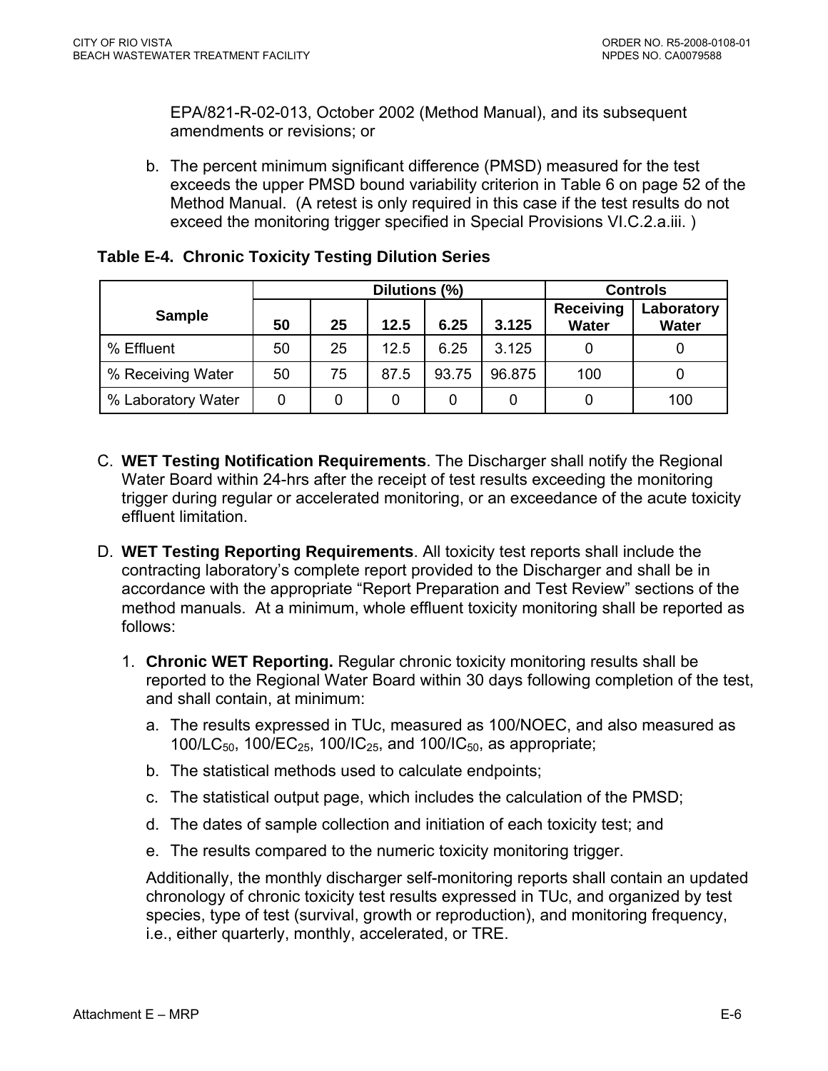EPA/821-R-02-013, October 2002 (Method Manual), and its subsequent amendments or revisions; or

b. The percent minimum significant difference (PMSD) measured for the test exceeds the upper PMSD bound variability criterion in Table 6 on page 52 of the Method Manual. (A retest is only required in this case if the test results do not exceed the monitoring trigger specified in Special Provisions VI.C.2.a.iii. )

**Table E-4. Chronic Toxicity Testing Dilution Series**

| Sample | Dilutions (%) | | | | | Controls | |
|---|---|---|---|---|---|---|---|
| | 50 | 25 | 12.5 | 6.25 | 3.125 | Receiving Water | Laboratory Water |
| % Effluent | 50 | 25 | 12.5 | 6.25 | 3.125 | 0 | 0 |
| % Receiving Water | 50 | 75 | 87.5 | 93.75 | 96.875 | 100 | 0 |
| % Laboratory Water | 0 | 0 | 0 | 0 | 0 | 0 | 100 |

C. **WET Testing Notification Requirements**. The Discharger shall notify the Regional Water Board within 24-hrs after the receipt of test results exceeding the monitoring trigger during regular or accelerated monitoring, or an exceedance of the acute toxicity effluent limitation.

D. **WET Testing Reporting Requirements**. All toxicity test reports shall include the contracting laboratory's complete report provided to the Discharger and shall be in accordance with the appropriate "Report Preparation and Test Review" sections of the method manuals. At a minimum, whole effluent toxicity monitoring shall be reported as follows:

1. **Chronic WET Reporting.** Regular chronic toxicity monitoring results shall be reported to the Regional Water Board within 30 days following completion of the test, and shall contain, at minimum:

   a. The results expressed in TUc, measured as 100/NOEC, and also measured as 100/$LC_{50}$, 100/$EC_{25}$, 100/$IC_{25}$, and 100/$IC_{50}$, as appropriate;

   b. The statistical methods used to calculate endpoints;

   c. The statistical output page, which includes the calculation of the PMSD;

   d. The dates of sample collection and initiation of each toxicity test; and

   e. The results compared to the numeric toxicity monitoring trigger.

   Additionally, the monthly discharger self-monitoring reports shall contain an updated chronology of chronic toxicity test results expressed in TUc, and organized by test species, type of test (survival, growth or reproduction), and monitoring frequency, i.e., either quarterly, monthly, accelerated, or TRE.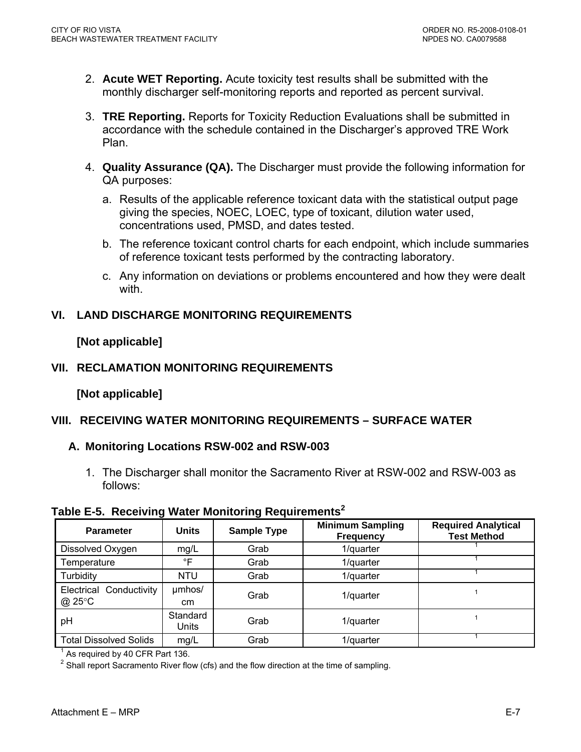2. **Acute WET Reporting.** Acute toxicity test results shall be submitted with the monthly discharger self-monitoring reports and reported as percent survival.

3. **TRE Reporting.** Reports for Toxicity Reduction Evaluations shall be submitted in accordance with the schedule contained in the Discharger's approved TRE Work Plan.

4. **Quality Assurance (QA).** The Discharger must provide the following information for QA purposes:

   a. Results of the applicable reference toxicant data with the statistical output page giving the species, NOEC, LOEC, type of toxicant, dilution water used, concentrations used, PMSD, and dates tested.

   b. The reference toxicant control charts for each endpoint, which include summaries of reference toxicant tests performed by the contracting laboratory.

   c. Any information on deviations or problems encountered and how they were dealt with.

## VI. LAND DISCHARGE MONITORING REQUIREMENTS

**[Not applicable]**

## VII. RECLAMATION MONITORING REQUIREMENTS

**[Not applicable]**

## VIII. RECEIVING WATER MONITORING REQUIREMENTS – SURFACE WATER

### A. Monitoring Locations RSW-002 and RSW-003

1. The Discharger shall monitor the Sacramento River at RSW-002 and RSW-003 as follows:

**Table E-5. Receiving Water Monitoring Requirements[2]**

| Parameter | Units | Sample Type | Minimum Sampling Frequency | Required Analytical Test Method |
|---|---|---|---|---|
| Dissolved Oxygen | mg/L | Grab | 1/quarter | [1] |
| Temperature | °F | Grab | 1/quarter | [1] |
| Turbidity | NTU | Grab | 1/quarter | [1] |
| Electrical Conductivity @ 25°C | µmhos/cm | Grab | 1/quarter | [1] |
| pH | Standard Units | Grab | 1/quarter | [1] |
| Total Dissolved Solids | mg/L | Grab | 1/quarter | [1] |

[1] As required by 40 CFR Part 136.

[2] Shall report Sacramento River flow (cfs) and the flow direction at the time of sampling.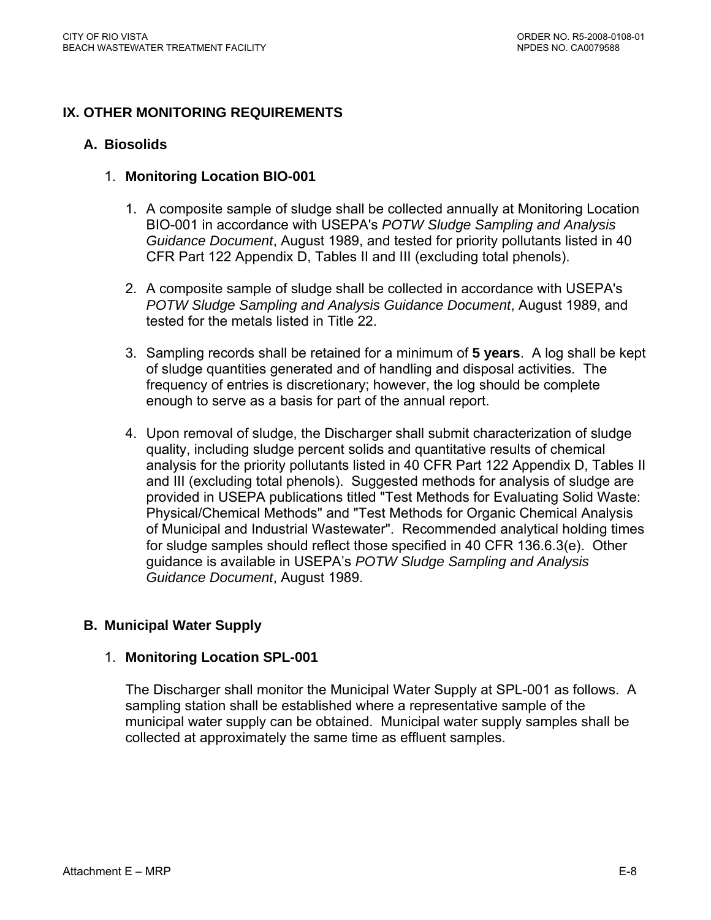## IX. OTHER MONITORING REQUIREMENTS

### A. Biosolids

#### 1. Monitoring Location BIO-001

1. A composite sample of sludge shall be collected annually at Monitoring Location BIO-001 in accordance with USEPA's *POTW Sludge Sampling and Analysis Guidance Document*, August 1989, and tested for priority pollutants listed in 40 CFR Part 122 Appendix D, Tables II and III (excluding total phenols).

2. A composite sample of sludge shall be collected in accordance with USEPA's *POTW Sludge Sampling and Analysis Guidance Document*, August 1989, and tested for the metals listed in Title 22.

3. Sampling records shall be retained for a minimum of **5 years**. A log shall be kept of sludge quantities generated and of handling and disposal activities. The frequency of entries is discretionary; however, the log should be complete enough to serve as a basis for part of the annual report.

4. Upon removal of sludge, the Discharger shall submit characterization of sludge quality, including sludge percent solids and quantitative results of chemical analysis for the priority pollutants listed in 40 CFR Part 122 Appendix D, Tables II and III (excluding total phenols). Suggested methods for analysis of sludge are provided in USEPA publications titled "Test Methods for Evaluating Solid Waste: Physical/Chemical Methods" and "Test Methods for Organic Chemical Analysis of Municipal and Industrial Wastewater". Recommended analytical holding times for sludge samples should reflect those specified in 40 CFR 136.6.3(e). Other guidance is available in USEPA's *POTW Sludge Sampling and Analysis Guidance Document*, August 1989.

### B. Municipal Water Supply

#### 1. Monitoring Location SPL-001

The Discharger shall monitor the Municipal Water Supply at SPL-001 as follows. A sampling station shall be established where a representative sample of the municipal water supply can be obtained. Municipal water supply samples shall be collected at approximately the same time as effluent samples.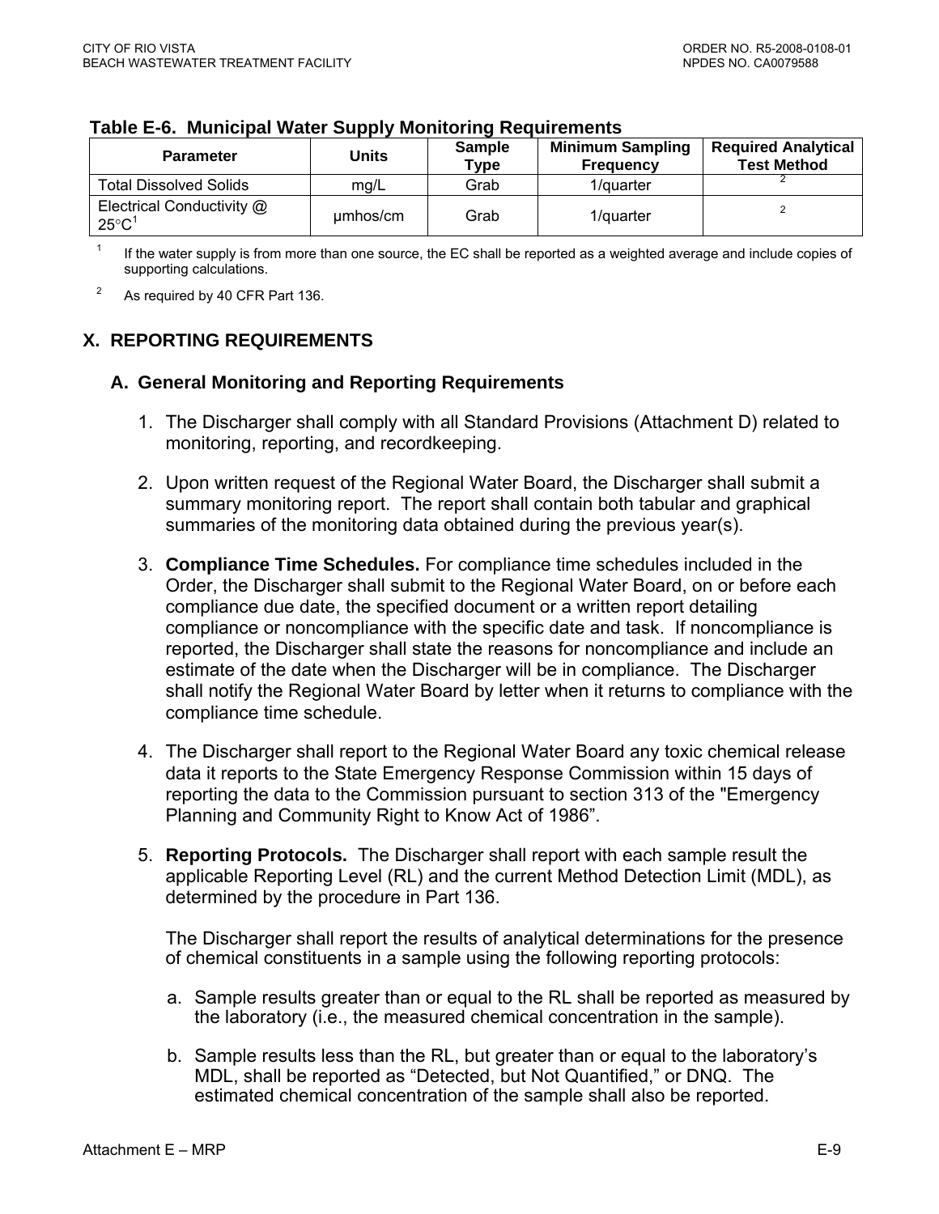**Table E-6. Municipal Water Supply Monitoring Requirements**

| Parameter | Units | Sample Type | Minimum Sampling Frequency | Required Analytical Test Method |
|---|---|---|---|---|
| Total Dissolved Solids | mg/L | Grab | 1/quarter | [2] |
| Electrical Conductivity @ 25°C[1] | µmhos/cm | Grab | 1/quarter | [2] |

[1] If the water supply is from more than one source, the EC shall be reported as a weighted average and include copies of supporting calculations.

[2] As required by 40 CFR Part 136.

## X. REPORTING REQUIREMENTS

### A. General Monitoring and Reporting Requirements

1. The Discharger shall comply with all Standard Provisions (Attachment D) related to monitoring, reporting, and recordkeeping.

2. Upon written request of the Regional Water Board, the Discharger shall submit a summary monitoring report. The report shall contain both tabular and graphical summaries of the monitoring data obtained during the previous year(s).

3. **Compliance Time Schedules.** For compliance time schedules included in the Order, the Discharger shall submit to the Regional Water Board, on or before each compliance due date, the specified document or a written report detailing compliance or noncompliance with the specific date and task. If noncompliance is reported, the Discharger shall state the reasons for noncompliance and include an estimate of the date when the Discharger will be in compliance. The Discharger shall notify the Regional Water Board by letter when it returns to compliance with the compliance time schedule.

4. The Discharger shall report to the Regional Water Board any toxic chemical release data it reports to the State Emergency Response Commission within 15 days of reporting the data to the Commission pursuant to section 313 of the "Emergency Planning and Community Right to Know Act of 1986".

5. **Reporting Protocols.** The Discharger shall report with each sample result the applicable Reporting Level (RL) and the current Method Detection Limit (MDL), as determined by the procedure in Part 136.

   The Discharger shall report the results of analytical determinations for the presence of chemical constituents in a sample using the following reporting protocols:

   a. Sample results greater than or equal to the RL shall be reported as measured by the laboratory (i.e., the measured chemical concentration in the sample).

   b. Sample results less than the RL, but greater than or equal to the laboratory's MDL, shall be reported as "Detected, but Not Quantified," or DNQ. The estimated chemical concentration of the sample shall also be reported.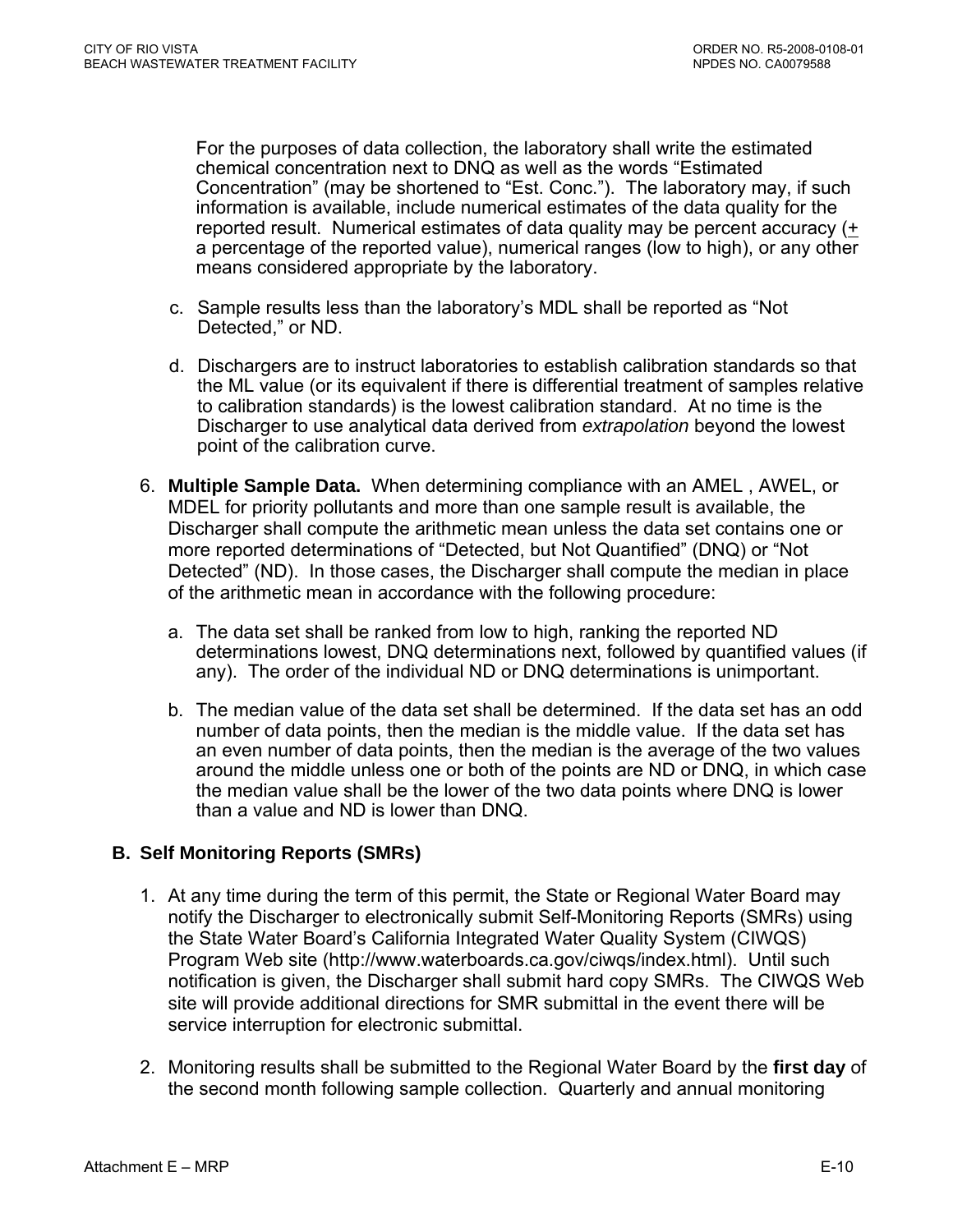For the purposes of data collection, the laboratory shall write the estimated chemical concentration next to DNQ as well as the words "Estimated Concentration" (may be shortened to "Est. Conc."). The laboratory may, if such information is available, include numerical estimates of the data quality for the reported result. Numerical estimates of data quality may be percent accuracy (± a percentage of the reported value), numerical ranges (low to high), or any other means considered appropriate by the laboratory.

c. Sample results less than the laboratory's MDL shall be reported as "Not Detected," or ND.

d. Dischargers are to instruct laboratories to establish calibration standards so that the ML value (or its equivalent if there is differential treatment of samples relative to calibration standards) is the lowest calibration standard. At no time is the Discharger to use analytical data derived from *extrapolation* beyond the lowest point of the calibration curve.

6. **Multiple Sample Data.** When determining compliance with an AMEL , AWEL, or MDEL for priority pollutants and more than one sample result is available, the Discharger shall compute the arithmetic mean unless the data set contains one or more reported determinations of "Detected, but Not Quantified" (DNQ) or "Not Detected" (ND). In those cases, the Discharger shall compute the median in place of the arithmetic mean in accordance with the following procedure:

   a. The data set shall be ranked from low to high, ranking the reported ND determinations lowest, DNQ determinations next, followed by quantified values (if any). The order of the individual ND or DNQ determinations is unimportant.

   b. The median value of the data set shall be determined. If the data set has an odd number of data points, then the median is the middle value. If the data set has an even number of data points, then the median is the average of the two values around the middle unless one or both of the points are ND or DNQ, in which case the median value shall be the lower of the two data points where DNQ is lower than a value and ND is lower than DNQ.

## B. Self Monitoring Reports (SMRs)

1. At any time during the term of this permit, the State or Regional Water Board may notify the Discharger to electronically submit Self-Monitoring Reports (SMRs) using the State Water Board's California Integrated Water Quality System (CIWQS) Program Web site (http://www.waterboards.ca.gov/ciwqs/index.html). Until such notification is given, the Discharger shall submit hard copy SMRs. The CIWQS Web site will provide additional directions for SMR submittal in the event there will be service interruption for electronic submittal.

2. Monitoring results shall be submitted to the Regional Water Board by the **first day** of the second month following sample collection. Quarterly and annual monitoring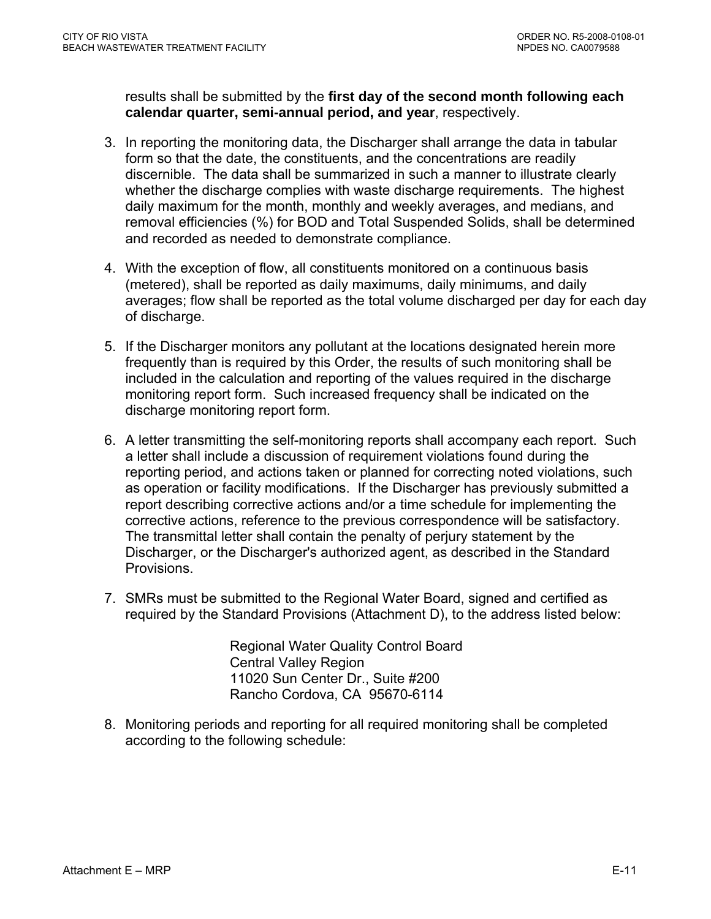results shall be submitted by the **first day of the second month following each calendar quarter, semi-annual period, and year**, respectively.

3. In reporting the monitoring data, the Discharger shall arrange the data in tabular form so that the date, the constituents, and the concentrations are readily discernible. The data shall be summarized in such a manner to illustrate clearly whether the discharge complies with waste discharge requirements. The highest daily maximum for the month, monthly and weekly averages, and medians, and removal efficiencies (%) for BOD and Total Suspended Solids, shall be determined and recorded as needed to demonstrate compliance.

4. With the exception of flow, all constituents monitored on a continuous basis (metered), shall be reported as daily maximums, daily minimums, and daily averages; flow shall be reported as the total volume discharged per day for each day of discharge.

5. If the Discharger monitors any pollutant at the locations designated herein more frequently than is required by this Order, the results of such monitoring shall be included in the calculation and reporting of the values required in the discharge monitoring report form. Such increased frequency shall be indicated on the discharge monitoring report form.

6. A letter transmitting the self-monitoring reports shall accompany each report. Such a letter shall include a discussion of requirement violations found during the reporting period, and actions taken or planned for correcting noted violations, such as operation or facility modifications. If the Discharger has previously submitted a report describing corrective actions and/or a time schedule for implementing the corrective actions, reference to the previous correspondence will be satisfactory. The transmittal letter shall contain the penalty of perjury statement by the Discharger, or the Discharger's authorized agent, as described in the Standard Provisions.

7. SMRs must be submitted to the Regional Water Board, signed and certified as required by the Standard Provisions (Attachment D), to the address listed below:

   Regional Water Quality Control Board
   Central Valley Region
   11020 Sun Center Dr., Suite #200
   Rancho Cordova, CA 95670-6114

8. Monitoring periods and reporting for all required monitoring shall be completed according to the following schedule: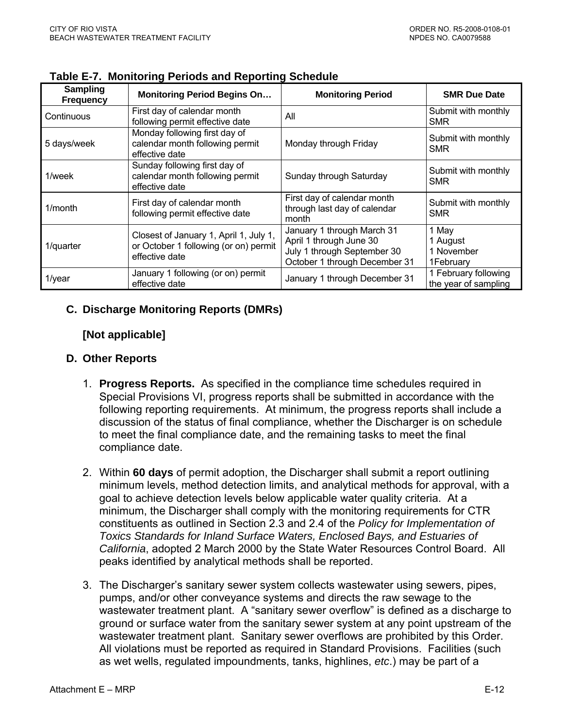**Table E-7. Monitoring Periods and Reporting Schedule**

| Sampling Frequency | Monitoring Period Begins On… | Monitoring Period | SMR Due Date |
|---|---|---|---|
| Continuous | First day of calendar month following permit effective date | All | Submit with monthly SMR |
| 5 days/week | Monday following first day of calendar month following permit effective date | Monday through Friday | Submit with monthly SMR |
| 1/week | Sunday following first day of calendar month following permit effective date | Sunday through Saturday | Submit with monthly SMR |
| 1/month | First day of calendar month following permit effective date | First day of calendar month through last day of calendar month | Submit with monthly SMR |
| 1/quarter | Closest of January 1, April 1, July 1, or October 1 following (or on) permit effective date | January 1 through March 31<br>April 1 through June 30<br>July 1 through September 30<br>October 1 through December 31 | 1 May<br>1 August<br>1 November<br>1February |
| 1/year | January 1 following (or on) permit effective date | January 1 through December 31 | 1 February following the year of sampling |

## C. Discharge Monitoring Reports (DMRs)

**[Not applicable]**

## D. Other Reports

1. **Progress Reports.** As specified in the compliance time schedules required in Special Provisions VI, progress reports shall be submitted in accordance with the following reporting requirements. At minimum, the progress reports shall include a discussion of the status of final compliance, whether the Discharger is on schedule to meet the final compliance date, and the remaining tasks to meet the final compliance date.

2. Within **60 days** of permit adoption, the Discharger shall submit a report outlining minimum levels, method detection limits, and analytical methods for approval, with a goal to achieve detection levels below applicable water quality criteria. At a minimum, the Discharger shall comply with the monitoring requirements for CTR constituents as outlined in Section 2.3 and 2.4 of the *Policy for Implementation of Toxics Standards for Inland Surface Waters, Enclosed Bays, and Estuaries of California*, adopted 2 March 2000 by the State Water Resources Control Board. All peaks identified by analytical methods shall be reported.

3. The Discharger's sanitary sewer system collects wastewater using sewers, pipes, pumps, and/or other conveyance systems and directs the raw sewage to the wastewater treatment plant. A "sanitary sewer overflow" is defined as a discharge to ground or surface water from the sanitary sewer system at any point upstream of the wastewater treatment plant. Sanitary sewer overflows are prohibited by this Order. All violations must be reported as required in Standard Provisions. Facilities (such as wet wells, regulated impoundments, tanks, highlines, *etc*.) may be part of a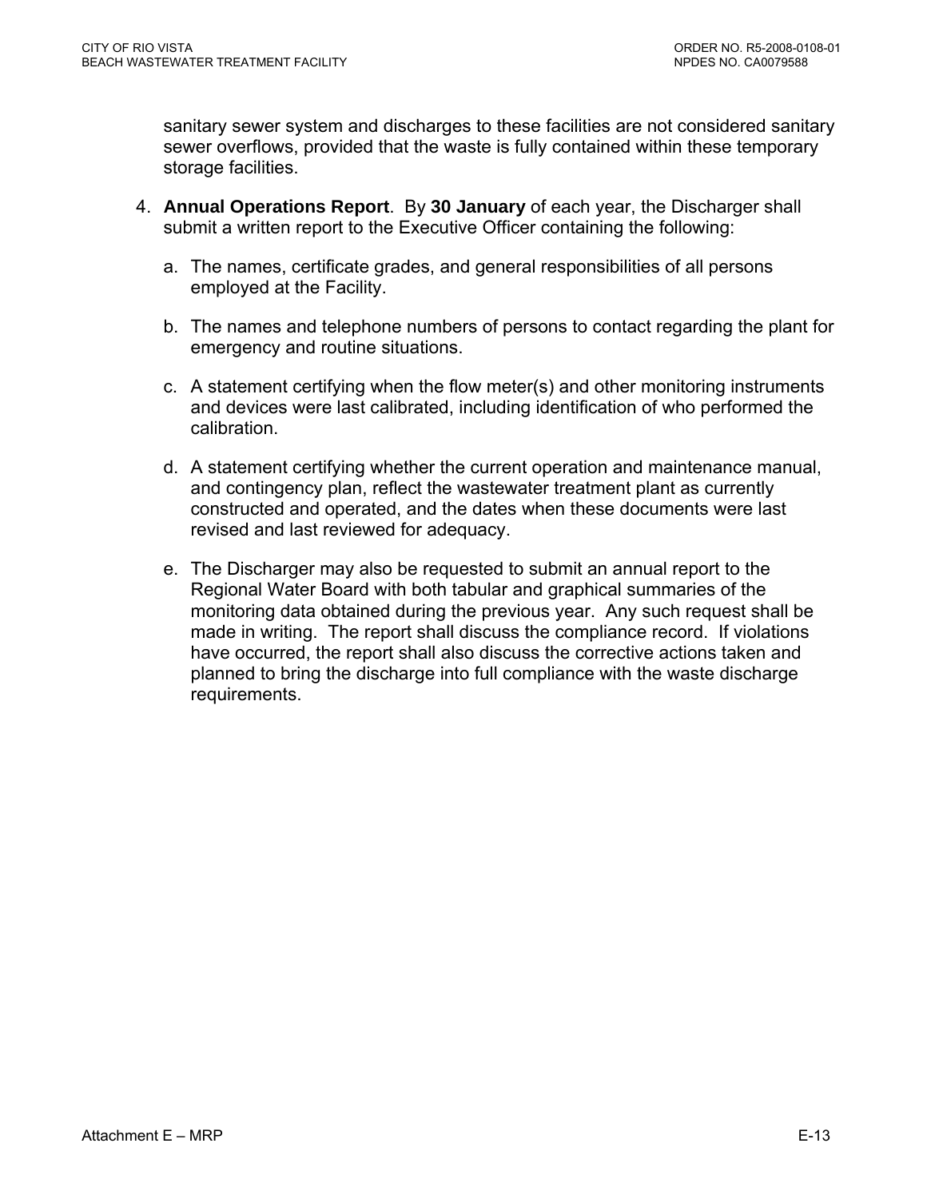sanitary sewer system and discharges to these facilities are not considered sanitary sewer overflows, provided that the waste is fully contained within these temporary storage facilities.

4. **Annual Operations Report**. By **30 January** of each year, the Discharger shall submit a written report to the Executive Officer containing the following:

   a. The names, certificate grades, and general responsibilities of all persons employed at the Facility.

   b. The names and telephone numbers of persons to contact regarding the plant for emergency and routine situations.

   c. A statement certifying when the flow meter(s) and other monitoring instruments and devices were last calibrated, including identification of who performed the calibration.

   d. A statement certifying whether the current operation and maintenance manual, and contingency plan, reflect the wastewater treatment plant as currently constructed and operated, and the dates when these documents were last revised and last reviewed for adequacy.

   e. The Discharger may also be requested to submit an annual report to the Regional Water Board with both tabular and graphical summaries of the monitoring data obtained during the previous year. Any such request shall be made in writing. The report shall discuss the compliance record. If violations have occurred, the report shall also discuss the corrective actions taken and planned to bring the discharge into full compliance with the waste discharge requirements.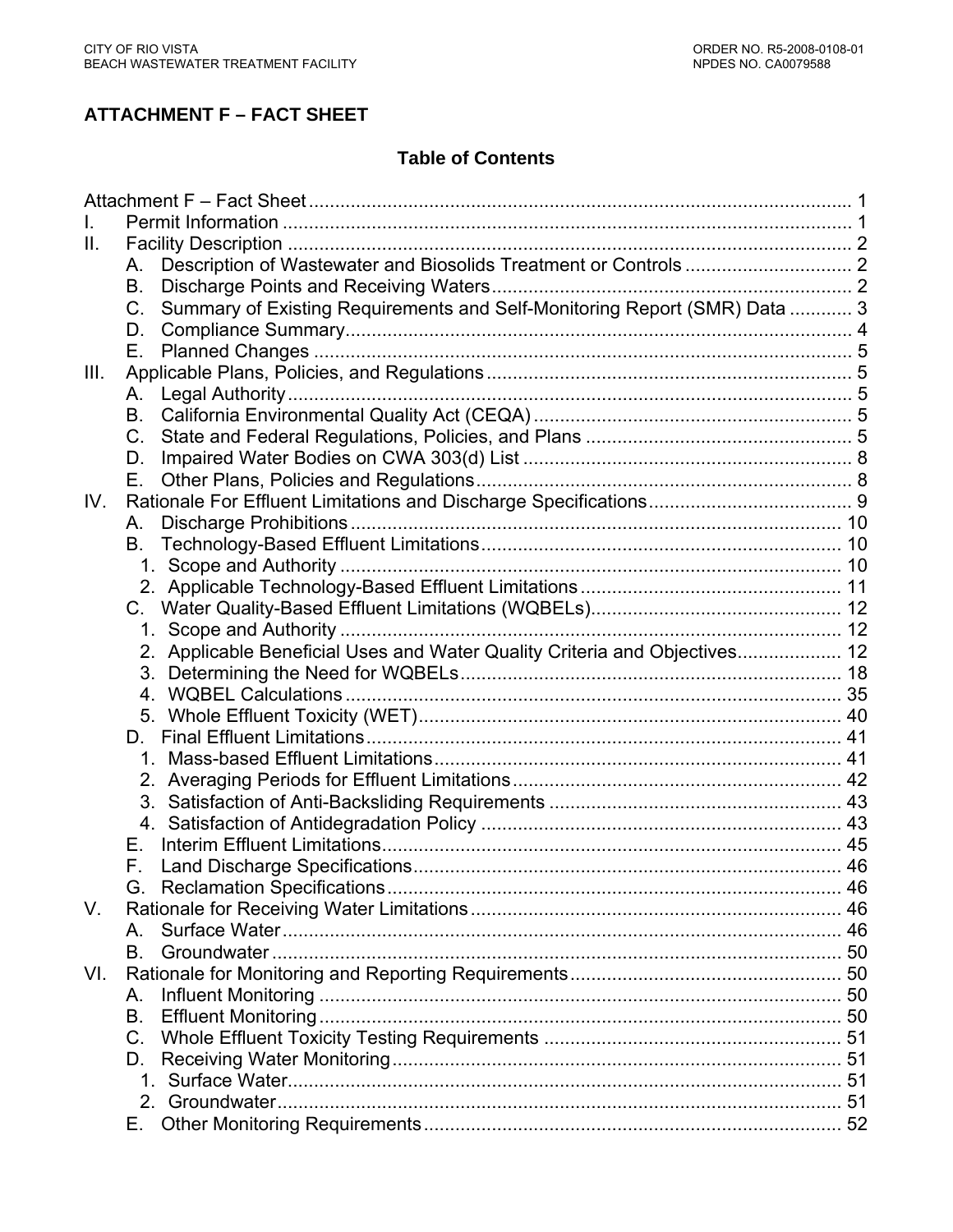# ATTACHMENT F – FACT SHEET

## Table of Contents

Attachment F – Fact Sheet ........................................................................................................ 1

I. Permit Information ............................................................................................................. 1

II. Facility Description ............................................................................................................ 2
  - A. Description of Wastewater and Biosolids Treatment or Controls ................................ 2
  - B. Discharge Points and Receiving Waters .................................................................... 2
  - C. Summary of Existing Requirements and Self-Monitoring Report (SMR) Data ............ 3
  - D. Compliance Summary................................................................................................. 4
  - E. Planned Changes ........................................................................................................ 5

III. Applicable Plans, Policies, and Regulations ...................................................................... 5
  - A. Legal Authority ............................................................................................................ 5
  - B. California Environmental Quality Act (CEQA) ............................................................. 5
  - C. State and Federal Regulations, Policies, and Plans ................................................... 5
  - D. Impaired Water Bodies on CWA 303(d) List ............................................................... 8
  - E. Other Plans, Policies and Regulations ........................................................................ 8

IV. Rationale For Effluent Limitations and Discharge Specifications ....................................... 9
  - A. Discharge Prohibitions .............................................................................................. 10
  - B. Technology-Based Effluent Limitations ..................................................................... 10
    - 1. Scope and Authority ................................................................................................ 10
    - 2. Applicable Technology-Based Effluent Limitations .................................................. 11
  - C. Water Quality-Based Effluent Limitations (WQBELs)................................................ 12
    - 1. Scope and Authority ................................................................................................ 12
    - 2. Applicable Beneficial Uses and Water Quality Criteria and Objectives.................... 12
    - 3. Determining the Need for WQBELs ......................................................................... 18
    - 4. WQBEL Calculations ............................................................................................... 35
    - 5. Whole Effluent Toxicity (WET)................................................................................. 40
  - D. Final Effluent Limitations ........................................................................................... 41
    - 1. Mass-based Effluent Limitations ............................................................................. 41
    - 2. Averaging Periods for Effluent Limitations ............................................................... 42
    - 3. Satisfaction of Anti-Backsliding Requirements ........................................................ 43
    - 4. Satisfaction of Antidegradation Policy ..................................................................... 43
  - E. Interim Effluent Limitations........................................................................................ 45
  - F. Land Discharge Specifications .................................................................................. 46
  - G. Reclamation Specifications ....................................................................................... 46

V. Rationale for Receiving Water Limitations ....................................................................... 46
  - A. Surface Water ........................................................................................................... 46
  - B. Groundwater ............................................................................................................. 50

VI. Rationale for Monitoring and Reporting Requirements .................................................... 50
  - A. Influent Monitoring .................................................................................................... 50
  - B. Effluent Monitoring .................................................................................................... 50
  - C. Whole Effluent Toxicity Testing Requirements ......................................................... 51
  - D. Receiving Water Monitoring ...................................................................................... 51
    - 1. Surface Water.......................................................................................................... 51
    - 2. Groundwater ............................................................................................................ 51
  - E. Other Monitoring Requirements ................................................................................ 52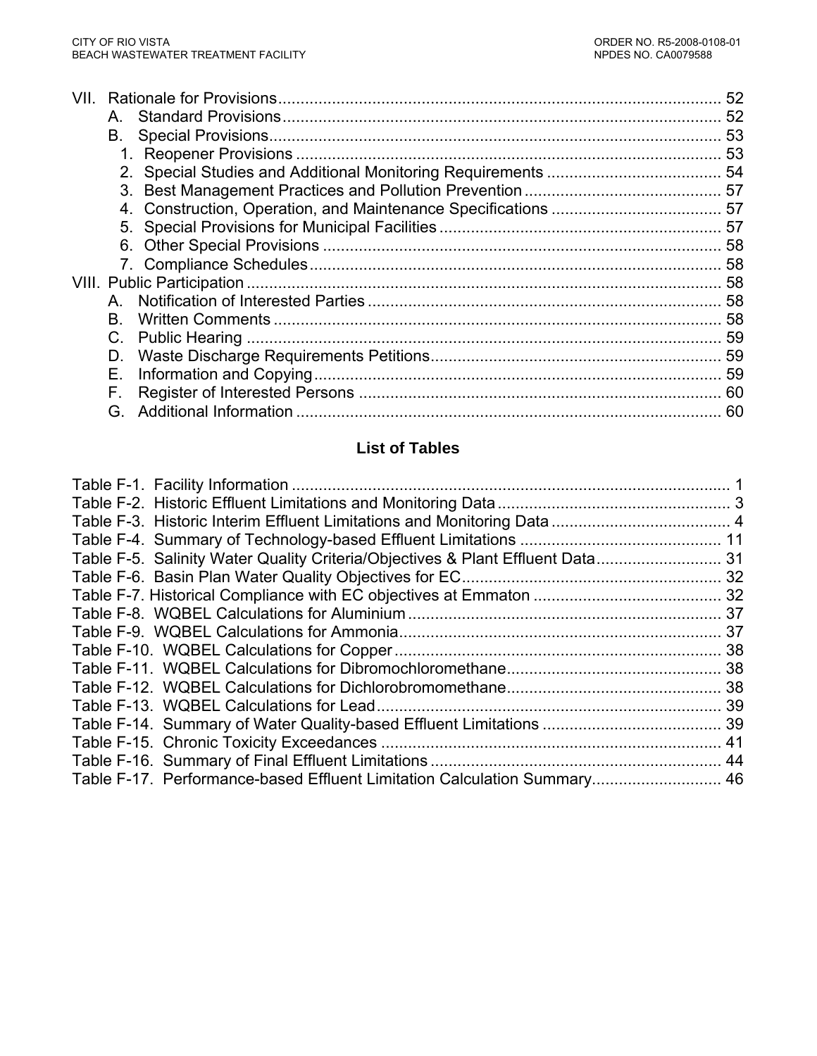VII. Rationale for Provisions ........................................................................................... 52
  A. Standard Provisions .................................................................................................. 52
  B. Special Provisions ..................................................................................................... 53
    1. Reopener Provisions ............................................................................................... 53
    2. Special Studies and Additional Monitoring Requirements ....................................... 54
    3. Best Management Practices and Pollution Prevention ............................................ 57
    4. Construction, Operation, and Maintenance Specifications ...................................... 57
    5. Special Provisions for Municipal Facilities .............................................................. 57
    6. Other Special Provisions ......................................................................................... 58
    7. Compliance Schedules ............................................................................................ 58

VIII. Public Participation .......................................................................................... 58
  A. Notification of Interested Parties ............................................................................... 58
  B. Written Comments ..................................................................................................... 58
  C. Public Hearing ........................................................................................................... 59
  D. Waste Discharge Requirements Petitions ................................................................. 59
  E. Information and Copying ............................................................................................ 59
  F. Register of Interested Persons .................................................................................. 60
  G. Additional Information ................................................................................................ 60

## List of Tables

Table F-1. Facility Information ................................................................................................. 1
Table F-2. Historic Effluent Limitations and Monitoring Data .................................................... 3
Table F-3. Historic Interim Effluent Limitations and Monitoring Data ........................................ 4
Table F-4. Summary of Technology-based Effluent Limitations ............................................. 11
Table F-5. Salinity Water Quality Criteria/Objectives & Plant Effluent Data ............................ 31
Table F-6. Basin Plan Water Quality Objectives for EC ........................................................... 32
Table F-7. Historical Compliance with EC objectives at Emmaton .......................................... 32
Table F-8. WQBEL Calculations for Aluminium ...................................................................... 37
Table F-9. WQBEL Calculations for Ammonia ........................................................................ 37
Table F-10. WQBEL Calculations for Copper ......................................................................... 38
Table F-11. WQBEL Calculations for Dibromochloromethane ................................................ 38
Table F-12. WQBEL Calculations for Dichlorobromomethane ................................................ 38
Table F-13. WQBEL Calculations for Lead ............................................................................. 39
Table F-14. Summary of Water Quality-based Effluent Limitations ........................................ 39
Table F-15. Chronic Toxicity Exceedances ............................................................................ 41
Table F-16. Summary of Final Effluent Limitations ................................................................. 44
Table F-17. Performance-based Effluent Limitation Calculation Summary ............................. 46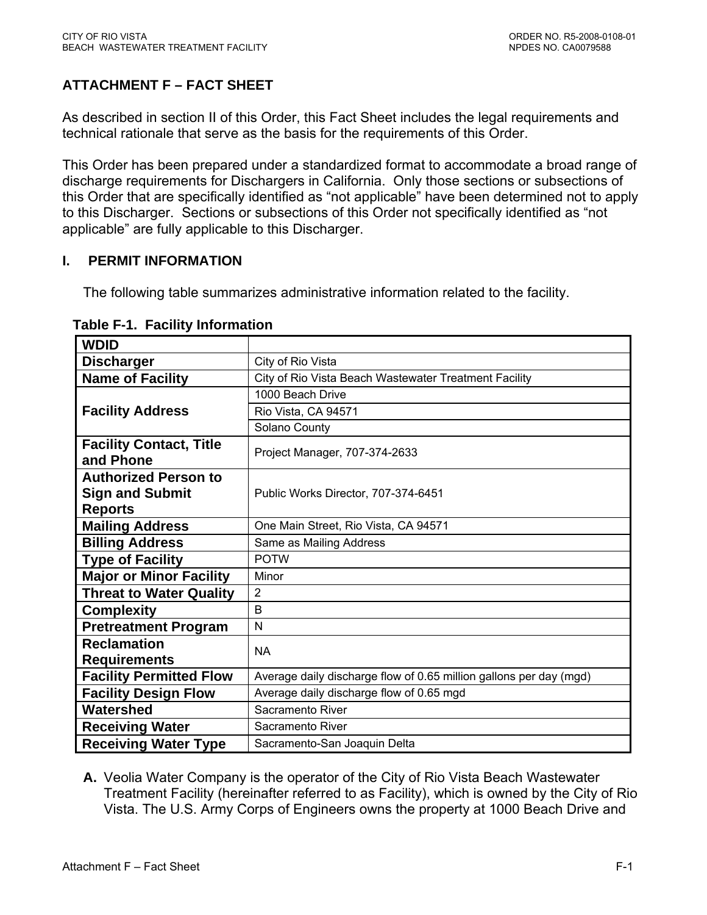## ATTACHMENT F – FACT SHEET

As described in section II of this Order, this Fact Sheet includes the legal requirements and technical rationale that serve as the basis for the requirements of this Order.

This Order has been prepared under a standardized format to accommodate a broad range of discharge requirements for Dischargers in California. Only those sections or subsections of this Order that are specifically identified as "not applicable" have been determined not to apply to this Discharger. Sections or subsections of this Order not specifically identified as "not applicable" are fully applicable to this Discharger.

### I. PERMIT INFORMATION

The following table summarizes administrative information related to the facility.

**Table F-1. Facility Information**

| | |
|---|---|
| **WDID** | |
| **Discharger** | City of Rio Vista |
| **Name of Facility** | City of Rio Vista Beach Wastewater Treatment Facility |
| **Facility Address** | 1000 Beach Drive |
| | Rio Vista, CA 94571 |
| | Solano County |
| **Facility Contact, Title and Phone** | Project Manager, 707-374-2633 |
| **Authorized Person to Sign and Submit Reports** | Public Works Director, 707-374-6451 |
| **Mailing Address** | One Main Street, Rio Vista, CA 94571 |
| **Billing Address** | Same as Mailing Address |
| **Type of Facility** | POTW |
| **Major or Minor Facility** | Minor |
| **Threat to Water Quality** | 2 |
| **Complexity** | B |
| **Pretreatment Program** | N |
| **Reclamation Requirements** | NA |
| **Facility Permitted Flow** | Average daily discharge flow of 0.65 million gallons per day (mgd) |
| **Facility Design Flow** | Average daily discharge flow of 0.65 mgd |
| **Watershed** | Sacramento River |
| **Receiving Water** | Sacramento River |
| **Receiving Water Type** | Sacramento-San Joaquin Delta |

**A.** Veolia Water Company is the operator of the City of Rio Vista Beach Wastewater Treatment Facility (hereinafter referred to as Facility), which is owned by the City of Rio Vista. The U.S. Army Corps of Engineers owns the property at 1000 Beach Drive and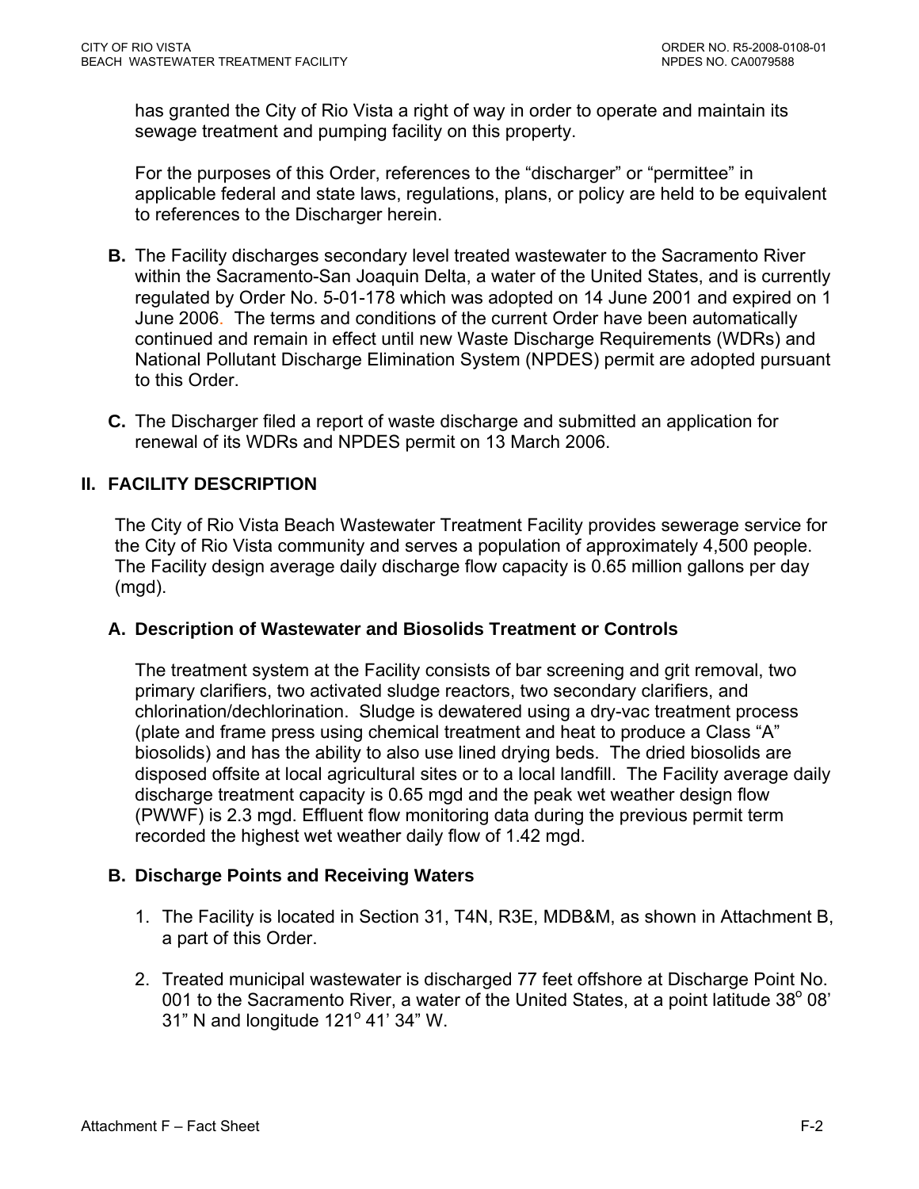has granted the City of Rio Vista a right of way in order to operate and maintain its sewage treatment and pumping facility on this property.

For the purposes of this Order, references to the "discharger" or "permittee" in applicable federal and state laws, regulations, plans, or policy are held to be equivalent to references to the Discharger herein.

**B.** The Facility discharges secondary level treated wastewater to the Sacramento River within the Sacramento-San Joaquin Delta, a water of the United States, and is currently regulated by Order No. 5-01-178 which was adopted on 14 June 2001 and expired on 1 June 2006. The terms and conditions of the current Order have been automatically continued and remain in effect until new Waste Discharge Requirements (WDRs) and National Pollutant Discharge Elimination System (NPDES) permit are adopted pursuant to this Order.

**C.** The Discharger filed a report of waste discharge and submitted an application for renewal of its WDRs and NPDES permit on 13 March 2006.

## II. FACILITY DESCRIPTION

The City of Rio Vista Beach Wastewater Treatment Facility provides sewerage service for the City of Rio Vista community and serves a population of approximately 4,500 people. The Facility design average daily discharge flow capacity is 0.65 million gallons per day (mgd).

### A. Description of Wastewater and Biosolids Treatment or Controls

The treatment system at the Facility consists of bar screening and grit removal, two primary clarifiers, two activated sludge reactors, two secondary clarifiers, and chlorination/dechlorination. Sludge is dewatered using a dry-vac treatment process (plate and frame press using chemical treatment and heat to produce a Class "A" biosolids) and has the ability to also use lined drying beds. The dried biosolids are disposed offsite at local agricultural sites or to a local landfill. The Facility average daily discharge treatment capacity is 0.65 mgd and the peak wet weather design flow (PWWF) is 2.3 mgd. Effluent flow monitoring data during the previous permit term recorded the highest wet weather daily flow of 1.42 mgd.

### B. Discharge Points and Receiving Waters

1. The Facility is located in Section 31, T4N, R3E, MDB&M, as shown in Attachment B, a part of this Order.

2. Treated municipal wastewater is discharged 77 feet offshore at Discharge Point No. 001 to the Sacramento River, a water of the United States, at a point latitude 38° 08' 31" N and longitude 121° 41' 34" W.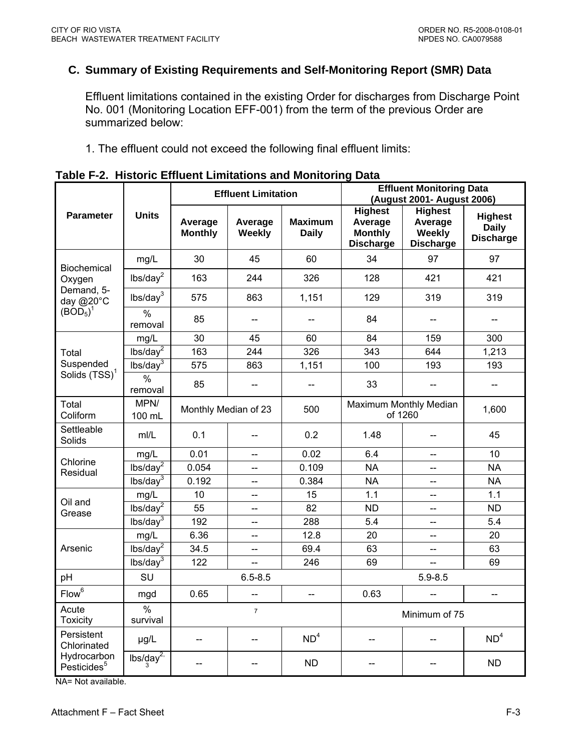### C. Summary of Existing Requirements and Self-Monitoring Report (SMR) Data

Effluent limitations contained in the existing Order for discharges from Discharge Point No. 001 (Monitoring Location EFF-001) from the term of the previous Order are summarized below:

1. The effluent could not exceed the following final effluent limits:

**Table F-2. Historic Effluent Limitations and Monitoring Data**

| Parameter | Units | Effluent Limitation | | | Effluent Monitoring Data (August 2001- August 2006) | | |
|---|---|---|---|---|---|---|---|
| | | Average Monthly | Average Weekly | Maximum Daily | Highest Average Monthly Discharge | Highest Average Weekly Discharge | Highest Daily Discharge |
| Biochemical Oxygen Demand, 5-day @20°C ($BOD_5$)[1] | mg/L | 30 | 45 | 60 | 34 | 97 | 97 |
| | lbs/day[2] | 163 | 244 | 326 | 128 | 421 | 421 |
| | lbs/day[3] | 575 | 863 | 1,151 | 129 | 319 | 319 |
| | % removal | 85 | -- | -- | 84 | -- | -- |
| Total Suspended Solids (TSS)[1] | mg/L | 30 | 45 | 60 | 84 | 159 | 300 |
| | lbs/day[2] | 163 | 244 | 326 | 343 | 644 | 1,213 |
| | lbs/day[3] | 575 | 863 | 1,151 | 100 | 193 | 193 |
| | % removal | 85 | -- | -- | 33 | -- | -- |
| Total Coliform | MPN/ 100 mL | Monthly Median of 23 | | 500 | Maximum Monthly Median of 1260 | | 1,600 |
| Settleable Solids | ml/L | 0.1 | -- | 0.2 | 1.48 | -- | 45 |
| Chlorine Residual | mg/L | 0.01 | -- | 0.02 | 6.4 | -- | 10 |
| | lbs/day[2] | 0.054 | -- | 0.109 | NA | -- | NA |
| | lbs/day[3] | 0.192 | -- | 0.384 | NA | -- | NA |
| Oil and Grease | mg/L | 10 | -- | 15 | 1.1 | -- | 1.1 |
| | lbs/day[2] | 55 | -- | 82 | ND | -- | ND |
| | lbs/day[3] | 192 | -- | 288 | 5.4 | -- | 5.4 |
| Arsenic | mg/L | 6.36 | -- | 12.8 | 20 | -- | 20 |
| | lbs/day[2] | 34.5 | -- | 69.4 | 63 | -- | 63 |
| | lbs/day[3] | 122 | -- | 246 | 69 | -- | 69 |
| pH | SU | 6.5-8.5 | | | 5.9-8.5 | | |
| Flow[6] | mgd | 0.65 | -- | -- | 0.63 | -- | -- |
| Acute Toxicity | % survival | [7] | | | Minimum of 75 | | |
| Persistent Chlorinated Hydrocarbon Pesticides[5] | µg/L | -- | -- | ND[4] | -- | -- | ND[4] |
| | lbs/day[2,3] | -- | -- | ND | -- | -- | ND |

NA= Not available.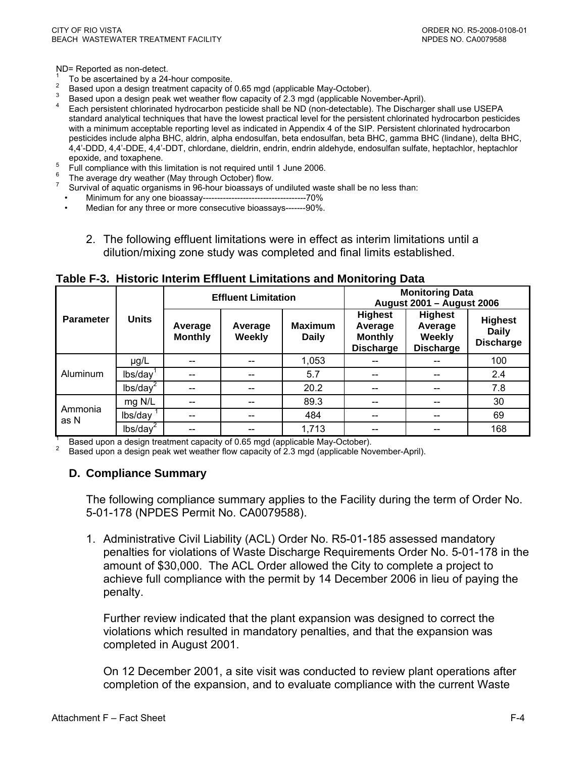ND= Reported as non-detect.

1. To be ascertained by a 24-hour composite.
2. Based upon a design treatment capacity of 0.65 mgd (applicable May-October).
3. Based upon a design peak wet weather flow capacity of 2.3 mgd (applicable November-April).
4. Each persistent chlorinated hydrocarbon pesticide shall be ND (non-detectable). The Discharger shall use USEPA standard analytical techniques that have the lowest practical level for the persistent chlorinated hydrocarbon pesticides with a minimum acceptable reporting level as indicated in Appendix 4 of the SIP. Persistent chlorinated hydrocarbon pesticides include alpha BHC, aldrin, alpha endosulfan, beta endosulfan, beta BHC, gamma BHC (lindane), delta BHC, 4,4'-DDD, 4,4'-DDE, 4,4'-DDT, chlordane, dieldrin, endrin, endrin aldehyde, endosulfan sulfate, heptachlor, heptachlor epoxide, and toxaphene.
5. Full compliance with this limitation is not required until 1 June 2006.
6. The average dry weather (May through October) flow.
7. Survival of aquatic organisms in 96-hour bioassays of undiluted waste shall be no less than:
   - Minimum for any one bioassay------------------------------------70%
   - Median for any three or more consecutive bioassays-------90%.

2. The following effluent limitations were in effect as interim limitations until a dilution/mixing zone study was completed and final limits established.

**Table F-3. Historic Interim Effluent Limitations and Monitoring Data**

| Parameter | Units | Effluent Limitation | | | Monitoring Data August 2001 – August 2006 | | |
|---|---|---|---|---|---|---|---|
| | | Average Monthly | Average Weekly | Maximum Daily | Highest Average Monthly Discharge | Highest Average Weekly Discharge | Highest Daily Discharge |
| Aluminum | µg/L | -- | -- | 1,053 | -- | -- | 100 |
| | lbs/day[1] | -- | -- | 5.7 | -- | -- | 2.4 |
| | lbs/day[2] | -- | -- | 20.2 | -- | -- | 7.8 |
| Ammonia as N | mg N/L | -- | -- | 89.3 | -- | -- | 30 |
| | lbs/day[1] | -- | -- | 484 | -- | -- | 69 |
| | lbs/day[2] | -- | -- | 1,713 | -- | -- | 168 |

1. Based upon a design treatment capacity of 0.65 mgd (applicable May-October).
2. Based upon a design peak wet weather flow capacity of 2.3 mgd (applicable November-April).

### D. Compliance Summary

The following compliance summary applies to the Facility during the term of Order No. 5-01-178 (NPDES Permit No. CA0079588).

1. Administrative Civil Liability (ACL) Order No. R5-01-185 assessed mandatory penalties for violations of Waste Discharge Requirements Order No. 5-01-178 in the amount of $30,000. The ACL Order allowed the City to complete a project to achieve full compliance with the permit by 14 December 2006 in lieu of paying the penalty.

   Further review indicated that the plant expansion was designed to correct the violations which resulted in mandatory penalties, and that the expansion was completed in August 2001.

   On 12 December 2001, a site visit was conducted to review plant operations after completion of the expansion, and to evaluate compliance with the current Waste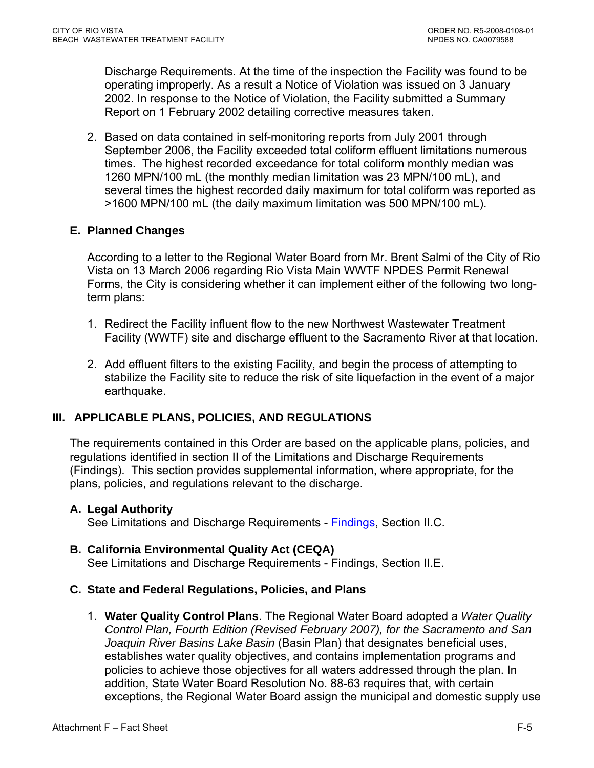Discharge Requirements. At the time of the inspection the Facility was found to be operating improperly. As a result a Notice of Violation was issued on 3 January 2002. In response to the Notice of Violation, the Facility submitted a Summary Report on 1 February 2002 detailing corrective measures taken.

2. Based on data contained in self-monitoring reports from July 2001 through September 2006, the Facility exceeded total coliform effluent limitations numerous times. The highest recorded exceedance for total coliform monthly median was 1260 MPN/100 mL (the monthly median limitation was 23 MPN/100 mL), and several times the highest recorded daily maximum for total coliform was reported as >1600 MPN/100 mL (the daily maximum limitation was 500 MPN/100 mL).

### E. Planned Changes

According to a letter to the Regional Water Board from Mr. Brent Salmi of the City of Rio Vista on 13 March 2006 regarding Rio Vista Main WWTF NPDES Permit Renewal Forms, the City is considering whether it can implement either of the following two long-term plans:

1. Redirect the Facility influent flow to the new Northwest Wastewater Treatment Facility (WWTF) site and discharge effluent to the Sacramento River at that location.

2. Add effluent filters to the existing Facility, and begin the process of attempting to stabilize the Facility site to reduce the risk of site liquefaction in the event of a major earthquake.

## III. APPLICABLE PLANS, POLICIES, AND REGULATIONS

The requirements contained in this Order are based on the applicable plans, policies, and regulations identified in section II of the Limitations and Discharge Requirements (Findings). This section provides supplemental information, where appropriate, for the plans, policies, and regulations relevant to the discharge.

### A. Legal Authority

See Limitations and Discharge Requirements - Findings, Section II.C.

### B. California Environmental Quality Act (CEQA)

See Limitations and Discharge Requirements - Findings, Section II.E.

### C. State and Federal Regulations, Policies, and Plans

1. **Water Quality Control Plans**. The Regional Water Board adopted a *Water Quality Control Plan, Fourth Edition (Revised February 2007), for the Sacramento and San Joaquin River Basins Lake Basin* (Basin Plan) that designates beneficial uses, establishes water quality objectives, and contains implementation programs and policies to achieve those objectives for all waters addressed through the plan. In addition, State Water Board Resolution No. 88-63 requires that, with certain exceptions, the Regional Water Board assign the municipal and domestic supply use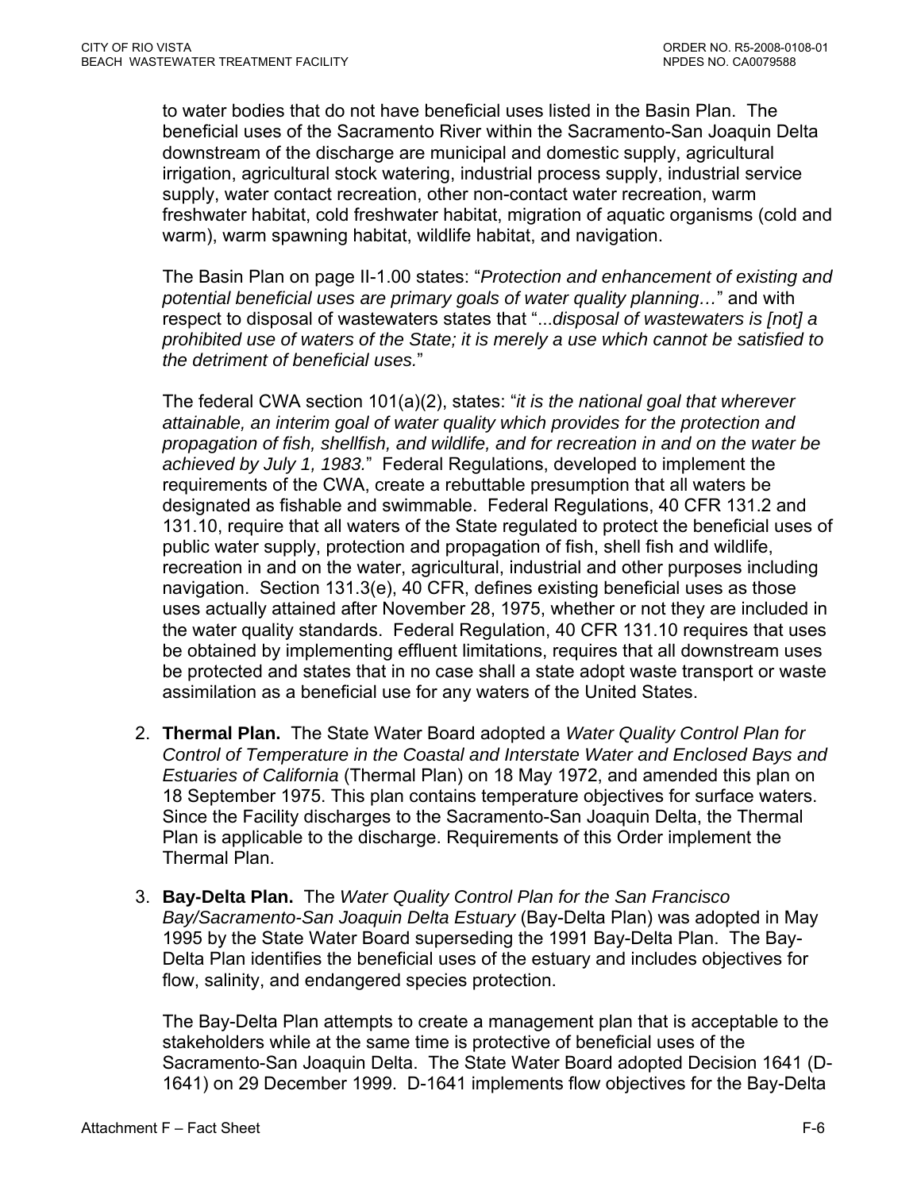to water bodies that do not have beneficial uses listed in the Basin Plan. The beneficial uses of the Sacramento River within the Sacramento-San Joaquin Delta downstream of the discharge are municipal and domestic supply, agricultural irrigation, agricultural stock watering, industrial process supply, industrial service supply, water contact recreation, other non-contact water recreation, warm freshwater habitat, cold freshwater habitat, migration of aquatic organisms (cold and warm), warm spawning habitat, wildlife habitat, and navigation.

The Basin Plan on page II-1.00 states: "*Protection and enhancement of existing and potential beneficial uses are primary goals of water quality planning…*" and with respect to disposal of wastewaters states that "...*disposal of wastewaters is [not] a prohibited use of waters of the State; it is merely a use which cannot be satisfied to the detriment of beneficial uses.*"

The federal CWA section 101(a)(2), states: "*it is the national goal that wherever attainable, an interim goal of water quality which provides for the protection and propagation of fish, shellfish, and wildlife, and for recreation in and on the water be achieved by July 1, 1983.*" Federal Regulations, developed to implement the requirements of the CWA, create a rebuttable presumption that all waters be designated as fishable and swimmable. Federal Regulations, 40 CFR 131.2 and 131.10, require that all waters of the State regulated to protect the beneficial uses of public water supply, protection and propagation of fish, shell fish and wildlife, recreation in and on the water, agricultural, industrial and other purposes including navigation. Section 131.3(e), 40 CFR, defines existing beneficial uses as those uses actually attained after November 28, 1975, whether or not they are included in the water quality standards. Federal Regulation, 40 CFR 131.10 requires that uses be obtained by implementing effluent limitations, requires that all downstream uses be protected and states that in no case shall a state adopt waste transport or waste assimilation as a beneficial use for any waters of the United States.

2. **Thermal Plan.** The State Water Board adopted a *Water Quality Control Plan for Control of Temperature in the Coastal and Interstate Water and Enclosed Bays and Estuaries of California* (Thermal Plan) on 18 May 1972, and amended this plan on 18 September 1975. This plan contains temperature objectives for surface waters. Since the Facility discharges to the Sacramento-San Joaquin Delta, the Thermal Plan is applicable to the discharge. Requirements of this Order implement the Thermal Plan.

3. **Bay-Delta Plan.** The *Water Quality Control Plan for the San Francisco Bay/Sacramento-San Joaquin Delta Estuary* (Bay-Delta Plan) was adopted in May 1995 by the State Water Board superseding the 1991 Bay-Delta Plan. The Bay-Delta Plan identifies the beneficial uses of the estuary and includes objectives for flow, salinity, and endangered species protection.

   The Bay-Delta Plan attempts to create a management plan that is acceptable to the stakeholders while at the same time is protective of beneficial uses of the Sacramento-San Joaquin Delta. The State Water Board adopted Decision 1641 (D-1641) on 29 December 1999. D-1641 implements flow objectives for the Bay-Delta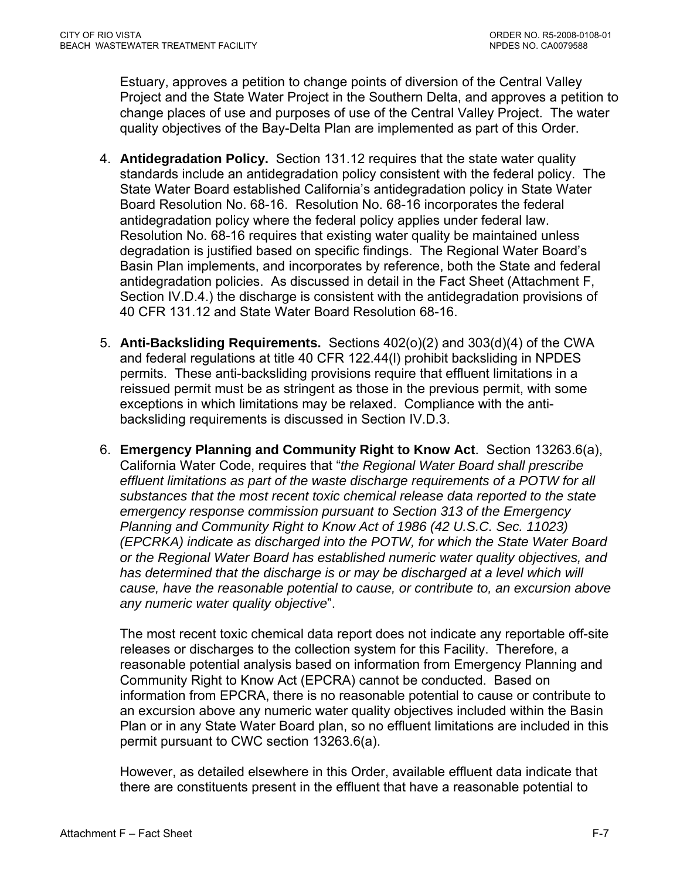Estuary, approves a petition to change points of diversion of the Central Valley Project and the State Water Project in the Southern Delta, and approves a petition to change places of use and purposes of use of the Central Valley Project. The water quality objectives of the Bay-Delta Plan are implemented as part of this Order.

4. **Antidegradation Policy.** Section 131.12 requires that the state water quality standards include an antidegradation policy consistent with the federal policy. The State Water Board established California's antidegradation policy in State Water Board Resolution No. 68-16. Resolution No. 68-16 incorporates the federal antidegradation policy where the federal policy applies under federal law. Resolution No. 68-16 requires that existing water quality be maintained unless degradation is justified based on specific findings. The Regional Water Board's Basin Plan implements, and incorporates by reference, both the State and federal antidegradation policies. As discussed in detail in the Fact Sheet (Attachment F, Section IV.D.4.) the discharge is consistent with the antidegradation provisions of 40 CFR 131.12 and State Water Board Resolution 68-16.

5. **Anti-Backsliding Requirements.** Sections 402(o)(2) and 303(d)(4) of the CWA and federal regulations at title 40 CFR 122.44(l) prohibit backsliding in NPDES permits. These anti-backsliding provisions require that effluent limitations in a reissued permit must be as stringent as those in the previous permit, with some exceptions in which limitations may be relaxed. Compliance with the anti-backsliding requirements is discussed in Section IV.D.3.

6. **Emergency Planning and Community Right to Know Act**. Section 13263.6(a), California Water Code, requires that "*the Regional Water Board shall prescribe effluent limitations as part of the waste discharge requirements of a POTW for all substances that the most recent toxic chemical release data reported to the state emergency response commission pursuant to Section 313 of the Emergency Planning and Community Right to Know Act of 1986 (42 U.S.C. Sec. 11023) (EPCRKA) indicate as discharged into the POTW, for which the State Water Board or the Regional Water Board has established numeric water quality objectives, and has determined that the discharge is or may be discharged at a level which will cause, have the reasonable potential to cause, or contribute to, an excursion above any numeric water quality objective*".

   The most recent toxic chemical data report does not indicate any reportable off-site releases or discharges to the collection system for this Facility. Therefore, a reasonable potential analysis based on information from Emergency Planning and Community Right to Know Act (EPCRA) cannot be conducted. Based on information from EPCRA, there is no reasonable potential to cause or contribute to an excursion above any numeric water quality objectives included within the Basin Plan or in any State Water Board plan, so no effluent limitations are included in this permit pursuant to CWC section 13263.6(a).

   However, as detailed elsewhere in this Order, available effluent data indicate that there are constituents present in the effluent that have a reasonable potential to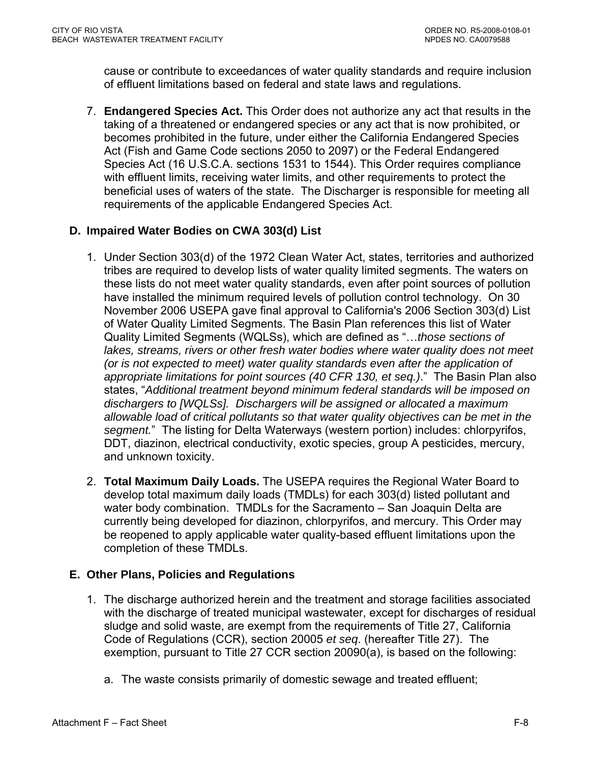cause or contribute to exceedances of water quality standards and require inclusion of effluent limitations based on federal and state laws and regulations.

7. **Endangered Species Act.** This Order does not authorize any act that results in the taking of a threatened or endangered species or any act that is now prohibited, or becomes prohibited in the future, under either the California Endangered Species Act (Fish and Game Code sections 2050 to 2097) or the Federal Endangered Species Act (16 U.S.C.A. sections 1531 to 1544). This Order requires compliance with effluent limits, receiving water limits, and other requirements to protect the beneficial uses of waters of the state. The Discharger is responsible for meeting all requirements of the applicable Endangered Species Act.

## D. Impaired Water Bodies on CWA 303(d) List

1. Under Section 303(d) of the 1972 Clean Water Act, states, territories and authorized tribes are required to develop lists of water quality limited segments. The waters on these lists do not meet water quality standards, even after point sources of pollution have installed the minimum required levels of pollution control technology. On 30 November 2006 USEPA gave final approval to California's 2006 Section 303(d) List of Water Quality Limited Segments. The Basin Plan references this list of Water Quality Limited Segments (WQLSs), which are defined as "…*those sections of lakes, streams, rivers or other fresh water bodies where water quality does not meet (or is not expected to meet) water quality standards even after the application of appropriate limitations for point sources (40 CFR 130, et seq.)*." The Basin Plan also states, "*Additional treatment beyond minimum federal standards will be imposed on dischargers to [WQLSs]. Dischargers will be assigned or allocated a maximum allowable load of critical pollutants so that water quality objectives can be met in the segment.*" The listing for Delta Waterways (western portion) includes: chlorpyrifos, DDT, diazinon, electrical conductivity, exotic species, group A pesticides, mercury, and unknown toxicity.

2. **Total Maximum Daily Loads.** The USEPA requires the Regional Water Board to develop total maximum daily loads (TMDLs) for each 303(d) listed pollutant and water body combination. TMDLs for the Sacramento – San Joaquin Delta are currently being developed for diazinon, chlorpyrifos, and mercury. This Order may be reopened to apply applicable water quality-based effluent limitations upon the completion of these TMDLs.

## E. Other Plans, Policies and Regulations

1. The discharge authorized herein and the treatment and storage facilities associated with the discharge of treated municipal wastewater, except for discharges of residual sludge and solid waste, are exempt from the requirements of Title 27, California Code of Regulations (CCR), section 20005 *et seq*. (hereafter Title 27). The exemption, pursuant to Title 27 CCR section 20090(a), is based on the following:

   a. The waste consists primarily of domestic sewage and treated effluent;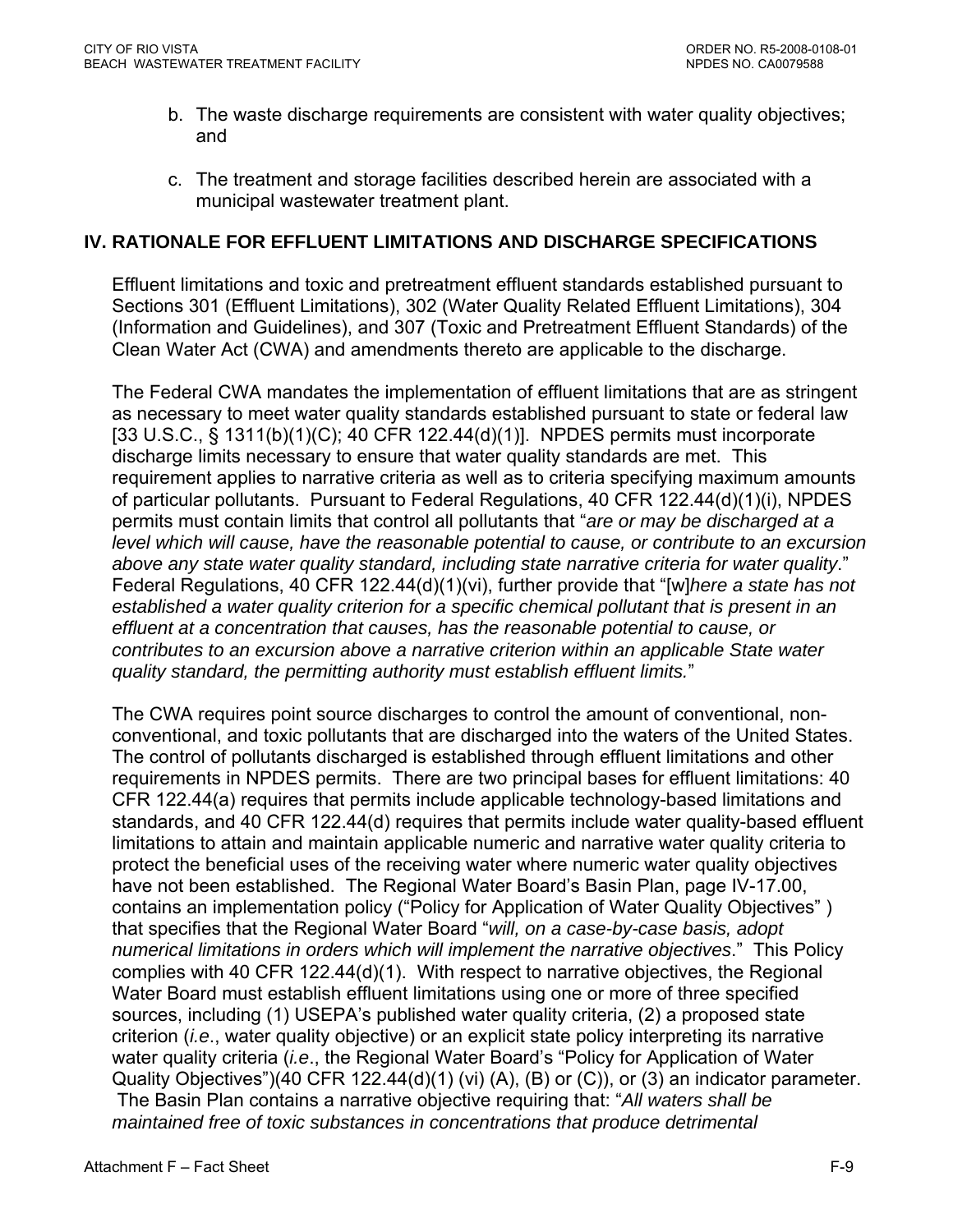b. The waste discharge requirements are consistent with water quality objectives; and

c. The treatment and storage facilities described herein are associated with a municipal wastewater treatment plant.

## IV. RATIONALE FOR EFFLUENT LIMITATIONS AND DISCHARGE SPECIFICATIONS

Effluent limitations and toxic and pretreatment effluent standards established pursuant to Sections 301 (Effluent Limitations), 302 (Water Quality Related Effluent Limitations), 304 (Information and Guidelines), and 307 (Toxic and Pretreatment Effluent Standards) of the Clean Water Act (CWA) and amendments thereto are applicable to the discharge.

The Federal CWA mandates the implementation of effluent limitations that are as stringent as necessary to meet water quality standards established pursuant to state or federal law [33 U.S.C., § 1311(b)(1)(C); 40 CFR 122.44(d)(1)]. NPDES permits must incorporate discharge limits necessary to ensure that water quality standards are met. This requirement applies to narrative criteria as well as to criteria specifying maximum amounts of particular pollutants. Pursuant to Federal Regulations, 40 CFR 122.44(d)(1)(i), NPDES permits must contain limits that control all pollutants that "*are or may be discharged at a level which will cause, have the reasonable potential to cause, or contribute to an excursion above any state water quality standard, including state narrative criteria for water quality*." Federal Regulations, 40 CFR 122.44(d)(1)(vi), further provide that "[w]*here a state has not established a water quality criterion for a specific chemical pollutant that is present in an effluent at a concentration that causes, has the reasonable potential to cause, or contributes to an excursion above a narrative criterion within an applicable State water quality standard, the permitting authority must establish effluent limits.*"

The CWA requires point source discharges to control the amount of conventional, non-conventional, and toxic pollutants that are discharged into the waters of the United States. The control of pollutants discharged is established through effluent limitations and other requirements in NPDES permits. There are two principal bases for effluent limitations: 40 CFR 122.44(a) requires that permits include applicable technology-based limitations and standards, and 40 CFR 122.44(d) requires that permits include water quality-based effluent limitations to attain and maintain applicable numeric and narrative water quality criteria to protect the beneficial uses of the receiving water where numeric water quality objectives have not been established. The Regional Water Board's Basin Plan, page IV-17.00, contains an implementation policy ("Policy for Application of Water Quality Objectives" ) that specifies that the Regional Water Board "*will, on a case-by-case basis, adopt numerical limitations in orders which will implement the narrative objectives*." This Policy complies with 40 CFR 122.44(d)(1). With respect to narrative objectives, the Regional Water Board must establish effluent limitations using one or more of three specified sources, including (1) USEPA's published water quality criteria, (2) a proposed state criterion (*i.e*., water quality objective) or an explicit state policy interpreting its narrative water quality criteria (*i.e*., the Regional Water Board's "Policy for Application of Water Quality Objectives")(40 CFR 122.44(d)(1) (vi) (A), (B) or (C)), or (3) an indicator parameter. The Basin Plan contains a narrative objective requiring that: "*All waters shall be maintained free of toxic substances in concentrations that produce detrimental*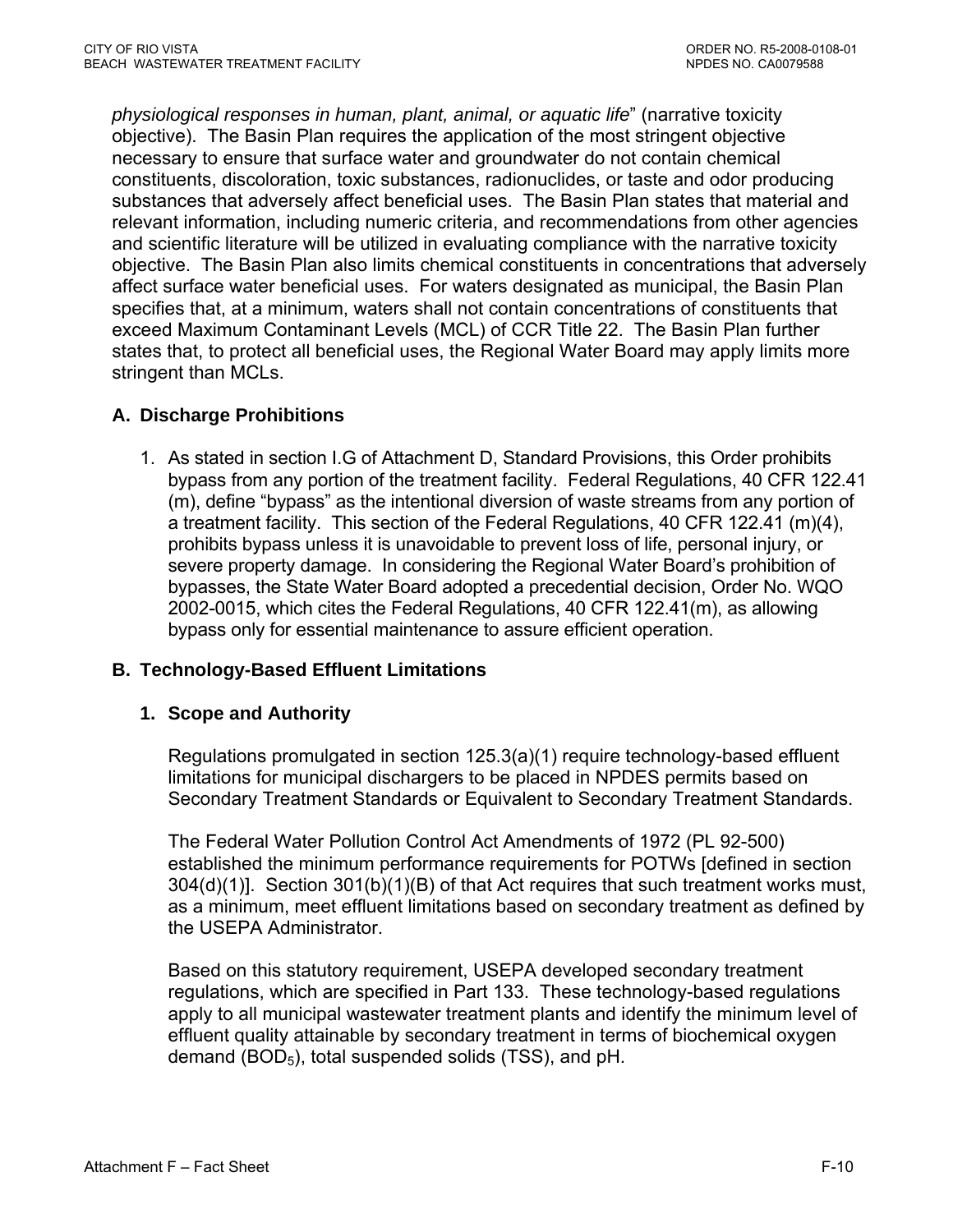*physiological responses in human, plant, animal, or aquatic life*" (narrative toxicity objective). The Basin Plan requires the application of the most stringent objective necessary to ensure that surface water and groundwater do not contain chemical constituents, discoloration, toxic substances, radionuclides, or taste and odor producing substances that adversely affect beneficial uses. The Basin Plan states that material and relevant information, including numeric criteria, and recommendations from other agencies and scientific literature will be utilized in evaluating compliance with the narrative toxicity objective. The Basin Plan also limits chemical constituents in concentrations that adversely affect surface water beneficial uses. For waters designated as municipal, the Basin Plan specifies that, at a minimum, waters shall not contain concentrations of constituents that exceed Maximum Contaminant Levels (MCL) of CCR Title 22. The Basin Plan further states that, to protect all beneficial uses, the Regional Water Board may apply limits more stringent than MCLs.

## A. Discharge Prohibitions

1. As stated in section I.G of Attachment D, Standard Provisions, this Order prohibits bypass from any portion of the treatment facility. Federal Regulations, 40 CFR 122.41 (m), define "bypass" as the intentional diversion of waste streams from any portion of a treatment facility. This section of the Federal Regulations, 40 CFR 122.41 (m)(4), prohibits bypass unless it is unavoidable to prevent loss of life, personal injury, or severe property damage. In considering the Regional Water Board's prohibition of bypasses, the State Water Board adopted a precedential decision, Order No. WQO 2002-0015, which cites the Federal Regulations, 40 CFR 122.41(m), as allowing bypass only for essential maintenance to assure efficient operation.

## B. Technology-Based Effluent Limitations

### 1. Scope and Authority

Regulations promulgated in section 125.3(a)(1) require technology-based effluent limitations for municipal dischargers to be placed in NPDES permits based on Secondary Treatment Standards or Equivalent to Secondary Treatment Standards.

The Federal Water Pollution Control Act Amendments of 1972 (PL 92-500) established the minimum performance requirements for POTWs [defined in section 304(d)(1)]. Section 301(b)(1)(B) of that Act requires that such treatment works must, as a minimum, meet effluent limitations based on secondary treatment as defined by the USEPA Administrator.

Based on this statutory requirement, USEPA developed secondary treatment regulations, which are specified in Part 133. These technology-based regulations apply to all municipal wastewater treatment plants and identify the minimum level of effluent quality attainable by secondary treatment in terms of biochemical oxygen demand ($BOD_5$), total suspended solids (TSS), and pH.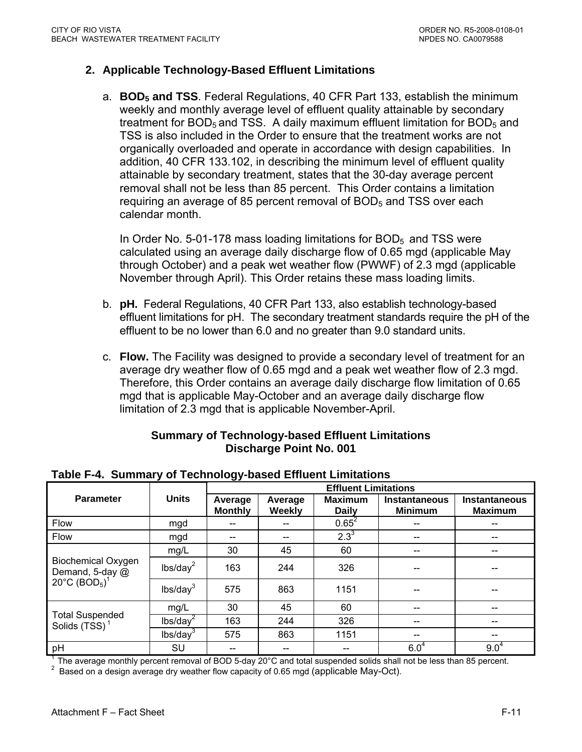### 2. Applicable Technology-Based Effluent Limitations

a. **$BOD_5$ and TSS**. Federal Regulations, 40 CFR Part 133, establish the minimum weekly and monthly average level of effluent quality attainable by secondary treatment for $BOD_5$ and TSS. A daily maximum effluent limitation for $BOD_5$ and TSS is also included in the Order to ensure that the treatment works are not organically overloaded and operate in accordance with design capabilities. In addition, 40 CFR 133.102, in describing the minimum level of effluent quality attainable by secondary treatment, states that the 30-day average percent removal shall not be less than 85 percent. This Order contains a limitation requiring an average of 85 percent removal of $BOD_5$ and TSS over each calendar month.

   In Order No. 5-01-178 mass loading limitations for $BOD_5$ and TSS were calculated using an average daily discharge flow of 0.65 mgd (applicable May through October) and a peak wet weather flow (PWWF) of 2.3 mgd (applicable November through April). This Order retains these mass loading limits.

b. **pH.** Federal Regulations, 40 CFR Part 133, also establish technology-based effluent limitations for pH. The secondary treatment standards require the pH of the effluent to be no lower than 6.0 and no greater than 9.0 standard units.

c. **Flow.** The Facility was designed to provide a secondary level of treatment for an average dry weather flow of 0.65 mgd and a peak wet weather flow of 2.3 mgd. Therefore, this Order contains an average daily discharge flow limitation of 0.65 mgd that is applicable May-October and an average daily discharge flow limitation of 2.3 mgd that is applicable November-April.

**Summary of Technology-based Effluent Limitations**
**Discharge Point No. 001**

**Table F-4. Summary of Technology-based Effluent Limitations**

| Parameter | Units | Effluent Limitations | | | | |
|---|---|---|---|---|---|---|
| | | Average Monthly | Average Weekly | Maximum Daily | Instantaneous Minimum | Instantaneous Maximum |
| Flow | mgd | -- | -- | 0.65[2] | -- | -- |
| Flow | mgd | -- | -- | 2.3[3] | -- | -- |
| Biochemical Oxygen Demand, 5-day @ 20°C ($BOD_5$)[1] | mg/L | 30 | 45 | 60 | -- | -- |
| | lbs/day[2] | 163 | 244 | 326 | -- | -- |
| | lbs/day[3] | 575 | 863 | 1151 | -- | -- |
| Total Suspended Solids (TSS)[1] | mg/L | 30 | 45 | 60 | -- | -- |
| | lbs/day[2] | 163 | 244 | 326 | -- | -- |
| | lbs/day[3] | 575 | 863 | 1151 | -- | -- |
| pH | SU | -- | -- | -- | 6.0[4] | 9.0[4] |

[1] The average monthly percent removal of BOD 5-day 20°C and total suspended solids shall not be less than 85 percent.
[2] Based on a design average dry weather flow capacity of 0.65 mgd (applicable May-Oct).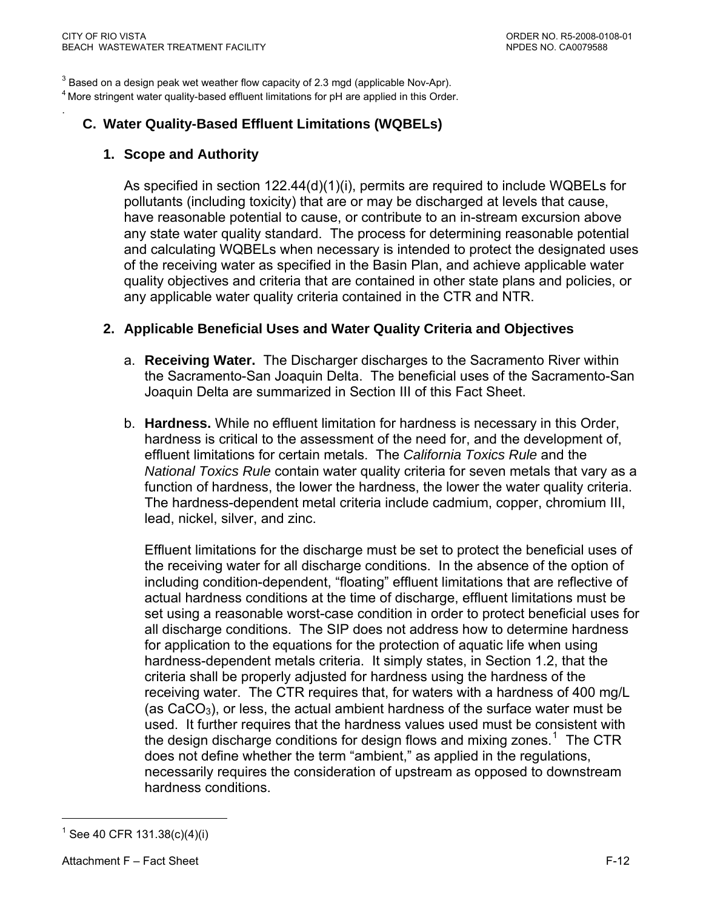[3] Based on a design peak wet weather flow capacity of 2.3 mgd (applicable Nov-Apr).

[4] More stringent water quality-based effluent limitations for pH are applied in this Order.

### C. Water Quality-Based Effluent Limitations (WQBELs)

#### 1. Scope and Authority

As specified in section 122.44(d)(1)(i), permits are required to include WQBELs for pollutants (including toxicity) that are or may be discharged at levels that cause, have reasonable potential to cause, or contribute to an in-stream excursion above any state water quality standard. The process for determining reasonable potential and calculating WQBELs when necessary is intended to protect the designated uses of the receiving water as specified in the Basin Plan, and achieve applicable water quality objectives and criteria that are contained in other state plans and policies, or any applicable water quality criteria contained in the CTR and NTR.

#### 2. Applicable Beneficial Uses and Water Quality Criteria and Objectives

a. **Receiving Water.** The Discharger discharges to the Sacramento River within the Sacramento-San Joaquin Delta. The beneficial uses of the Sacramento-San Joaquin Delta are summarized in Section III of this Fact Sheet.

b. **Hardness.** While no effluent limitation for hardness is necessary in this Order, hardness is critical to the assessment of the need for, and the development of, effluent limitations for certain metals. The *California Toxics Rule* and the *National Toxics Rule* contain water quality criteria for seven metals that vary as a function of hardness, the lower the hardness, the lower the water quality criteria. The hardness-dependent metal criteria include cadmium, copper, chromium III, lead, nickel, silver, and zinc.

   Effluent limitations for the discharge must be set to protect the beneficial uses of the receiving water for all discharge conditions. In the absence of the option of including condition-dependent, "floating" effluent limitations that are reflective of actual hardness conditions at the time of discharge, effluent limitations must be set using a reasonable worst-case condition in order to protect beneficial uses for all discharge conditions. The SIP does not address how to determine hardness for application to the equations for the protection of aquatic life when using hardness-dependent metals criteria. It simply states, in Section 1.2, that the criteria shall be properly adjusted for hardness using the hardness of the receiving water. The CTR requires that, for waters with a hardness of 400 mg/L (as $CaCO_3$), or less, the actual ambient hardness of the surface water must be used. It further requires that the hardness values used must be consistent with the design discharge conditions for design flows and mixing zones.[1] The CTR does not define whether the term "ambient," as applied in the regulations, necessarily requires the consideration of upstream as opposed to downstream hardness conditions.

---

[1] See 40 CFR 131.38(c)(4)(i)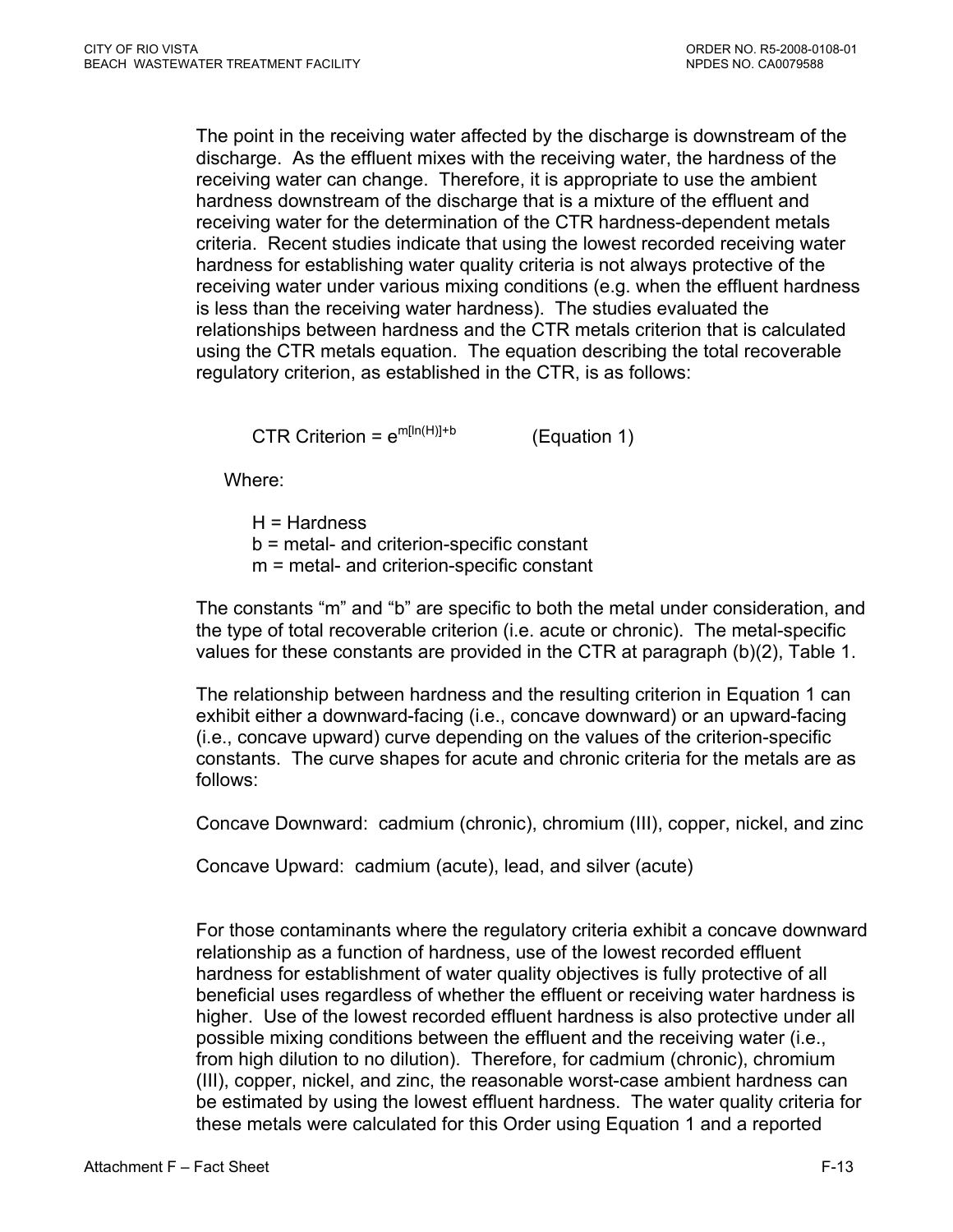The point in the receiving water affected by the discharge is downstream of the discharge. As the effluent mixes with the receiving water, the hardness of the receiving water can change. Therefore, it is appropriate to use the ambient hardness downstream of the discharge that is a mixture of the effluent and receiving water for the determination of the CTR hardness-dependent metals criteria. Recent studies indicate that using the lowest recorded receiving water hardness for establishing water quality criteria is not always protective of the receiving water under various mixing conditions (e.g. when the effluent hardness is less than the receiving water hardness). The studies evaluated the relationships between hardness and the CTR metals criterion that is calculated using the CTR metals equation. The equation describing the total recoverable regulatory criterion, as established in the CTR, is as follows:

$$\text{CTR Criterion} = e^{m[\ln(H)]+b} \qquad \text{(Equation 1)}$$

Where:

H = Hardness
b = metal- and criterion-specific constant
m = metal- and criterion-specific constant

The constants "m" and "b" are specific to both the metal under consideration, and the type of total recoverable criterion (i.e. acute or chronic). The metal-specific values for these constants are provided in the CTR at paragraph (b)(2), Table 1.

The relationship between hardness and the resulting criterion in Equation 1 can exhibit either a downward-facing (i.e., concave downward) or an upward-facing (i.e., concave upward) curve depending on the values of the criterion-specific constants. The curve shapes for acute and chronic criteria for the metals are as follows:

Concave Downward: cadmium (chronic), chromium (III), copper, nickel, and zinc

Concave Upward: cadmium (acute), lead, and silver (acute)

For those contaminants where the regulatory criteria exhibit a concave downward relationship as a function of hardness, use of the lowest recorded effluent hardness for establishment of water quality objectives is fully protective of all beneficial uses regardless of whether the effluent or receiving water hardness is higher. Use of the lowest recorded effluent hardness is also protective under all possible mixing conditions between the effluent and the receiving water (i.e., from high dilution to no dilution). Therefore, for cadmium (chronic), chromium (III), copper, nickel, and zinc, the reasonable worst-case ambient hardness can be estimated by using the lowest effluent hardness. The water quality criteria for these metals were calculated for this Order using Equation 1 and a reported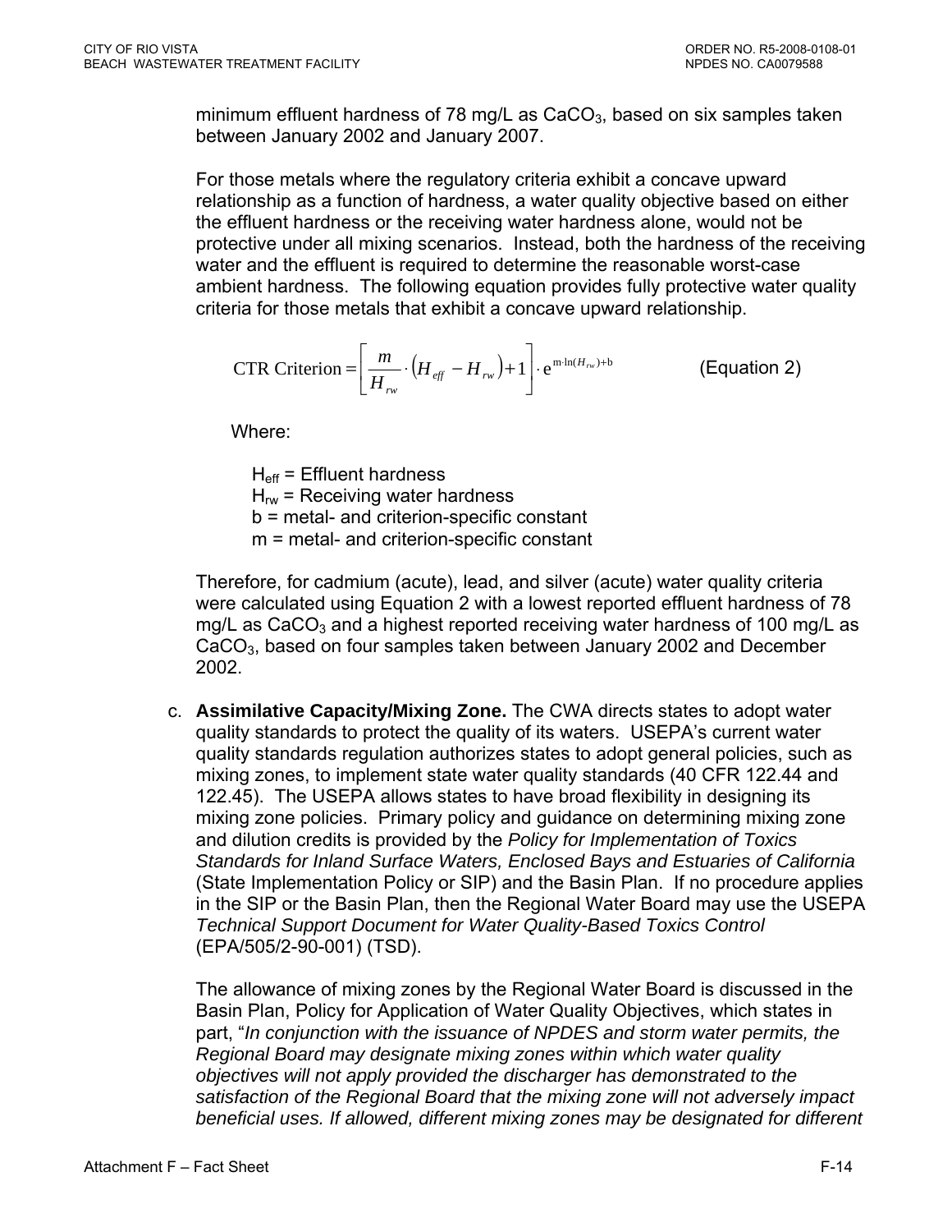minimum effluent hardness of 78 mg/L as $CaCO_3$, based on six samples taken between January 2002 and January 2007.

For those metals where the regulatory criteria exhibit a concave upward relationship as a function of hardness, a water quality objective based on either the effluent hardness or the receiving water hardness alone, would not be protective under all mixing scenarios. Instead, both the hardness of the receiving water and the effluent is required to determine the reasonable worst-case ambient hardness. The following equation provides fully protective water quality criteria for those metals that exhibit a concave upward relationship.

$$\text{CTR Criterion} = \left[\frac{m}{H_{rw}} \cdot \left(H_{eff} - H_{rw}\right) + 1\right] \cdot e^{m \cdot \ln(H_{rw}) + b} \quad \text{(Equation 2)}$$

Where:

$H_{eff}$ = Effluent hardness
$H_{rw}$ = Receiving water hardness
b = metal- and criterion-specific constant
m = metal- and criterion-specific constant

Therefore, for cadmium (acute), lead, and silver (acute) water quality criteria were calculated using Equation 2 with a lowest reported effluent hardness of 78 mg/L as $CaCO_3$ and a highest reported receiving water hardness of 100 mg/L as $CaCO_3$, based on four samples taken between January 2002 and December 2002.

c. **Assimilative Capacity/Mixing Zone.** The CWA directs states to adopt water quality standards to protect the quality of its waters. USEPA's current water quality standards regulation authorizes states to adopt general policies, such as mixing zones, to implement state water quality standards (40 CFR 122.44 and 122.45). The USEPA allows states to have broad flexibility in designing its mixing zone policies. Primary policy and guidance on determining mixing zone and dilution credits is provided by the *Policy for Implementation of Toxics Standards for Inland Surface Waters, Enclosed Bays and Estuaries of California* (State Implementation Policy or SIP) and the Basin Plan. If no procedure applies in the SIP or the Basin Plan, then the Regional Water Board may use the USEPA *Technical Support Document for Water Quality-Based Toxics Control* (EPA/505/2-90-001) (TSD).

   The allowance of mixing zones by the Regional Water Board is discussed in the Basin Plan, Policy for Application of Water Quality Objectives, which states in part, "*In conjunction with the issuance of NPDES and storm water permits, the Regional Board may designate mixing zones within which water quality objectives will not apply provided the discharger has demonstrated to the satisfaction of the Regional Board that the mixing zone will not adversely impact beneficial uses. If allowed, different mixing zones may be designated for different*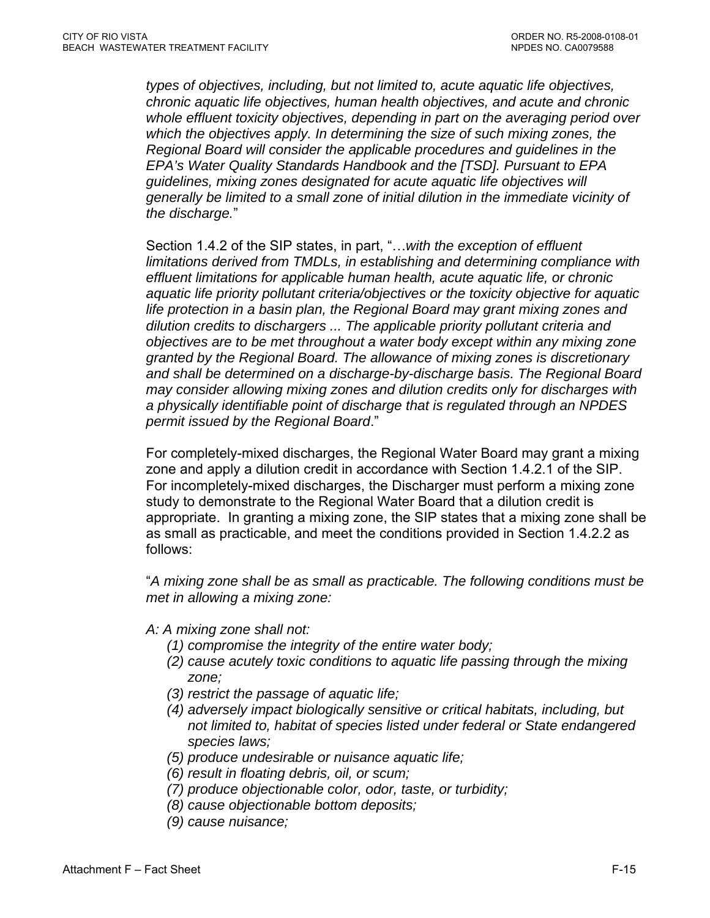*types of objectives, including, but not limited to, acute aquatic life objectives, chronic aquatic life objectives, human health objectives, and acute and chronic whole effluent toxicity objectives, depending in part on the averaging period over which the objectives apply. In determining the size of such mixing zones, the Regional Board will consider the applicable procedures and guidelines in the EPA's Water Quality Standards Handbook and the [TSD]. Pursuant to EPA guidelines, mixing zones designated for acute aquatic life objectives will generally be limited to a small zone of initial dilution in the immediate vicinity of the discharge.*"

Section 1.4.2 of the SIP states, in part, "…*with the exception of effluent limitations derived from TMDLs, in establishing and determining compliance with effluent limitations for applicable human health, acute aquatic life, or chronic aquatic life priority pollutant criteria/objectives or the toxicity objective for aquatic life protection in a basin plan, the Regional Board may grant mixing zones and dilution credits to dischargers ... The applicable priority pollutant criteria and objectives are to be met throughout a water body except within any mixing zone granted by the Regional Board. The allowance of mixing zones is discretionary and shall be determined on a discharge-by-discharge basis. The Regional Board may consider allowing mixing zones and dilution credits only for discharges with a physically identifiable point of discharge that is regulated through an NPDES permit issued by the Regional Board*."

For completely-mixed discharges, the Regional Water Board may grant a mixing zone and apply a dilution credit in accordance with Section 1.4.2.1 of the SIP. For incompletely-mixed discharges, the Discharger must perform a mixing zone study to demonstrate to the Regional Water Board that a dilution credit is appropriate. In granting a mixing zone, the SIP states that a mixing zone shall be as small as practicable, and meet the conditions provided in Section 1.4.2.2 as follows:

"*A mixing zone shall be as small as practicable. The following conditions must be met in allowing a mixing zone:*

*A: A mixing zone shall not:*

- *(1) compromise the integrity of the entire water body;*
- *(2) cause acutely toxic conditions to aquatic life passing through the mixing zone;*
- *(3) restrict the passage of aquatic life;*
- *(4) adversely impact biologically sensitive or critical habitats, including, but not limited to, habitat of species listed under federal or State endangered species laws;*
- *(5) produce undesirable or nuisance aquatic life;*
- *(6) result in floating debris, oil, or scum;*
- *(7) produce objectionable color, odor, taste, or turbidity;*
- *(8) cause objectionable bottom deposits;*
- *(9) cause nuisance;*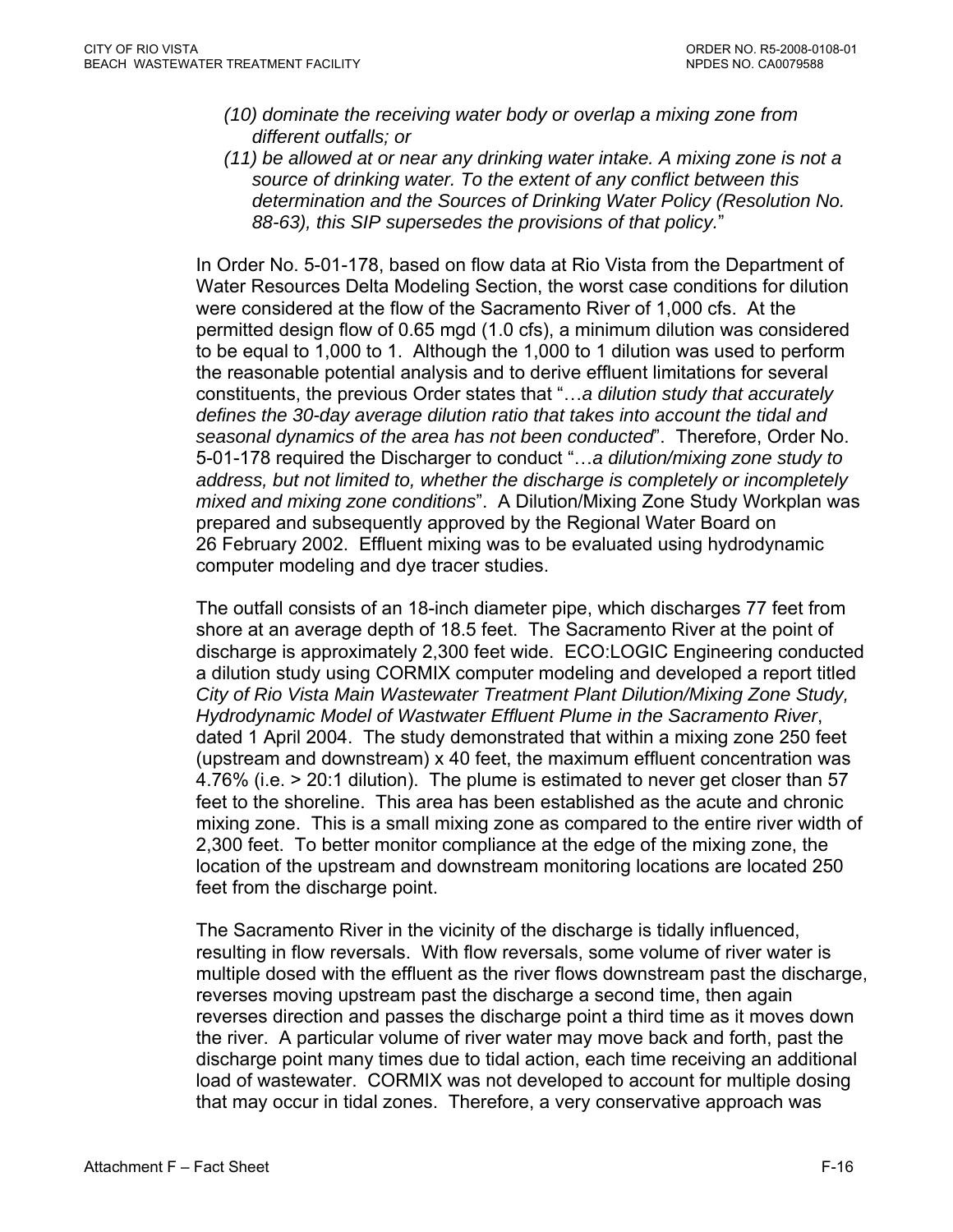*(10) dominate the receiving water body or overlap a mixing zone from different outfalls; or*

*(11) be allowed at or near any drinking water intake. A mixing zone is not a source of drinking water. To the extent of any conflict between this determination and the Sources of Drinking Water Policy (Resolution No. 88-63), this SIP supersedes the provisions of that policy.*"

In Order No. 5-01-178, based on flow data at Rio Vista from the Department of Water Resources Delta Modeling Section, the worst case conditions for dilution were considered at the flow of the Sacramento River of 1,000 cfs. At the permitted design flow of 0.65 mgd (1.0 cfs), a minimum dilution was considered to be equal to 1,000 to 1. Although the 1,000 to 1 dilution was used to perform the reasonable potential analysis and to derive effluent limitations for several constituents, the previous Order states that "…*a dilution study that accurately defines the 30-day average dilution ratio that takes into account the tidal and seasonal dynamics of the area has not been conducted*". Therefore, Order No. 5-01-178 required the Discharger to conduct "…*a dilution/mixing zone study to address, but not limited to, whether the discharge is completely or incompletely mixed and mixing zone conditions*". A Dilution/Mixing Zone Study Workplan was prepared and subsequently approved by the Regional Water Board on 26 February 2002. Effluent mixing was to be evaluated using hydrodynamic computer modeling and dye tracer studies.

The outfall consists of an 18-inch diameter pipe, which discharges 77 feet from shore at an average depth of 18.5 feet. The Sacramento River at the point of discharge is approximately 2,300 feet wide. ECO:LOGIC Engineering conducted a dilution study using CORMIX computer modeling and developed a report titled *City of Rio Vista Main Wastewater Treatment Plant Dilution/Mixing Zone Study, Hydrodynamic Model of Wastwater Effluent Plume in the Sacramento River*, dated 1 April 2004. The study demonstrated that within a mixing zone 250 feet (upstream and downstream) x 40 feet, the maximum effluent concentration was 4.76% (i.e. > 20:1 dilution). The plume is estimated to never get closer than 57 feet to the shoreline. This area has been established as the acute and chronic mixing zone. This is a small mixing zone as compared to the entire river width of 2,300 feet. To better monitor compliance at the edge of the mixing zone, the location of the upstream and downstream monitoring locations are located 250 feet from the discharge point.

The Sacramento River in the vicinity of the discharge is tidally influenced, resulting in flow reversals. With flow reversals, some volume of river water is multiple dosed with the effluent as the river flows downstream past the discharge, reverses moving upstream past the discharge a second time, then again reverses direction and passes the discharge point a third time as it moves down the river. A particular volume of river water may move back and forth, past the discharge point many times due to tidal action, each time receiving an additional load of wastewater. CORMIX was not developed to account for multiple dosing that may occur in tidal zones. Therefore, a very conservative approach was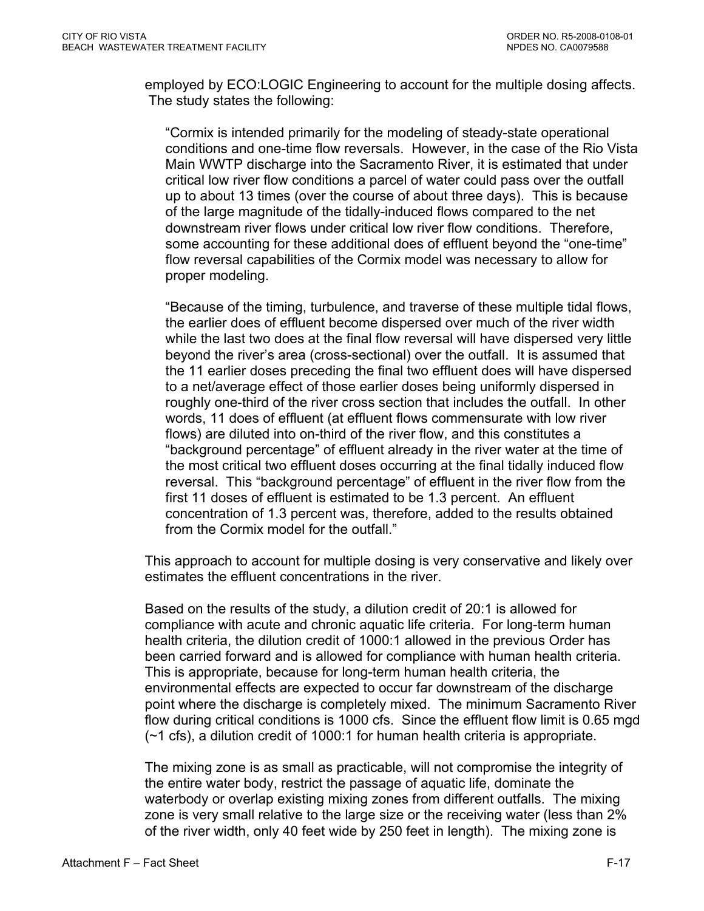employed by ECO:LOGIC Engineering to account for the multiple dosing affects. The study states the following:

> "Cormix is intended primarily for the modeling of steady-state operational conditions and one-time flow reversals. However, in the case of the Rio Vista Main WWTP discharge into the Sacramento River, it is estimated that under critical low river flow conditions a parcel of water could pass over the outfall up to about 13 times (over the course of about three days). This is because of the large magnitude of the tidally-induced flows compared to the net downstream river flows under critical low river flow conditions. Therefore, some accounting for these additional does of effluent beyond the "one-time" flow reversal capabilities of the Cormix model was necessary to allow for proper modeling.
>
> "Because of the timing, turbulence, and traverse of these multiple tidal flows, the earlier does of effluent become dispersed over much of the river width while the last two does at the final flow reversal will have dispersed very little beyond the river's area (cross-sectional) over the outfall. It is assumed that the 11 earlier doses preceding the final two effluent does will have dispersed to a net/average effect of those earlier doses being uniformly dispersed in roughly one-third of the river cross section that includes the outfall. In other words, 11 does of effluent (at effluent flows commensurate with low river flows) are diluted into on-third of the river flow, and this constitutes a "background percentage" of effluent already in the river water at the time of the most critical two effluent doses occurring at the final tidally induced flow reversal. This "background percentage" of effluent in the river flow from the first 11 doses of effluent is estimated to be 1.3 percent. An effluent concentration of 1.3 percent was, therefore, added to the results obtained from the Cormix model for the outfall."

This approach to account for multiple dosing is very conservative and likely over estimates the effluent concentrations in the river.

Based on the results of the study, a dilution credit of 20:1 is allowed for compliance with acute and chronic aquatic life criteria. For long-term human health criteria, the dilution credit of 1000:1 allowed in the previous Order has been carried forward and is allowed for compliance with human health criteria. This is appropriate, because for long-term human health criteria, the environmental effects are expected to occur far downstream of the discharge point where the discharge is completely mixed. The minimum Sacramento River flow during critical conditions is 1000 cfs. Since the effluent flow limit is 0.65 mgd (~1 cfs), a dilution credit of 1000:1 for human health criteria is appropriate.

The mixing zone is as small as practicable, will not compromise the integrity of the entire water body, restrict the passage of aquatic life, dominate the waterbody or overlap existing mixing zones from different outfalls. The mixing zone is very small relative to the large size or the receiving water (less than 2% of the river width, only 40 feet wide by 250 feet in length). The mixing zone is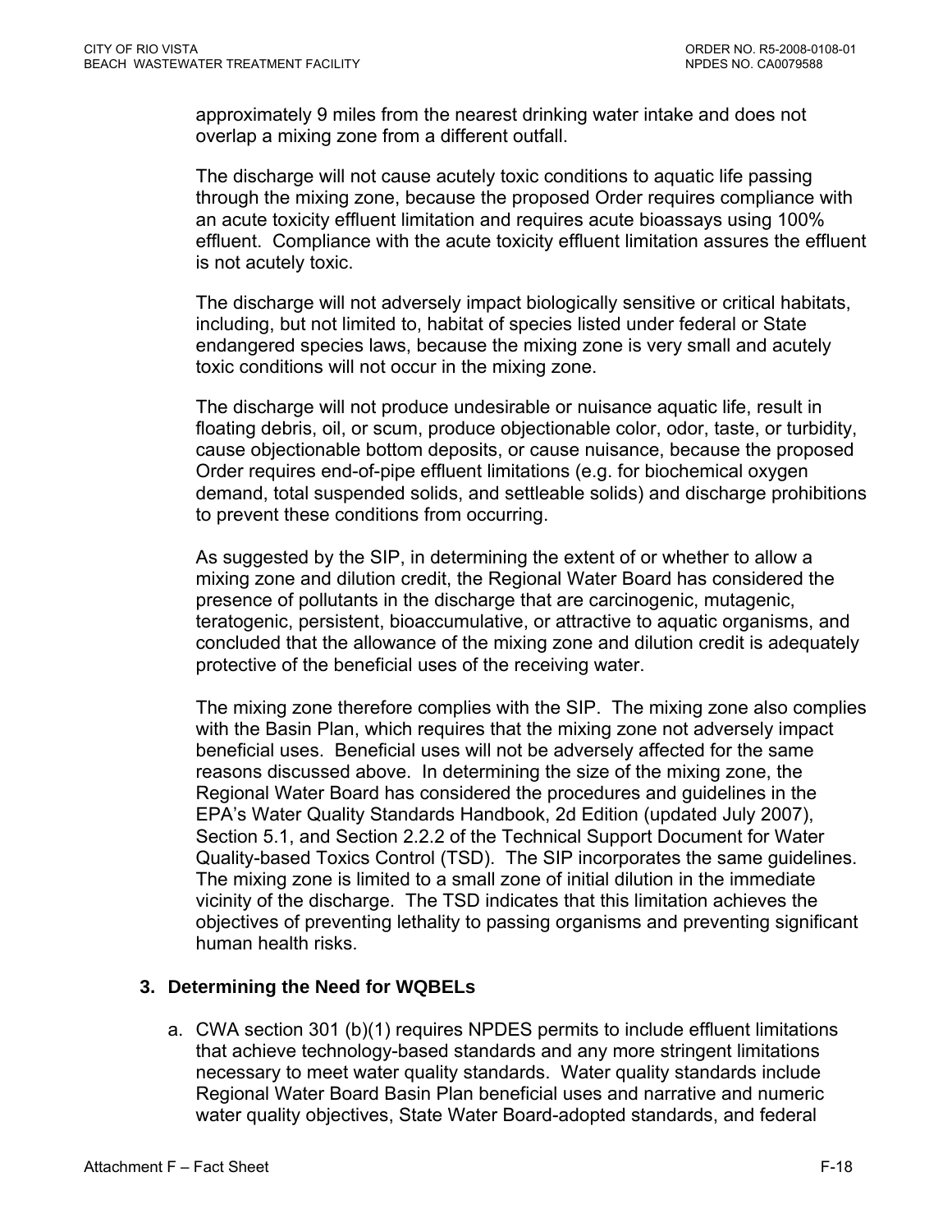approximately 9 miles from the nearest drinking water intake and does not overlap a mixing zone from a different outfall.

The discharge will not cause acutely toxic conditions to aquatic life passing through the mixing zone, because the proposed Order requires compliance with an acute toxicity effluent limitation and requires acute bioassays using 100% effluent. Compliance with the acute toxicity effluent limitation assures the effluent is not acutely toxic.

The discharge will not adversely impact biologically sensitive or critical habitats, including, but not limited to, habitat of species listed under federal or State endangered species laws, because the mixing zone is very small and acutely toxic conditions will not occur in the mixing zone.

The discharge will not produce undesirable or nuisance aquatic life, result in floating debris, oil, or scum, produce objectionable color, odor, taste, or turbidity, cause objectionable bottom deposits, or cause nuisance, because the proposed Order requires end-of-pipe effluent limitations (e.g. for biochemical oxygen demand, total suspended solids, and settleable solids) and discharge prohibitions to prevent these conditions from occurring.

As suggested by the SIP, in determining the extent of or whether to allow a mixing zone and dilution credit, the Regional Water Board has considered the presence of pollutants in the discharge that are carcinogenic, mutagenic, teratogenic, persistent, bioaccumulative, or attractive to aquatic organisms, and concluded that the allowance of the mixing zone and dilution credit is adequately protective of the beneficial uses of the receiving water.

The mixing zone therefore complies with the SIP. The mixing zone also complies with the Basin Plan, which requires that the mixing zone not adversely impact beneficial uses. Beneficial uses will not be adversely affected for the same reasons discussed above. In determining the size of the mixing zone, the Regional Water Board has considered the procedures and guidelines in the EPA's Water Quality Standards Handbook, 2d Edition (updated July 2007), Section 5.1, and Section 2.2.2 of the Technical Support Document for Water Quality-based Toxics Control (TSD). The SIP incorporates the same guidelines. The mixing zone is limited to a small zone of initial dilution in the immediate vicinity of the discharge. The TSD indicates that this limitation achieves the objectives of preventing lethality to passing organisms and preventing significant human health risks.

### 3. Determining the Need for WQBELs

a. CWA section 301 (b)(1) requires NPDES permits to include effluent limitations that achieve technology-based standards and any more stringent limitations necessary to meet water quality standards. Water quality standards include Regional Water Board Basin Plan beneficial uses and narrative and numeric water quality objectives, State Water Board-adopted standards, and federal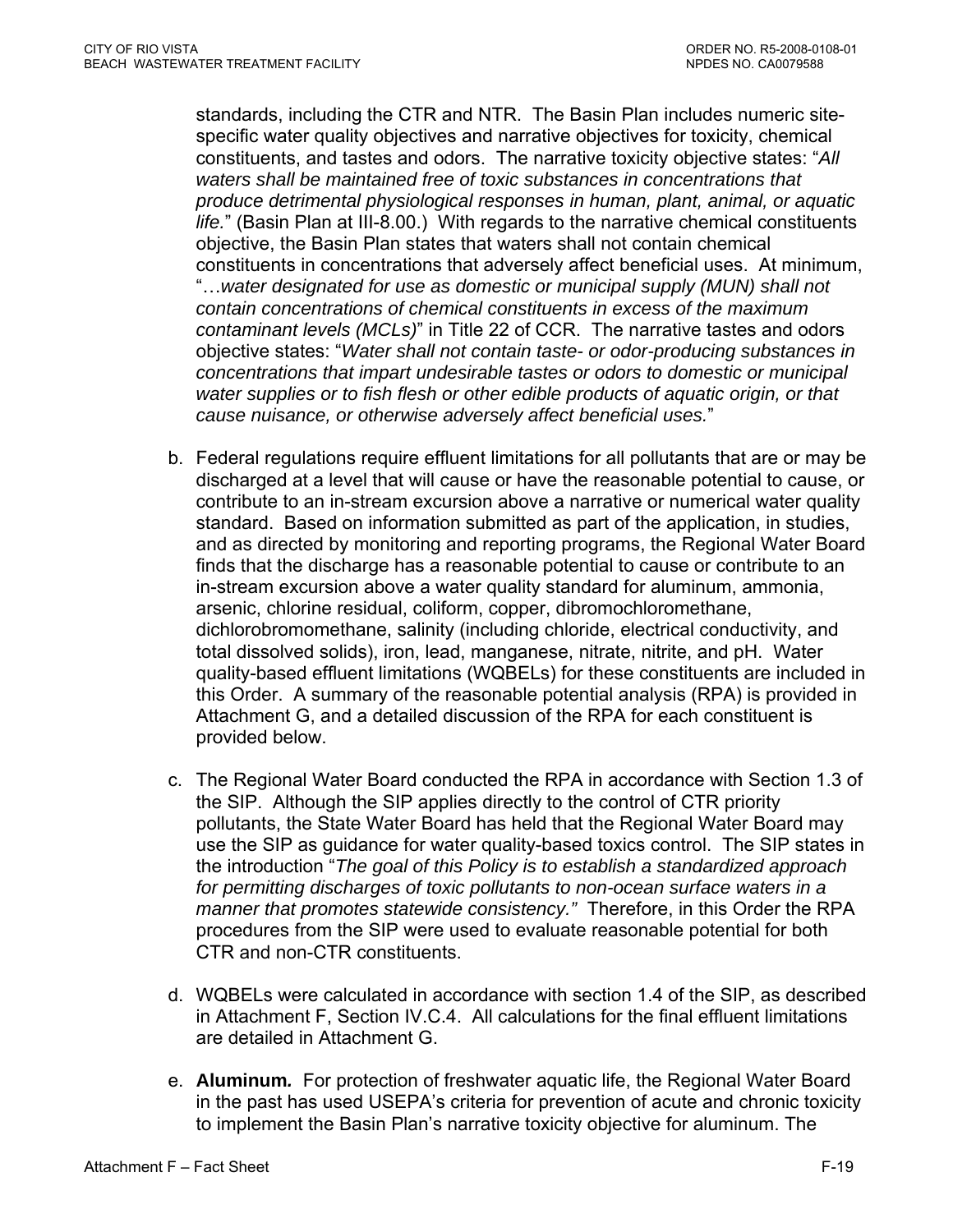standards, including the CTR and NTR. The Basin Plan includes numeric site-specific water quality objectives and narrative objectives for toxicity, chemical constituents, and tastes and odors. The narrative toxicity objective states: "*All waters shall be maintained free of toxic substances in concentrations that produce detrimental physiological responses in human, plant, animal, or aquatic life.*" (Basin Plan at III-8.00.) With regards to the narrative chemical constituents objective, the Basin Plan states that waters shall not contain chemical constituents in concentrations that adversely affect beneficial uses. At minimum, "*…water designated for use as domestic or municipal supply (MUN) shall not contain concentrations of chemical constituents in excess of the maximum contaminant levels (MCLs)*" in Title 22 of CCR. The narrative tastes and odors objective states: "*Water shall not contain taste- or odor-producing substances in concentrations that impart undesirable tastes or odors to domestic or municipal water supplies or to fish flesh or other edible products of aquatic origin, or that cause nuisance, or otherwise adversely affect beneficial uses.*"

b. Federal regulations require effluent limitations for all pollutants that are or may be discharged at a level that will cause or have the reasonable potential to cause, or contribute to an in-stream excursion above a narrative or numerical water quality standard. Based on information submitted as part of the application, in studies, and as directed by monitoring and reporting programs, the Regional Water Board finds that the discharge has a reasonable potential to cause or contribute to an in-stream excursion above a water quality standard for aluminum, ammonia, arsenic, chlorine residual, coliform, copper, dibromochloromethane, dichlorobromomethane, salinity (including chloride, electrical conductivity, and total dissolved solids), iron, lead, manganese, nitrate, nitrite, and pH. Water quality-based effluent limitations (WQBELs) for these constituents are included in this Order. A summary of the reasonable potential analysis (RPA) is provided in Attachment G, and a detailed discussion of the RPA for each constituent is provided below.

c. The Regional Water Board conducted the RPA in accordance with Section 1.3 of the SIP. Although the SIP applies directly to the control of CTR priority pollutants, the State Water Board has held that the Regional Water Board may use the SIP as guidance for water quality-based toxics control. The SIP states in the introduction "*The goal of this Policy is to establish a standardized approach for permitting discharges of toxic pollutants to non-ocean surface waters in a manner that promotes statewide consistency.*" Therefore, in this Order the RPA procedures from the SIP were used to evaluate reasonable potential for both CTR and non-CTR constituents.

d. WQBELs were calculated in accordance with section 1.4 of the SIP, as described in Attachment F, Section IV.C.4. All calculations for the final effluent limitations are detailed in Attachment G.

e. **Aluminum.** For protection of freshwater aquatic life, the Regional Water Board in the past has used USEPA's criteria for prevention of acute and chronic toxicity to implement the Basin Plan's narrative toxicity objective for aluminum. The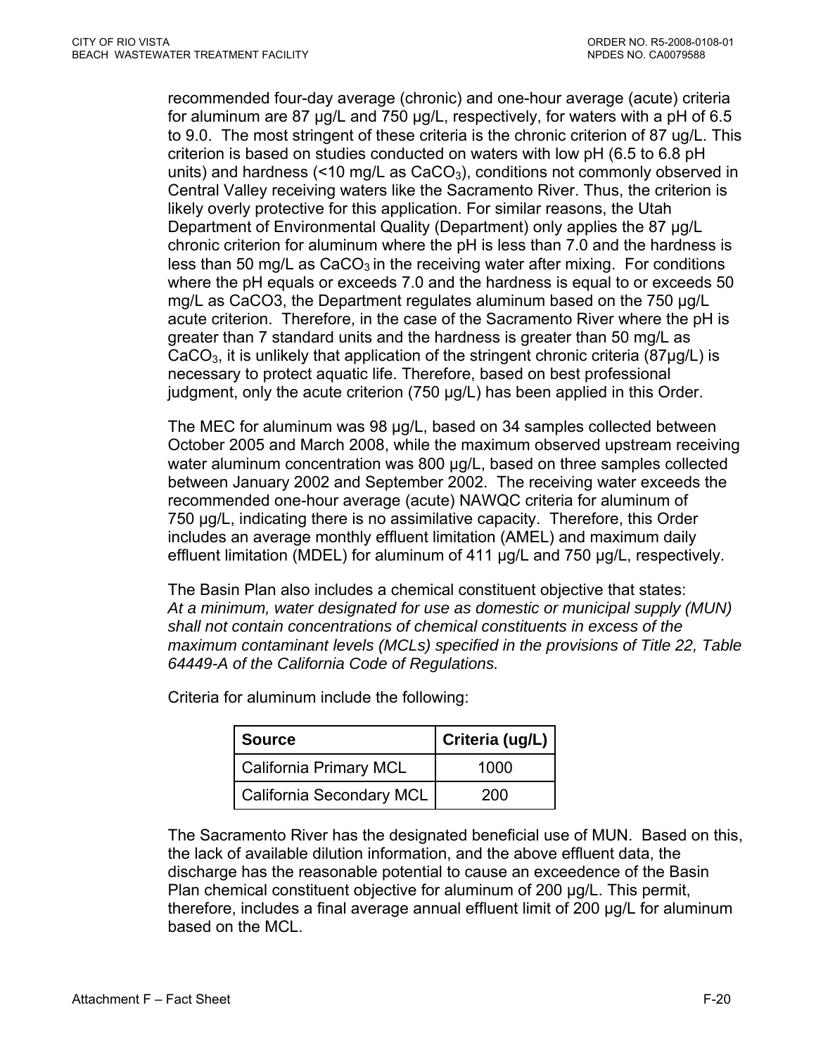recommended four-day average (chronic) and one-hour average (acute) criteria for aluminum are 87 µg/L and 750 µg/L, respectively, for waters with a pH of 6.5 to 9.0. The most stringent of these criteria is the chronic criterion of 87 ug/L. This criterion is based on studies conducted on waters with low pH (6.5 to 6.8 pH units) and hardness (<10 mg/L as $CaCO_3$), conditions not commonly observed in Central Valley receiving waters like the Sacramento River. Thus, the criterion is likely overly protective for this application. For similar reasons, the Utah Department of Environmental Quality (Department) only applies the 87 µg/L chronic criterion for aluminum where the pH is less than 7.0 and the hardness is less than 50 mg/L as $CaCO_3$ in the receiving water after mixing. For conditions where the pH equals or exceeds 7.0 and the hardness is equal to or exceeds 50 mg/L as CaCO3, the Department regulates aluminum based on the 750 µg/L acute criterion. Therefore, in the case of the Sacramento River where the pH is greater than 7 standard units and the hardness is greater than 50 mg/L as $CaCO_3$, it is unlikely that application of the stringent chronic criteria (87µg/L) is necessary to protect aquatic life. Therefore, based on best professional judgment, only the acute criterion (750 µg/L) has been applied in this Order.

The MEC for aluminum was 98 µg/L, based on 34 samples collected between October 2005 and March 2008, while the maximum observed upstream receiving water aluminum concentration was 800 µg/L, based on three samples collected between January 2002 and September 2002. The receiving water exceeds the recommended one-hour average (acute) NAWQC criteria for aluminum of 750 µg/L, indicating there is no assimilative capacity. Therefore, this Order includes an average monthly effluent limitation (AMEL) and maximum daily effluent limitation (MDEL) for aluminum of 411 µg/L and 750 µg/L, respectively.

The Basin Plan also includes a chemical constituent objective that states:
*At a minimum, water designated for use as domestic or municipal supply (MUN) shall not contain concentrations of chemical constituents in excess of the maximum contaminant levels (MCLs) specified in the provisions of Title 22, Table 64449-A of the California Code of Regulations.*

Criteria for aluminum include the following:

| Source | Criteria (ug/L) |
|---|---|
| California Primary MCL | 1000 |
| California Secondary MCL | 200 |

The Sacramento River has the designated beneficial use of MUN. Based on this, the lack of available dilution information, and the above effluent data, the discharge has the reasonable potential to cause an exceedence of the Basin Plan chemical constituent objective for aluminum of 200 µg/L. This permit, therefore, includes a final average annual effluent limit of 200 µg/L for aluminum based on the MCL.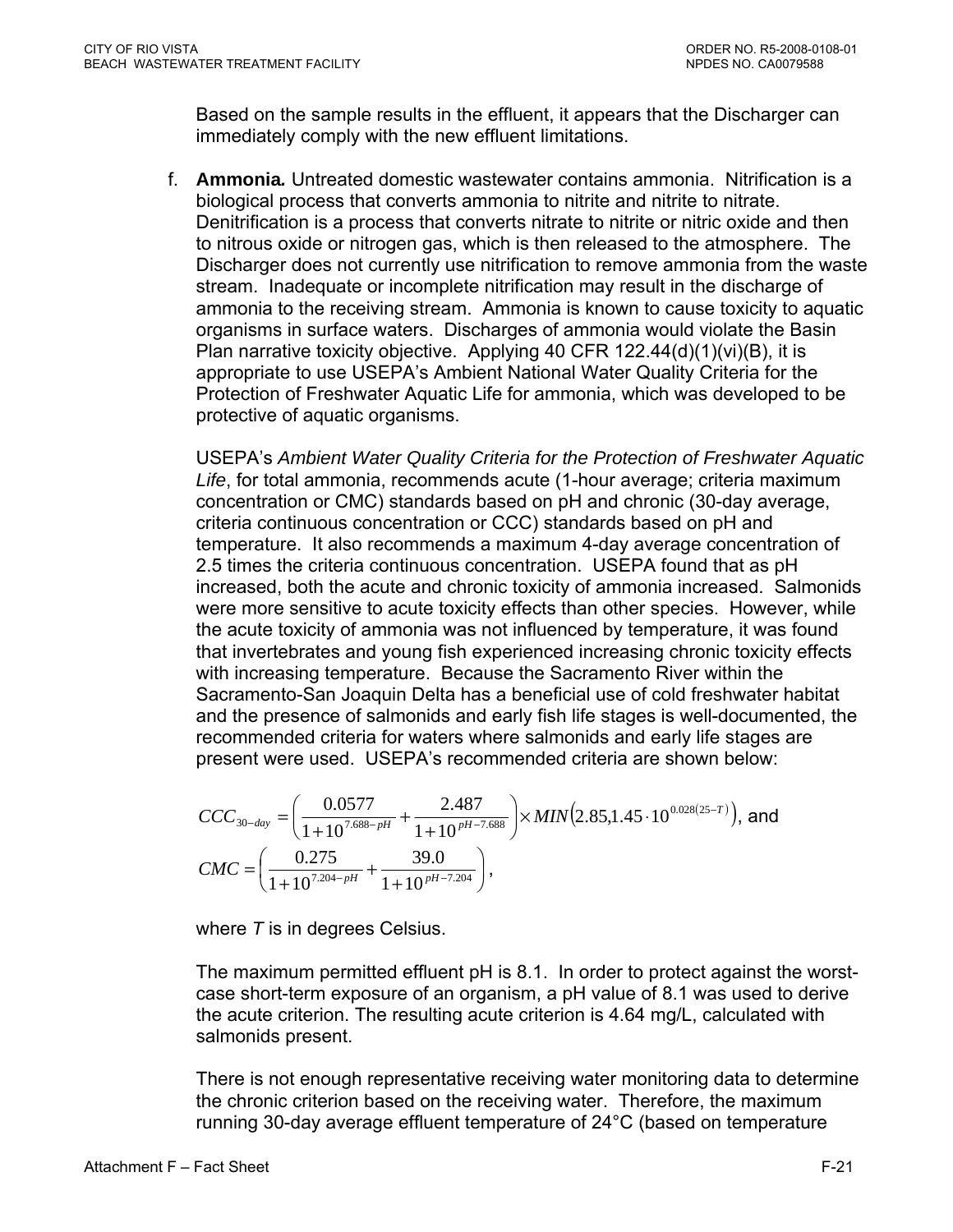Based on the sample results in the effluent, it appears that the Discharger can immediately comply with the new effluent limitations.

f. **Ammonia.** Untreated domestic wastewater contains ammonia. Nitrification is a biological process that converts ammonia to nitrite and nitrite to nitrate. Denitrification is a process that converts nitrate to nitrite or nitric oxide and then to nitrous oxide or nitrogen gas, which is then released to the atmosphere. The Discharger does not currently use nitrification to remove ammonia from the waste stream. Inadequate or incomplete nitrification may result in the discharge of ammonia to the receiving stream. Ammonia is known to cause toxicity to aquatic organisms in surface waters. Discharges of ammonia would violate the Basin Plan narrative toxicity objective. Applying 40 CFR 122.44(d)(1)(vi)(B), it is appropriate to use USEPA's Ambient National Water Quality Criteria for the Protection of Freshwater Aquatic Life for ammonia, which was developed to be protective of aquatic organisms.

USEPA's *Ambient Water Quality Criteria for the Protection of Freshwater Aquatic Life*, for total ammonia, recommends acute (1-hour average; criteria maximum concentration or CMC) standards based on pH and chronic (30-day average, criteria continuous concentration or CCC) standards based on pH and temperature. It also recommends a maximum 4-day average concentration of 2.5 times the criteria continuous concentration. USEPA found that as pH increased, both the acute and chronic toxicity of ammonia increased. Salmonids were more sensitive to acute toxicity effects than other species. However, while the acute toxicity of ammonia was not influenced by temperature, it was found that invertebrates and young fish experienced increasing chronic toxicity effects with increasing temperature. Because the Sacramento River within the Sacramento-San Joaquin Delta has a beneficial use of cold freshwater habitat and the presence of salmonids and early fish life stages is well-documented, the recommended criteria for waters where salmonids and early life stages are present were used. USEPA's recommended criteria are shown below:

$$CCC_{30-day} = \left( \frac{0.0577}{1+10^{7.688-pH}} + \frac{2.487}{1+10^{pH-7.688}} \right) \times MIN\left(2.85, 1.45 \cdot 10^{0.028(25-T)}\right), \text{ and}$$

$$CMC = \left( \frac{0.275}{1+10^{7.204-pH}} + \frac{39.0}{1+10^{pH-7.204}} \right),$$

where $T$ is in degrees Celsius.

The maximum permitted effluent pH is 8.1. In order to protect against the worst-case short-term exposure of an organism, a pH value of 8.1 was used to derive the acute criterion. The resulting acute criterion is 4.64 mg/L, calculated with salmonids present.

There is not enough representative receiving water monitoring data to determine the chronic criterion based on the receiving water. Therefore, the maximum running 30-day average effluent temperature of 24°C (based on temperature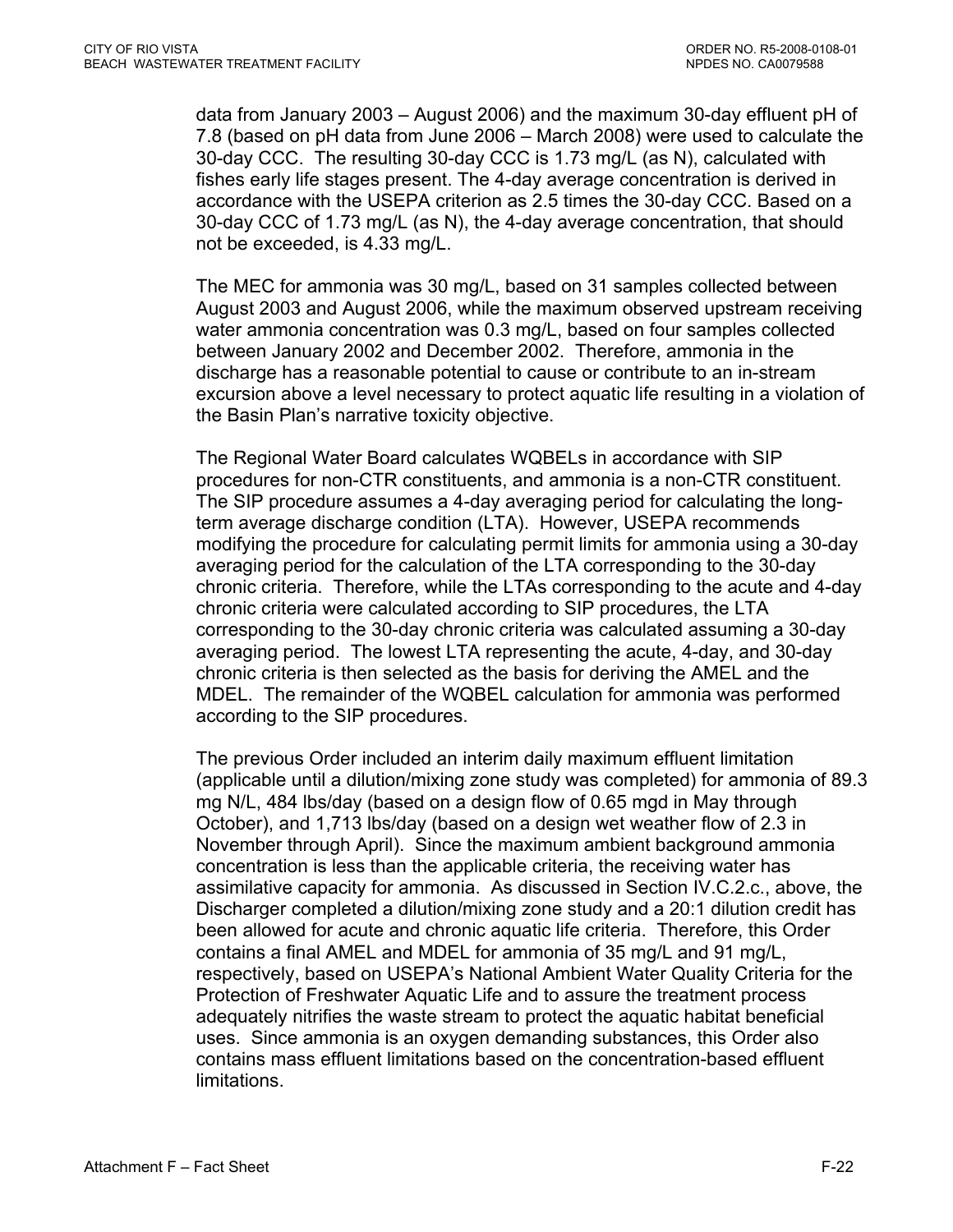data from January 2003 – August 2006) and the maximum 30-day effluent pH of 7.8 (based on pH data from June 2006 – March 2008) were used to calculate the 30-day CCC. The resulting 30-day CCC is 1.73 mg/L (as N), calculated with fishes early life stages present. The 4-day average concentration is derived in accordance with the USEPA criterion as 2.5 times the 30-day CCC. Based on a 30-day CCC of 1.73 mg/L (as N), the 4-day average concentration, that should not be exceeded, is 4.33 mg/L.

The MEC for ammonia was 30 mg/L, based on 31 samples collected between August 2003 and August 2006, while the maximum observed upstream receiving water ammonia concentration was 0.3 mg/L, based on four samples collected between January 2002 and December 2002. Therefore, ammonia in the discharge has a reasonable potential to cause or contribute to an in-stream excursion above a level necessary to protect aquatic life resulting in a violation of the Basin Plan's narrative toxicity objective.

The Regional Water Board calculates WQBELs in accordance with SIP procedures for non-CTR constituents, and ammonia is a non-CTR constituent. The SIP procedure assumes a 4-day averaging period for calculating the long-term average discharge condition (LTA). However, USEPA recommends modifying the procedure for calculating permit limits for ammonia using a 30-day averaging period for the calculation of the LTA corresponding to the 30-day chronic criteria. Therefore, while the LTAs corresponding to the acute and 4-day chronic criteria were calculated according to SIP procedures, the LTA corresponding to the 30-day chronic criteria was calculated assuming a 30-day averaging period. The lowest LTA representing the acute, 4-day, and 30-day chronic criteria is then selected as the basis for deriving the AMEL and the MDEL. The remainder of the WQBEL calculation for ammonia was performed according to the SIP procedures.

The previous Order included an interim daily maximum effluent limitation (applicable until a dilution/mixing zone study was completed) for ammonia of 89.3 mg N/L, 484 lbs/day (based on a design flow of 0.65 mgd in May through October), and 1,713 lbs/day (based on a design wet weather flow of 2.3 in November through April). Since the maximum ambient background ammonia concentration is less than the applicable criteria, the receiving water has assimilative capacity for ammonia. As discussed in Section IV.C.2.c., above, the Discharger completed a dilution/mixing zone study and a 20:1 dilution credit has been allowed for acute and chronic aquatic life criteria. Therefore, this Order contains a final AMEL and MDEL for ammonia of 35 mg/L and 91 mg/L, respectively, based on USEPA's National Ambient Water Quality Criteria for the Protection of Freshwater Aquatic Life and to assure the treatment process adequately nitrifies the waste stream to protect the aquatic habitat beneficial uses. Since ammonia is an oxygen demanding substances, this Order also contains mass effluent limitations based on the concentration-based effluent limitations.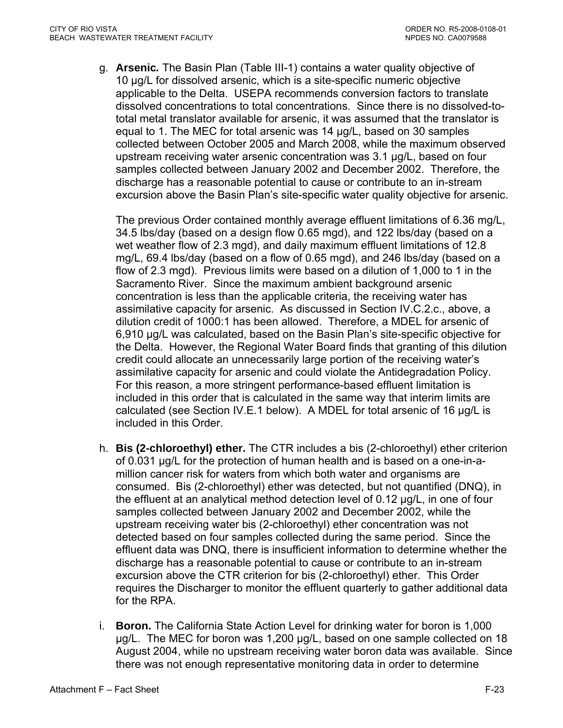g. **Arsenic.** The Basin Plan (Table III-1) contains a water quality objective of 10 µg/L for dissolved arsenic, which is a site-specific numeric objective applicable to the Delta. USEPA recommends conversion factors to translate dissolved concentrations to total concentrations. Since there is no dissolved-to-total metal translator available for arsenic, it was assumed that the translator is equal to 1. The MEC for total arsenic was 14 µg/L, based on 30 samples collected between October 2005 and March 2008, while the maximum observed upstream receiving water arsenic concentration was 3.1 µg/L, based on four samples collected between January 2002 and December 2002. Therefore, the discharge has a reasonable potential to cause or contribute to an in-stream excursion above the Basin Plan's site-specific water quality objective for arsenic.

   The previous Order contained monthly average effluent limitations of 6.36 mg/L, 34.5 lbs/day (based on a design flow 0.65 mgd), and 122 lbs/day (based on a wet weather flow of 2.3 mgd), and daily maximum effluent limitations of 12.8 mg/L, 69.4 lbs/day (based on a flow of 0.65 mgd), and 246 lbs/day (based on a flow of 2.3 mgd). Previous limits were based on a dilution of 1,000 to 1 in the Sacramento River. Since the maximum ambient background arsenic concentration is less than the applicable criteria, the receiving water has assimilative capacity for arsenic. As discussed in Section IV.C.2.c., above, a dilution credit of 1000:1 has been allowed. Therefore, a MDEL for arsenic of 6,910 µg/L was calculated, based on the Basin Plan's site-specific objective for the Delta. However, the Regional Water Board finds that granting of this dilution credit could allocate an unnecessarily large portion of the receiving water's assimilative capacity for arsenic and could violate the Antidegradation Policy. For this reason, a more stringent performance-based effluent limitation is included in this order that is calculated in the same way that interim limits are calculated (see Section IV.E.1 below). A MDEL for total arsenic of 16 µg/L is included in this Order.

h. **Bis (2-chloroethyl) ether.** The CTR includes a bis (2-chloroethyl) ether criterion of 0.031 µg/L for the protection of human health and is based on a one-in-a-million cancer risk for waters from which both water and organisms are consumed. Bis (2-chloroethyl) ether was detected, but not quantified (DNQ), in the effluent at an analytical method detection level of 0.12 µg/L, in one of four samples collected between January 2002 and December 2002, while the upstream receiving water bis (2-chloroethyl) ether concentration was not detected based on four samples collected during the same period. Since the effluent data was DNQ, there is insufficient information to determine whether the discharge has a reasonable potential to cause or contribute to an in-stream excursion above the CTR criterion for bis (2-chloroethyl) ether. This Order requires the Discharger to monitor the effluent quarterly to gather additional data for the RPA.

i. **Boron.** The California State Action Level for drinking water for boron is 1,000 µg/L. The MEC for boron was 1,200 µg/L, based on one sample collected on 18 August 2004, while no upstream receiving water boron data was available. Since there was not enough representative monitoring data in order to determine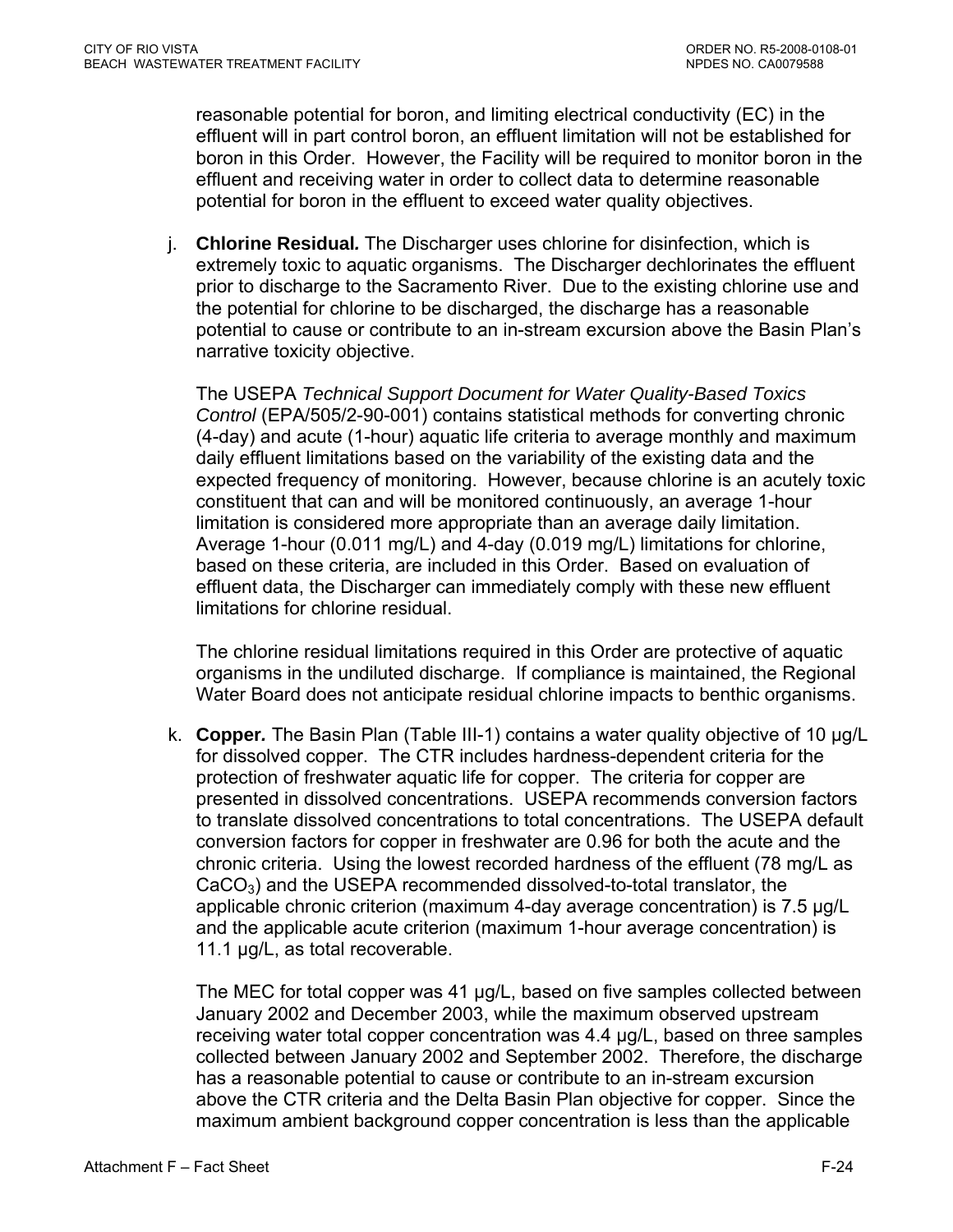reasonable potential for boron, and limiting electrical conductivity (EC) in the effluent will in part control boron, an effluent limitation will not be established for boron in this Order. However, the Facility will be required to monitor boron in the effluent and receiving water in order to collect data to determine reasonable potential for boron in the effluent to exceed water quality objectives.

j. **Chlorine Residual.** The Discharger uses chlorine for disinfection, which is extremely toxic to aquatic organisms. The Discharger dechlorinates the effluent prior to discharge to the Sacramento River. Due to the existing chlorine use and the potential for chlorine to be discharged, the discharge has a reasonable potential to cause or contribute to an in-stream excursion above the Basin Plan's narrative toxicity objective.

   The USEPA *Technical Support Document for Water Quality-Based Toxics Control* (EPA/505/2-90-001) contains statistical methods for converting chronic (4-day) and acute (1-hour) aquatic life criteria to average monthly and maximum daily effluent limitations based on the variability of the existing data and the expected frequency of monitoring. However, because chlorine is an acutely toxic constituent that can and will be monitored continuously, an average 1-hour limitation is considered more appropriate than an average daily limitation. Average 1-hour (0.011 mg/L) and 4-day (0.019 mg/L) limitations for chlorine, based on these criteria, are included in this Order. Based on evaluation of effluent data, the Discharger can immediately comply with these new effluent limitations for chlorine residual.

   The chlorine residual limitations required in this Order are protective of aquatic organisms in the undiluted discharge. If compliance is maintained, the Regional Water Board does not anticipate residual chlorine impacts to benthic organisms.

k. **Copper.** The Basin Plan (Table III-1) contains a water quality objective of 10 µg/L for dissolved copper. The CTR includes hardness-dependent criteria for the protection of freshwater aquatic life for copper. The criteria for copper are presented in dissolved concentrations. USEPA recommends conversion factors to translate dissolved concentrations to total concentrations. The USEPA default conversion factors for copper in freshwater are 0.96 for both the acute and the chronic criteria. Using the lowest recorded hardness of the effluent (78 mg/L as $CaCO_3$) and the USEPA recommended dissolved-to-total translator, the applicable chronic criterion (maximum 4-day average concentration) is 7.5 µg/L and the applicable acute criterion (maximum 1-hour average concentration) is 11.1 µg/L, as total recoverable.

   The MEC for total copper was 41 µg/L, based on five samples collected between January 2002 and December 2003, while the maximum observed upstream receiving water total copper concentration was 4.4 µg/L, based on three samples collected between January 2002 and September 2002. Therefore, the discharge has a reasonable potential to cause or contribute to an in-stream excursion above the CTR criteria and the Delta Basin Plan objective for copper. Since the maximum ambient background copper concentration is less than the applicable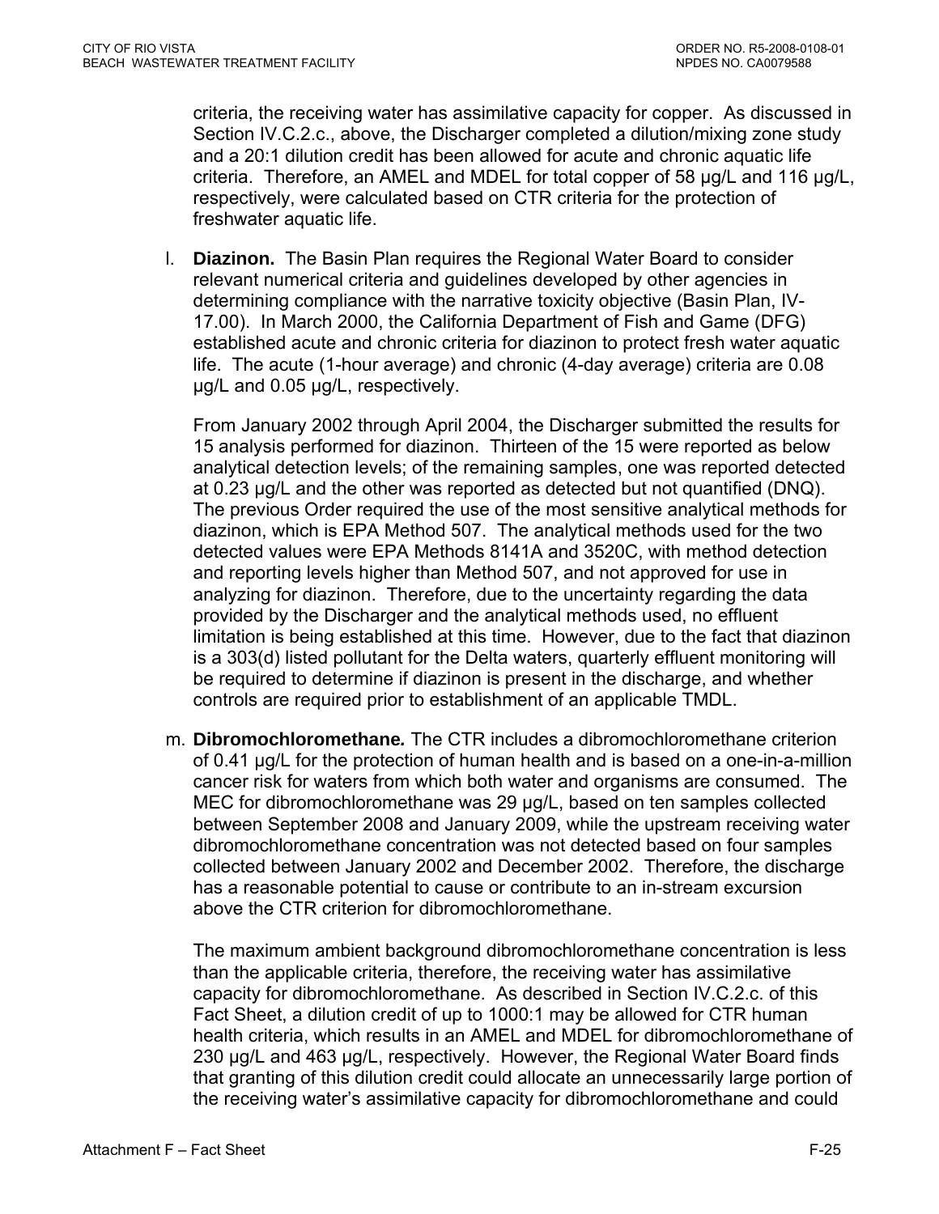criteria, the receiving water has assimilative capacity for copper. As discussed in Section IV.C.2.c., above, the Discharger completed a dilution/mixing zone study and a 20:1 dilution credit has been allowed for acute and chronic aquatic life criteria. Therefore, an AMEL and MDEL for total copper of 58 µg/L and 116 µg/L, respectively, were calculated based on CTR criteria for the protection of freshwater aquatic life.

l. **Diazinon.** The Basin Plan requires the Regional Water Board to consider relevant numerical criteria and guidelines developed by other agencies in determining compliance with the narrative toxicity objective (Basin Plan, IV-17.00). In March 2000, the California Department of Fish and Game (DFG) established acute and chronic criteria for diazinon to protect fresh water aquatic life. The acute (1-hour average) and chronic (4-day average) criteria are 0.08 µg/L and 0.05 µg/L, respectively.

   From January 2002 through April 2004, the Discharger submitted the results for 15 analysis performed for diazinon. Thirteen of the 15 were reported as below analytical detection levels; of the remaining samples, one was reported detected at 0.23 µg/L and the other was reported as detected but not quantified (DNQ). The previous Order required the use of the most sensitive analytical methods for diazinon, which is EPA Method 507. The analytical methods used for the two detected values were EPA Methods 8141A and 3520C, with method detection and reporting levels higher than Method 507, and not approved for use in analyzing for diazinon. Therefore, due to the uncertainty regarding the data provided by the Discharger and the analytical methods used, no effluent limitation is being established at this time. However, due to the fact that diazinon is a 303(d) listed pollutant for the Delta waters, quarterly effluent monitoring will be required to determine if diazinon is present in the discharge, and whether controls are required prior to establishment of an applicable TMDL.

m. **Dibromochloromethane***.* The CTR includes a dibromochloromethane criterion of 0.41 µg/L for the protection of human health and is based on a one-in-a-million cancer risk for waters from which both water and organisms are consumed. The MEC for dibromochloromethane was 29 µg/L, based on ten samples collected between September 2008 and January 2009, while the upstream receiving water dibromochloromethane concentration was not detected based on four samples collected between January 2002 and December 2002. Therefore, the discharge has a reasonable potential to cause or contribute to an in-stream excursion above the CTR criterion for dibromochloromethane.

   The maximum ambient background dibromochloromethane concentration is less than the applicable criteria, therefore, the receiving water has assimilative capacity for dibromochloromethane. As described in Section IV.C.2.c. of this Fact Sheet, a dilution credit of up to 1000:1 may be allowed for CTR human health criteria, which results in an AMEL and MDEL for dibromochloromethane of 230 µg/L and 463 µg/L, respectively. However, the Regional Water Board finds that granting of this dilution credit could allocate an unnecessarily large portion of the receiving water's assimilative capacity for dibromochloromethane and could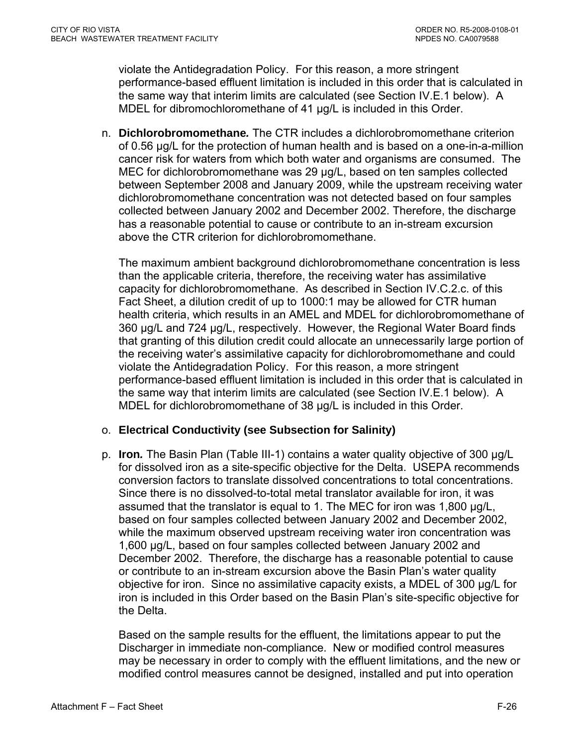violate the Antidegradation Policy. For this reason, a more stringent performance-based effluent limitation is included in this order that is calculated in the same way that interim limits are calculated (see Section IV.E.1 below). A MDEL for dibromochloromethane of 41 µg/L is included in this Order.

n. **Dichlorobromomethane.** The CTR includes a dichlorobromomethane criterion of 0.56 µg/L for the protection of human health and is based on a one-in-a-million cancer risk for waters from which both water and organisms are consumed. The MEC for dichlorobromomethane was 29 µg/L, based on ten samples collected between September 2008 and January 2009, while the upstream receiving water dichlorobromomethane concentration was not detected based on four samples collected between January 2002 and December 2002. Therefore, the discharge has a reasonable potential to cause or contribute to an in-stream excursion above the CTR criterion for dichlorobromomethane.

   The maximum ambient background dichlorobromomethane concentration is less than the applicable criteria, therefore, the receiving water has assimilative capacity for dichlorobromomethane. As described in Section IV.C.2.c. of this Fact Sheet, a dilution credit of up to 1000:1 may be allowed for CTR human health criteria, which results in an AMEL and MDEL for dichlorobromomethane of 360 µg/L and 724 µg/L, respectively. However, the Regional Water Board finds that granting of this dilution credit could allocate an unnecessarily large portion of the receiving water's assimilative capacity for dichlorobromomethane and could violate the Antidegradation Policy. For this reason, a more stringent performance-based effluent limitation is included in this order that is calculated in the same way that interim limits are calculated (see Section IV.E.1 below). A MDEL for dichlorobromomethane of 38 µg/L is included in this Order.

o. **Electrical Conductivity (see Subsection for Salinity)**

p. **Iron.** The Basin Plan (Table III-1) contains a water quality objective of 300 µg/L for dissolved iron as a site-specific objective for the Delta. USEPA recommends conversion factors to translate dissolved concentrations to total concentrations. Since there is no dissolved-to-total metal translator available for iron, it was assumed that the translator is equal to 1. The MEC for iron was 1,800 µg/L, based on four samples collected between January 2002 and December 2002, while the maximum observed upstream receiving water iron concentration was 1,600 µg/L, based on four samples collected between January 2002 and December 2002. Therefore, the discharge has a reasonable potential to cause or contribute to an in-stream excursion above the Basin Plan's water quality objective for iron. Since no assimilative capacity exists, a MDEL of 300 µg/L for iron is included in this Order based on the Basin Plan's site-specific objective for the Delta.

   Based on the sample results for the effluent, the limitations appear to put the Discharger in immediate non-compliance. New or modified control measures may be necessary in order to comply with the effluent limitations, and the new or modified control measures cannot be designed, installed and put into operation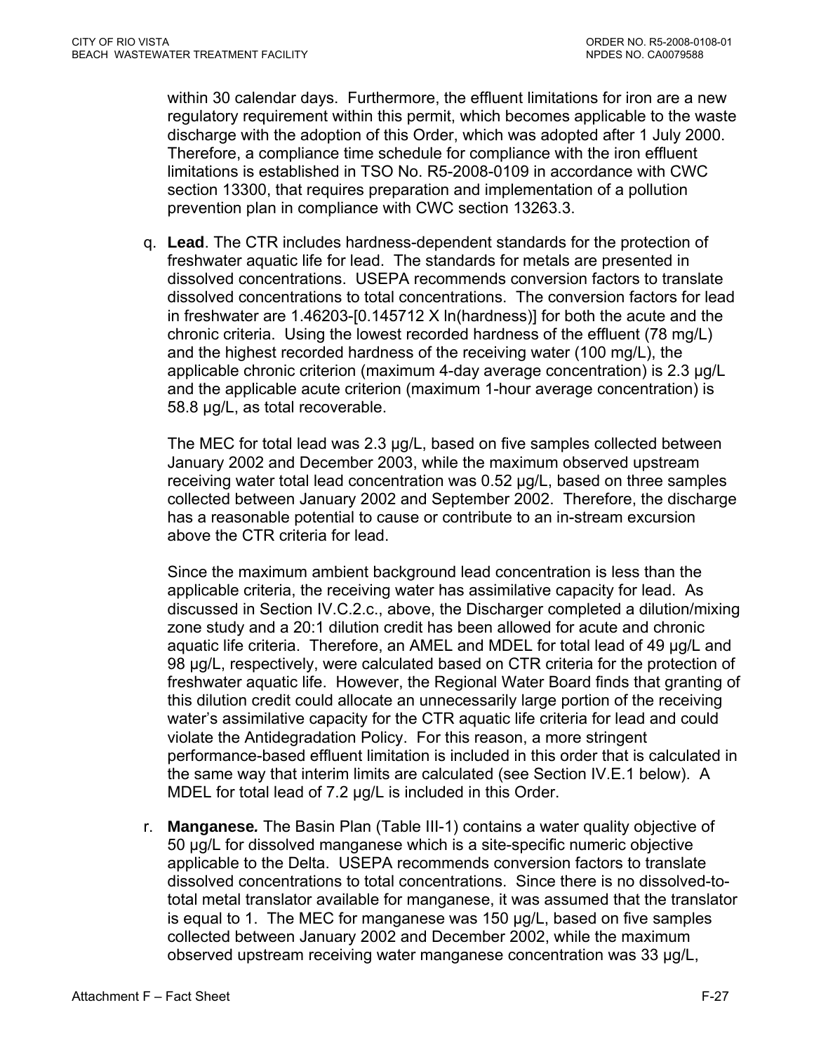within 30 calendar days. Furthermore, the effluent limitations for iron are a new regulatory requirement within this permit, which becomes applicable to the waste discharge with the adoption of this Order, which was adopted after 1 July 2000. Therefore, a compliance time schedule for compliance with the iron effluent limitations is established in TSO No. R5-2008-0109 in accordance with CWC section 13300, that requires preparation and implementation of a pollution prevention plan in compliance with CWC section 13263.3.

q. **Lead**. The CTR includes hardness-dependent standards for the protection of freshwater aquatic life for lead. The standards for metals are presented in dissolved concentrations. USEPA recommends conversion factors to translate dissolved concentrations to total concentrations. The conversion factors for lead in freshwater are 1.46203-[0.145712 X ln(hardness)] for both the acute and the chronic criteria. Using the lowest recorded hardness of the effluent (78 mg/L) and the highest recorded hardness of the receiving water (100 mg/L), the applicable chronic criterion (maximum 4-day average concentration) is 2.3 µg/L and the applicable acute criterion (maximum 1-hour average concentration) is 58.8 µg/L, as total recoverable.

   The MEC for total lead was 2.3 µg/L, based on five samples collected between January 2002 and December 2003, while the maximum observed upstream receiving water total lead concentration was 0.52 µg/L, based on three samples collected between January 2002 and September 2002. Therefore, the discharge has a reasonable potential to cause or contribute to an in-stream excursion above the CTR criteria for lead.

   Since the maximum ambient background lead concentration is less than the applicable criteria, the receiving water has assimilative capacity for lead. As discussed in Section IV.C.2.c., above, the Discharger completed a dilution/mixing zone study and a 20:1 dilution credit has been allowed for acute and chronic aquatic life criteria. Therefore, an AMEL and MDEL for total lead of 49 µg/L and 98 µg/L, respectively, were calculated based on CTR criteria for the protection of freshwater aquatic life. However, the Regional Water Board finds that granting of this dilution credit could allocate an unnecessarily large portion of the receiving water's assimilative capacity for the CTR aquatic life criteria for lead and could violate the Antidegradation Policy. For this reason, a more stringent performance-based effluent limitation is included in this order that is calculated in the same way that interim limits are calculated (see Section IV.E.1 below). A MDEL for total lead of 7.2 µg/L is included in this Order.

r. **Manganese***.* The Basin Plan (Table III-1) contains a water quality objective of 50 µg/L for dissolved manganese which is a site-specific numeric objective applicable to the Delta. USEPA recommends conversion factors to translate dissolved concentrations to total concentrations. Since there is no dissolved-to-total metal translator available for manganese, it was assumed that the translator is equal to 1. The MEC for manganese was 150 µg/L, based on five samples collected between January 2002 and December 2002, while the maximum observed upstream receiving water manganese concentration was 33 µg/L,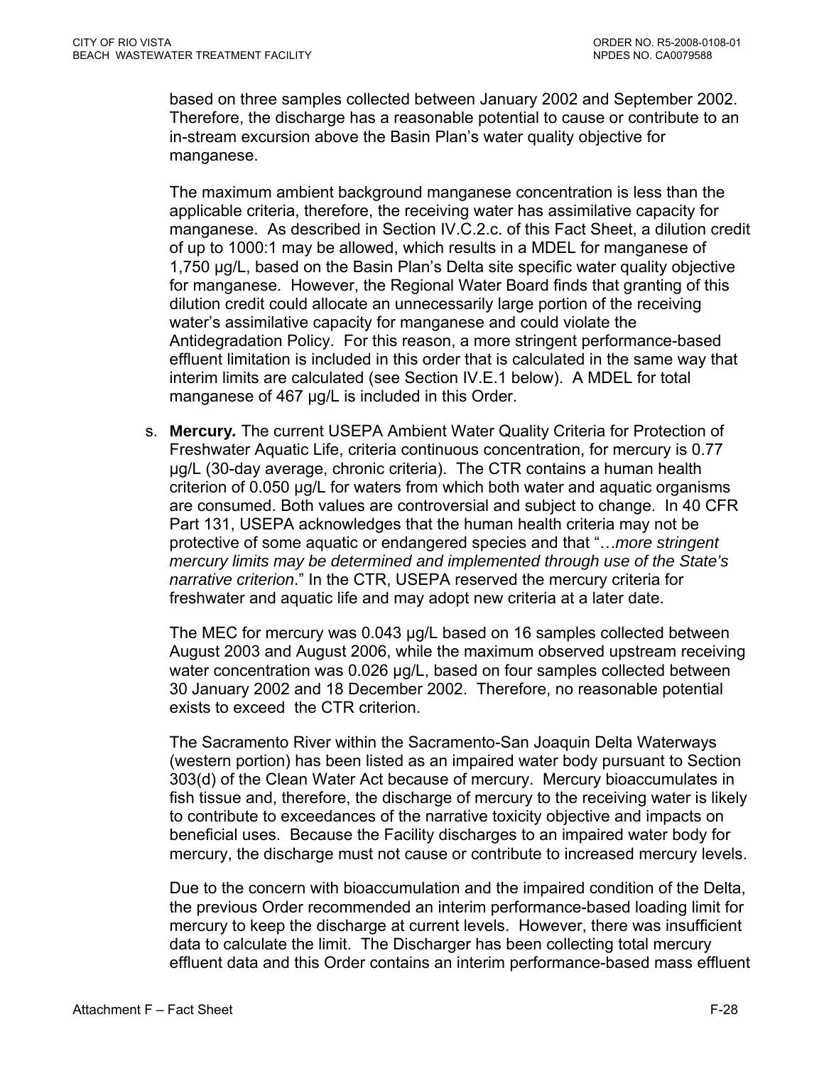based on three samples collected between January 2002 and September 2002. Therefore, the discharge has a reasonable potential to cause or contribute to an in-stream excursion above the Basin Plan's water quality objective for manganese.

The maximum ambient background manganese concentration is less than the applicable criteria, therefore, the receiving water has assimilative capacity for manganese. As described in Section IV.C.2.c. of this Fact Sheet, a dilution credit of up to 1000:1 may be allowed, which results in a MDEL for manganese of 1,750 µg/L, based on the Basin Plan's Delta site specific water quality objective for manganese. However, the Regional Water Board finds that granting of this dilution credit could allocate an unnecessarily large portion of the receiving water's assimilative capacity for manganese and could violate the Antidegradation Policy. For this reason, a more stringent performance-based effluent limitation is included in this order that is calculated in the same way that interim limits are calculated (see Section IV.E.1 below). A MDEL for total manganese of 467 µg/L is included in this Order.

s. **Mercury.** The current USEPA Ambient Water Quality Criteria for Protection of Freshwater Aquatic Life, criteria continuous concentration, for mercury is 0.77 µg/L (30-day average, chronic criteria). The CTR contains a human health criterion of 0.050 µg/L for waters from which both water and aquatic organisms are consumed. Both values are controversial and subject to change. In 40 CFR Part 131, USEPA acknowledges that the human health criteria may not be protective of some aquatic or endangered species and that "…*more stringent mercury limits may be determined and implemented through use of the State's narrative criterion*." In the CTR, USEPA reserved the mercury criteria for freshwater and aquatic life and may adopt new criteria at a later date.

The MEC for mercury was 0.043 µg/L based on 16 samples collected between August 2003 and August 2006, while the maximum observed upstream receiving water concentration was 0.026 µg/L, based on four samples collected between 30 January 2002 and 18 December 2002. Therefore, no reasonable potential exists to exceed the CTR criterion.

The Sacramento River within the Sacramento-San Joaquin Delta Waterways (western portion) has been listed as an impaired water body pursuant to Section 303(d) of the Clean Water Act because of mercury. Mercury bioaccumulates in fish tissue and, therefore, the discharge of mercury to the receiving water is likely to contribute to exceedances of the narrative toxicity objective and impacts on beneficial uses. Because the Facility discharges to an impaired water body for mercury, the discharge must not cause or contribute to increased mercury levels.

Due to the concern with bioaccumulation and the impaired condition of the Delta, the previous Order recommended an interim performance-based loading limit for mercury to keep the discharge at current levels. However, there was insufficient data to calculate the limit. The Discharger has been collecting total mercury effluent data and this Order contains an interim performance-based mass effluent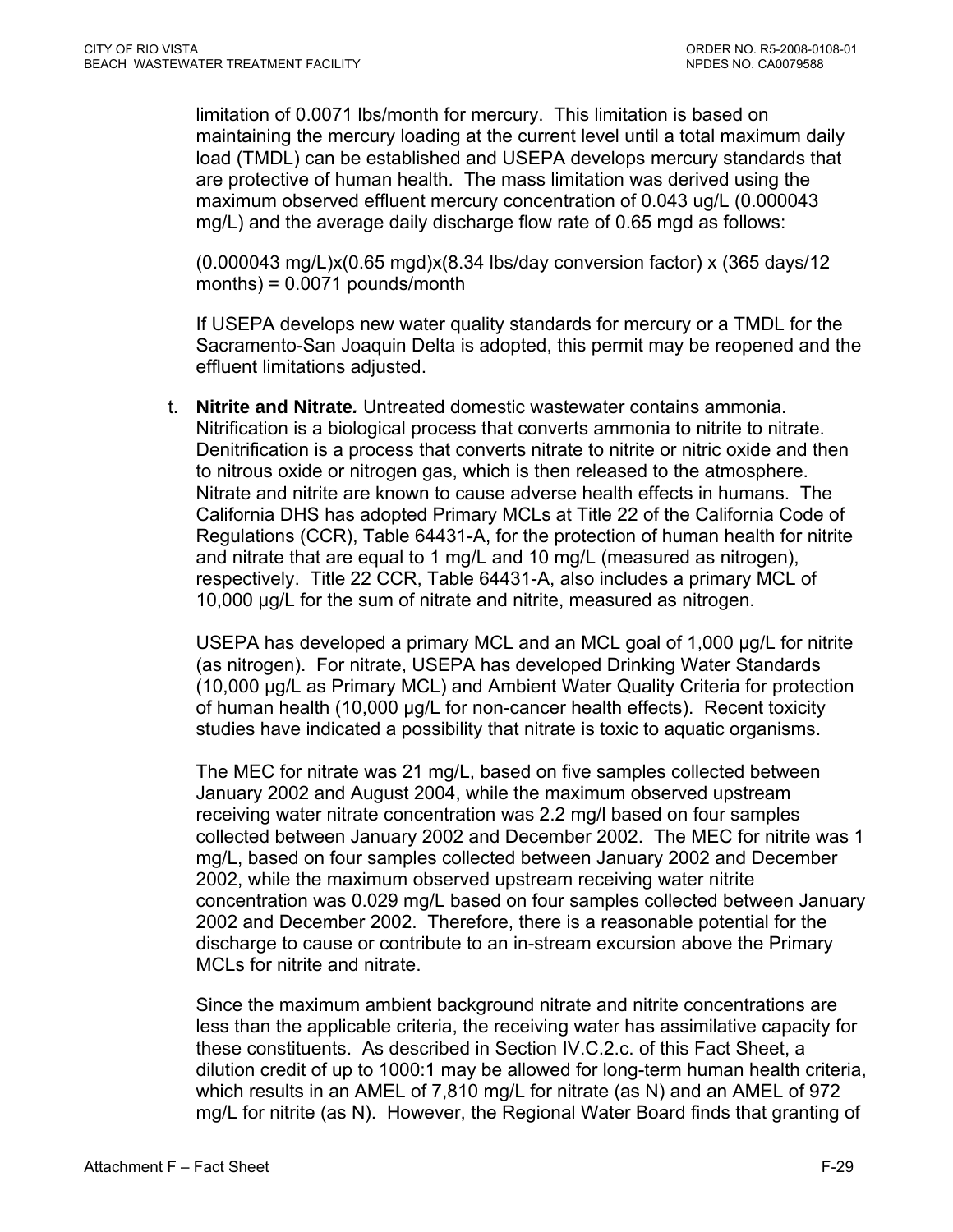limitation of 0.0071 lbs/month for mercury. This limitation is based on maintaining the mercury loading at the current level until a total maximum daily load (TMDL) can be established and USEPA develops mercury standards that are protective of human health. The mass limitation was derived using the maximum observed effluent mercury concentration of 0.043 ug/L (0.000043 mg/L) and the average daily discharge flow rate of 0.65 mgd as follows:

(0.000043 mg/L)x(0.65 mgd)x(8.34 lbs/day conversion factor) x (365 days/12 months) = 0.0071 pounds/month

If USEPA develops new water quality standards for mercury or a TMDL for the Sacramento-San Joaquin Delta is adopted, this permit may be reopened and the effluent limitations adjusted.

t. **Nitrite and Nitrate.** Untreated domestic wastewater contains ammonia. Nitrification is a biological process that converts ammonia to nitrite to nitrate. Denitrification is a process that converts nitrate to nitrite or nitric oxide and then to nitrous oxide or nitrogen gas, which is then released to the atmosphere. Nitrate and nitrite are known to cause adverse health effects in humans. The California DHS has adopted Primary MCLs at Title 22 of the California Code of Regulations (CCR), Table 64431-A, for the protection of human health for nitrite and nitrate that are equal to 1 mg/L and 10 mg/L (measured as nitrogen), respectively. Title 22 CCR, Table 64431-A, also includes a primary MCL of 10,000 µg/L for the sum of nitrate and nitrite, measured as nitrogen.

USEPA has developed a primary MCL and an MCL goal of 1,000 µg/L for nitrite (as nitrogen). For nitrate, USEPA has developed Drinking Water Standards (10,000 µg/L as Primary MCL) and Ambient Water Quality Criteria for protection of human health (10,000 µg/L for non-cancer health effects). Recent toxicity studies have indicated a possibility that nitrate is toxic to aquatic organisms.

The MEC for nitrate was 21 mg/L, based on five samples collected between January 2002 and August 2004, while the maximum observed upstream receiving water nitrate concentration was 2.2 mg/l based on four samples collected between January 2002 and December 2002. The MEC for nitrite was 1 mg/L, based on four samples collected between January 2002 and December 2002, while the maximum observed upstream receiving water nitrite concentration was 0.029 mg/L based on four samples collected between January 2002 and December 2002. Therefore, there is a reasonable potential for the discharge to cause or contribute to an in-stream excursion above the Primary MCLs for nitrite and nitrate.

Since the maximum ambient background nitrate and nitrite concentrations are less than the applicable criteria, the receiving water has assimilative capacity for these constituents. As described in Section IV.C.2.c. of this Fact Sheet, a dilution credit of up to 1000:1 may be allowed for long-term human health criteria, which results in an AMEL of 7,810 mg/L for nitrate (as N) and an AMEL of 972 mg/L for nitrite (as N). However, the Regional Water Board finds that granting of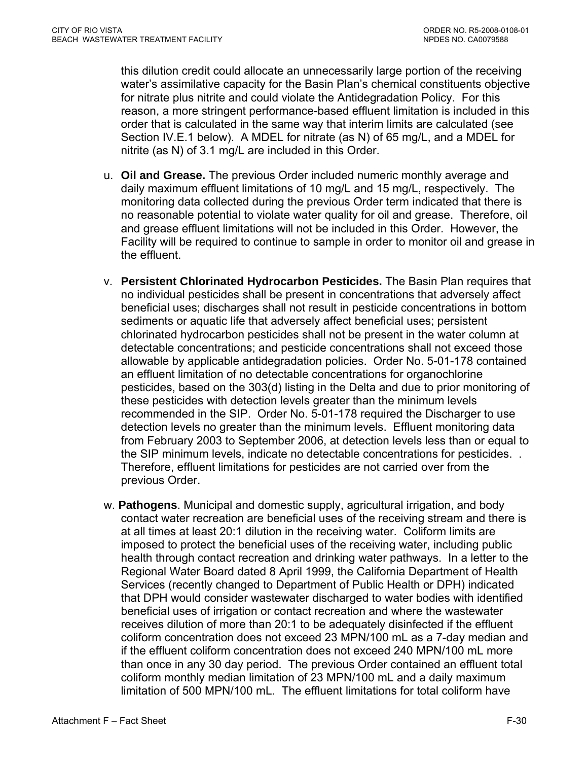this dilution credit could allocate an unnecessarily large portion of the receiving water's assimilative capacity for the Basin Plan's chemical constituents objective for nitrate plus nitrite and could violate the Antidegradation Policy. For this reason, a more stringent performance-based effluent limitation is included in this order that is calculated in the same way that interim limits are calculated (see Section IV.E.1 below). A MDEL for nitrate (as N) of 65 mg/L, and a MDEL for nitrite (as N) of 3.1 mg/L are included in this Order.

u. **Oil and Grease.** The previous Order included numeric monthly average and daily maximum effluent limitations of 10 mg/L and 15 mg/L, respectively. The monitoring data collected during the previous Order term indicated that there is no reasonable potential to violate water quality for oil and grease. Therefore, oil and grease effluent limitations will not be included in this Order. However, the Facility will be required to continue to sample in order to monitor oil and grease in the effluent.

v. **Persistent Chlorinated Hydrocarbon Pesticides.** The Basin Plan requires that no individual pesticides shall be present in concentrations that adversely affect beneficial uses; discharges shall not result in pesticide concentrations in bottom sediments or aquatic life that adversely affect beneficial uses; persistent chlorinated hydrocarbon pesticides shall not be present in the water column at detectable concentrations; and pesticide concentrations shall not exceed those allowable by applicable antidegradation policies. Order No. 5-01-178 contained an effluent limitation of no detectable concentrations for organochlorine pesticides, based on the 303(d) listing in the Delta and due to prior monitoring of these pesticides with detection levels greater than the minimum levels recommended in the SIP. Order No. 5-01-178 required the Discharger to use detection levels no greater than the minimum levels. Effluent monitoring data from February 2003 to September 2006, at detection levels less than or equal to the SIP minimum levels, indicate no detectable concentrations for pesticides. . Therefore, effluent limitations for pesticides are not carried over from the previous Order.

w. **Pathogens**. Municipal and domestic supply, agricultural irrigation, and body contact water recreation are beneficial uses of the receiving stream and there is at all times at least 20:1 dilution in the receiving water. Coliform limits are imposed to protect the beneficial uses of the receiving water, including public health through contact recreation and drinking water pathways. In a letter to the Regional Water Board dated 8 April 1999, the California Department of Health Services (recently changed to Department of Public Health or DPH) indicated that DPH would consider wastewater discharged to water bodies with identified beneficial uses of irrigation or contact recreation and where the wastewater receives dilution of more than 20:1 to be adequately disinfected if the effluent coliform concentration does not exceed 23 MPN/100 mL as a 7-day median and if the effluent coliform concentration does not exceed 240 MPN/100 mL more than once in any 30 day period. The previous Order contained an effluent total coliform monthly median limitation of 23 MPN/100 mL and a daily maximum limitation of 500 MPN/100 mL. The effluent limitations for total coliform have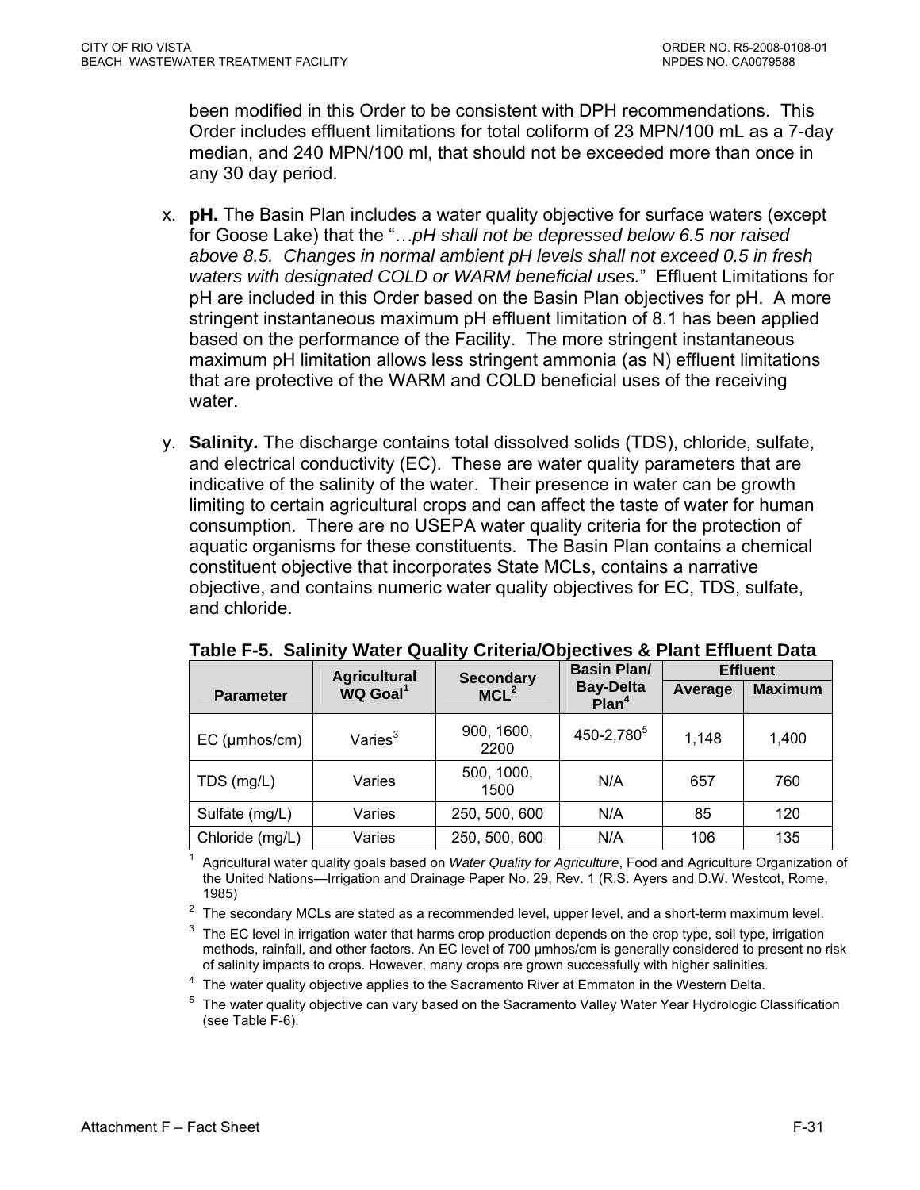been modified in this Order to be consistent with DPH recommendations. This Order includes effluent limitations for total coliform of 23 MPN/100 mL as a 7-day median, and 240 MPN/100 ml, that should not be exceeded more than once in any 30 day period.

x. **pH.** The Basin Plan includes a water quality objective for surface waters (except for Goose Lake) that the "…*pH shall not be depressed below 6.5 nor raised above 8.5. Changes in normal ambient pH levels shall not exceed 0.5 in fresh waters with designated COLD or WARM beneficial uses.*" Effluent Limitations for pH are included in this Order based on the Basin Plan objectives for pH. A more stringent instantaneous maximum pH effluent limitation of 8.1 has been applied based on the performance of the Facility. The more stringent instantaneous maximum pH limitation allows less stringent ammonia (as N) effluent limitations that are protective of the WARM and COLD beneficial uses of the receiving water.

y. **Salinity.** The discharge contains total dissolved solids (TDS), chloride, sulfate, and electrical conductivity (EC). These are water quality parameters that are indicative of the salinity of the water. Their presence in water can be growth limiting to certain agricultural crops and can affect the taste of water for human consumption. There are no USEPA water quality criteria for the protection of aquatic organisms for these constituents. The Basin Plan contains a chemical constituent objective that incorporates State MCLs, contains a narrative objective, and contains numeric water quality objectives for EC, TDS, sulfate, and chloride.

**Table F-5. Salinity Water Quality Criteria/Objectives & Plant Effluent Data**

| Parameter | Agricultural WQ Goal[1] | Secondary MCL[2] | Basin Plan/ Bay-Delta Plan[4] | Effluent | |
|---|---|---|---|---|---|
| | | | | Average | Maximum |
| EC (µmhos/cm) | Varies[3] | 900, 1600, 2200 | 450-2,780[5] | 1,148 | 1,400 |
| TDS (mg/L) | Varies | 500, 1000, 1500 | N/A | 657 | 760 |
| Sulfate (mg/L) | Varies | 250, 500, 600 | N/A | 85 | 120 |
| Chloride (mg/L) | Varies | 250, 500, 600 | N/A | 106 | 135 |

[1] Agricultural water quality goals based on *Water Quality for Agriculture*, Food and Agriculture Organization of the United Nations—Irrigation and Drainage Paper No. 29, Rev. 1 (R.S. Ayers and D.W. Westcot, Rome, 1985)

[2] The secondary MCLs are stated as a recommended level, upper level, and a short-term maximum level.

[3] The EC level in irrigation water that harms crop production depends on the crop type, soil type, irrigation methods, rainfall, and other factors. An EC level of 700 µmhos/cm is generally considered to present no risk of salinity impacts to crops. However, many crops are grown successfully with higher salinities.

[4] The water quality objective applies to the Sacramento River at Emmaton in the Western Delta.

[5] The water quality objective can vary based on the Sacramento Valley Water Year Hydrologic Classification (see Table F-6).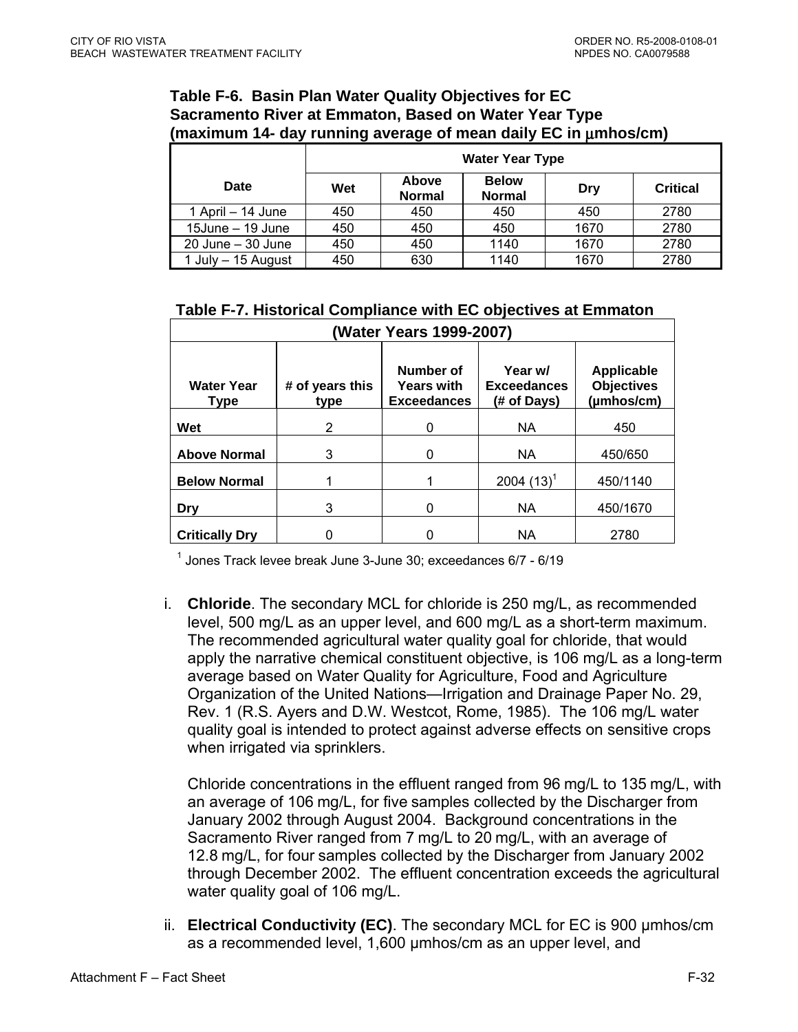**Table F-6. Basin Plan Water Quality Objectives for EC Sacramento River at Emmaton, Based on Water Year Type (maximum 14- day running average of mean daily EC in µmhos/cm)**

| Date | Water Year Type | | | | |
|---|---|---|---|---|---|
| | Wet | Above Normal | Below Normal | Dry | Critical |
| 1 April – 14 June | 450 | 450 | 450 | 450 | 2780 |
| 15June – 19 June | 450 | 450 | 450 | 1670 | 2780 |
| 20 June – 30 June | 450 | 450 | 1140 | 1670 | 2780 |
| 1 July – 15 August | 450 | 630 | 1140 | 1670 | 2780 |

**Table F-7. Historical Compliance with EC objectives at Emmaton (Water Years 1999-2007)**

| Water Year Type | # of years this type | Number of Years with Exceedances | Year w/ Exceedances (# of Days) | Applicable Objectives (µmhos/cm) |
|---|---|---|---|---|
| **Wet** | 2 | 0 | NA | 450 |
| **Above Normal** | 3 | 0 | NA | 450/650 |
| **Below Normal** | 1 | 1 | 2004 (13)[1] | 450/1140 |
| **Dry** | 3 | 0 | NA | 450/1670 |
| **Critically Dry** | 0 | 0 | NA | 2780 |

[1] Jones Track levee break June 3-June 30; exceedances 6/7 - 6/19

i. **Chloride**. The secondary MCL for chloride is 250 mg/L, as recommended level, 500 mg/L as an upper level, and 600 mg/L as a short-term maximum. The recommended agricultural water quality goal for chloride, that would apply the narrative chemical constituent objective, is 106 mg/L as a long-term average based on Water Quality for Agriculture, Food and Agriculture Organization of the United Nations—Irrigation and Drainage Paper No. 29, Rev. 1 (R.S. Ayers and D.W. Westcot, Rome, 1985). The 106 mg/L water quality goal is intended to protect against adverse effects on sensitive crops when irrigated via sprinklers.

   Chloride concentrations in the effluent ranged from 96 mg/L to 135 mg/L, with an average of 106 mg/L, for five samples collected by the Discharger from January 2002 through August 2004. Background concentrations in the Sacramento River ranged from 7 mg/L to 20 mg/L, with an average of 12.8 mg/L, for four samples collected by the Discharger from January 2002 through December 2002. The effluent concentration exceeds the agricultural water quality goal of 106 mg/L.

ii. **Electrical Conductivity (EC)**. The secondary MCL for EC is 900 µmhos/cm as a recommended level, 1,600 µmhos/cm as an upper level, and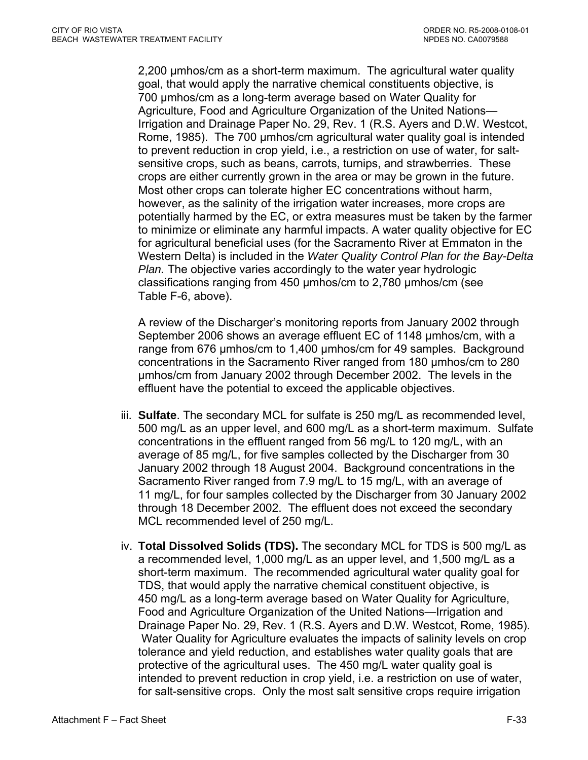2,200 µmhos/cm as a short-term maximum. The agricultural water quality goal, that would apply the narrative chemical constituents objective, is 700 µmhos/cm as a long-term average based on Water Quality for Agriculture, Food and Agriculture Organization of the United Nations—Irrigation and Drainage Paper No. 29, Rev. 1 (R.S. Ayers and D.W. Westcot, Rome, 1985). The 700 µmhos/cm agricultural water quality goal is intended to prevent reduction in crop yield, i.e., a restriction on use of water, for salt-sensitive crops, such as beans, carrots, turnips, and strawberries. These crops are either currently grown in the area or may be grown in the future. Most other crops can tolerate higher EC concentrations without harm, however, as the salinity of the irrigation water increases, more crops are potentially harmed by the EC, or extra measures must be taken by the farmer to minimize or eliminate any harmful impacts. A water quality objective for EC for agricultural beneficial uses (for the Sacramento River at Emmaton in the Western Delta) is included in the *Water Quality Control Plan for the Bay-Delta Plan.* The objective varies accordingly to the water year hydrologic classifications ranging from 450 µmhos/cm to 2,780 µmhos/cm (see Table F-6, above).

A review of the Discharger's monitoring reports from January 2002 through September 2006 shows an average effluent EC of 1148 µmhos/cm, with a range from 676 µmhos/cm to 1,400 µmhos/cm for 49 samples. Background concentrations in the Sacramento River ranged from 180 µmhos/cm to 280 µmhos/cm from January 2002 through December 2002. The levels in the effluent have the potential to exceed the applicable objectives.

iii. **Sulfate**. The secondary MCL for sulfate is 250 mg/L as recommended level, 500 mg/L as an upper level, and 600 mg/L as a short-term maximum. Sulfate concentrations in the effluent ranged from 56 mg/L to 120 mg/L, with an average of 85 mg/L, for five samples collected by the Discharger from 30 January 2002 through 18 August 2004. Background concentrations in the Sacramento River ranged from 7.9 mg/L to 15 mg/L, with an average of 11 mg/L, for four samples collected by the Discharger from 30 January 2002 through 18 December 2002. The effluent does not exceed the secondary MCL recommended level of 250 mg/L.

iv. **Total Dissolved Solids (TDS).** The secondary MCL for TDS is 500 mg/L as a recommended level, 1,000 mg/L as an upper level, and 1,500 mg/L as a short-term maximum. The recommended agricultural water quality goal for TDS, that would apply the narrative chemical constituent objective, is 450 mg/L as a long-term average based on Water Quality for Agriculture, Food and Agriculture Organization of the United Nations—Irrigation and Drainage Paper No. 29, Rev. 1 (R.S. Ayers and D.W. Westcot, Rome, 1985). Water Quality for Agriculture evaluates the impacts of salinity levels on crop tolerance and yield reduction, and establishes water quality goals that are protective of the agricultural uses. The 450 mg/L water quality goal is intended to prevent reduction in crop yield, i.e. a restriction on use of water, for salt-sensitive crops. Only the most salt sensitive crops require irrigation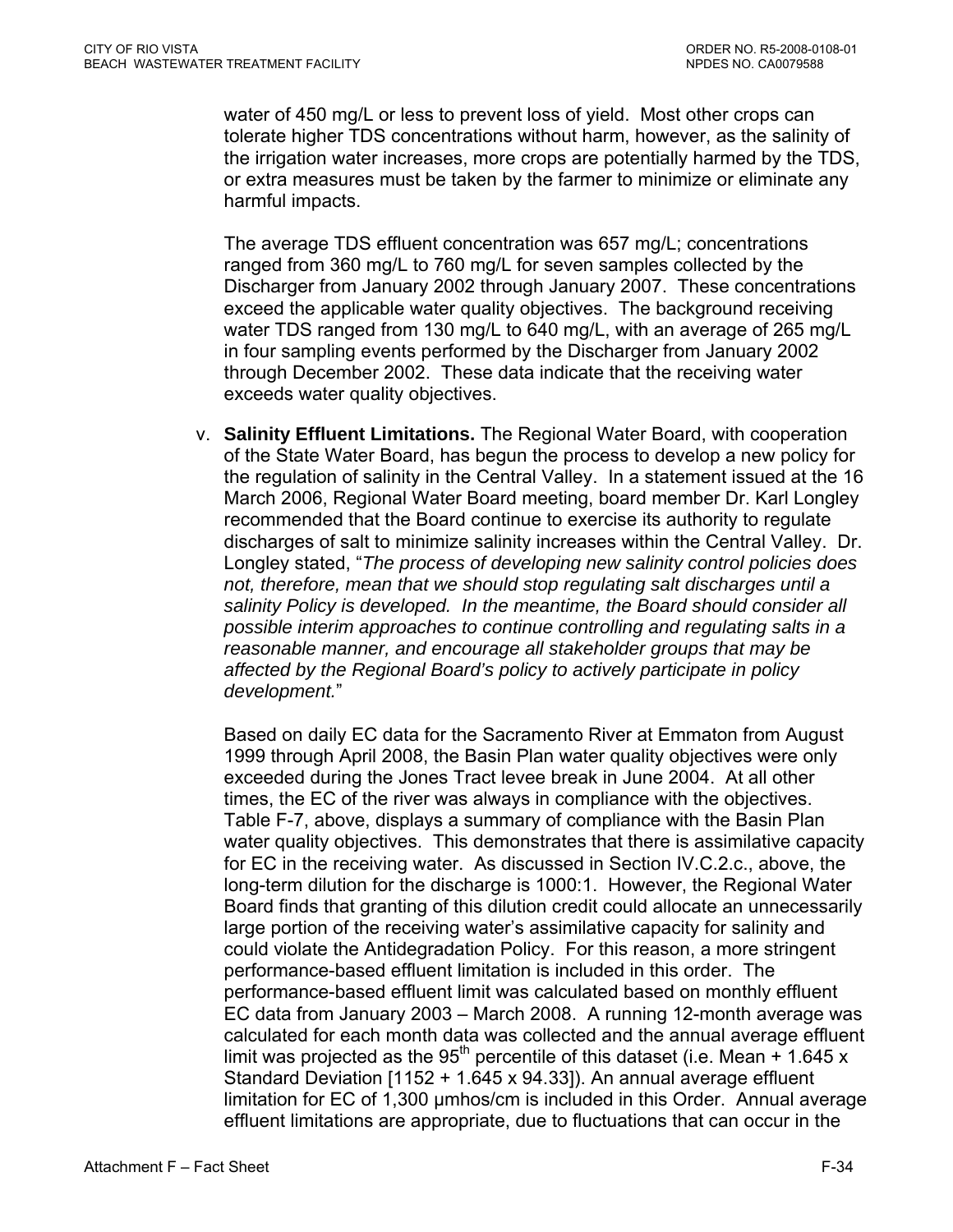water of 450 mg/L or less to prevent loss of yield. Most other crops can tolerate higher TDS concentrations without harm, however, as the salinity of the irrigation water increases, more crops are potentially harmed by the TDS, or extra measures must be taken by the farmer to minimize or eliminate any harmful impacts.

The average TDS effluent concentration was 657 mg/L; concentrations ranged from 360 mg/L to 760 mg/L for seven samples collected by the Discharger from January 2002 through January 2007. These concentrations exceed the applicable water quality objectives. The background receiving water TDS ranged from 130 mg/L to 640 mg/L, with an average of 265 mg/L in four sampling events performed by the Discharger from January 2002 through December 2002. These data indicate that the receiving water exceeds water quality objectives.

v. **Salinity Effluent Limitations.** The Regional Water Board, with cooperation of the State Water Board, has begun the process to develop a new policy for the regulation of salinity in the Central Valley. In a statement issued at the 16 March 2006, Regional Water Board meeting, board member Dr. Karl Longley recommended that the Board continue to exercise its authority to regulate discharges of salt to minimize salinity increases within the Central Valley. Dr. Longley stated, "*The process of developing new salinity control policies does not, therefore, mean that we should stop regulating salt discharges until a salinity Policy is developed. In the meantime, the Board should consider all possible interim approaches to continue controlling and regulating salts in a reasonable manner, and encourage all stakeholder groups that may be affected by the Regional Board's policy to actively participate in policy development.*"

Based on daily EC data for the Sacramento River at Emmaton from August 1999 through April 2008, the Basin Plan water quality objectives were only exceeded during the Jones Tract levee break in June 2004. At all other times, the EC of the river was always in compliance with the objectives. Table F-7, above, displays a summary of compliance with the Basin Plan water quality objectives. This demonstrates that there is assimilative capacity for EC in the receiving water. As discussed in Section IV.C.2.c., above, the long-term dilution for the discharge is 1000:1. However, the Regional Water Board finds that granting of this dilution credit could allocate an unnecessarily large portion of the receiving water's assimilative capacity for salinity and could violate the Antidegradation Policy. For this reason, a more stringent performance-based effluent limitation is included in this order. The performance-based effluent limit was calculated based on monthly effluent EC data from January 2003 – March 2008. A running 12-month average was calculated for each month data was collected and the annual average effluent limit was projected as the $95^{th}$ percentile of this dataset (i.e. Mean + 1.645 x Standard Deviation [1152 + 1.645 x 94.33]). An annual average effluent limitation for EC of 1,300 µmhos/cm is included in this Order. Annual average effluent limitations are appropriate, due to fluctuations that can occur in the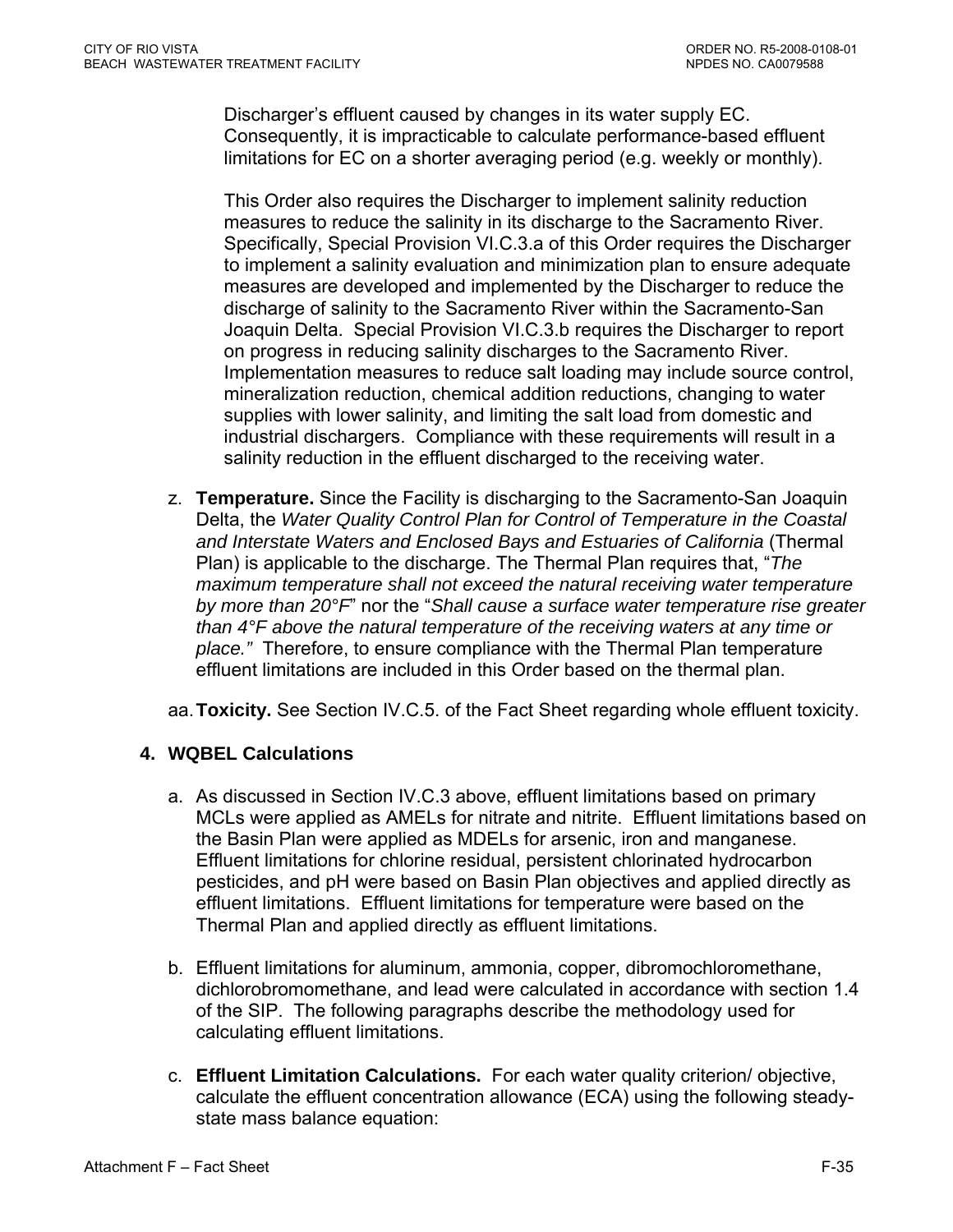Discharger's effluent caused by changes in its water supply EC. Consequently, it is impracticable to calculate performance-based effluent limitations for EC on a shorter averaging period (e.g. weekly or monthly).

This Order also requires the Discharger to implement salinity reduction measures to reduce the salinity in its discharge to the Sacramento River. Specifically, Special Provision VI.C.3.a of this Order requires the Discharger to implement a salinity evaluation and minimization plan to ensure adequate measures are developed and implemented by the Discharger to reduce the discharge of salinity to the Sacramento River within the Sacramento-San Joaquin Delta. Special Provision VI.C.3.b requires the Discharger to report on progress in reducing salinity discharges to the Sacramento River. Implementation measures to reduce salt loading may include source control, mineralization reduction, chemical addition reductions, changing to water supplies with lower salinity, and limiting the salt load from domestic and industrial dischargers. Compliance with these requirements will result in a salinity reduction in the effluent discharged to the receiving water.

z. **Temperature.** Since the Facility is discharging to the Sacramento-San Joaquin Delta, the *Water Quality Control Plan for Control of Temperature in the Coastal and Interstate Waters and Enclosed Bays and Estuaries of California* (Thermal Plan) is applicable to the discharge. The Thermal Plan requires that, "*The maximum temperature shall not exceed the natural receiving water temperature by more than 20°F*" nor the "*Shall cause a surface water temperature rise greater than 4°F above the natural temperature of the receiving waters at any time or place."* Therefore, to ensure compliance with the Thermal Plan temperature effluent limitations are included in this Order based on the thermal plan.

aa. **Toxicity.** See Section IV.C.5. of the Fact Sheet regarding whole effluent toxicity.

### 4. WQBEL Calculations

a. As discussed in Section IV.C.3 above, effluent limitations based on primary MCLs were applied as AMELs for nitrate and nitrite. Effluent limitations based on the Basin Plan were applied as MDELs for arsenic, iron and manganese. Effluent limitations for chlorine residual, persistent chlorinated hydrocarbon pesticides, and pH were based on Basin Plan objectives and applied directly as effluent limitations. Effluent limitations for temperature were based on the Thermal Plan and applied directly as effluent limitations.

b. Effluent limitations for aluminum, ammonia, copper, dibromochloromethane, dichlorobromomethane, and lead were calculated in accordance with section 1.4 of the SIP. The following paragraphs describe the methodology used for calculating effluent limitations.

c. **Effluent Limitation Calculations.** For each water quality criterion/ objective, calculate the effluent concentration allowance (ECA) using the following steady-state mass balance equation: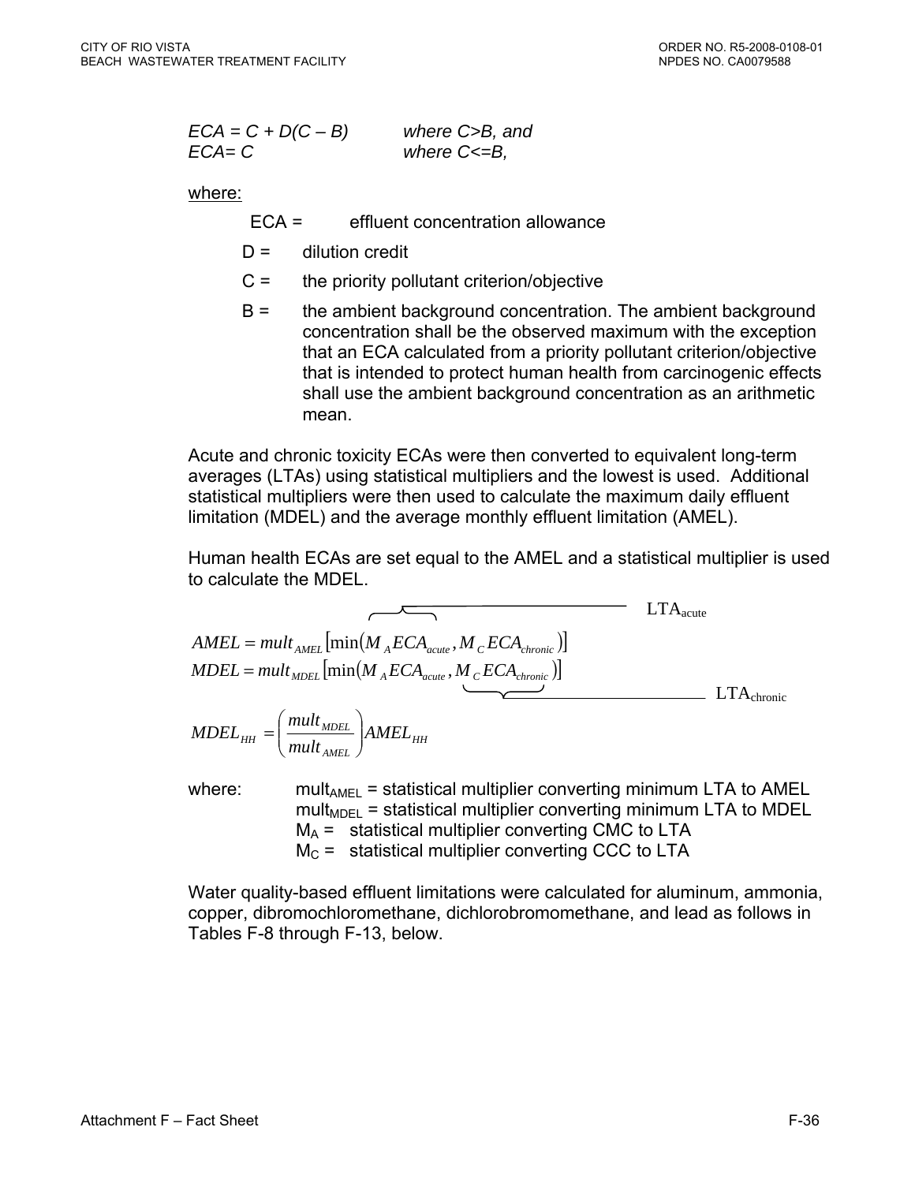$$ECA = C + D(C - B) \quad \text{where } C>B\text{, and}$$
$$ECA = C \quad \text{where } C<=B\text{,}$$

where:

ECA = effluent concentration allowance

D = dilution credit

C = the priority pollutant criterion/objective

B = the ambient background concentration. The ambient background concentration shall be the observed maximum with the exception that an ECA calculated from a priority pollutant criterion/objective that is intended to protect human health from carcinogenic effects shall use the ambient background concentration as an arithmetic mean.

Acute and chronic toxicity ECAs were then converted to equivalent long-term averages (LTAs) using statistical multipliers and the lowest is used. Additional statistical multipliers were then used to calculate the maximum daily effluent limitation (MDEL) and the average monthly effluent limitation (AMEL).

Human health ECAs are set equal to the AMEL and a statistical multiplier is used to calculate the MDEL.

$$AMEL = mult_{AMEL}\left[\min\left(\overbrace{M_A ECA_{acute}}^{LTA_{acute}}, M_C ECA_{chronic}\right)\right]$$

$$MDEL = mult_{MDEL}\left[\min\left(M_A ECA_{acute}, \underbrace{M_C ECA_{chronic}}_{LTA_{chronic}}\right)\right]$$

$$MDEL_{HH} = \left(\frac{mult_{MDEL}}{mult_{AMEL}}\right)AMEL_{HH}$$

where:
- $mult_{AMEL}$ = statistical multiplier converting minimum LTA to AMEL
- $mult_{MDEL}$ = statistical multiplier converting minimum LTA to MDEL
- $M_A$ = statistical multiplier converting CMC to LTA
- $M_C$ = statistical multiplier converting CCC to LTA

Water quality-based effluent limitations were calculated for aluminum, ammonia, copper, dibromochloromethane, dichlorobromomethane, and lead as follows in Tables F-8 through F-13, below.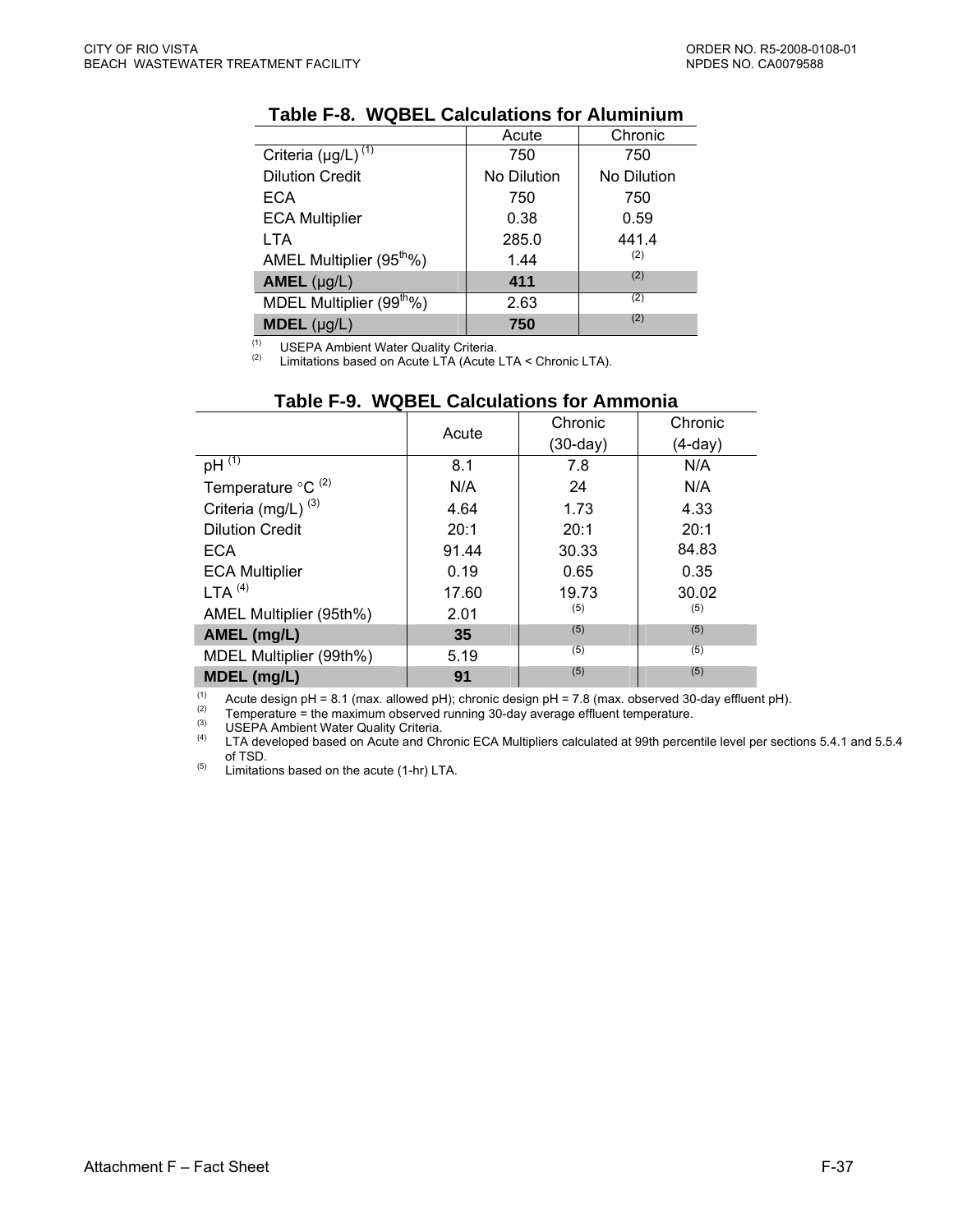**Table F-8. WQBEL Calculations for Aluminium**

| | Acute | Chronic |
|---|---|---|
| Criteria (µg/L) [1] | 750 | 750 |
| Dilution Credit | No Dilution | No Dilution |
| ECA | 750 | 750 |
| ECA Multiplier | 0.38 | 0.59 |
| LTA | 285.0 | 441.4 |
| AMEL Multiplier (95$^{th}$%) | 1.44 | [2] |
| **AMEL** (µg/L) | **411** | [2] |
| MDEL Multiplier (99$^{th}$%) | 2.63 | [2] |
| **MDEL** (µg/L) | **750** | [2] |

[1] USEPA Ambient Water Quality Criteria.
[2] Limitations based on Acute LTA (Acute LTA < Chronic LTA).

**Table F-9. WQBEL Calculations for Ammonia**

| | Acute | Chronic (30-day) | Chronic (4-day) |
|---|---|---|---|
| pH [1] | 8.1 | 7.8 | N/A |
| Temperature °C [2] | N/A | 24 | N/A |
| Criteria (mg/L) [3] | 4.64 | 1.73 | 4.33 |
| Dilution Credit | 20:1 | 20:1 | 20:1 |
| ECA | 91.44 | 30.33 | 84.83 |
| ECA Multiplier | 0.19 | 0.65 | 0.35 |
| LTA [4] | 17.60 | 19.73 | 30.02 |
| AMEL Multiplier (95th%) | 2.01 | [5] | [5] |
| **AMEL (mg/L)** | **35** | [5] | [5] |
| MDEL Multiplier (99th%) | 5.19 | [5] | [5] |
| **MDEL (mg/L)** | **91** | [5] | [5] |

[1] Acute design pH = 8.1 (max. allowed pH); chronic design pH = 7.8 (max. observed 30-day effluent pH).
[2] Temperature = the maximum observed running 30-day average effluent temperature.
[3] USEPA Ambient Water Quality Criteria.
[4] LTA developed based on Acute and Chronic ECA Multipliers calculated at 99th percentile level per sections 5.4.1 and 5.5.4 of TSD.
[5] Limitations based on the acute (1-hr) LTA.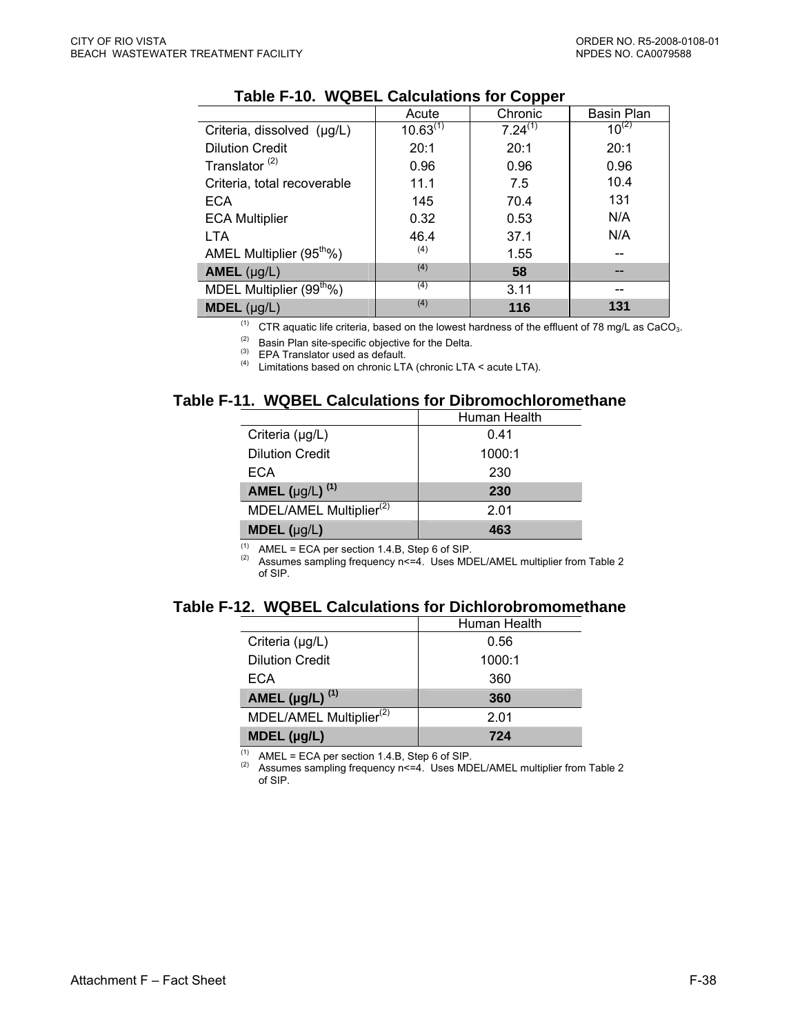**Table F-10. WQBEL Calculations for Copper**

| | Acute | Chronic | Basin Plan |
|---|---|---|---|
| Criteria, dissolved (µg/L) | 10.63[(1)] | 7.24[(1)] | 10[(2)] |
| Dilution Credit | 20:1 | 20:1 | 20:1 |
| Translator [(2)] | 0.96 | 0.96 | 0.96 |
| Criteria, total recoverable | 11.1 | 7.5 | 10.4 |
| ECA | 145 | 70.4 | 131 |
| ECA Multiplier | 0.32 | 0.53 | N/A |
| LTA | 46.4 | 37.1 | N/A |
| AMEL Multiplier ($95^{th}$%) | [(4)] | 1.55 | -- |
| **AMEL** (µg/L) | [(4)] | **58** | -- |
| MDEL Multiplier ($99^{th}$%) | [(4)] | 3.11 | -- |
| **MDEL** (µg/L) | [(4)] | **116** | **131** |

(1) CTR aquatic life criteria, based on the lowest hardness of the effluent of 78 mg/L as $CaCO_3$.
(2) Basin Plan site-specific objective for the Delta.
(3) EPA Translator used as default.
(4) Limitations based on chronic LTA (chronic LTA < acute LTA).

**Table F-11. WQBEL Calculations for Dibromochloromethane**

| | Human Health |
|---|---|
| Criteria (µg/L) | 0.41 |
| Dilution Credit | 1000:1 |
| ECA | 230 |
| **AMEL (µg/L) [(1)]** | **230** |
| MDEL/AMEL Multiplier[(2)] | 2.01 |
| **MDEL (µg/L)** | **463** |

(1) AMEL = ECA per section 1.4.B, Step 6 of SIP.
(2) Assumes sampling frequency n<=4. Uses MDEL/AMEL multiplier from Table 2 of SIP.

**Table F-12. WQBEL Calculations for Dichlorobromomethane**

| | Human Health |
|---|---|
| Criteria (µg/L) | 0.56 |
| Dilution Credit | 1000:1 |
| ECA | 360 |
| **AMEL (µg/L) [(1)]** | **360** |
| MDEL/AMEL Multiplier[(2)] | 2.01 |
| **MDEL (µg/L)** | **724** |

(1) AMEL = ECA per section 1.4.B, Step 6 of SIP.
(2) Assumes sampling frequency n<=4. Uses MDEL/AMEL multiplier from Table 2 of SIP.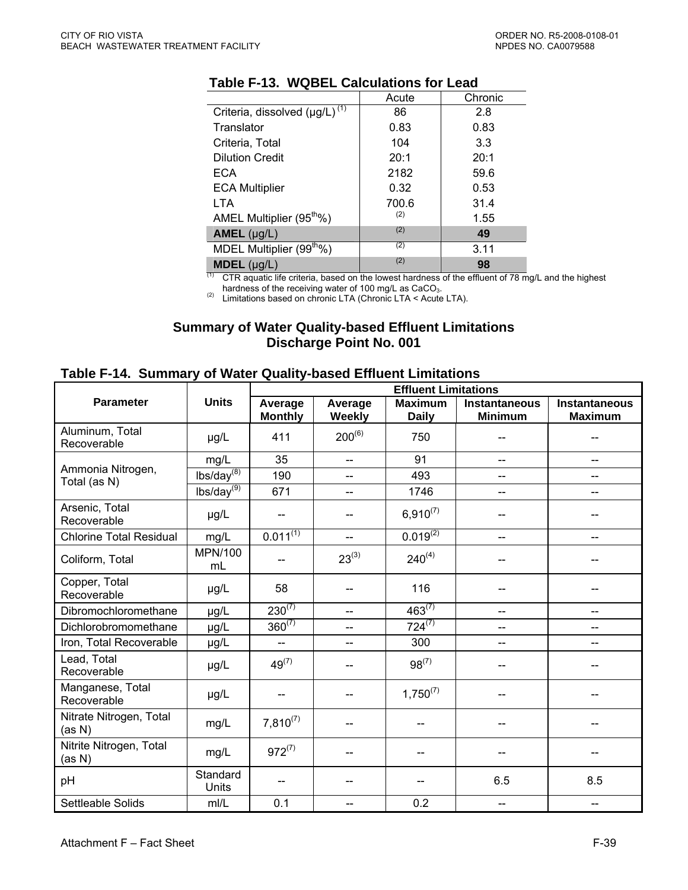**Table F-13. WQBEL Calculations for Lead**

| | Acute | Chronic |
|---|---|---|
| Criteria, dissolved (µg/L) [(1)] | 86 | 2.8 |
| Translator | 0.83 | 0.83 |
| Criteria, Total | 104 | 3.3 |
| Dilution Credit | 20:1 | 20:1 |
| ECA | 2182 | 59.6 |
| ECA Multiplier | 0.32 | 0.53 |
| LTA | 700.6 | 31.4 |
| AMEL Multiplier ($95^{th}$%) | [(2)] | 1.55 |
| **AMEL** (µg/L) | [(2)] | **49** |
| MDEL Multiplier ($99^{th}$%) | [(2)] | 3.11 |
| **MDEL** (µg/L) | [(2)] | **98** |

(1) CTR aquatic life criteria, based on the lowest hardness of the effluent of 78 mg/L and the highest hardness of the receiving water of 100 mg/L as $CaCO_3$.
(2) Limitations based on chronic LTA (Chronic LTA < Acute LTA).

## Summary of Water Quality-based Effluent Limitations Discharge Point No. 001

**Table F-14. Summary of Water Quality-based Effluent Limitations**

| Parameter | Units | Effluent Limitations | | | | |
|---|---|---|---|---|---|---|
| | | Average Monthly | Average Weekly | Maximum Daily | Instantaneous Minimum | Instantaneous Maximum |
| Aluminum, Total Recoverable | µg/L | 411 | 200[(6)] | 750 | -- | -- |
| Ammonia Nitrogen, Total (as N) | mg/L | 35 | -- | 91 | -- | -- |
| | lbs/day[(8)] | 190 | -- | 493 | -- | -- |
| | lbs/day[(9)] | 671 | -- | 1746 | -- | -- |
| Arsenic, Total Recoverable | µg/L | -- | -- | 6,910[(7)] | -- | -- |
| Chlorine Total Residual | mg/L | 0.011[(1)] | -- | 0.019[(2)] | -- | -- |
| Coliform, Total | MPN/100 mL | -- | 23[(3)] | 240[(4)] | -- | -- |
| Copper, Total Recoverable | µg/L | 58 | -- | 116 | -- | -- |
| Dibromochloromethane | µg/L | 230[(7)] | -- | 463[(7)] | -- | -- |
| Dichlorobromomethane | µg/L | 360[(7)] | -- | 724[(7)] | -- | -- |
| Iron, Total Recoverable | µg/L | -- | -- | 300 | -- | -- |
| Lead, Total Recoverable | µg/L | 49[(7)] | -- | 98[(7)] | -- | -- |
| Manganese, Total Recoverable | µg/L | -- | -- | 1,750[(7)] | -- | -- |
| Nitrate Nitrogen, Total (as N) | mg/L | 7,810[(7)] | -- | -- | -- | -- |
| Nitrite Nitrogen, Total (as N) | mg/L | 972[(7)] | -- | -- | -- | -- |
| pH | Standard Units | -- | -- | -- | 6.5 | 8.5 |
| Settleable Solids | ml/L | 0.1 | -- | 0.2 | -- | -- |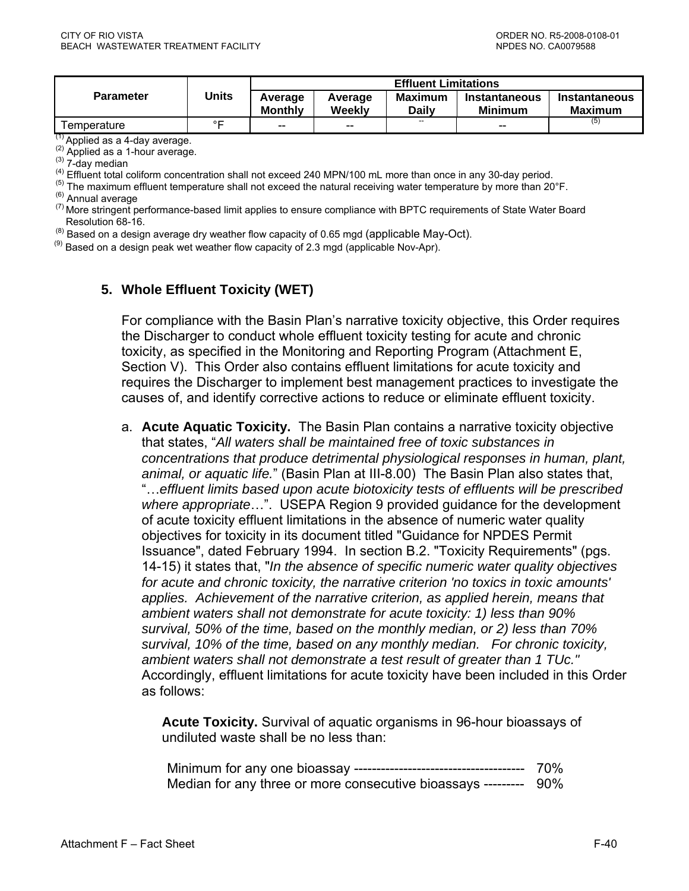| Parameter | Units | Effluent Limitations | | | | |
|---|---|---|---|---|---|---|
| | | Average Monthly | Average Weekly | Maximum Daily | Instantaneous Minimum | Instantaneous Maximum |
| Temperature | °F | -- | -- | -- | -- | [5] |

[1] Applied as a 4-day average.
[2] Applied as a 1-hour average.
[3] 7-day median
[4] Effluent total coliform concentration shall not exceed 240 MPN/100 mL more than once in any 30-day period.
[5] The maximum effluent temperature shall not exceed the natural receiving water temperature by more than 20°F.
[6] Annual average
[7] More stringent performance-based limit applies to ensure compliance with BPTC requirements of State Water Board Resolution 68-16.
[8] Based on a design average dry weather flow capacity of 0.65 mgd (applicable May-Oct).
[9] Based on a design peak wet weather flow capacity of 2.3 mgd (applicable Nov-Apr).

### 5. Whole Effluent Toxicity (WET)

For compliance with the Basin Plan's narrative toxicity objective, this Order requires the Discharger to conduct whole effluent toxicity testing for acute and chronic toxicity, as specified in the Monitoring and Reporting Program (Attachment E, Section V). This Order also contains effluent limitations for acute toxicity and requires the Discharger to implement best management practices to investigate the causes of, and identify corrective actions to reduce or eliminate effluent toxicity.

a. **Acute Aquatic Toxicity.** The Basin Plan contains a narrative toxicity objective that states, "*All waters shall be maintained free of toxic substances in concentrations that produce detrimental physiological responses in human, plant, animal, or aquatic life.*" (Basin Plan at III-8.00) The Basin Plan also states that, "…*effluent limits based upon acute biotoxicity tests of effluents will be prescribed where appropriate*…". USEPA Region 9 provided guidance for the development of acute toxicity effluent limitations in the absence of numeric water quality objectives for toxicity in its document titled "Guidance for NPDES Permit Issuance", dated February 1994. In section B.2. "Toxicity Requirements" (pgs. 14-15) it states that, "*In the absence of specific numeric water quality objectives for acute and chronic toxicity, the narrative criterion 'no toxics in toxic amounts' applies. Achievement of the narrative criterion, as applied herein, means that ambient waters shall not demonstrate for acute toxicity: 1) less than 90% survival, 50% of the time, based on the monthly median, or 2) less than 70% survival, 10% of the time, based on any monthly median. For chronic toxicity, ambient waters shall not demonstrate a test result of greater than 1 TUc.*" Accordingly, effluent limitations for acute toxicity have been included in this Order as follows:

**Acute Toxicity.** Survival of aquatic organisms in 96-hour bioassays of undiluted waste shall be no less than:

Minimum for any one bioassay ------------------------------------- 70%
Median for any three or more consecutive bioassays --------- 90%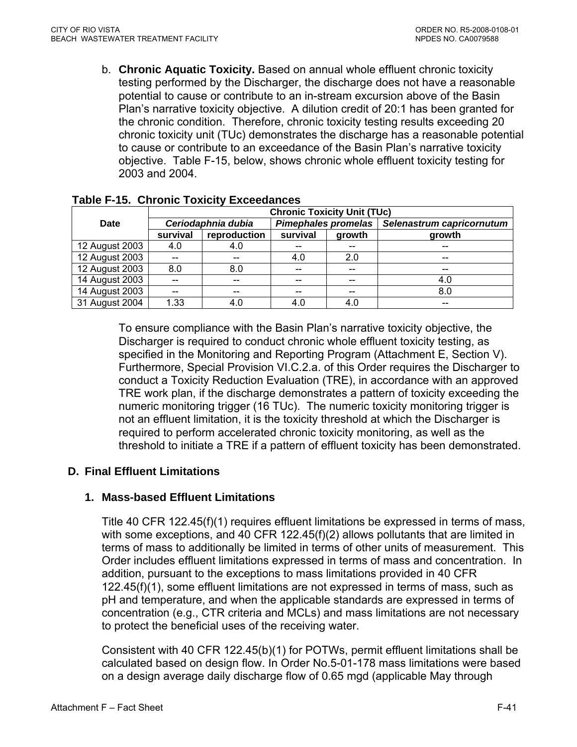b. **Chronic Aquatic Toxicity.** Based on annual whole effluent chronic toxicity testing performed by the Discharger, the discharge does not have a reasonable potential to cause or contribute to an in-stream excursion above of the Basin Plan's narrative toxicity objective. A dilution credit of 20:1 has been granted for the chronic condition. Therefore, chronic toxicity testing results exceeding 20 chronic toxicity unit (TUc) demonstrates the discharge has a reasonable potential to cause or contribute to an exceedance of the Basin Plan's narrative toxicity objective. Table F-15, below, shows chronic whole effluent toxicity testing for 2003 and 2004.

**Table F-15. Chronic Toxicity Exceedances**

| Date | Chronic Toxicity Unit (TUc) | | | | |
|---|---|---|---|---|---|
| | *Ceriodaphnia dubia* | | *Pimephales promelas* | | *Selenastrum capricornutum* |
| | survival | reproduction | survival | growth | growth |
| 12 August 2003 | 4.0 | 4.0 | -- | -- | -- |
| 12 August 2003 | -- | -- | 4.0 | 2.0 | -- |
| 12 August 2003 | 8.0 | 8.0 | -- | -- | -- |
| 14 August 2003 | -- | -- | -- | -- | 4.0 |
| 14 August 2003 | -- | -- | -- | -- | 8.0 |
| 31 August 2004 | 1.33 | 4.0 | 4.0 | 4.0 | -- |

To ensure compliance with the Basin Plan's narrative toxicity objective, the Discharger is required to conduct chronic whole effluent toxicity testing, as specified in the Monitoring and Reporting Program (Attachment E, Section V). Furthermore, Special Provision VI.C.2.a. of this Order requires the Discharger to conduct a Toxicity Reduction Evaluation (TRE), in accordance with an approved TRE work plan, if the discharge demonstrates a pattern of toxicity exceeding the numeric monitoring trigger (16 TUc). The numeric toxicity monitoring trigger is not an effluent limitation, it is the toxicity threshold at which the Discharger is required to perform accelerated chronic toxicity monitoring, as well as the threshold to initiate a TRE if a pattern of effluent toxicity has been demonstrated.

## D. Final Effluent Limitations

### 1. Mass-based Effluent Limitations

Title 40 CFR 122.45(f)(1) requires effluent limitations be expressed in terms of mass, with some exceptions, and 40 CFR 122.45(f)(2) allows pollutants that are limited in terms of mass to additionally be limited in terms of other units of measurement. This Order includes effluent limitations expressed in terms of mass and concentration. In addition, pursuant to the exceptions to mass limitations provided in 40 CFR 122.45(f)(1), some effluent limitations are not expressed in terms of mass, such as pH and temperature, and when the applicable standards are expressed in terms of concentration (e.g., CTR criteria and MCLs) and mass limitations are not necessary to protect the beneficial uses of the receiving water.

Consistent with 40 CFR 122.45(b)(1) for POTWs, permit effluent limitations shall be calculated based on design flow. In Order No.5-01-178 mass limitations were based on a design average daily discharge flow of 0.65 mgd (applicable May through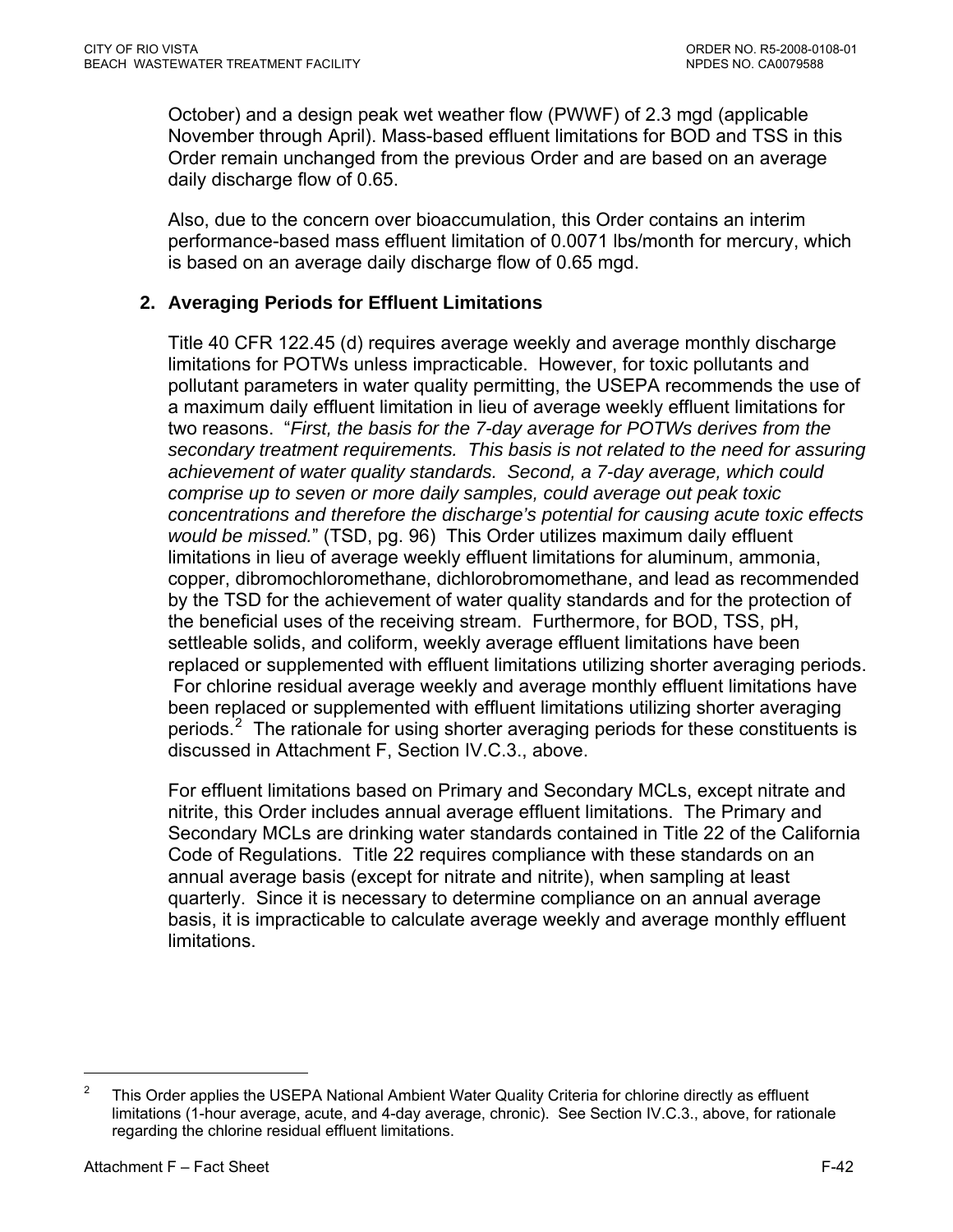October) and a design peak wet weather flow (PWWF) of 2.3 mgd (applicable November through April). Mass-based effluent limitations for BOD and TSS in this Order remain unchanged from the previous Order and are based on an average daily discharge flow of 0.65.

Also, due to the concern over bioaccumulation, this Order contains an interim performance-based mass effluent limitation of 0.0071 lbs/month for mercury, which is based on an average daily discharge flow of 0.65 mgd.

**2. Averaging Periods for Effluent Limitations**

Title 40 CFR 122.45 (d) requires average weekly and average monthly discharge limitations for POTWs unless impracticable. However, for toxic pollutants and pollutant parameters in water quality permitting, the USEPA recommends the use of a maximum daily effluent limitation in lieu of average weekly effluent limitations for two reasons. "*First, the basis for the 7-day average for POTWs derives from the secondary treatment requirements. This basis is not related to the need for assuring achievement of water quality standards. Second, a 7-day average, which could comprise up to seven or more daily samples, could average out peak toxic concentrations and therefore the discharge's potential for causing acute toxic effects would be missed.*" (TSD, pg. 96) This Order utilizes maximum daily effluent limitations in lieu of average weekly effluent limitations for aluminum, ammonia, copper, dibromochloromethane, dichlorobromomethane, and lead as recommended by the TSD for the achievement of water quality standards and for the protection of the beneficial uses of the receiving stream. Furthermore, for BOD, TSS, pH, settleable solids, and coliform, weekly average effluent limitations have been replaced or supplemented with effluent limitations utilizing shorter averaging periods. For chlorine residual average weekly and average monthly effluent limitations have been replaced or supplemented with effluent limitations utilizing shorter averaging periods.[2] The rationale for using shorter averaging periods for these constituents is discussed in Attachment F, Section IV.C.3., above.

For effluent limitations based on Primary and Secondary MCLs, except nitrate and nitrite, this Order includes annual average effluent limitations. The Primary and Secondary MCLs are drinking water standards contained in Title 22 of the California Code of Regulations. Title 22 requires compliance with these standards on an annual average basis (except for nitrate and nitrite), when sampling at least quarterly. Since it is necessary to determine compliance on an annual average basis, it is impracticable to calculate average weekly and average monthly effluent limitations.

---

[2] This Order applies the USEPA National Ambient Water Quality Criteria for chlorine directly as effluent limitations (1-hour average, acute, and 4-day average, chronic). See Section IV.C.3., above, for rationale regarding the chlorine residual effluent limitations.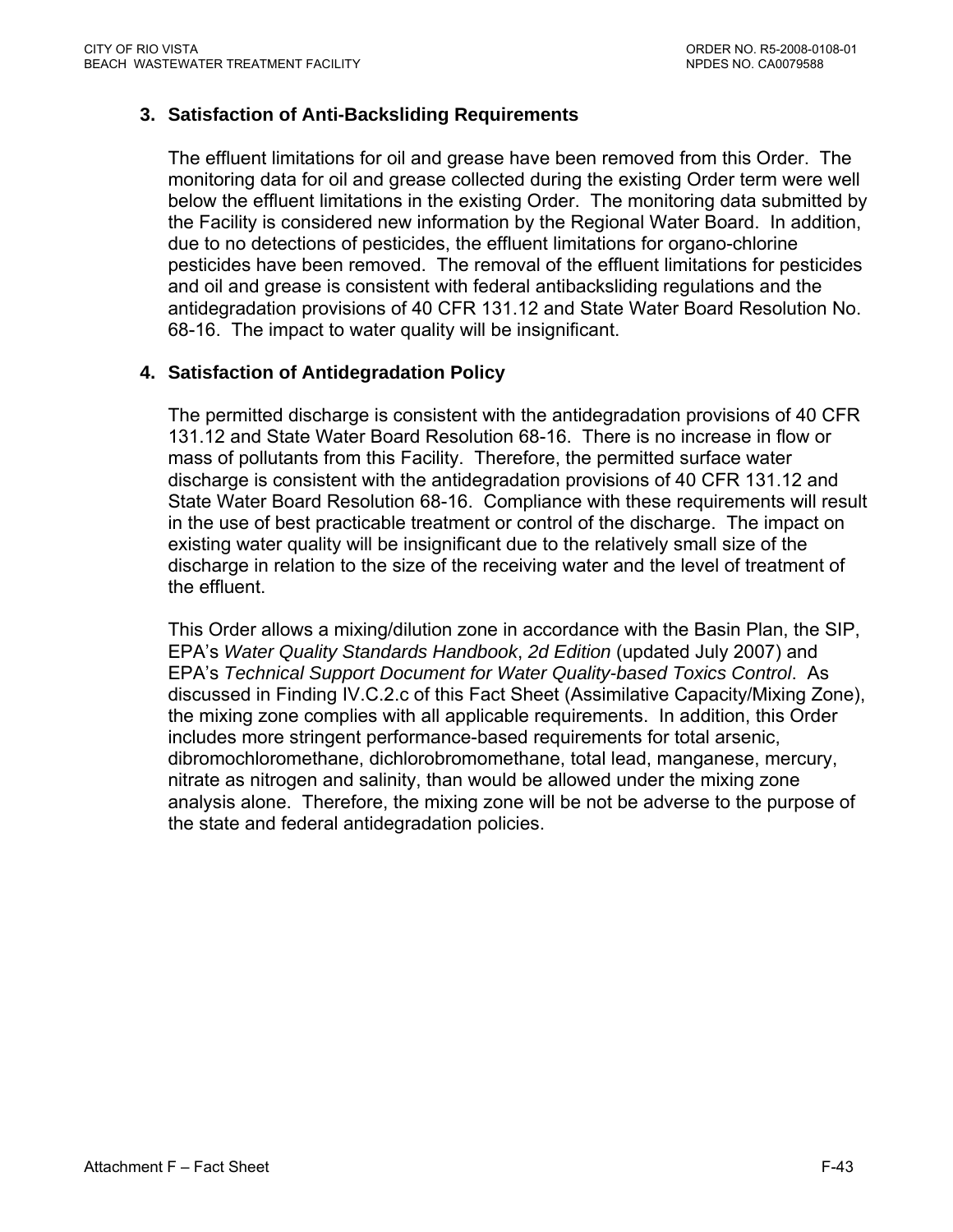### 3. Satisfaction of Anti-Backsliding Requirements

The effluent limitations for oil and grease have been removed from this Order. The monitoring data for oil and grease collected during the existing Order term were well below the effluent limitations in the existing Order. The monitoring data submitted by the Facility is considered new information by the Regional Water Board. In addition, due to no detections of pesticides, the effluent limitations for organo-chlorine pesticides have been removed. The removal of the effluent limitations for pesticides and oil and grease is consistent with federal antibacksliding regulations and the antidegradation provisions of 40 CFR 131.12 and State Water Board Resolution No. 68-16. The impact to water quality will be insignificant.

### 4. Satisfaction of Antidegradation Policy

The permitted discharge is consistent with the antidegradation provisions of 40 CFR 131.12 and State Water Board Resolution 68-16. There is no increase in flow or mass of pollutants from this Facility. Therefore, the permitted surface water discharge is consistent with the antidegradation provisions of 40 CFR 131.12 and State Water Board Resolution 68-16. Compliance with these requirements will result in the use of best practicable treatment or control of the discharge. The impact on existing water quality will be insignificant due to the relatively small size of the discharge in relation to the size of the receiving water and the level of treatment of the effluent.

This Order allows a mixing/dilution zone in accordance with the Basin Plan, the SIP, EPA's *Water Quality Standards Handbook*, *2d Edition* (updated July 2007) and EPA's *Technical Support Document for Water Quality-based Toxics Control*. As discussed in Finding IV.C.2.c of this Fact Sheet (Assimilative Capacity/Mixing Zone), the mixing zone complies with all applicable requirements. In addition, this Order includes more stringent performance-based requirements for total arsenic, dibromochloromethane, dichlorobromomethane, total lead, manganese, mercury, nitrate as nitrogen and salinity, than would be allowed under the mixing zone analysis alone. Therefore, the mixing zone will be not be adverse to the purpose of the state and federal antidegradation policies.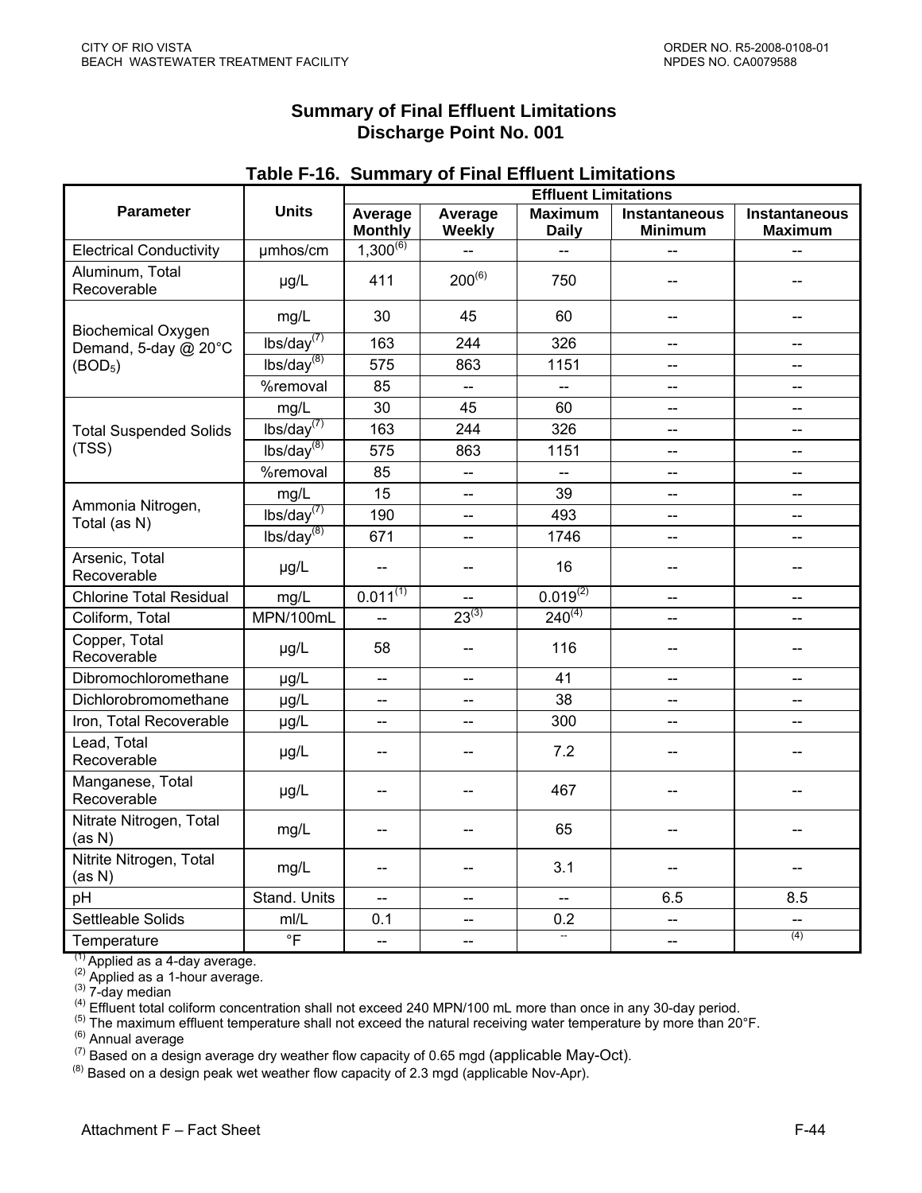## Summary of Final Effluent Limitations
## Discharge Point No. 001

**Table F-16. Summary of Final Effluent Limitations**

| Parameter | Units | Effluent Limitations | | | | |
|---|---|---|---|---|---|---|
| | | Average Monthly | Average Weekly | Maximum Daily | Instantaneous Minimum | Instantaneous Maximum |
| Electrical Conductivity | µmhos/cm | 1,300(6) | -- | -- | -- | -- |
| Aluminum, Total Recoverable | µg/L | 411 | 200(6) | 750 | -- | -- |
| Biochemical Oxygen Demand, 5-day @ 20°C ($BOD_5$) | mg/L | 30 | 45 | 60 | -- | -- |
| | lbs/day(7) | 163 | 244 | 326 | -- | -- |
| | lbs/day(8) | 575 | 863 | 1151 | -- | -- |
| | %removal | 85 | -- | -- | -- | -- |
| Total Suspended Solids (TSS) | mg/L | 30 | 45 | 60 | -- | -- |
| | lbs/day(7) | 163 | 244 | 326 | -- | -- |
| | lbs/day(8) | 575 | 863 | 1151 | -- | -- |
| | %removal | 85 | -- | -- | -- | -- |
| Ammonia Nitrogen, Total (as N) | mg/L | 15 | -- | 39 | -- | -- |
| | lbs/day(7) | 190 | -- | 493 | -- | -- |
| | lbs/day(8) | 671 | -- | 1746 | -- | -- |
| Arsenic, Total Recoverable | µg/L | -- | -- | 16 | -- | -- |
| Chlorine Total Residual | mg/L | 0.011(1) | -- | 0.019(2) | -- | -- |
| Coliform, Total | MPN/100mL | -- | 23(3) | 240(4) | -- | -- |
| Copper, Total Recoverable | µg/L | 58 | -- | 116 | -- | -- |
| Dibromochloromethane | µg/L | -- | -- | 41 | -- | -- |
| Dichlorobromomethane | µg/L | -- | -- | 38 | -- | -- |
| Iron, Total Recoverable | µg/L | -- | -- | 300 | -- | -- |
| Lead, Total Recoverable | µg/L | -- | -- | 7.2 | -- | -- |
| Manganese, Total Recoverable | µg/L | -- | -- | 467 | -- | -- |
| Nitrate Nitrogen, Total (as N) | mg/L | -- | -- | 65 | -- | -- |
| Nitrite Nitrogen, Total (as N) | mg/L | -- | -- | 3.1 | -- | -- |
| pH | Stand. Units | -- | -- | -- | 6.5 | 8.5 |
| Settleable Solids | ml/L | 0.1 | -- | 0.2 | -- | -- |
| Temperature | °F | -- | -- | -- | -- | (4) |

(1) Applied as a 4-day average.
(2) Applied as a 1-hour average.
(3) 7-day median
(4) Effluent total coliform concentration shall not exceed 240 MPN/100 mL more than once in any 30-day period.
(5) The maximum effluent temperature shall not exceed the natural receiving water temperature by more than 20°F.
(6) Annual average
(7) Based on a design average dry weather flow capacity of 0.65 mgd (applicable May-Oct).
(8) Based on a design peak wet weather flow capacity of 2.3 mgd (applicable Nov-Apr).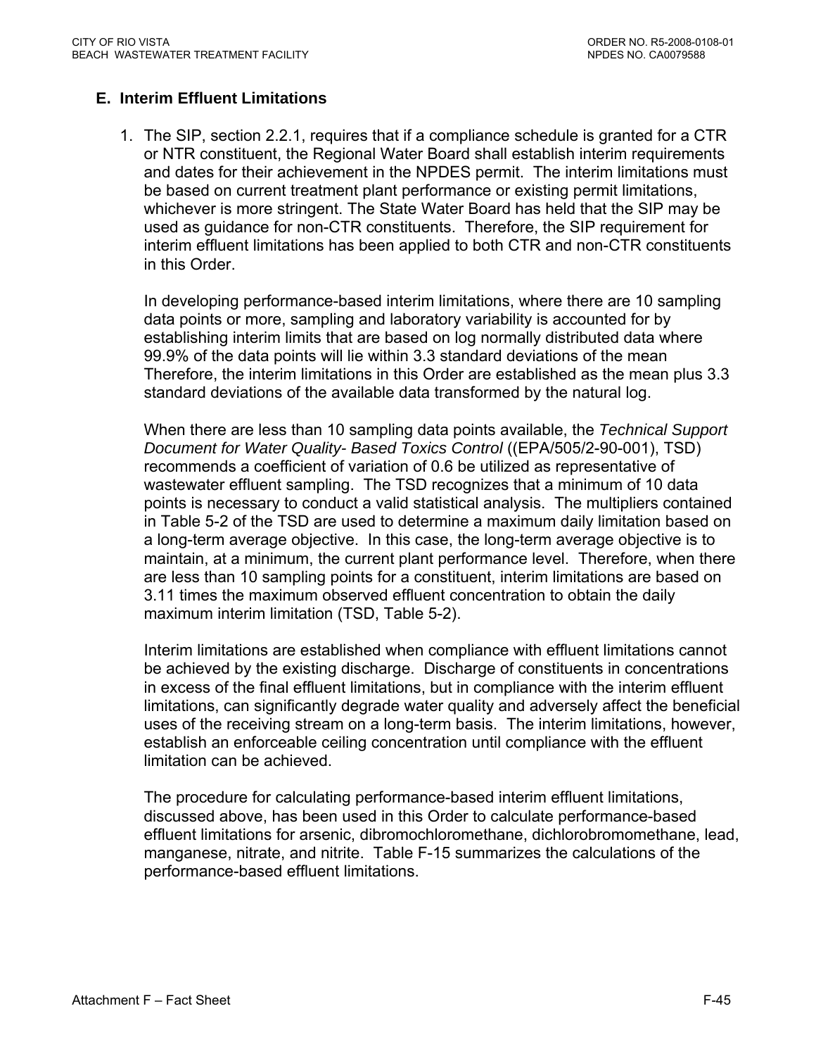## E. Interim Effluent Limitations

1. The SIP, section 2.2.1, requires that if a compliance schedule is granted for a CTR or NTR constituent, the Regional Water Board shall establish interim requirements and dates for their achievement in the NPDES permit. The interim limitations must be based on current treatment plant performance or existing permit limitations, whichever is more stringent. The State Water Board has held that the SIP may be used as guidance for non-CTR constituents. Therefore, the SIP requirement for interim effluent limitations has been applied to both CTR and non-CTR constituents in this Order.

   In developing performance-based interim limitations, where there are 10 sampling data points or more, sampling and laboratory variability is accounted for by establishing interim limits that are based on log normally distributed data where 99.9% of the data points will lie within 3.3 standard deviations of the mean Therefore, the interim limitations in this Order are established as the mean plus 3.3 standard deviations of the available data transformed by the natural log.

   When there are less than 10 sampling data points available, the *Technical Support Document for Water Quality- Based Toxics Control* ((EPA/505/2-90-001), TSD) recommends a coefficient of variation of 0.6 be utilized as representative of wastewater effluent sampling. The TSD recognizes that a minimum of 10 data points is necessary to conduct a valid statistical analysis. The multipliers contained in Table 5-2 of the TSD are used to determine a maximum daily limitation based on a long-term average objective. In this case, the long-term average objective is to maintain, at a minimum, the current plant performance level. Therefore, when there are less than 10 sampling points for a constituent, interim limitations are based on 3.11 times the maximum observed effluent concentration to obtain the daily maximum interim limitation (TSD, Table 5-2).

   Interim limitations are established when compliance with effluent limitations cannot be achieved by the existing discharge. Discharge of constituents in concentrations in excess of the final effluent limitations, but in compliance with the interim effluent limitations, can significantly degrade water quality and adversely affect the beneficial uses of the receiving stream on a long-term basis. The interim limitations, however, establish an enforceable ceiling concentration until compliance with the effluent limitation can be achieved.

   The procedure for calculating performance-based interim effluent limitations, discussed above, has been used in this Order to calculate performance-based effluent limitations for arsenic, dibromochloromethane, dichlorobromomethane, lead, manganese, nitrate, and nitrite. Table F-15 summarizes the calculations of the performance-based effluent limitations.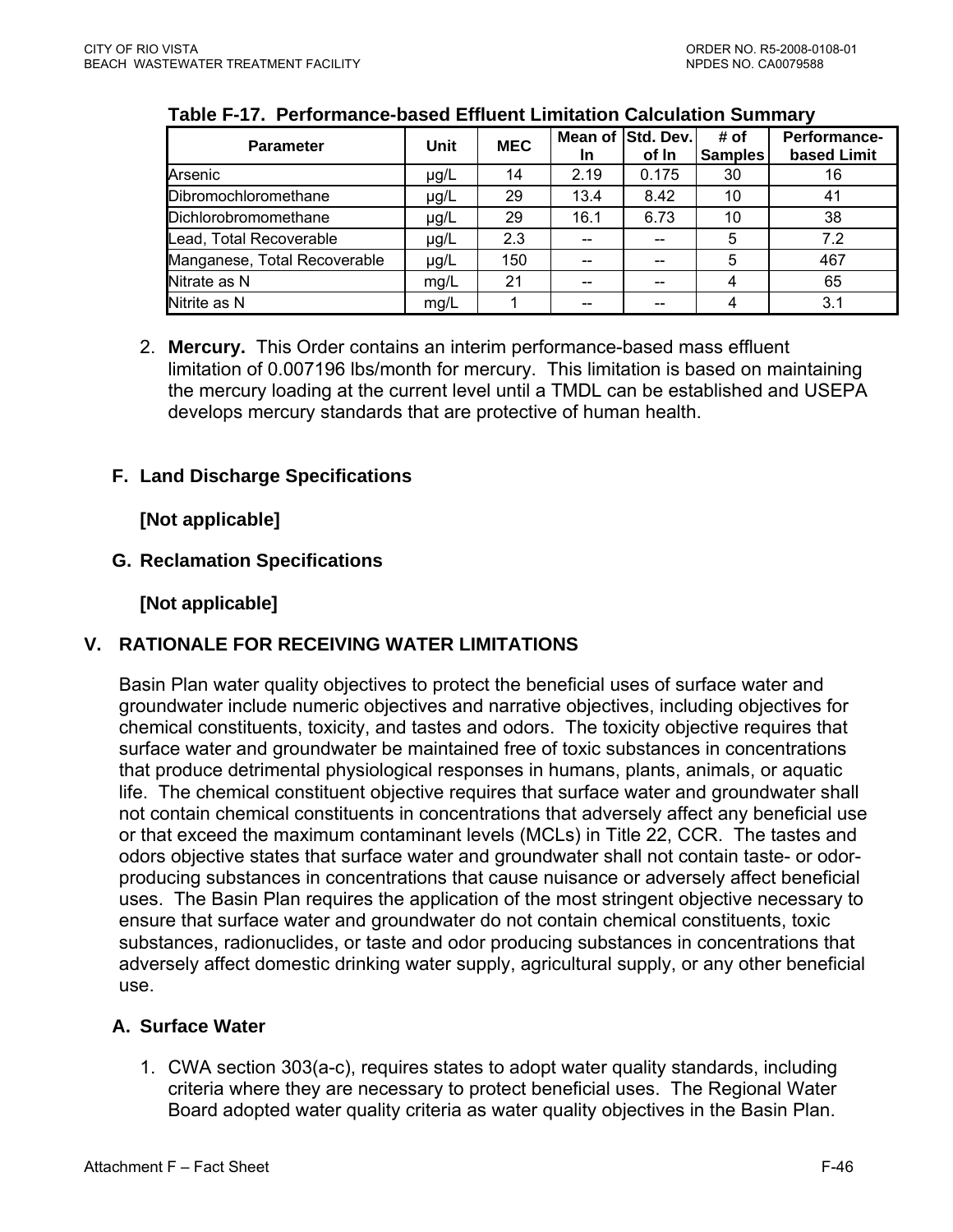**Table F-17. Performance-based Effluent Limitation Calculation Summary**

| Parameter | Unit | MEC | Mean of ln | Std. Dev. of ln | # of Samples | Performance-based Limit |
|---|---|---|---|---|---|---|
| Arsenic | µg/L | 14 | 2.19 | 0.175 | 30 | 16 |
| Dibromochloromethane | µg/L | 29 | 13.4 | 8.42 | 10 | 41 |
| Dichlorobromomethane | µg/L | 29 | 16.1 | 6.73 | 10 | 38 |
| Lead, Total Recoverable | µg/L | 2.3 | -- | -- | 5 | 7.2 |
| Manganese, Total Recoverable | µg/L | 150 | -- | -- | 5 | 467 |
| Nitrate as N | mg/L | 21 | -- | -- | 4 | 65 |
| Nitrite as N | mg/L | 1 | -- | -- | 4 | 3.1 |

2. **Mercury.** This Order contains an interim performance-based mass effluent limitation of 0.007196 lbs/month for mercury. This limitation is based on maintaining the mercury loading at the current level until a TMDL can be established and USEPA develops mercury standards that are protective of human health.

### F. Land Discharge Specifications

**[Not applicable]**

### G. Reclamation Specifications

**[Not applicable]**

## V. RATIONALE FOR RECEIVING WATER LIMITATIONS

Basin Plan water quality objectives to protect the beneficial uses of surface water and groundwater include numeric objectives and narrative objectives, including objectives for chemical constituents, toxicity, and tastes and odors. The toxicity objective requires that surface water and groundwater be maintained free of toxic substances in concentrations that produce detrimental physiological responses in humans, plants, animals, or aquatic life. The chemical constituent objective requires that surface water and groundwater shall not contain chemical constituents in concentrations that adversely affect any beneficial use or that exceed the maximum contaminant levels (MCLs) in Title 22, CCR. The tastes and odors objective states that surface water and groundwater shall not contain taste- or odor-producing substances in concentrations that cause nuisance or adversely affect beneficial uses. The Basin Plan requires the application of the most stringent objective necessary to ensure that surface water and groundwater do not contain chemical constituents, toxic substances, radionuclides, or taste and odor producing substances in concentrations that adversely affect domestic drinking water supply, agricultural supply, or any other beneficial use.

### A. Surface Water

1. CWA section 303(a-c), requires states to adopt water quality standards, including criteria where they are necessary to protect beneficial uses. The Regional Water Board adopted water quality criteria as water quality objectives in the Basin Plan.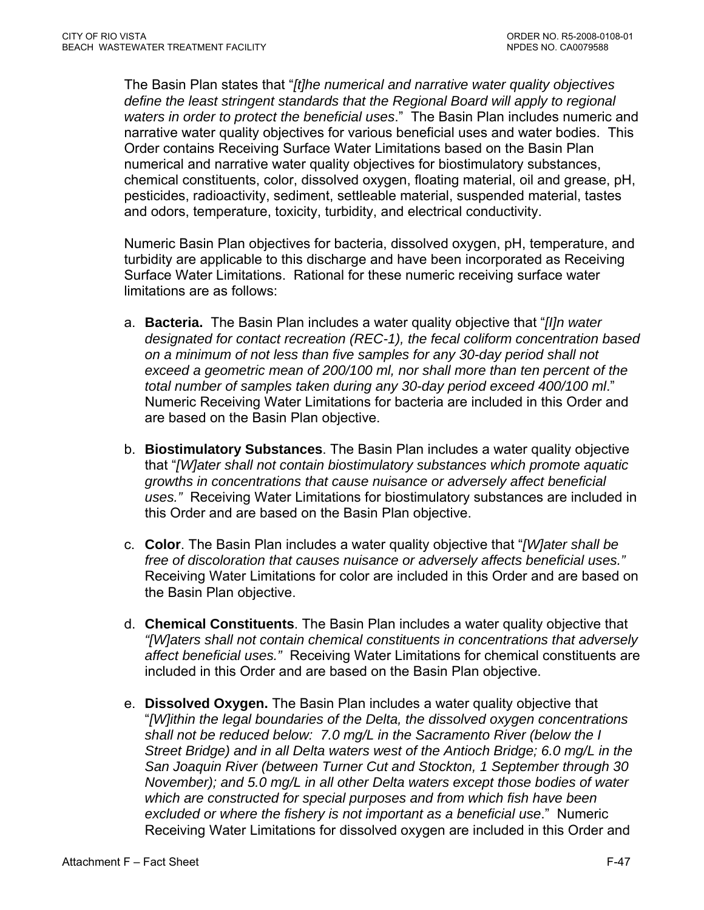The Basin Plan states that "*[t]he numerical and narrative water quality objectives define the least stringent standards that the Regional Board will apply to regional waters in order to protect the beneficial uses*." The Basin Plan includes numeric and narrative water quality objectives for various beneficial uses and water bodies. This Order contains Receiving Surface Water Limitations based on the Basin Plan numerical and narrative water quality objectives for biostimulatory substances, chemical constituents, color, dissolved oxygen, floating material, oil and grease, pH, pesticides, radioactivity, sediment, settleable material, suspended material, tastes and odors, temperature, toxicity, turbidity, and electrical conductivity.

Numeric Basin Plan objectives for bacteria, dissolved oxygen, pH, temperature, and turbidity are applicable to this discharge and have been incorporated as Receiving Surface Water Limitations. Rational for these numeric receiving surface water limitations are as follows:

a. **Bacteria.** The Basin Plan includes a water quality objective that "*[I]n water designated for contact recreation (REC-1), the fecal coliform concentration based on a minimum of not less than five samples for any 30-day period shall not exceed a geometric mean of 200/100 ml, nor shall more than ten percent of the total number of samples taken during any 30-day period exceed 400/100 ml*." Numeric Receiving Water Limitations for bacteria are included in this Order and are based on the Basin Plan objective.

b. **Biostimulatory Substances**. The Basin Plan includes a water quality objective that "*[W]ater shall not contain biostimulatory substances which promote aquatic growths in concentrations that cause nuisance or adversely affect beneficial uses.*" Receiving Water Limitations for biostimulatory substances are included in this Order and are based on the Basin Plan objective.

c. **Color**. The Basin Plan includes a water quality objective that "*[W]ater shall be free of discoloration that causes nuisance or adversely affects beneficial uses.*" Receiving Water Limitations for color are included in this Order and are based on the Basin Plan objective.

d. **Chemical Constituents**. The Basin Plan includes a water quality objective that *"[W]aters shall not contain chemical constituents in concentrations that adversely affect beneficial uses."* Receiving Water Limitations for chemical constituents are included in this Order and are based on the Basin Plan objective.

e. **Dissolved Oxygen.** The Basin Plan includes a water quality objective that "*[W]ithin the legal boundaries of the Delta, the dissolved oxygen concentrations shall not be reduced below: 7.0 mg/L in the Sacramento River (below the I Street Bridge) and in all Delta waters west of the Antioch Bridge; 6.0 mg/L in the San Joaquin River (between Turner Cut and Stockton, 1 September through 30 November); and 5.0 mg/L in all other Delta waters except those bodies of water which are constructed for special purposes and from which fish have been excluded or where the fishery is not important as a beneficial use*." Numeric Receiving Water Limitations for dissolved oxygen are included in this Order and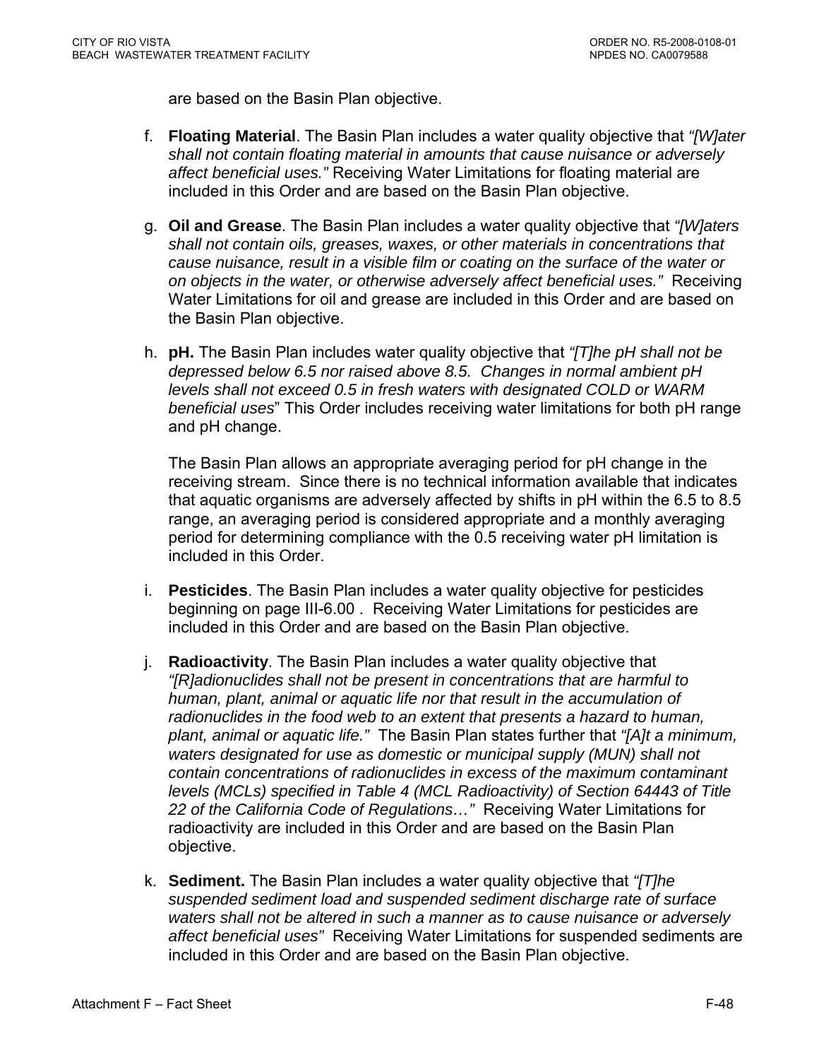are based on the Basin Plan objective.

f. **Floating Material**. The Basin Plan includes a water quality objective that *"[W]ater shall not contain floating material in amounts that cause nuisance or adversely affect beneficial uses."* Receiving Water Limitations for floating material are included in this Order and are based on the Basin Plan objective.

g. **Oil and Grease**. The Basin Plan includes a water quality objective that *"[W]aters shall not contain oils, greases, waxes, or other materials in concentrations that cause nuisance, result in a visible film or coating on the surface of the water or on objects in the water, or otherwise adversely affect beneficial uses."* Receiving Water Limitations for oil and grease are included in this Order and are based on the Basin Plan objective.

h. **pH.** The Basin Plan includes water quality objective that *"[T]he pH shall not be depressed below 6.5 nor raised above 8.5. Changes in normal ambient pH levels shall not exceed 0.5 in fresh waters with designated COLD or WARM beneficial uses*" This Order includes receiving water limitations for both pH range and pH change.

   The Basin Plan allows an appropriate averaging period for pH change in the receiving stream. Since there is no technical information available that indicates that aquatic organisms are adversely affected by shifts in pH within the 6.5 to 8.5 range, an averaging period is considered appropriate and a monthly averaging period for determining compliance with the 0.5 receiving water pH limitation is included in this Order.

i. **Pesticides**. The Basin Plan includes a water quality objective for pesticides beginning on page III-6.00 . Receiving Water Limitations for pesticides are included in this Order and are based on the Basin Plan objective.

j. **Radioactivity**. The Basin Plan includes a water quality objective that *"[R]adionuclides shall not be present in concentrations that are harmful to human, plant, animal or aquatic life nor that result in the accumulation of radionuclides in the food web to an extent that presents a hazard to human, plant, animal or aquatic life."* The Basin Plan states further that *"[A]t a minimum, waters designated for use as domestic or municipal supply (MUN) shall not contain concentrations of radionuclides in excess of the maximum contaminant levels (MCLs) specified in Table 4 (MCL Radioactivity) of Section 64443 of Title 22 of the California Code of Regulations…"* Receiving Water Limitations for radioactivity are included in this Order and are based on the Basin Plan objective.

k. **Sediment.** The Basin Plan includes a water quality objective that *"[T]he suspended sediment load and suspended sediment discharge rate of surface waters shall not be altered in such a manner as to cause nuisance or adversely affect beneficial uses"* Receiving Water Limitations for suspended sediments are included in this Order and are based on the Basin Plan objective.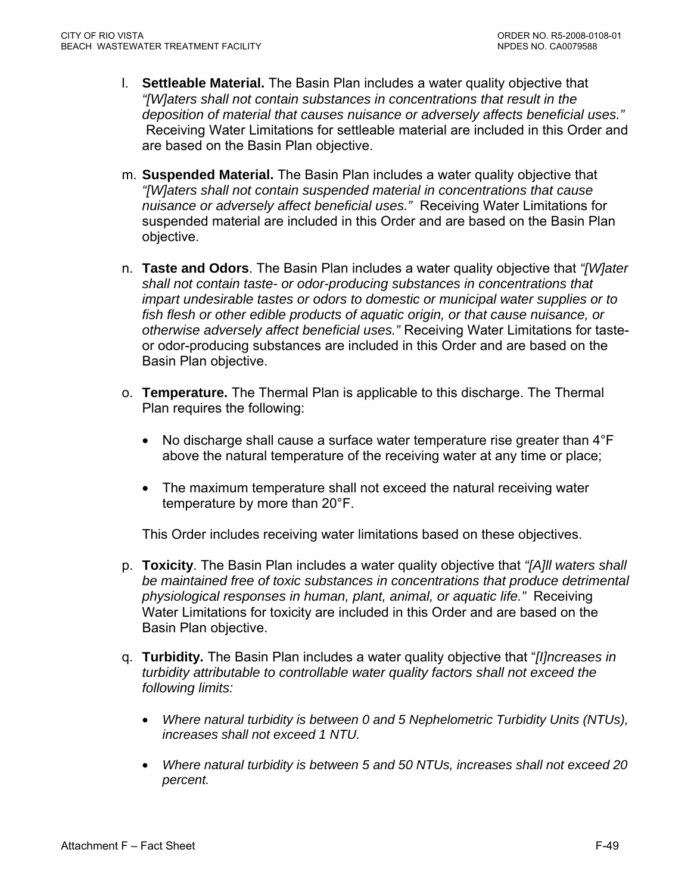l. **Settleable Material.** The Basin Plan includes a water quality objective that *"[W]aters shall not contain substances in concentrations that result in the deposition of material that causes nuisance or adversely affects beneficial uses."* Receiving Water Limitations for settleable material are included in this Order and are based on the Basin Plan objective.

m. **Suspended Material.** The Basin Plan includes a water quality objective that *"[W]aters shall not contain suspended material in concentrations that cause nuisance or adversely affect beneficial uses."* Receiving Water Limitations for suspended material are included in this Order and are based on the Basin Plan objective.

n. **Taste and Odors**. The Basin Plan includes a water quality objective that *"[W]ater shall not contain taste- or odor-producing substances in concentrations that impart undesirable tastes or odors to domestic or municipal water supplies or to fish flesh or other edible products of aquatic origin, or that cause nuisance, or otherwise adversely affect beneficial uses."* Receiving Water Limitations for taste- or odor-producing substances are included in this Order and are based on the Basin Plan objective.

o. **Temperature.** The Thermal Plan is applicable to this discharge. The Thermal Plan requires the following:

   - No discharge shall cause a surface water temperature rise greater than 4°F above the natural temperature of the receiving water at any time or place;

   - The maximum temperature shall not exceed the natural receiving water temperature by more than 20°F.

   This Order includes receiving water limitations based on these objectives.

p. **Toxicity**. The Basin Plan includes a water quality objective that *"[A]ll waters shall be maintained free of toxic substances in concentrations that produce detrimental physiological responses in human, plant, animal, or aquatic life."* Receiving Water Limitations for toxicity are included in this Order and are based on the Basin Plan objective.

q. **Turbidity.** The Basin Plan includes a water quality objective that "*[I]ncreases in turbidity attributable to controllable water quality factors shall not exceed the following limits:*

   - *Where natural turbidity is between 0 and 5 Nephelometric Turbidity Units (NTUs), increases shall not exceed 1 NTU.*

   - *Where natural turbidity is between 5 and 50 NTUs, increases shall not exceed 20 percent.*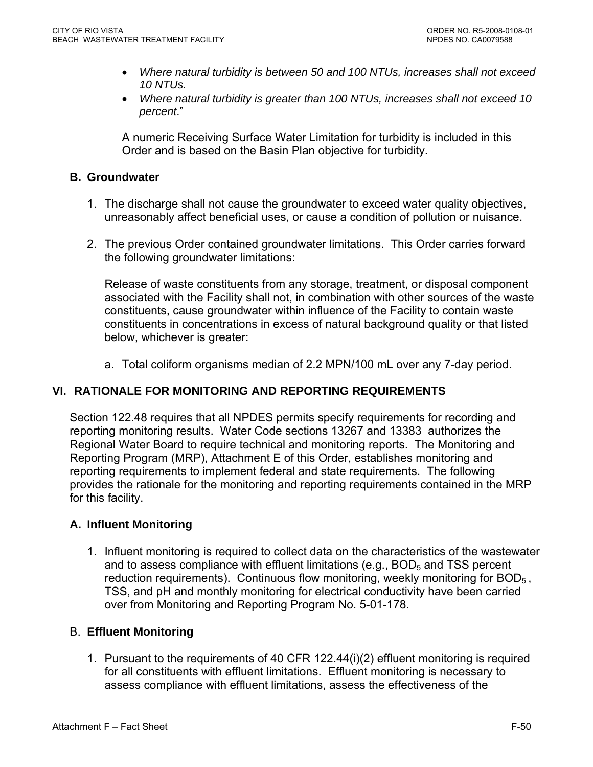- *Where natural turbidity is between 50 and 100 NTUs, increases shall not exceed 10 NTUs.*
- *Where natural turbidity is greater than 100 NTUs, increases shall not exceed 10 percent*."

A numeric Receiving Surface Water Limitation for turbidity is included in this Order and is based on the Basin Plan objective for turbidity.

### B. Groundwater

1. The discharge shall not cause the groundwater to exceed water quality objectives, unreasonably affect beneficial uses, or cause a condition of pollution or nuisance.

2. The previous Order contained groundwater limitations. This Order carries forward the following groundwater limitations:

   Release of waste constituents from any storage, treatment, or disposal component associated with the Facility shall not, in combination with other sources of the waste constituents, cause groundwater within influence of the Facility to contain waste constituents in concentrations in excess of natural background quality or that listed below, whichever is greater:

   a. Total coliform organisms median of 2.2 MPN/100 mL over any 7-day period.

## VI. RATIONALE FOR MONITORING AND REPORTING REQUIREMENTS

Section 122.48 requires that all NPDES permits specify requirements for recording and reporting monitoring results. Water Code sections 13267 and 13383 authorizes the Regional Water Board to require technical and monitoring reports. The Monitoring and Reporting Program (MRP), Attachment E of this Order, establishes monitoring and reporting requirements to implement federal and state requirements. The following provides the rationale for the monitoring and reporting requirements contained in the MRP for this facility.

### A. Influent Monitoring

1. Influent monitoring is required to collect data on the characteristics of the wastewater and to assess compliance with effluent limitations (e.g., $BOD_5$ and TSS percent reduction requirements). Continuous flow monitoring, weekly monitoring for $BOD_5$, TSS, and pH and monthly monitoring for electrical conductivity have been carried over from Monitoring and Reporting Program No. 5-01-178.

### B. Effluent Monitoring

1. Pursuant to the requirements of 40 CFR 122.44(i)(2) effluent monitoring is required for all constituents with effluent limitations. Effluent monitoring is necessary to assess compliance with effluent limitations, assess the effectiveness of the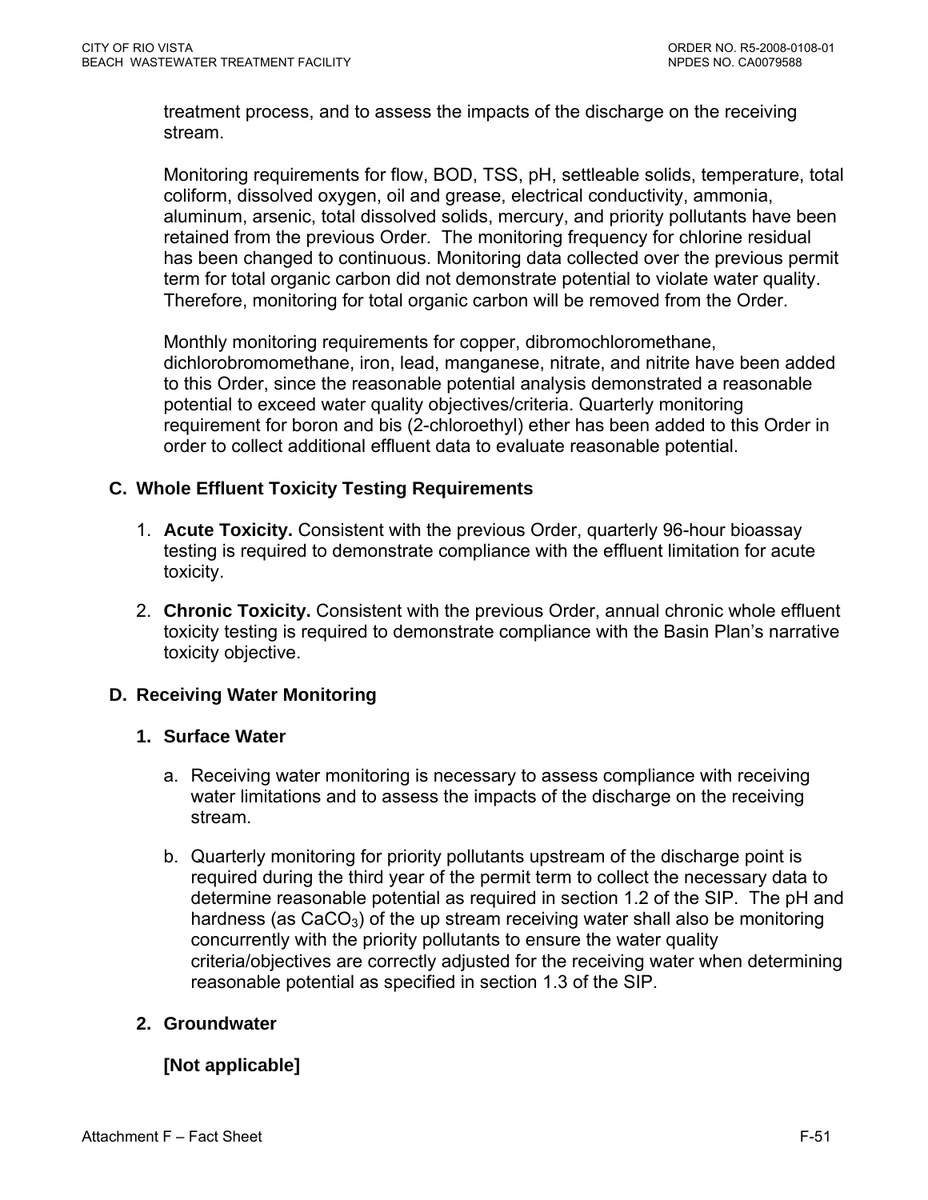treatment process, and to assess the impacts of the discharge on the receiving stream.

Monitoring requirements for flow, BOD, TSS, pH, settleable solids, temperature, total coliform, dissolved oxygen, oil and grease, electrical conductivity, ammonia, aluminum, arsenic, total dissolved solids, mercury, and priority pollutants have been retained from the previous Order. The monitoring frequency for chlorine residual has been changed to continuous. Monitoring data collected over the previous permit term for total organic carbon did not demonstrate potential to violate water quality. Therefore, monitoring for total organic carbon will be removed from the Order.

Monthly monitoring requirements for copper, dibromochloromethane, dichlorobromomethane, iron, lead, manganese, nitrate, and nitrite have been added to this Order, since the reasonable potential analysis demonstrated a reasonable potential to exceed water quality objectives/criteria. Quarterly monitoring requirement for boron and bis (2-chloroethyl) ether has been added to this Order in order to collect additional effluent data to evaluate reasonable potential.

### C. Whole Effluent Toxicity Testing Requirements

1. **Acute Toxicity.** Consistent with the previous Order, quarterly 96-hour bioassay testing is required to demonstrate compliance with the effluent limitation for acute toxicity.

2. **Chronic Toxicity.** Consistent with the previous Order, annual chronic whole effluent toxicity testing is required to demonstrate compliance with the Basin Plan's narrative toxicity objective.

### D. Receiving Water Monitoring

#### 1. Surface Water

a. Receiving water monitoring is necessary to assess compliance with receiving water limitations and to assess the impacts of the discharge on the receiving stream.

b. Quarterly monitoring for priority pollutants upstream of the discharge point is required during the third year of the permit term to collect the necessary data to determine reasonable potential as required in section 1.2 of the SIP. The pH and hardness (as $CaCO_3$) of the up stream receiving water shall also be monitoring concurrently with the priority pollutants to ensure the water quality criteria/objectives are correctly adjusted for the receiving water when determining reasonable potential as specified in section 1.3 of the SIP.

#### 2. Groundwater

**[Not applicable]**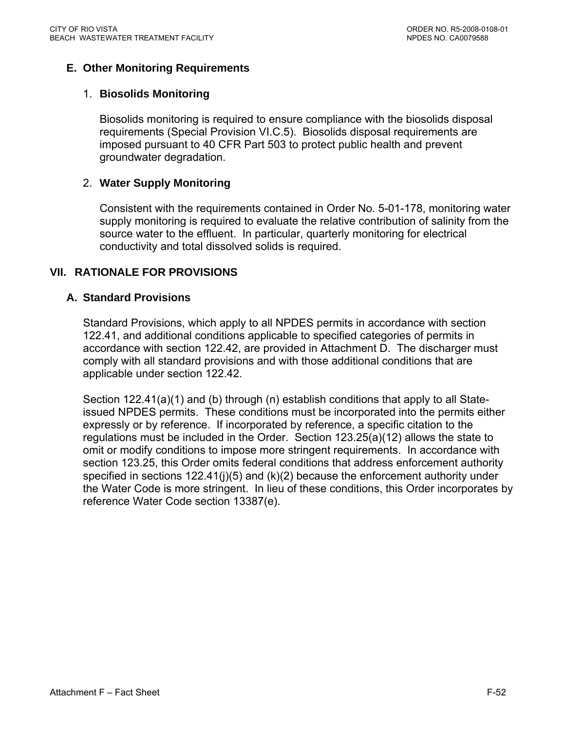## E. Other Monitoring Requirements

### 1. Biosolids Monitoring

Biosolids monitoring is required to ensure compliance with the biosolids disposal requirements (Special Provision VI.C.5). Biosolids disposal requirements are imposed pursuant to 40 CFR Part 503 to protect public health and prevent groundwater degradation.

### 2. Water Supply Monitoring

Consistent with the requirements contained in Order No. 5-01-178, monitoring water supply monitoring is required to evaluate the relative contribution of salinity from the source water to the effluent. In particular, quarterly monitoring for electrical conductivity and total dissolved solids is required.

# VII. RATIONALE FOR PROVISIONS

## A. Standard Provisions

Standard Provisions, which apply to all NPDES permits in accordance with section 122.41, and additional conditions applicable to specified categories of permits in accordance with section 122.42, are provided in Attachment D. The discharger must comply with all standard provisions and with those additional conditions that are applicable under section 122.42.

Section 122.41(a)(1) and (b) through (n) establish conditions that apply to all State-issued NPDES permits. These conditions must be incorporated into the permits either expressly or by reference. If incorporated by reference, a specific citation to the regulations must be included in the Order. Section 123.25(a)(12) allows the state to omit or modify conditions to impose more stringent requirements. In accordance with section 123.25, this Order omits federal conditions that address enforcement authority specified in sections 122.41(j)(5) and (k)(2) because the enforcement authority under the Water Code is more stringent. In lieu of these conditions, this Order incorporates by reference Water Code section 13387(e).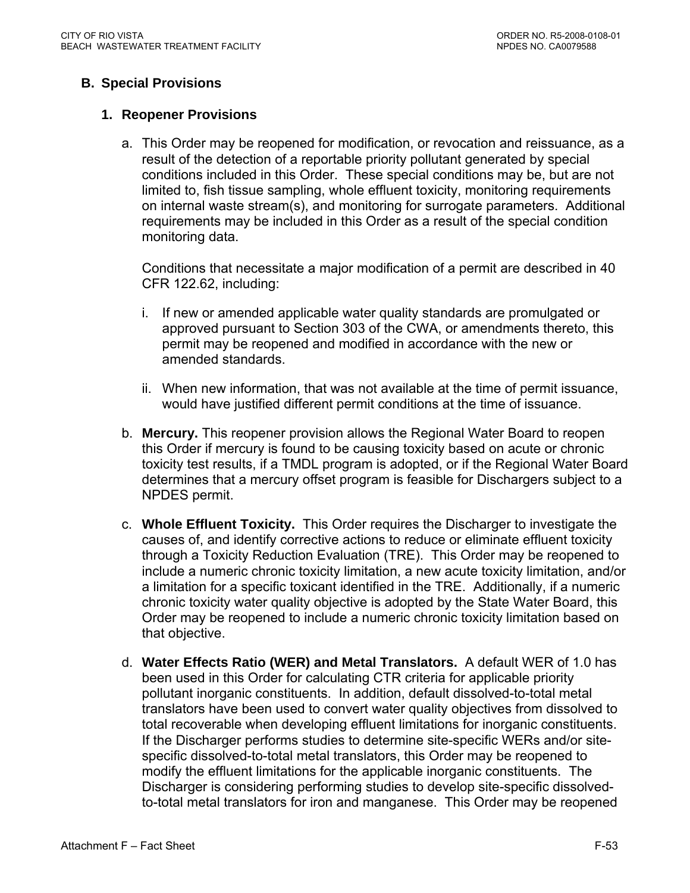## B. Special Provisions

### 1. Reopener Provisions

a. This Order may be reopened for modification, or revocation and reissuance, as a result of the detection of a reportable priority pollutant generated by special conditions included in this Order. These special conditions may be, but are not limited to, fish tissue sampling, whole effluent toxicity, monitoring requirements on internal waste stream(s), and monitoring for surrogate parameters. Additional requirements may be included in this Order as a result of the special condition monitoring data.

   Conditions that necessitate a major modification of a permit are described in 40 CFR 122.62, including:

   i. If new or amended applicable water quality standards are promulgated or approved pursuant to Section 303 of the CWA, or amendments thereto, this permit may be reopened and modified in accordance with the new or amended standards.

   ii. When new information, that was not available at the time of permit issuance, would have justified different permit conditions at the time of issuance.

b. **Mercury.** This reopener provision allows the Regional Water Board to reopen this Order if mercury is found to be causing toxicity based on acute or chronic toxicity test results, if a TMDL program is adopted, or if the Regional Water Board determines that a mercury offset program is feasible for Dischargers subject to a NPDES permit.

c. **Whole Effluent Toxicity.** This Order requires the Discharger to investigate the causes of, and identify corrective actions to reduce or eliminate effluent toxicity through a Toxicity Reduction Evaluation (TRE). This Order may be reopened to include a numeric chronic toxicity limitation, a new acute toxicity limitation, and/or a limitation for a specific toxicant identified in the TRE. Additionally, if a numeric chronic toxicity water quality objective is adopted by the State Water Board, this Order may be reopened to include a numeric chronic toxicity limitation based on that objective.

d. **Water Effects Ratio (WER) and Metal Translators.** A default WER of 1.0 has been used in this Order for calculating CTR criteria for applicable priority pollutant inorganic constituents. In addition, default dissolved-to-total metal translators have been used to convert water quality objectives from dissolved to total recoverable when developing effluent limitations for inorganic constituents. If the Discharger performs studies to determine site-specific WERs and/or site-specific dissolved-to-total metal translators, this Order may be reopened to modify the effluent limitations for the applicable inorganic constituents. The Discharger is considering performing studies to develop site-specific dissolved-to-total metal translators for iron and manganese. This Order may be reopened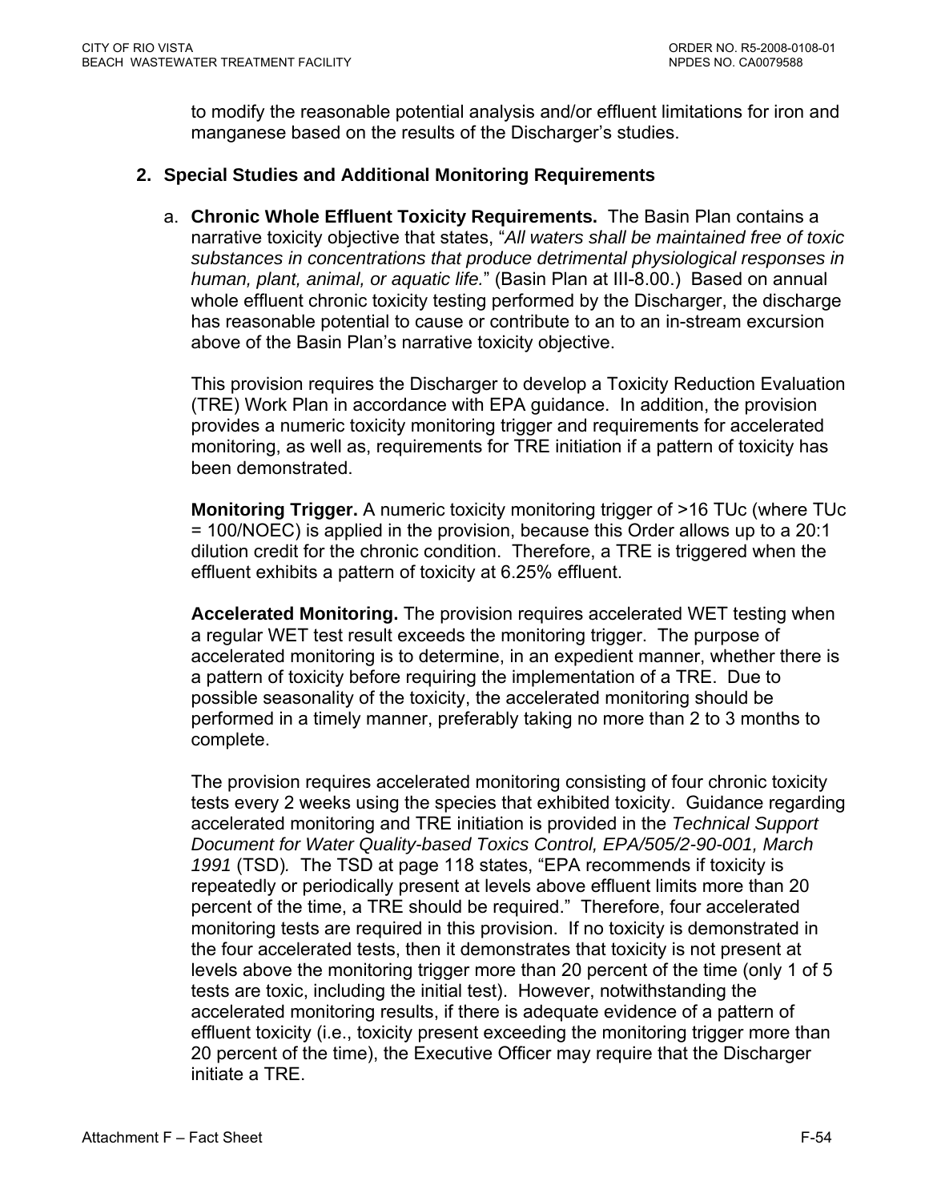to modify the reasonable potential analysis and/or effluent limitations for iron and manganese based on the results of the Discharger's studies.

**2. Special Studies and Additional Monitoring Requirements**

a. **Chronic Whole Effluent Toxicity Requirements.** The Basin Plan contains a narrative toxicity objective that states, "*All waters shall be maintained free of toxic substances in concentrations that produce detrimental physiological responses in human, plant, animal, or aquatic life.*" (Basin Plan at III-8.00.) Based on annual whole effluent chronic toxicity testing performed by the Discharger, the discharge has reasonable potential to cause or contribute to an to an in-stream excursion above of the Basin Plan's narrative toxicity objective.

This provision requires the Discharger to develop a Toxicity Reduction Evaluation (TRE) Work Plan in accordance with EPA guidance. In addition, the provision provides a numeric toxicity monitoring trigger and requirements for accelerated monitoring, as well as, requirements for TRE initiation if a pattern of toxicity has been demonstrated.

**Monitoring Trigger.** A numeric toxicity monitoring trigger of >16 TUc (where TUc = 100/NOEC) is applied in the provision, because this Order allows up to a 20:1 dilution credit for the chronic condition. Therefore, a TRE is triggered when the effluent exhibits a pattern of toxicity at 6.25% effluent.

**Accelerated Monitoring.** The provision requires accelerated WET testing when a regular WET test result exceeds the monitoring trigger. The purpose of accelerated monitoring is to determine, in an expedient manner, whether there is a pattern of toxicity before requiring the implementation of a TRE. Due to possible seasonality of the toxicity, the accelerated monitoring should be performed in a timely manner, preferably taking no more than 2 to 3 months to complete.

The provision requires accelerated monitoring consisting of four chronic toxicity tests every 2 weeks using the species that exhibited toxicity. Guidance regarding accelerated monitoring and TRE initiation is provided in the *Technical Support Document for Water Quality-based Toxics Control, EPA/505/2-90-001, March 1991* (TSD). The TSD at page 118 states, "EPA recommends if toxicity is repeatedly or periodically present at levels above effluent limits more than 20 percent of the time, a TRE should be required." Therefore, four accelerated monitoring tests are required in this provision. If no toxicity is demonstrated in the four accelerated tests, then it demonstrates that toxicity is not present at levels above the monitoring trigger more than 20 percent of the time (only 1 of 5 tests are toxic, including the initial test). However, notwithstanding the accelerated monitoring results, if there is adequate evidence of a pattern of effluent toxicity (i.e., toxicity present exceeding the monitoring trigger more than 20 percent of the time), the Executive Officer may require that the Discharger initiate a TRE.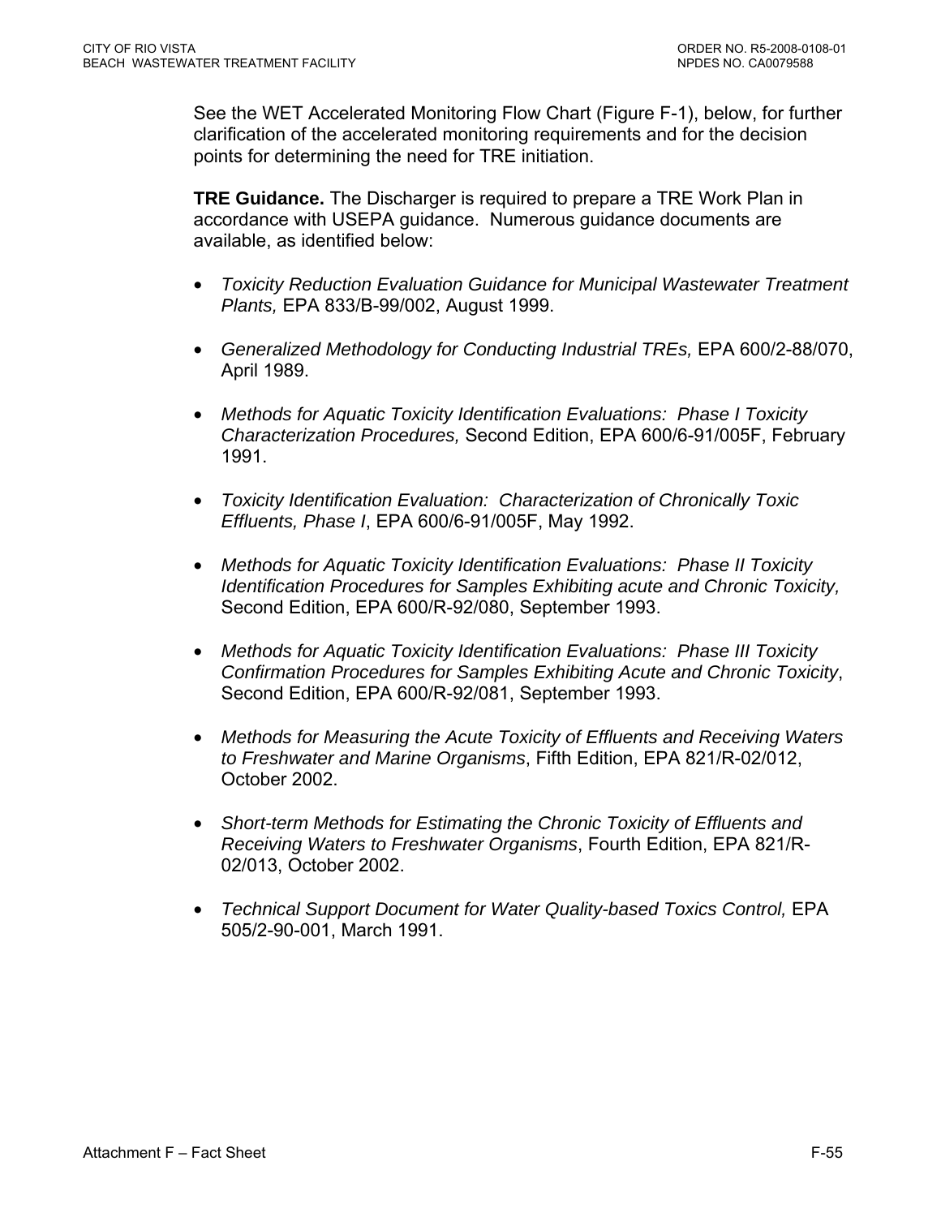See the WET Accelerated Monitoring Flow Chart (Figure F-1), below, for further clarification of the accelerated monitoring requirements and for the decision points for determining the need for TRE initiation.

**TRE Guidance.** The Discharger is required to prepare a TRE Work Plan in accordance with USEPA guidance. Numerous guidance documents are available, as identified below:

- *Toxicity Reduction Evaluation Guidance for Municipal Wastewater Treatment Plants,* EPA 833/B-99/002, August 1999.
- *Generalized Methodology for Conducting Industrial TREs,* EPA 600/2-88/070, April 1989.
- *Methods for Aquatic Toxicity Identification Evaluations: Phase I Toxicity Characterization Procedures,* Second Edition, EPA 600/6-91/005F, February 1991.
- *Toxicity Identification Evaluation: Characterization of Chronically Toxic Effluents, Phase I*, EPA 600/6-91/005F, May 1992.
- *Methods for Aquatic Toxicity Identification Evaluations: Phase II Toxicity Identification Procedures for Samples Exhibiting acute and Chronic Toxicity,* Second Edition, EPA 600/R-92/080, September 1993.
- *Methods for Aquatic Toxicity Identification Evaluations: Phase III Toxicity Confirmation Procedures for Samples Exhibiting Acute and Chronic Toxicity*, Second Edition, EPA 600/R-92/081, September 1993.
- *Methods for Measuring the Acute Toxicity of Effluents and Receiving Waters to Freshwater and Marine Organisms*, Fifth Edition, EPA 821/R-02/012, October 2002.
- *Short-term Methods for Estimating the Chronic Toxicity of Effluents and Receiving Waters to Freshwater Organisms*, Fourth Edition, EPA 821/R-02/013, October 2002.
- *Technical Support Document for Water Quality-based Toxics Control,* EPA 505/2-90-001, March 1991.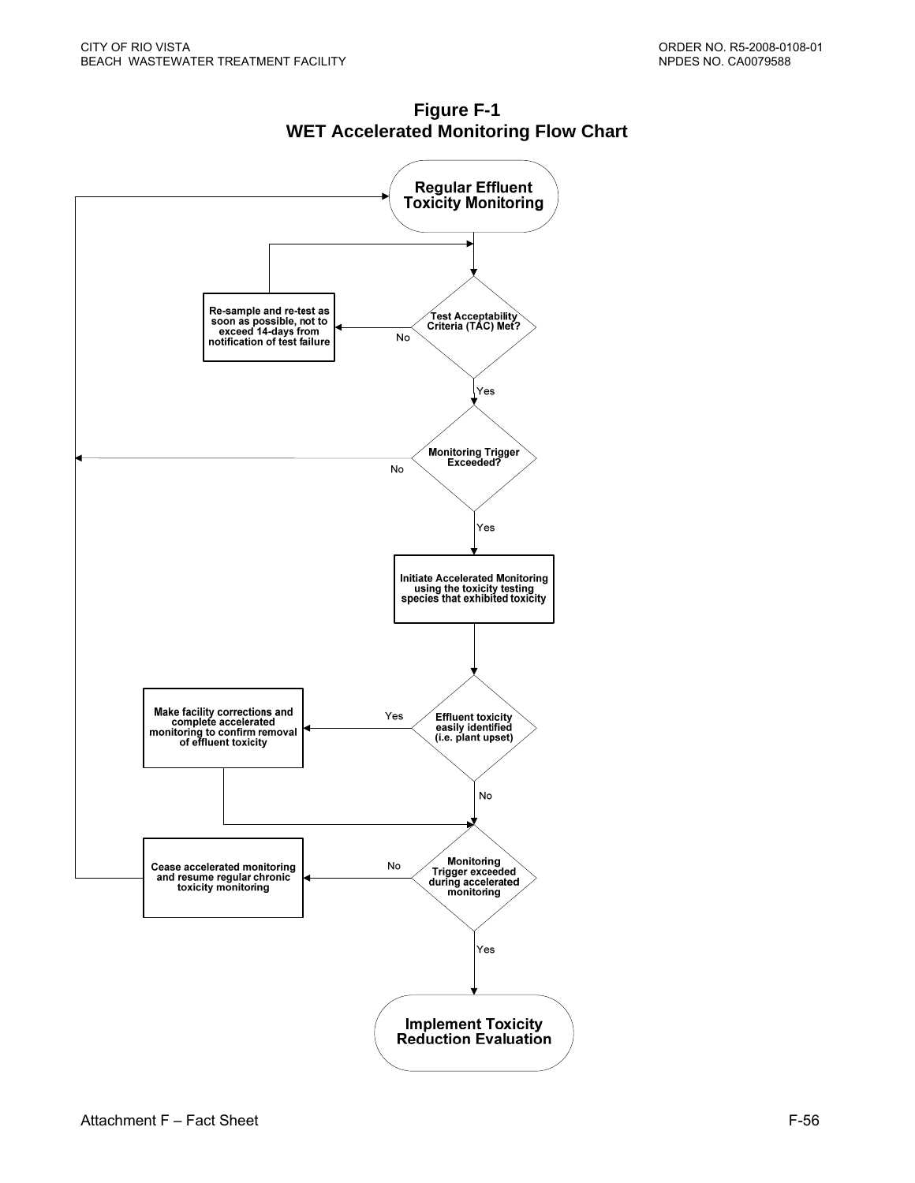# Figure F-1
## WET Accelerated Monitoring Flow Chart

Regular Effluent Toxicity Monitoring

Test Acceptability Criteria (TAC) Met?

No

Re-sample and re-test as soon as possible, not to exceed 14-days from notification of test failure

Yes

Monitoring Trigger Exceeded?

No

Yes

Initiate Accelerated Monitoring using the toxicity testing species that exhibited toxicity

Effluent toxicity easily identified (i.e. plant upset)

Yes

Make facility corrections and complete accelerated monitoring to confirm removal of effluent toxicity

No

Monitoring Trigger exceeded during accelerated monitoring

No

Cease accelerated monitoring and resume regular chronic toxicity monitoring

Yes

Implement Toxicity Reduction Evaluation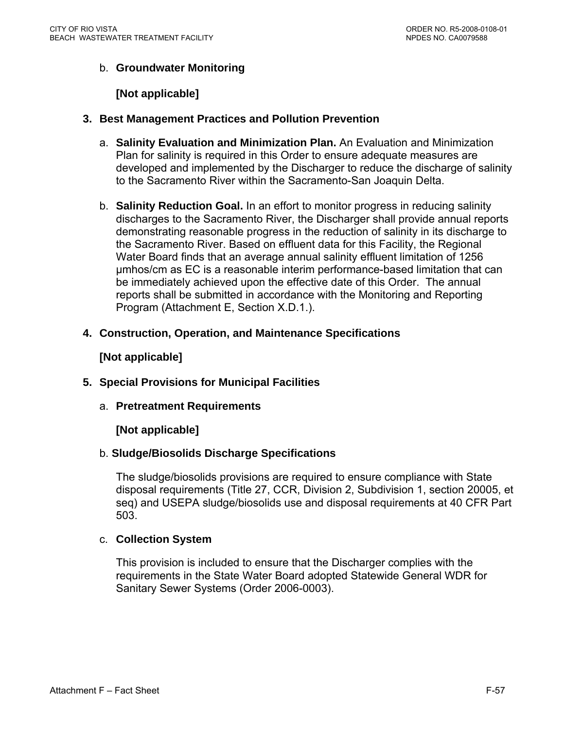b. **Groundwater Monitoring**

**[Not applicable]**

3. **Best Management Practices and Pollution Prevention**

a. **Salinity Evaluation and Minimization Plan.** An Evaluation and Minimization Plan for salinity is required in this Order to ensure adequate measures are developed and implemented by the Discharger to reduce the discharge of salinity to the Sacramento River within the Sacramento-San Joaquin Delta.

b. **Salinity Reduction Goal.** In an effort to monitor progress in reducing salinity discharges to the Sacramento River, the Discharger shall provide annual reports demonstrating reasonable progress in the reduction of salinity in its discharge to the Sacramento River. Based on effluent data for this Facility, the Regional Water Board finds that an average annual salinity effluent limitation of 1256 µmhos/cm as EC is a reasonable interim performance-based limitation that can be immediately achieved upon the effective date of this Order. The annual reports shall be submitted in accordance with the Monitoring and Reporting Program (Attachment E, Section X.D.1.).

4. **Construction, Operation, and Maintenance Specifications**

**[Not applicable]**

5. **Special Provisions for Municipal Facilities**

a. **Pretreatment Requirements**

**[Not applicable]**

b. **Sludge/Biosolids Discharge Specifications**

The sludge/biosolids provisions are required to ensure compliance with State disposal requirements (Title 27, CCR, Division 2, Subdivision 1, section 20005, et seq) and USEPA sludge/biosolids use and disposal requirements at 40 CFR Part 503.

c. **Collection System**

This provision is included to ensure that the Discharger complies with the requirements in the State Water Board adopted Statewide General WDR for Sanitary Sewer Systems (Order 2006-0003).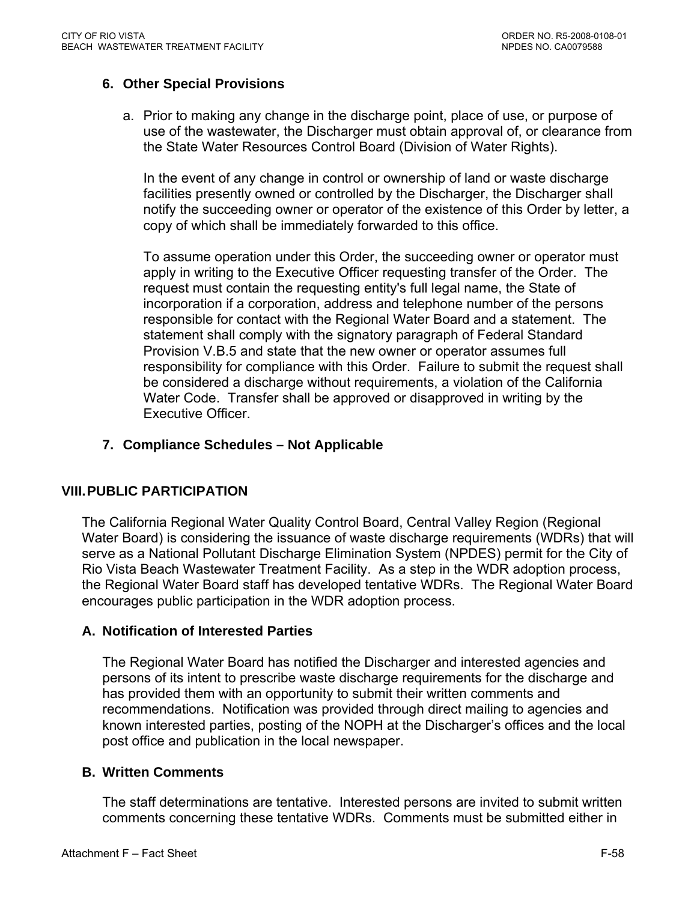### 6. Other Special Provisions

a. Prior to making any change in the discharge point, place of use, or purpose of use of the wastewater, the Discharger must obtain approval of, or clearance from the State Water Resources Control Board (Division of Water Rights).

   In the event of any change in control or ownership of land or waste discharge facilities presently owned or controlled by the Discharger, the Discharger shall notify the succeeding owner or operator of the existence of this Order by letter, a copy of which shall be immediately forwarded to this office.

   To assume operation under this Order, the succeeding owner or operator must apply in writing to the Executive Officer requesting transfer of the Order. The request must contain the requesting entity's full legal name, the State of incorporation if a corporation, address and telephone number of the persons responsible for contact with the Regional Water Board and a statement. The statement shall comply with the signatory paragraph of Federal Standard Provision V.B.5 and state that the new owner or operator assumes full responsibility for compliance with this Order. Failure to submit the request shall be considered a discharge without requirements, a violation of the California Water Code. Transfer shall be approved or disapproved in writing by the Executive Officer.

### 7. Compliance Schedules – Not Applicable

## VIII. PUBLIC PARTICIPATION

The California Regional Water Quality Control Board, Central Valley Region (Regional Water Board) is considering the issuance of waste discharge requirements (WDRs) that will serve as a National Pollutant Discharge Elimination System (NPDES) permit for the City of Rio Vista Beach Wastewater Treatment Facility. As a step in the WDR adoption process, the Regional Water Board staff has developed tentative WDRs. The Regional Water Board encourages public participation in the WDR adoption process.

### A. Notification of Interested Parties

The Regional Water Board has notified the Discharger and interested agencies and persons of its intent to prescribe waste discharge requirements for the discharge and has provided them with an opportunity to submit their written comments and recommendations. Notification was provided through direct mailing to agencies and known interested parties, posting of the NOPH at the Discharger's offices and the local post office and publication in the local newspaper.

### B. Written Comments

The staff determinations are tentative. Interested persons are invited to submit written comments concerning these tentative WDRs. Comments must be submitted either in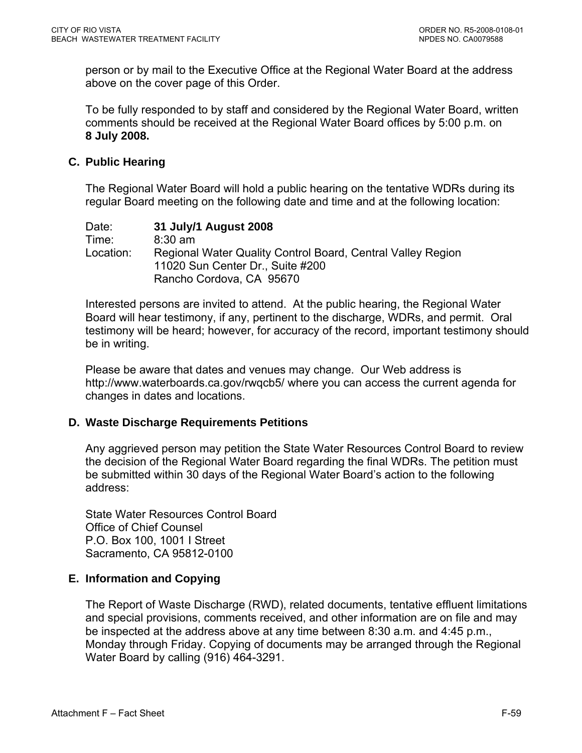person or by mail to the Executive Office at the Regional Water Board at the address above on the cover page of this Order.

To be fully responded to by staff and considered by the Regional Water Board, written comments should be received at the Regional Water Board offices by 5:00 p.m. on **8 July 2008.**

### C. Public Hearing

The Regional Water Board will hold a public hearing on the tentative WDRs during its regular Board meeting on the following date and time and at the following location:

Date: **31 July/1 August 2008**
Time: 8:30 am
Location: Regional Water Quality Control Board, Central Valley Region
11020 Sun Center Dr., Suite #200
Rancho Cordova, CA 95670

Interested persons are invited to attend. At the public hearing, the Regional Water Board will hear testimony, if any, pertinent to the discharge, WDRs, and permit. Oral testimony will be heard; however, for accuracy of the record, important testimony should be in writing.

Please be aware that dates and venues may change. Our Web address is http://www.waterboards.ca.gov/rwqcb5/ where you can access the current agenda for changes in dates and locations.

### D. Waste Discharge Requirements Petitions

Any aggrieved person may petition the State Water Resources Control Board to review the decision of the Regional Water Board regarding the final WDRs. The petition must be submitted within 30 days of the Regional Water Board's action to the following address:

State Water Resources Control Board
Office of Chief Counsel
P.O. Box 100, 1001 I Street
Sacramento, CA 95812-0100

### E. Information and Copying

The Report of Waste Discharge (RWD), related documents, tentative effluent limitations and special provisions, comments received, and other information are on file and may be inspected at the address above at any time between 8:30 a.m. and 4:45 p.m., Monday through Friday. Copying of documents may be arranged through the Regional Water Board by calling (916) 464-3291.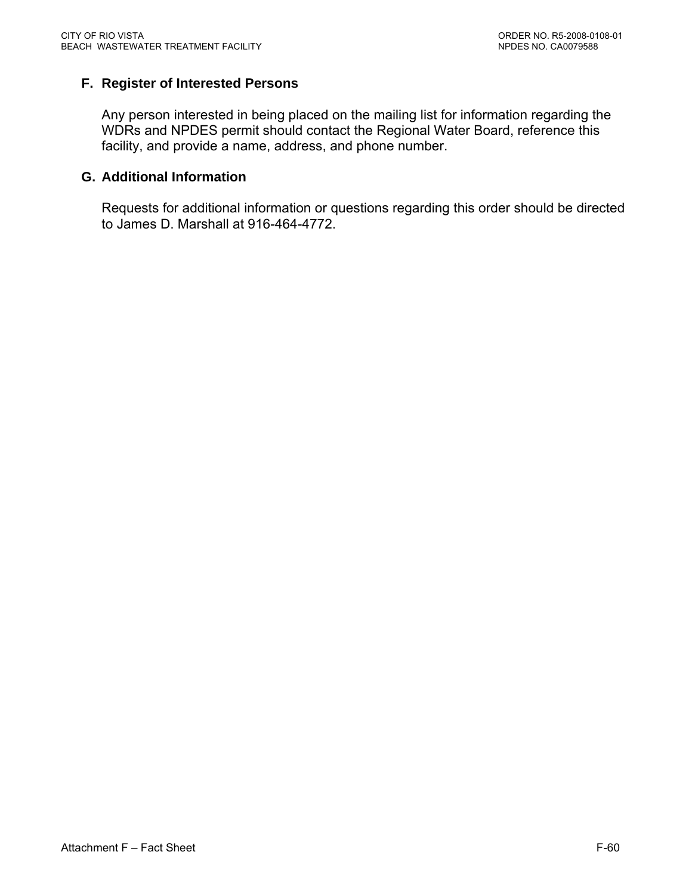### F. Register of Interested Persons

Any person interested in being placed on the mailing list for information regarding the WDRs and NPDES permit should contact the Regional Water Board, reference this facility, and provide a name, address, and phone number.

### G. Additional Information

Requests for additional information or questions regarding this order should be directed to James D. Marshall at 916-464-4772.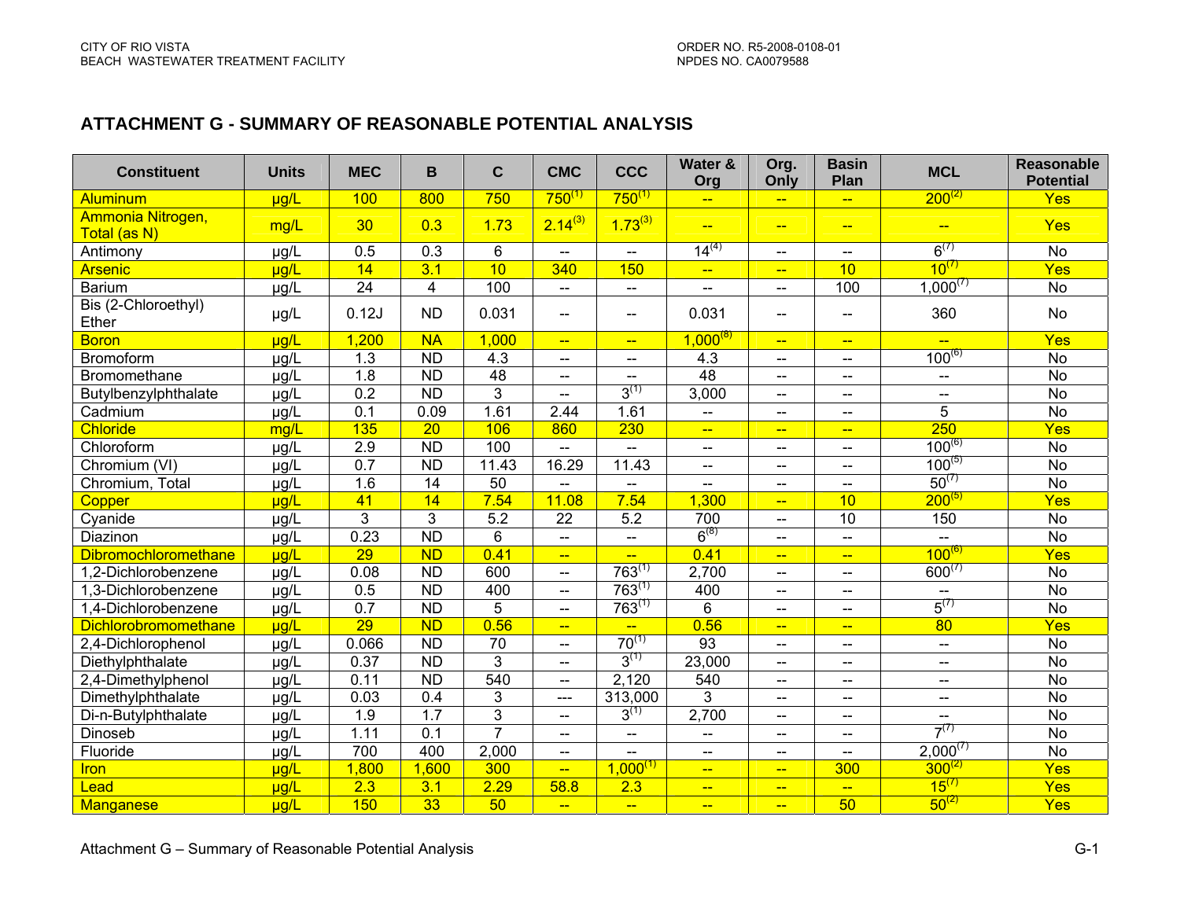## ATTACHMENT G - SUMMARY OF REASONABLE POTENTIAL ANALYSIS

| Constituent | Units | MEC | B | C | CMC | CCC | Water & Org | Org. Only | Basin Plan | MCL | Reasonable Potential |
|---|---|---|---|---|---|---|---|---|---|---|---|
| Aluminum | µg/L | 100 | 800 | 750 | 750(1) | 750(1) | -- | -- | -- | 200(2) | Yes |
| Ammonia Nitrogen, Total (as N) | mg/L | 30 | 0.3 | 1.73 | 2.14(3) | 1.73(3) | -- | -- | -- | -- | Yes |
| Antimony | µg/L | 0.5 | 0.3 | 6 | -- | -- | 14(4) | -- | -- | 6(7) | No |
| Arsenic | µg/L | 14 | 3.1 | 10 | 340 | 150 | -- | -- | 10 | 10(7) | Yes |
| Barium | µg/L | 24 | 4 | 100 | -- | -- | -- | -- | 100 | 1,000(7) | No |
| Bis (2-Chloroethyl) Ether | µg/L | 0.12J | ND | 0.031 | -- | -- | 0.031 | -- | -- | 360 | No |
| Boron | µg/L | 1,200 | NA | 1,000 | -- | -- | 1,000(8) | -- | -- | -- | Yes |
| Bromoform | µg/L | 1.3 | ND | 4.3 | -- | -- | 4.3 | -- | -- | 100(6) | No |
| Bromomethane | µg/L | 1.8 | ND | 48 | -- | -- | 48 | -- | -- | -- | No |
| Butylbenzylphthalate | µg/L | 0.2 | ND | 3 | -- | 3(1) | 3,000 | -- | -- | -- | No |
| Cadmium | µg/L | 0.1 | 0.09 | 1.61 | 2.44 | 1.61 | -- | -- | -- | 5 | No |
| Chloride | mg/L | 135 | 20 | 106 | 860 | 230 | -- | -- | -- | 250 | Yes |
| Chloroform | µg/L | 2.9 | ND | 100 | -- | -- | -- | -- | -- | 100(6) | No |
| Chromium (VI) | µg/L | 0.7 | ND | 11.43 | 16.29 | 11.43 | -- | -- | -- | 100(5) | No |
| Chromium, Total | µg/L | 1.6 | 14 | 50 | -- | -- | -- | -- | -- | 50(7) | No |
| Copper | µg/L | 41 | 14 | 7.54 | 11.08 | 7.54 | 1,300 | -- | 10 | 200(5) | Yes |
| Cyanide | µg/L | 3 | 3 | 5.2 | 22 | 5.2 | 700 | -- | 10 | 150 | No |
| Diazinon | µg/L | 0.23 | ND | 6 | -- | -- | 6(8) | -- | -- | -- | No |
| Dibromochloromethane | µg/L | 29 | ND | 0.41 | -- | -- | 0.41 | -- | -- | 100(6) | Yes |
| 1,2-Dichlorobenzene | µg/L | 0.08 | ND | 600 | -- | 763(1) | 2,700 | -- | -- | 600(7) | No |
| 1,3-Dichlorobenzene | µg/L | 0.5 | ND | 400 | -- | 763(1) | 400 | -- | -- | -- | No |
| 1,4-Dichlorobenzene | µg/L | 0.7 | ND | 5 | -- | 763(1) | 6 | -- | -- | 5(7) | No |
| Dichlorobromomethane | µg/L | 29 | ND | 0.56 | -- | -- | 0.56 | -- | -- | 80 | Yes |
| 2,4-Dichlorophenol | µg/L | 0.066 | ND | 70 | -- | 70(1) | 93 | -- | -- | -- | No |
| Diethylphthalate | µg/L | 0.37 | ND | 3 | -- | 3(1) | 23,000 | -- | -- | -- | No |
| 2,4-Dimethylphenol | µg/L | 0.11 | ND | 540 | -- | 2,120 | 540 | -- | -- | -- | No |
| Dimethylphthalate | µg/L | 0.03 | 0.4 | 3 | --- | 313,000 | 3 | -- | -- | -- | No |
| Di-n-Butylphthalate | µg/L | 1.9 | 1.7 | 3 | -- | 3(1) | 2,700 | -- | -- | -- | No |
| Dinoseb | µg/L | 1.11 | 0.1 | 7 | -- | -- | -- | -- | -- | 7(7) | No |
| Fluoride | µg/L | 700 | 400 | 2,000 | -- | -- | -- | -- | -- | 2,000(7) | No |
| Iron | µg/L | 1,800 | 1,600 | 300 | -- | 1,000(1) | -- | -- | 300 | 300(2) | Yes |
| Lead | µg/L | 2.3 | 3.1 | 2.29 | 58.8 | 2.3 | -- | -- | -- | 15(7) | Yes |
| Manganese | µg/L | 150 | 33 | 50 | -- | -- | -- | -- | 50 | 50(2) | Yes |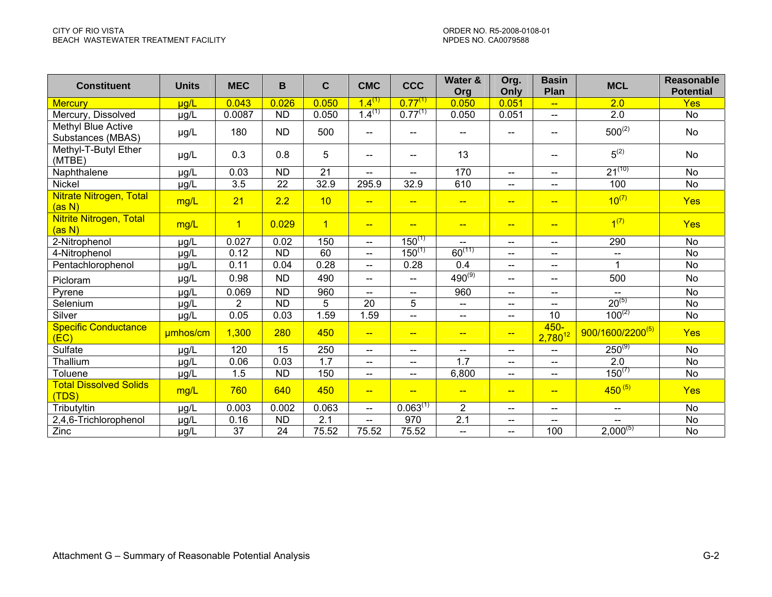| Constituent | Units | MEC | B | C | CMC | CCC | Water & Org | Org. Only | Basin Plan | MCL | Reasonable Potential |
|---|---|---|---|---|---|---|---|---|---|---|---|
| Mercury | µg/L | 0.043 | 0.026 | 0.050 | 1.4(1) | 0.77(1) | 0.050 | 0.051 | -- | 2.0 | Yes |
| Mercury, Dissolved | µg/L | 0.0087 | ND | 0.050 | 1.4(1) | 0.77(1) | 0.050 | 0.051 | -- | 2.0 | No |
| Methyl Blue Active Substances (MBAS) | µg/L | 180 | ND | 500 | -- | -- | -- | -- | -- | 500(2) | No |
| Methyl-T-Butyl Ether (MTBE) | µg/L | 0.3 | 0.8 | 5 | -- | -- | 13 | | -- | 5(2) | No |
| Naphthalene | µg/L | 0.03 | ND | 21 | -- | -- | 170 | -- | -- | 21(10) | No |
| Nickel | µg/L | 3.5 | 22 | 32.9 | 295.9 | 32.9 | 610 | -- | -- | 100 | No |
| Nitrate Nitrogen, Total (as N) | mg/L | 21 | 2.2 | 10 | -- | -- | -- | -- | -- | 10(7) | Yes |
| Nitrite Nitrogen, Total (as N) | mg/L | 1 | 0.029 | 1 | -- | -- | -- | -- | -- | 1(7) | Yes |
| 2-Nitrophenol | µg/L | 0.027 | 0.02 | 150 | -- | 150(1) | -- | -- | -- | 290 | No |
| 4-Nitrophenol | µg/L | 0.12 | ND | 60 | -- | 150(1) | 60(11) | -- | -- | -- | No |
| Pentachlorophenol | µg/L | 0.11 | 0.04 | 0.28 | -- | 0.28 | 0.4 | -- | -- | 1 | No |
| Picloram | µg/L | 0.98 | ND | 490 | -- | -- | 490(9) | -- | -- | 500 | No |
| Pyrene | µg/L | 0.069 | ND | 960 | -- | -- | 960 | -- | -- | -- | No |
| Selenium | µg/L | 2 | ND | 5 | 20 | 5 | -- | -- | -- | 20(5) | No |
| Silver | µg/L | 0.05 | 0.03 | 1.59 | 1.59 | -- | -- | -- | 10 | 100(2) | No |
| Specific Conductance (EC) | µmhos/cm | 1,300 | 280 | 450 | -- | -- | -- | -- | 450-2,780[12] | 900/1600/2200(5) | Yes |
| Sulfate | µg/L | 120 | 15 | 250 | -- | -- | -- | -- | -- | 250(9) | No |
| Thallium | µg/L | 0.06 | 0.03 | 1.7 | -- | -- | 1.7 | -- | -- | 2.0 | No |
| Toluene | µg/L | 1.5 | ND | 150 | -- | -- | 6,800 | -- | -- | 150(7) | No |
| Total Dissolved Solids (TDS) | mg/L | 760 | 640 | 450 | -- | -- | -- | -- | -- | 450 (5) | Yes |
| Tributyltin | µg/L | 0.003 | 0.002 | 0.063 | -- | 0.063(1) | 2 | -- | -- | -- | No |
| 2,4,6-Trichlorophenol | µg/L | 0.16 | ND | 2.1 | -- | 970 | 2.1 | -- | -- | -- | No |
| Zinc | µg/L | 37 | 24 | 75.52 | 75.52 | 75.52 | -- | -- | 100 | 2,000(5) | No |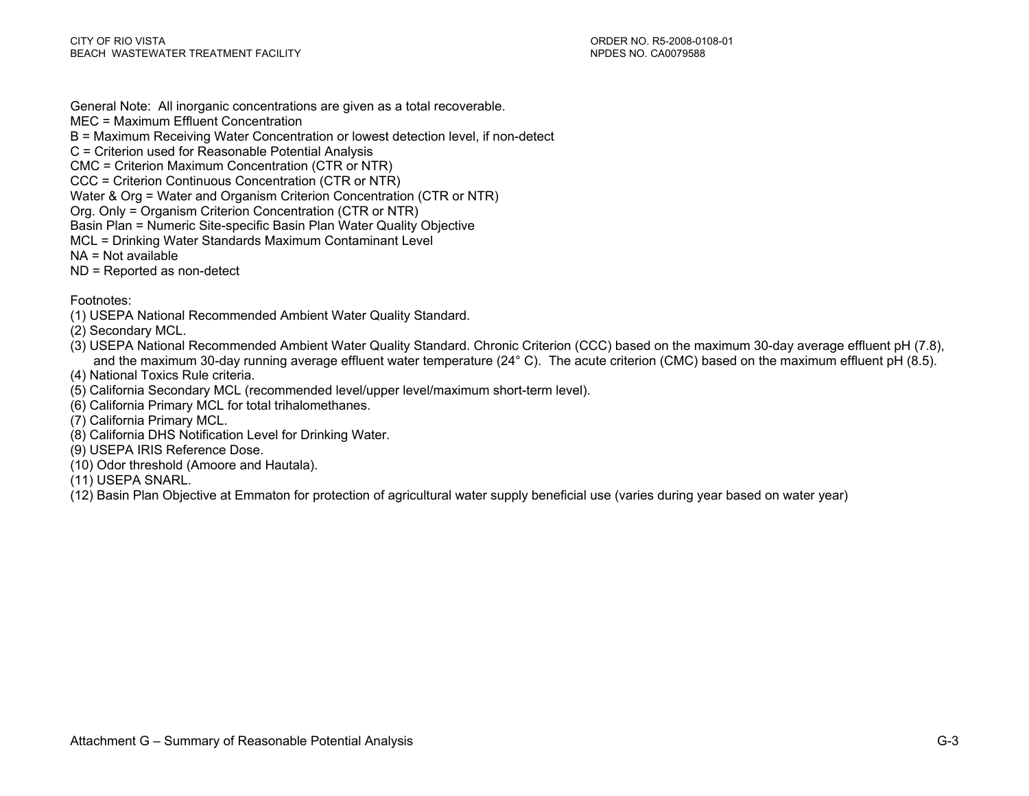General Note: All inorganic concentrations are given as a total recoverable.

MEC = Maximum Effluent Concentration

B = Maximum Receiving Water Concentration or lowest detection level, if non-detect

C = Criterion used for Reasonable Potential Analysis

CMC = Criterion Maximum Concentration (CTR or NTR)

CCC = Criterion Continuous Concentration (CTR or NTR)

Water & Org = Water and Organism Criterion Concentration (CTR or NTR)

Org. Only = Organism Criterion Concentration (CTR or NTR)

Basin Plan = Numeric Site-specific Basin Plan Water Quality Objective

MCL = Drinking Water Standards Maximum Contaminant Level

NA = Not available

ND = Reported as non-detect

Footnotes:

(1) USEPA National Recommended Ambient Water Quality Standard.

(2) Secondary MCL.

(3) USEPA National Recommended Ambient Water Quality Standard. Chronic Criterion (CCC) based on the maximum 30-day average effluent pH (7.8), and the maximum 30-day running average effluent water temperature (24° C). The acute criterion (CMC) based on the maximum effluent pH (8.5).

(4) National Toxics Rule criteria.

(5) California Secondary MCL (recommended level/upper level/maximum short-term level).

(6) California Primary MCL for total trihalomethanes.

(7) California Primary MCL.

(8) California DHS Notification Level for Drinking Water.

(9) USEPA IRIS Reference Dose.

(10) Odor threshold (Amoore and Hautala).

(11) USEPA SNARL.

(12) Basin Plan Objective at Emmaton for protection of agricultural water supply beneficial use (varies during year based on water year)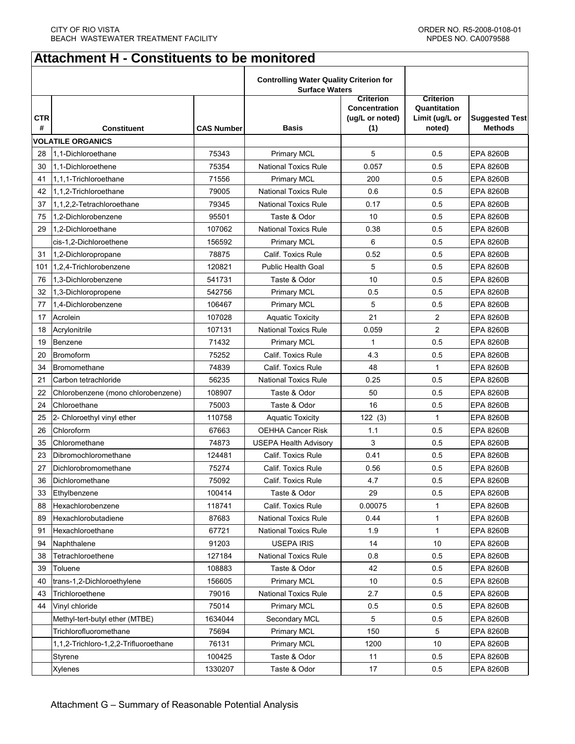# Attachment H - Constituents to be monitored

| CTR # | Constituent | CAS Number | Controlling Water Quality Criterion for Surface Waters: Basis | Criterion Concentration (ug/L or noted) (1) | Criterion Quantitation Limit (ug/L or noted) | Suggested Test Methods |
|---|---|---|---|---|---|---|
| | **VOLATILE ORGANICS** | | | | | |
| 28 | 1,1-Dichloroethane | 75343 | Primary MCL | 5 | 0.5 | EPA 8260B |
| 30 | 1,1-Dichloroethene | 75354 | National Toxics Rule | 0.057 | 0.5 | EPA 8260B |
| 41 | 1,1,1-Trichloroethane | 71556 | Primary MCL | 200 | 0.5 | EPA 8260B |
| 42 | 1,1,2-Trichloroethane | 79005 | National Toxics Rule | 0.6 | 0.5 | EPA 8260B |
| 37 | 1,1,2,2-Tetrachloroethane | 79345 | National Toxics Rule | 0.17 | 0.5 | EPA 8260B |
| 75 | 1,2-Dichlorobenzene | 95501 | Taste & Odor | 10 | 0.5 | EPA 8260B |
| 29 | 1,2-Dichloroethane | 107062 | National Toxics Rule | 0.38 | 0.5 | EPA 8260B |
| | cis-1,2-Dichloroethene | 156592 | Primary MCL | 6 | 0.5 | EPA 8260B |
| 31 | 1,2-Dichloropropane | 78875 | Calif. Toxics Rule | 0.52 | 0.5 | EPA 8260B |
| 101 | 1,2,4-Trichlorobenzene | 120821 | Public Health Goal | 5 | 0.5 | EPA 8260B |
| 76 | 1,3-Dichlorobenzene | 541731 | Taste & Odor | 10 | 0.5 | EPA 8260B |
| 32 | 1,3-Dichloropropene | 542756 | Primary MCL | 0.5 | 0.5 | EPA 8260B |
| 77 | 1,4-Dichlorobenzene | 106467 | Primary MCL | 5 | 0.5 | EPA 8260B |
| 17 | Acrolein | 107028 | Aquatic Toxicity | 21 | 2 | EPA 8260B |
| 18 | Acrylonitrile | 107131 | National Toxics Rule | 0.059 | 2 | EPA 8260B |
| 19 | Benzene | 71432 | Primary MCL | 1 | 0.5 | EPA 8260B |
| 20 | Bromoform | 75252 | Calif. Toxics Rule | 4.3 | 0.5 | EPA 8260B |
| 34 | Bromomethane | 74839 | Calif. Toxics Rule | 48 | 1 | EPA 8260B |
| 21 | Carbon tetrachloride | 56235 | National Toxics Rule | 0.25 | 0.5 | EPA 8260B |
| 22 | Chlorobenzene (mono chlorobenzene) | 108907 | Taste & Odor | 50 | 0.5 | EPA 8260B |
| 24 | Chloroethane | 75003 | Taste & Odor | 16 | 0.5 | EPA 8260B |
| 25 | 2- Chloroethyl vinyl ether | 110758 | Aquatic Toxicity | 122 (3) | 1 | EPA 8260B |
| 26 | Chloroform | 67663 | OEHHA Cancer Risk | 1.1 | 0.5 | EPA 8260B |
| 35 | Chloromethane | 74873 | USEPA Health Advisory | 3 | 0.5 | EPA 8260B |
| 23 | Dibromochloromethane | 124481 | Calif. Toxics Rule | 0.41 | 0.5 | EPA 8260B |
| 27 | Dichlorobromomethane | 75274 | Calif. Toxics Rule | 0.56 | 0.5 | EPA 8260B |
| 36 | Dichloromethane | 75092 | Calif. Toxics Rule | 4.7 | 0.5 | EPA 8260B |
| 33 | Ethylbenzene | 100414 | Taste & Odor | 29 | 0.5 | EPA 8260B |
| 88 | Hexachlorobenzene | 118741 | Calif. Toxics Rule | 0.00075 | 1 | EPA 8260B |
| 89 | Hexachlorobutadiene | 87683 | National Toxics Rule | 0.44 | 1 | EPA 8260B |
| 91 | Hexachloroethane | 67721 | National Toxics Rule | 1.9 | 1 | EPA 8260B |
| 94 | Naphthalene | 91203 | USEPA IRIS | 14 | 10 | EPA 8260B |
| 38 | Tetrachloroethene | 127184 | National Toxics Rule | 0.8 | 0.5 | EPA 8260B |
| 39 | Toluene | 108883 | Taste & Odor | 42 | 0.5 | EPA 8260B |
| 40 | trans-1,2-Dichloroethylene | 156605 | Primary MCL | 10 | 0.5 | EPA 8260B |
| 43 | Trichloroethene | 79016 | National Toxics Rule | 2.7 | 0.5 | EPA 8260B |
| 44 | Vinyl chloride | 75014 | Primary MCL | 0.5 | 0.5 | EPA 8260B |
| | Methyl-tert-butyl ether (MTBE) | 1634044 | Secondary MCL | 5 | 0.5 | EPA 8260B |
| | Trichlorofluoromethane | 75694 | Primary MCL | 150 | 5 | EPA 8260B |
| | 1,1,2-Trichloro-1,2,2-Trifluoroethane | 76131 | Primary MCL | 1200 | 10 | EPA 8260B |
| | Styrene | 100425 | Taste & Odor | 11 | 0.5 | EPA 8260B |
| | Xylenes | 1330207 | Taste & Odor | 17 | 0.5 | EPA 8260B |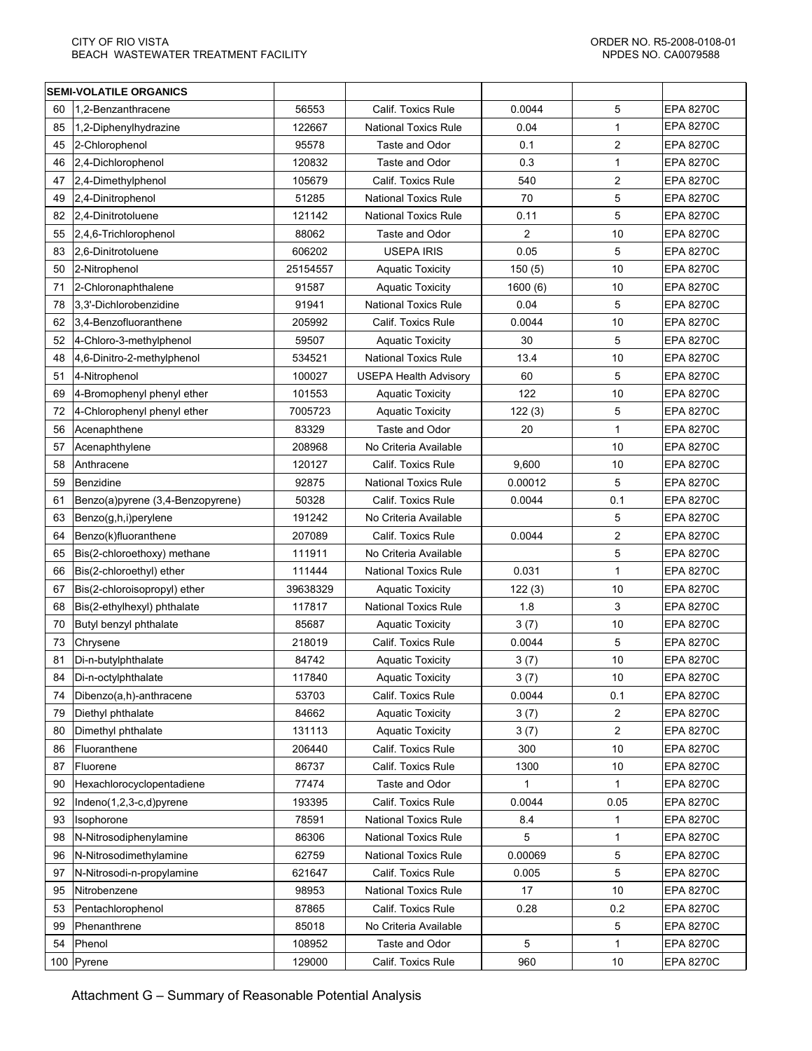| SEMI-VOLATILE ORGANICS | | | | | | |
|---|---|---|---|---|---|---|
| 60 | 1,2-Benzanthracene | 56553 | Calif. Toxics Rule | 0.0044 | 5 | EPA 8270C |
| 85 | 1,2-Diphenylhydrazine | 122667 | National Toxics Rule | 0.04 | 1 | EPA 8270C |
| 45 | 2-Chlorophenol | 95578 | Taste and Odor | 0.1 | 2 | EPA 8270C |
| 46 | 2,4-Dichlorophenol | 120832 | Taste and Odor | 0.3 | 1 | EPA 8270C |
| 47 | 2,4-Dimethylphenol | 105679 | Calif. Toxics Rule | 540 | 2 | EPA 8270C |
| 49 | 2,4-Dinitrophenol | 51285 | National Toxics Rule | 70 | 5 | EPA 8270C |
| 82 | 2,4-Dinitrotoluene | 121142 | National Toxics Rule | 0.11 | 5 | EPA 8270C |
| 55 | 2,4,6-Trichlorophenol | 88062 | Taste and Odor | 2 | 10 | EPA 8270C |
| 83 | 2,6-Dinitrotoluene | 606202 | USEPA IRIS | 0.05 | 5 | EPA 8270C |
| 50 | 2-Nitrophenol | 25154557 | Aquatic Toxicity | 150 (5) | 10 | EPA 8270C |
| 71 | 2-Chloronaphthalene | 91587 | Aquatic Toxicity | 1600 (6) | 10 | EPA 8270C |
| 78 | 3,3'-Dichlorobenzidine | 91941 | National Toxics Rule | 0.04 | 5 | EPA 8270C |
| 62 | 3,4-Benzofluoranthene | 205992 | Calif. Toxics Rule | 0.0044 | 10 | EPA 8270C |
| 52 | 4-Chloro-3-methylphenol | 59507 | Aquatic Toxicity | 30 | 5 | EPA 8270C |
| 48 | 4,6-Dinitro-2-methylphenol | 534521 | National Toxics Rule | 13.4 | 10 | EPA 8270C |
| 51 | 4-Nitrophenol | 100027 | USEPA Health Advisory | 60 | 5 | EPA 8270C |
| 69 | 4-Bromophenyl phenyl ether | 101553 | Aquatic Toxicity | 122 | 10 | EPA 8270C |
| 72 | 4-Chlorophenyl phenyl ether | 7005723 | Aquatic Toxicity | 122 (3) | 5 | EPA 8270C |
| 56 | Acenaphthene | 83329 | Taste and Odor | 20 | 1 | EPA 8270C |
| 57 | Acenaphthylene | 208968 | No Criteria Available | | 10 | EPA 8270C |
| 58 | Anthracene | 120127 | Calif. Toxics Rule | 9,600 | 10 | EPA 8270C |
| 59 | Benzidine | 92875 | National Toxics Rule | 0.00012 | 5 | EPA 8270C |
| 61 | Benzo(a)pyrene (3,4-Benzopyrene) | 50328 | Calif. Toxics Rule | 0.0044 | 0.1 | EPA 8270C |
| 63 | Benzo(g,h,i)perylene | 191242 | No Criteria Available | | 5 | EPA 8270C |
| 64 | Benzo(k)fluoranthene | 207089 | Calif. Toxics Rule | 0.0044 | 2 | EPA 8270C |
| 65 | Bis(2-chloroethoxy) methane | 111911 | No Criteria Available | | 5 | EPA 8270C |
| 66 | Bis(2-chloroethyl) ether | 111444 | National Toxics Rule | 0.031 | 1 | EPA 8270C |
| 67 | Bis(2-chloroisopropyl) ether | 39638329 | Aquatic Toxicity | 122 (3) | 10 | EPA 8270C |
| 68 | Bis(2-ethylhexyl) phthalate | 117817 | National Toxics Rule | 1.8 | 3 | EPA 8270C |
| 70 | Butyl benzyl phthalate | 85687 | Aquatic Toxicity | 3 (7) | 10 | EPA 8270C |
| 73 | Chrysene | 218019 | Calif. Toxics Rule | 0.0044 | 5 | EPA 8270C |
| 81 | Di-n-butylphthalate | 84742 | Aquatic Toxicity | 3 (7) | 10 | EPA 8270C |
| 84 | Di-n-octylphthalate | 117840 | Aquatic Toxicity | 3 (7) | 10 | EPA 8270C |
| 74 | Dibenzo(a,h)-anthracene | 53703 | Calif. Toxics Rule | 0.0044 | 0.1 | EPA 8270C |
| 79 | Diethyl phthalate | 84662 | Aquatic Toxicity | 3 (7) | 2 | EPA 8270C |
| 80 | Dimethyl phthalate | 131113 | Aquatic Toxicity | 3 (7) | 2 | EPA 8270C |
| 86 | Fluoranthene | 206440 | Calif. Toxics Rule | 300 | 10 | EPA 8270C |
| 87 | Fluorene | 86737 | Calif. Toxics Rule | 1300 | 10 | EPA 8270C |
| 90 | Hexachlorocyclopentadiene | 77474 | Taste and Odor | 1 | 1 | EPA 8270C |
| 92 | Indeno(1,2,3-c,d)pyrene | 193395 | Calif. Toxics Rule | 0.0044 | 0.05 | EPA 8270C |
| 93 | Isophorone | 78591 | National Toxics Rule | 8.4 | 1 | EPA 8270C |
| 98 | N-Nitrosodiphenylamine | 86306 | National Toxics Rule | 5 | 1 | EPA 8270C |
| 96 | N-Nitrosodimethylamine | 62759 | National Toxics Rule | 0.00069 | 5 | EPA 8270C |
| 97 | N-Nitrosodi-n-propylamine | 621647 | Calif. Toxics Rule | 0.005 | 5 | EPA 8270C |
| 95 | Nitrobenzene | 98953 | National Toxics Rule | 17 | 10 | EPA 8270C |
| 53 | Pentachlorophenol | 87865 | Calif. Toxics Rule | 0.28 | 0.2 | EPA 8270C |
| 99 | Phenanthrene | 85018 | No Criteria Available | | 5 | EPA 8270C |
| 54 | Phenol | 108952 | Taste and Odor | 5 | 1 | EPA 8270C |
| 100 | Pyrene | 129000 | Calif. Toxics Rule | 960 | 10 | EPA 8270C |

Attachment G – Summary of Reasonable Potential Analysis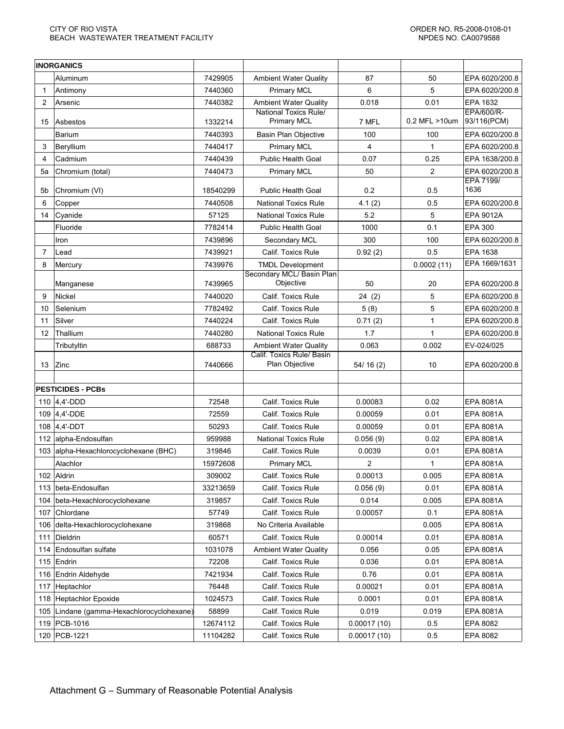| | INORGANICS | | | | | |
|---|---|---|---|---|---|---|
| | Aluminum | 7429905 | Ambient Water Quality | 87 | 50 | EPA 6020/200.8 |
| 1 | Antimony | 7440360 | Primary MCL | 6 | 5 | EPA 6020/200.8 |
| 2 | Arsenic | 7440382 | Ambient Water Quality | 0.018 | 0.01 | EPA 1632 |
| 15 | Asbestos | 1332214 | National Toxics Rule/ Primary MCL | 7 MFL | 0.2 MFL >10um | EPA/600/R-93/116(PCM) |
| | Barium | 7440393 | Basin Plan Objective | 100 | 100 | EPA 6020/200.8 |
| 3 | Beryllium | 7440417 | Primary MCL | 4 | 1 | EPA 6020/200.8 |
| 4 | Cadmium | 7440439 | Public Health Goal | 0.07 | 0.25 | EPA 1638/200.8 |
| 5a | Chromium (total) | 7440473 | Primary MCL | 50 | 2 | EPA 6020/200.8 |
| 5b | Chromium (VI) | 18540299 | Public Health Goal | 0.2 | 0.5 | EPA 7199/ 1636 |
| 6 | Copper | 7440508 | National Toxics Rule | 4.1 (2) | 0.5 | EPA 6020/200.8 |
| 14 | Cyanide | 57125 | National Toxics Rule | 5.2 | 5 | EPA 9012A |
| | Fluoride | 7782414 | Public Health Goal | 1000 | 0.1 | EPA 300 |
| | Iron | 7439896 | Secondary MCL | 300 | 100 | EPA 6020/200.8 |
| 7 | Lead | 7439921 | Calif. Toxics Rule | 0.92 (2) | 0.5 | EPA 1638 |
| 8 | Mercury | 7439976 | TMDL Development | | 0.0002 (11) | EPA 1669/1631 |
| | Manganese | 7439965 | Secondary MCL/ Basin Plan Objective | 50 | 20 | EPA 6020/200.8 |
| 9 | Nickel | 7440020 | Calif. Toxics Rule | 24 (2) | 5 | EPA 6020/200.8 |
| 10 | Selenium | 7782492 | Calif. Toxics Rule | 5 (8) | 5 | EPA 6020/200.8 |
| 11 | Silver | 7440224 | Calif. Toxics Rule | 0.71 (2) | 1 | EPA 6020/200.8 |
| 12 | Thallium | 7440280 | National Toxics Rule | 1.7 | 1 | EPA 6020/200.8 |
| | Tributyltin | 688733 | Ambient Water Quality | 0.063 | 0.002 | EV-024/025 |
| 13 | Zinc | 7440666 | Calif. Toxics Rule/ Basin Plan Objective | 54/ 16 (2) | 10 | EPA 6020/200.8 |
| | | | | | | |
| | PESTICIDES - PCBs | | | | | |
| 110 | 4,4'-DDD | 72548 | Calif. Toxics Rule | 0.00083 | 0.02 | EPA 8081A |
| 109 | 4,4'-DDE | 72559 | Calif. Toxics Rule | 0.00059 | 0.01 | EPA 8081A |
| 108 | 4,4'-DDT | 50293 | Calif. Toxics Rule | 0.00059 | 0.01 | EPA 8081A |
| 112 | alpha-Endosulfan | 959988 | National Toxics Rule | 0.056 (9) | 0.02 | EPA 8081A |
| 103 | alpha-Hexachlorocyclohexane (BHC) | 319846 | Calif. Toxics Rule | 0.0039 | 0.01 | EPA 8081A |
| | Alachlor | 15972608 | Primary MCL | 2 | 1 | EPA 8081A |
| 102 | Aldrin | 309002 | Calif. Toxics Rule | 0.00013 | 0.005 | EPA 8081A |
| 113 | beta-Endosulfan | 33213659 | Calif. Toxics Rule | 0.056 (9) | 0.01 | EPA 8081A |
| 104 | beta-Hexachlorocyclohexane | 319857 | Calif. Toxics Rule | 0.014 | 0.005 | EPA 8081A |
| 107 | Chlordane | 57749 | Calif. Toxics Rule | 0.00057 | 0.1 | EPA 8081A |
| 106 | delta-Hexachlorocyclohexane | 319868 | No Criteria Available | | 0.005 | EPA 8081A |
| 111 | Dieldrin | 60571 | Calif. Toxics Rule | 0.00014 | 0.01 | EPA 8081A |
| 114 | Endosulfan sulfate | 1031078 | Ambient Water Quality | 0.056 | 0.05 | EPA 8081A |
| 115 | Endrin | 72208 | Calif. Toxics Rule | 0.036 | 0.01 | EPA 8081A |
| 116 | Endrin Aldehyde | 7421934 | Calif. Toxics Rule | 0.76 | 0.01 | EPA 8081A |
| 117 | Heptachlor | 76448 | Calif. Toxics Rule | 0.00021 | 0.01 | EPA 8081A |
| 118 | Heptachlor Epoxide | 1024573 | Calif. Toxics Rule | 0.0001 | 0.01 | EPA 8081A |
| 105 | Lindane (gamma-Hexachlorocyclohexane) | 58899 | Calif. Toxics Rule | 0.019 | 0.019 | EPA 8081A |
| 119 | PCB-1016 | 12674112 | Calif. Toxics Rule | 0.00017 (10) | 0.5 | EPA 8082 |
| 120 | PCB-1221 | 11104282 | Calif. Toxics Rule | 0.00017 (10) | 0.5 | EPA 8082 |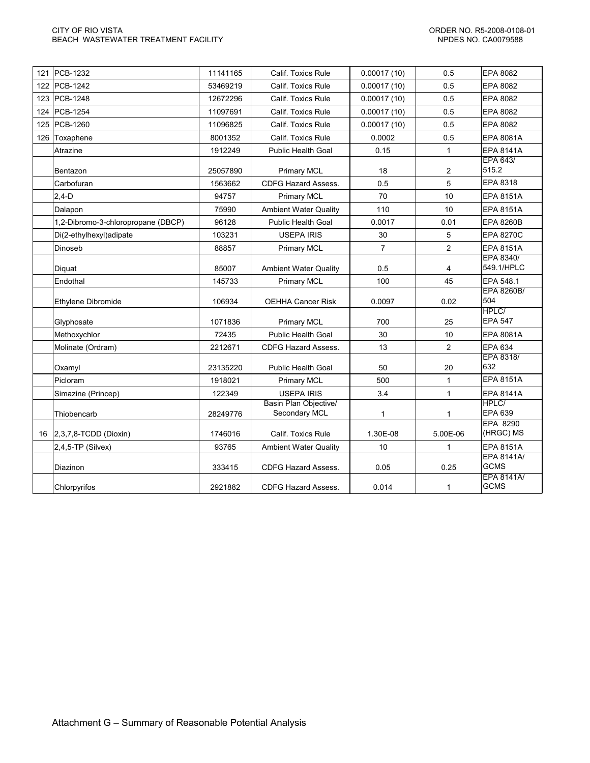| 121 | PCB-1232 | 11141165 | Calif. Toxics Rule | 0.00017 (10) | 0.5 | EPA 8082 |
|---|---|---|---|---|---|---|
| 122 | PCB-1242 | 53469219 | Calif. Toxics Rule | 0.00017 (10) | 0.5 | EPA 8082 |
| 123 | PCB-1248 | 12672296 | Calif. Toxics Rule | 0.00017 (10) | 0.5 | EPA 8082 |
| 124 | PCB-1254 | 11097691 | Calif. Toxics Rule | 0.00017 (10) | 0.5 | EPA 8082 |
| 125 | PCB-1260 | 11096825 | Calif. Toxics Rule | 0.00017 (10) | 0.5 | EPA 8082 |
| 126 | Toxaphene | 8001352 | Calif. Toxics Rule | 0.0002 | 0.5 | EPA 8081A |
| | Atrazine | 1912249 | Public Health Goal | 0.15 | 1 | EPA 8141A |
| | Bentazon | 25057890 | Primary MCL | 18 | 2 | EPA 643/ 515.2 |
| | Carbofuran | 1563662 | CDFG Hazard Assess. | 0.5 | 5 | EPA 8318 |
| | 2,4-D | 94757 | Primary MCL | 70 | 10 | EPA 8151A |
| | Dalapon | 75990 | Ambient Water Quality | 110 | 10 | EPA 8151A |
| | 1,2-Dibromo-3-chloropropane (DBCP) | 96128 | Public Health Goal | 0.0017 | 0.01 | EPA 8260B |
| | Di(2-ethylhexyl)adipate | 103231 | USEPA IRIS | 30 | 5 | EPA 8270C |
| | Dinoseb | 88857 | Primary MCL | 7 | 2 | EPA 8151A |
| | Diquat | 85007 | Ambient Water Quality | 0.5 | 4 | EPA 8340/ 549.1/HPLC |
| | Endothal | 145733 | Primary MCL | 100 | 45 | EPA 548.1 |
| | Ethylene Dibromide | 106934 | OEHHA Cancer Risk | 0.0097 | 0.02 | EPA 8260B/ 504 |
| | Glyphosate | 1071836 | Primary MCL | 700 | 25 | HPLC/ EPA 547 |
| | Methoxychlor | 72435 | Public Health Goal | 30 | 10 | EPA 8081A |
| | Molinate (Ordram) | 2212671 | CDFG Hazard Assess. | 13 | 2 | EPA 634 |
| | Oxamyl | 23135220 | Public Health Goal | 50 | 20 | EPA 8318/ 632 |
| | Picloram | 1918021 | Primary MCL | 500 | 1 | EPA 8151A |
| | Simazine (Princep) | 122349 | USEPA IRIS | 3.4 | 1 | EPA 8141A |
| | Thiobencarb | 28249776 | Basin Plan Objective/ Secondary MCL | 1 | 1 | HPLC/ EPA 639 |
| 16 | 2,3,7,8-TCDD (Dioxin) | 1746016 | Calif. Toxics Rule | 1.30E-08 | 5.00E-06 | EPA 8290 (HRGC) MS |
| | 2,4,5-TP (Silvex) | 93765 | Ambient Water Quality | 10 | 1 | EPA 8151A |
| | Diazinon | 333415 | CDFG Hazard Assess. | 0.05 | 0.25 | EPA 8141A/ GCMS |
| | Chlorpyrifos | 2921882 | CDFG Hazard Assess. | 0.014 | 1 | EPA 8141A/ GCMS |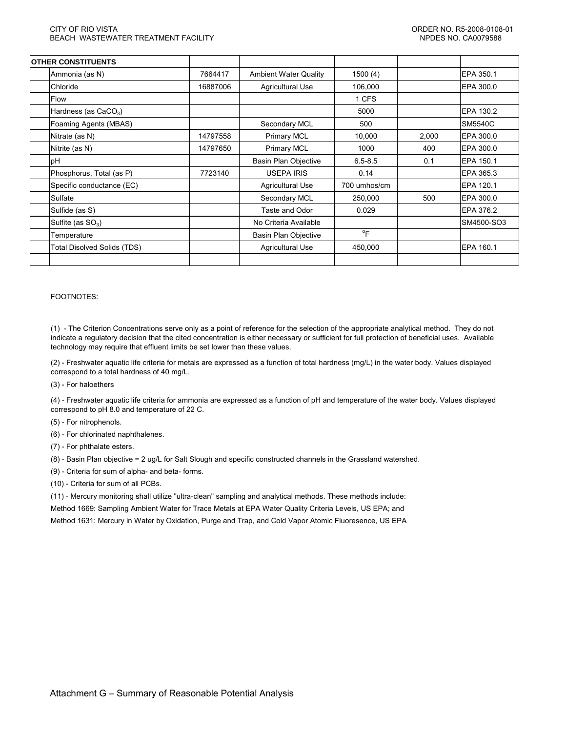| OTHER CONSTITUENTS | | | | | | |
|---|---|---|---|---|---|---|
| | Ammonia (as N) | 7664417 | Ambient Water Quality | 1500 (4) | | EPA 350.1 |
| | Chloride | 16887006 | Agricultural Use | 106,000 | | EPA 300.0 |
| | Flow | | | 1 CFS | | |
| | Hardness (as $CaCO_3$) | | | 5000 | | EPA 130.2 |
| | Foaming Agents (MBAS) | | Secondary MCL | 500 | | SM5540C |
| | Nitrate (as N) | 14797558 | Primary MCL | 10,000 | 2,000 | EPA 300.0 |
| | Nitrite (as N) | 14797650 | Primary MCL | 1000 | 400 | EPA 300.0 |
| | pH | | Basin Plan Objective | 6.5-8.5 | 0.1 | EPA 150.1 |
| | Phosphorus, Total (as P) | 7723140 | USEPA IRIS | 0.14 | | EPA 365.3 |
| | Specific conductance (EC) | | Agricultural Use | 700 umhos/cm | | EPA 120.1 |
| | Sulfate | | Secondary MCL | 250,000 | 500 | EPA 300.0 |
| | Sulfide (as S) | | Taste and Odor | 0.029 | | EPA 376.2 |
| | Sulfite (as $SO_3$) | | No Criteria Available | | | SM4500-SO3 |
| | Temperature | | Basin Plan Objective | $^oF$ | | |
| | Total Disolved Solids (TDS) | | Agricultural Use | 450,000 | | EPA 160.1 |
| | | | | | | |

FOOTNOTES:

(1) - The Criterion Concentrations serve only as a point of reference for the selection of the appropriate analytical method. They do not indicate a regulatory decision that the cited concentration is either necessary or sufficient for full protection of beneficial uses. Available technology may require that effluent limits be set lower than these values.

(2) - Freshwater aquatic life criteria for metals are expressed as a function of total hardness (mg/L) in the water body. Values displayed correspond to a total hardness of 40 mg/L.

(3) - For haloethers

(4) - Freshwater aquatic life criteria for ammonia are expressed as a function of pH and temperature of the water body. Values displayed correspond to pH 8.0 and temperature of 22 C.

(5) - For nitrophenols.

(6) - For chlorinated naphthalenes.

(7) - For phthalate esters.

(8) - Basin Plan objective = 2 ug/L for Salt Slough and specific constructed channels in the Grassland watershed.

(9) - Criteria for sum of alpha- and beta- forms.

(10) - Criteria for sum of all PCBs.

(11) - Mercury monitoring shall utilize "ultra-clean" sampling and analytical methods. These methods include:

Method 1669: Sampling Ambient Water for Trace Metals at EPA Water Quality Criteria Levels, US EPA; and

Method 1631: Mercury in Water by Oxidation, Purge and Trap, and Cold Vapor Atomic Fluoresence, US EPA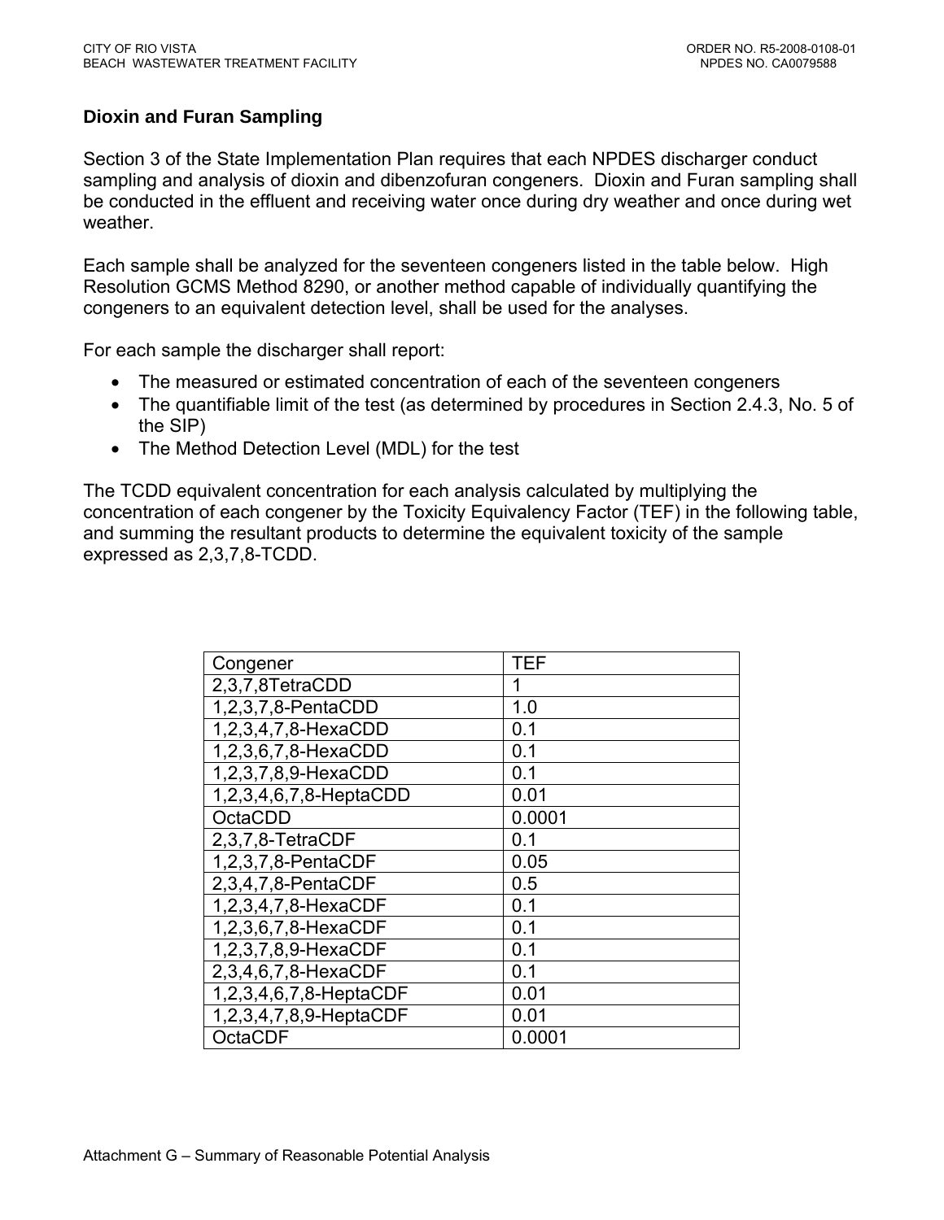**Dioxin and Furan Sampling**

Section 3 of the State Implementation Plan requires that each NPDES discharger conduct sampling and analysis of dioxin and dibenzofuran congeners. Dioxin and Furan sampling shall be conducted in the effluent and receiving water once during dry weather and once during wet weather.

Each sample shall be analyzed for the seventeen congeners listed in the table below. High Resolution GCMS Method 8290, or another method capable of individually quantifying the congeners to an equivalent detection level, shall be used for the analyses.

For each sample the discharger shall report:

- The measured or estimated concentration of each of the seventeen congeners
- The quantifiable limit of the test (as determined by procedures in Section 2.4.3, No. 5 of the SIP)
- The Method Detection Level (MDL) for the test

The TCDD equivalent concentration for each analysis calculated by multiplying the concentration of each congener by the Toxicity Equivalency Factor (TEF) in the following table, and summing the resultant products to determine the equivalent toxicity of the sample expressed as 2,3,7,8-TCDD.

| Congener | TEF |
|---|---|
| 2,3,7,8TetraCDD | 1 |
| 1,2,3,7,8-PentaCDD | 1.0 |
| 1,2,3,4,7,8-HexaCDD | 0.1 |
| 1,2,3,6,7,8-HexaCDD | 0.1 |
| 1,2,3,7,8,9-HexaCDD | 0.1 |
| 1,2,3,4,6,7,8-HeptaCDD | 0.01 |
| OctaCDD | 0.0001 |
| 2,3,7,8-TetraCDF | 0.1 |
| 1,2,3,7,8-PentaCDF | 0.05 |
| 2,3,4,7,8-PentaCDF | 0.5 |
| 1,2,3,4,7,8-HexaCDF | 0.1 |
| 1,2,3,6,7,8-HexaCDF | 0.1 |
| 1,2,3,7,8,9-HexaCDF | 0.1 |
| 2,3,4,6,7,8-HexaCDF | 0.1 |
| 1,2,3,4,6,7,8-HeptaCDF | 0.01 |
| 1,2,3,4,7,8,9-HeptaCDF | 0.01 |
| OctaCDF | 0.0001 |